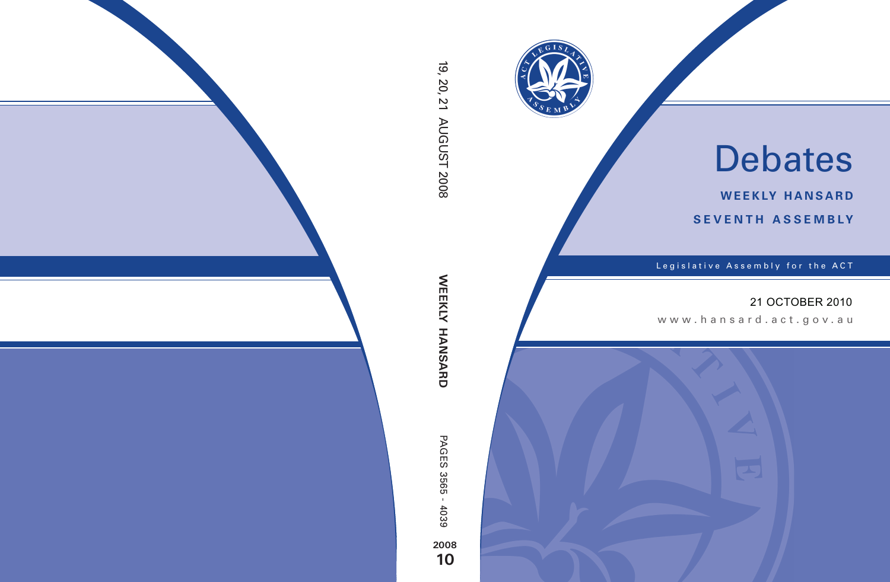# Debates

**WEEKLY HANSARD**

**SEVENTH ASSEMBLY**

Legislative Assembly for the ACT

21 OCTOBER 2010

www.hansard.act.gov.au

19, 20, 21 AUGUST 2008

**WEEKLY HANSARD**

PAGES 3565 - 4039

**2008**

**10**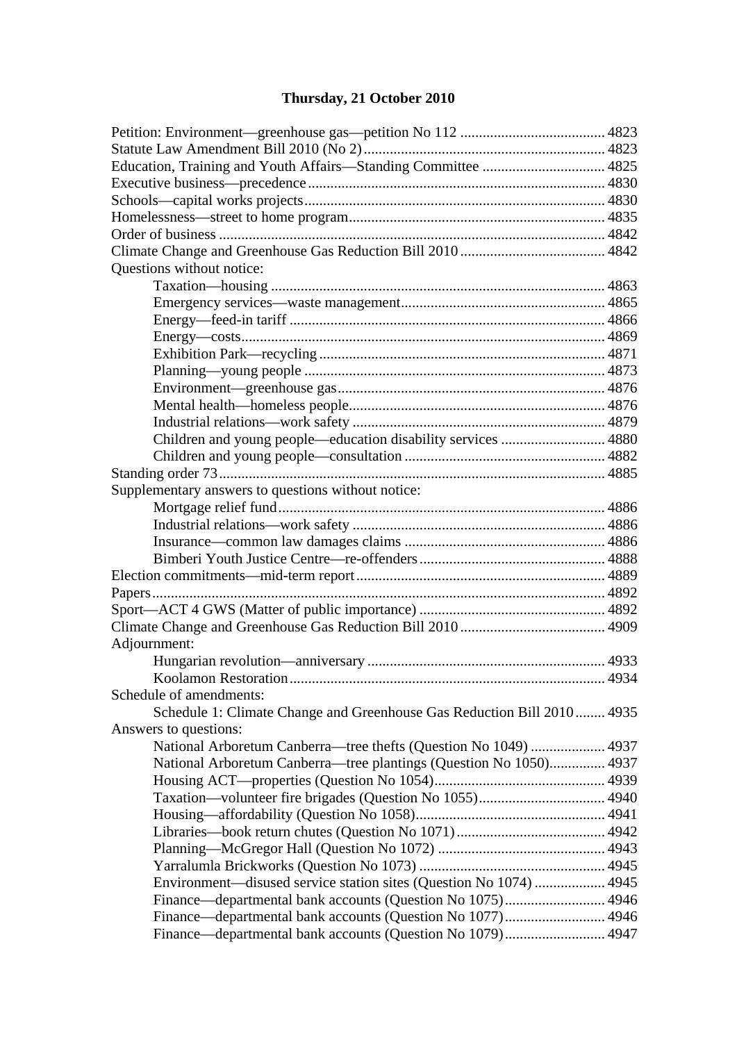## Thursday, 21 October 2010

Petition: Environment—greenhouse gas—petition No 112 ....................................... 4823
Statute Law Amendment Bill 2010 (No 2) ................................................................ 4823
Education, Training and Youth Affairs—Standing Committee ................................. 4825
Executive business—precedence ............................................................................... 4830
Schools—capital works projects ................................................................................ 4830
Homelessness—street to home program .................................................................... 4835
Order of business ....................................................................................................... 4842
Climate Change and Greenhouse Gas Reduction Bill 2010 ....................................... 4842
Questions without notice:
- Taxation—housing ......................................................................................... 4863
- Emergency services—waste management ...................................................... 4865
- Energy—feed-in tariff .................................................................................... 4866
- Energy—costs ................................................................................................. 4869
- Exhibition Park—recycling ............................................................................ 4871
- Planning—young people ................................................................................ 4873
- Environment—greenhouse gas ....................................................................... 4876
- Mental health—homeless people .................................................................... 4876
- Industrial relations—work safety ................................................................... 4879
- Children and young people—education disability services ........................... 4880
- Children and young people—consultation ..................................................... 4882

Standing order 73 ....................................................................................................... 4885
Supplementary answers to questions without notice:
- Mortgage relief fund ....................................................................................... 4886
- Industrial relations—work safety ................................................................... 4886
- Insurance—common law damages claims ...................................................... 4886
- Bimberi Youth Justice Centre—re-offenders .................................................. 4888

Election commitments—mid-term report .................................................................. 4889
Papers ......................................................................................................................... 4892
Sport—ACT 4 GWS (Matter of public importance) ................................................. 4892
Climate Change and Greenhouse Gas Reduction Bill 2010 ....................................... 4909
Adjournment:
- Hungarian revolution—anniversary ............................................................... 4933
- Koolamon Restoration .................................................................................... 4934

Schedule of amendments:
- Schedule 1: Climate Change and Greenhouse Gas Reduction Bill 2010 ........ 4935

Answers to questions:
- National Arboretum Canberra—tree thefts (Question No 1049) .................... 4937
- National Arboretum Canberra—tree plantings (Question No 1050) ............... 4937
- Housing ACT—properties (Question No 1054) ............................................. 4939
- Taxation—volunteer fire brigades (Question No 1055) .................................. 4940
- Housing—affordability (Question No 1058) .................................................. 4941
- Libraries—book return chutes (Question No 1071) ........................................ 4942
- Planning—McGregor Hall (Question No 1072) ............................................. 4943
- Yarralumla Brickworks (Question No 1073) .................................................. 4945
- Environment—disused service station sites (Question No 1074) ................... 4945
- Finance—departmental bank accounts (Question No 1075) ........................... 4946
- Finance—departmental bank accounts (Question No 1077) ........................... 4946
- Finance—departmental bank accounts (Question No 1079) ........................... 4947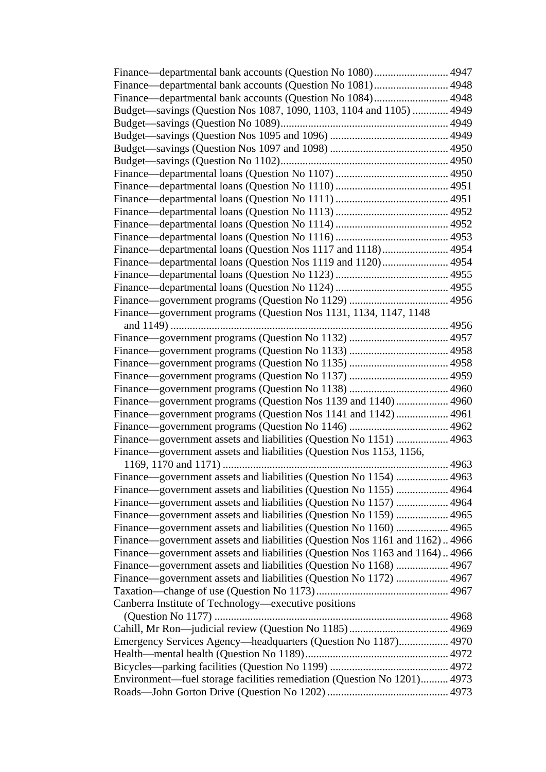Finance—departmental bank accounts (Question No 1080) ............................ 4947
Finance—departmental bank accounts (Question No 1081) ............................ 4948
Finance—departmental bank accounts (Question No 1084) ............................ 4948
Budget—savings (Question Nos 1087, 1090, 1103, 1104 and 1105) ............. 4949
Budget—savings (Question No 1089) ............................................................. 4949
Budget—savings (Question Nos 1095 and 1096) ........................................... 4949
Budget—savings (Question Nos 1097 and 1098) ........................................... 4950
Budget—savings (Question No 1102) ............................................................. 4950
Finance—departmental loans (Question No 1107) ......................................... 4950
Finance—departmental loans (Question No 1110) ......................................... 4951
Finance—departmental loans (Question No 1111) ......................................... 4951
Finance—departmental loans (Question No 1113) ......................................... 4952
Finance—departmental loans (Question No 1114) ......................................... 4952
Finance—departmental loans (Question No 1116) ......................................... 4953
Finance—departmental loans (Question Nos 1117 and 1118) ........................ 4954
Finance—departmental loans (Question Nos 1119 and 1120) ........................ 4954
Finance—departmental loans (Question No 1123) ......................................... 4955
Finance—departmental loans (Question No 1124) ......................................... 4955
Finance—government programs (Question No 1129) .................................... 4956
Finance—government programs (Question Nos 1131, 1134, 1147, 1148 and 1149) .................................................................................................... 4956
Finance—government programs (Question No 1132) .................................... 4957
Finance—government programs (Question No 1133) .................................... 4958
Finance—government programs (Question No 1135) .................................... 4958
Finance—government programs (Question No 1137) .................................... 4959
Finance—government programs (Question No 1138) .................................... 4960
Finance—government programs (Question Nos 1139 and 1140) ................... 4960
Finance—government programs (Question Nos 1141 and 1142) ................... 4961
Finance—government programs (Question No 1146) .................................... 4962
Finance—government assets and liabilities (Question No 1151) ................... 4963
Finance—government assets and liabilities (Question Nos 1153, 1156, 1169, 1170 and 1171) ................................................................................. 4963
Finance—government assets and liabilities (Question No 1154) ................... 4963
Finance—government assets and liabilities (Question No 1155) ................... 4964
Finance—government assets and liabilities (Question No 1157) ................... 4964
Finance—government assets and liabilities (Question No 1159) ................... 4965
Finance—government assets and liabilities (Question No 1160) ................... 4965
Finance—government assets and liabilities (Question Nos 1161 and 1162) .. 4966
Finance—government assets and liabilities (Question Nos 1163 and 1164) .. 4966
Finance—government assets and liabilities (Question No 1168) ................... 4967
Finance—government assets and liabilities (Question No 1172) ................... 4967
Taxation—change of use (Question No 1173) ................................................ 4967
Canberra Institute of Technology—executive positions (Question No 1177) .................................................................................... 4968
Cahill, Mr Ron—judicial review (Question No 1185) .................................... 4969
Emergency Services Agency—headquarters (Question No 1187) .................. 4970
Health—mental health (Question No 1189) .................................................... 4972
Bicycles—parking facilities (Question No 1199) ........................................... 4972
Environment—fuel storage facilities remediation (Question No 1201) .......... 4973
Roads—John Gorton Drive (Question No 1202) ............................................ 4973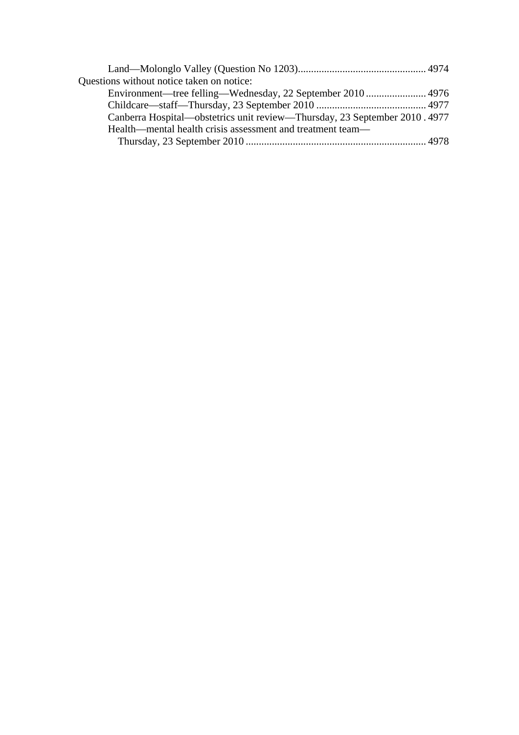Land—Molonglo Valley (Question No 1203)................................................ 4974

Questions without notice taken on notice:

Environment—tree felling—Wednesday, 22 September 2010 ....................... 4976

Childcare—staff—Thursday, 23 September 2010 .......................................... 4977

Canberra Hospital—obstetrics unit review—Thursday, 23 September 2010 . 4977

Health—mental health crisis assessment and treatment team—
Thursday, 23 September 2010 ..................................................................... 4978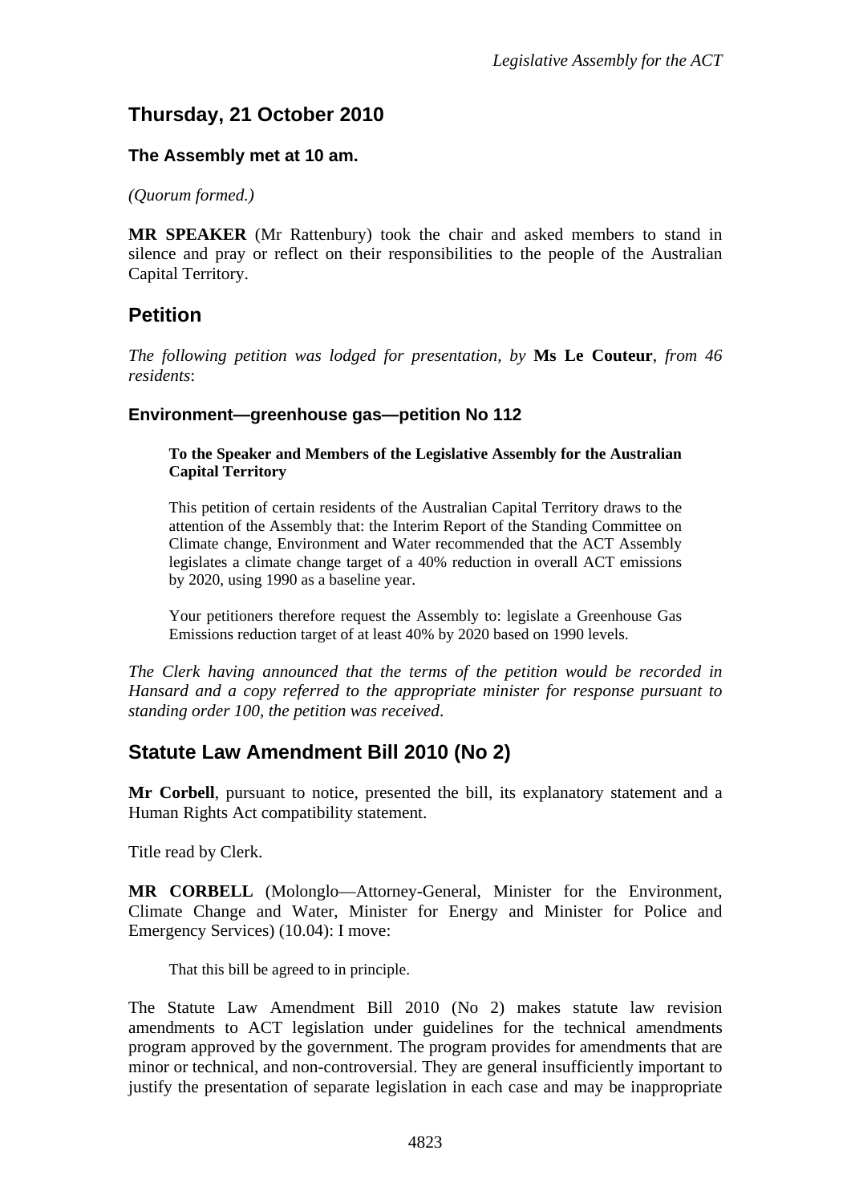## Thursday, 21 October 2010

**The Assembly met at 10 am.**

*(Quorum formed.)*

**MR SPEAKER** (Mr Rattenbury) took the chair and asked members to stand in silence and pray or reflect on their responsibilities to the people of the Australian Capital Territory.

## Petition

*The following petition was lodged for presentation, by* **Ms Le Couteur**, *from 46 residents*:

### Environment—greenhouse gas—petition No 112

> **To the Speaker and Members of the Legislative Assembly for the Australian Capital Territory**
>
> This petition of certain residents of the Australian Capital Territory draws to the attention of the Assembly that: the Interim Report of the Standing Committee on Climate change, Environment and Water recommended that the ACT Assembly legislates a climate change target of a 40% reduction in overall ACT emissions by 2020, using 1990 as a baseline year.
>
> Your petitioners therefore request the Assembly to: legislate a Greenhouse Gas Emissions reduction target of at least 40% by 2020 based on 1990 levels.

*The Clerk having announced that the terms of the petition would be recorded in Hansard and a copy referred to the appropriate minister for response pursuant to standing order 100, the petition was received*.

## Statute Law Amendment Bill 2010 (No 2)

**Mr Corbell**, pursuant to notice, presented the bill, its explanatory statement and a Human Rights Act compatibility statement.

Title read by Clerk.

**MR CORBELL** (Molonglo—Attorney-General, Minister for the Environment, Climate Change and Water, Minister for Energy and Minister for Police and Emergency Services) (10.04): I move:

> That this bill be agreed to in principle.

The Statute Law Amendment Bill 2010 (No 2) makes statute law revision amendments to ACT legislation under guidelines for the technical amendments program approved by the government. The program provides for amendments that are minor or technical, and non-controversial. They are general insufficiently important to justify the presentation of separate legislation in each case and may be inappropriate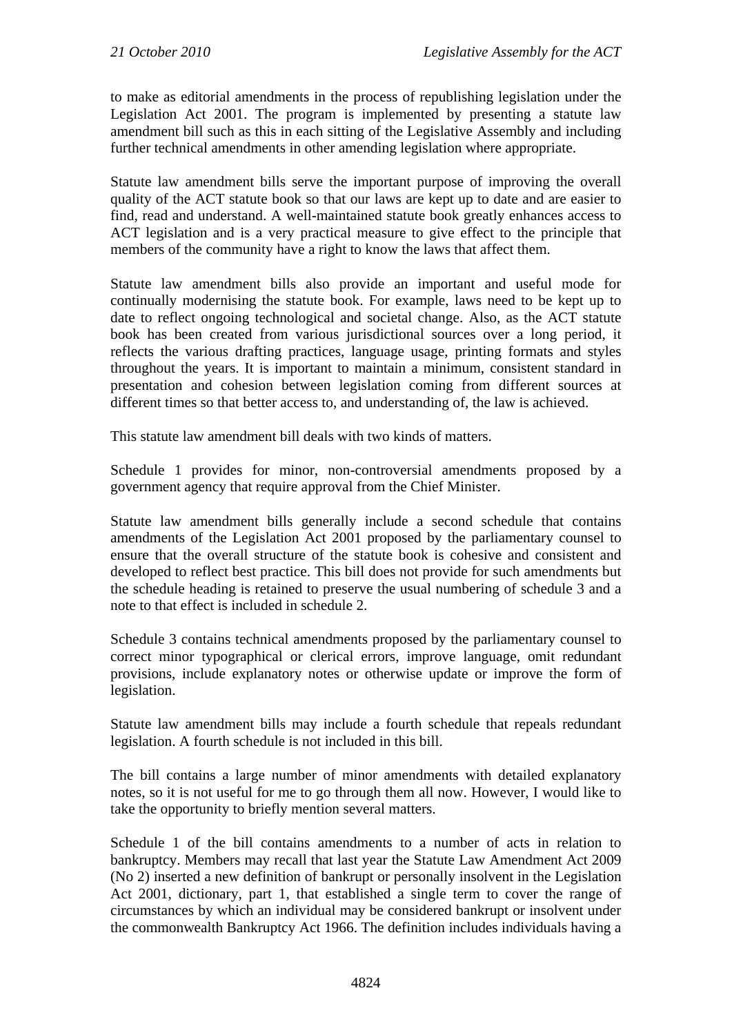to make as editorial amendments in the process of republishing legislation under the Legislation Act 2001. The program is implemented by presenting a statute law amendment bill such as this in each sitting of the Legislative Assembly and including further technical amendments in other amending legislation where appropriate.

Statute law amendment bills serve the important purpose of improving the overall quality of the ACT statute book so that our laws are kept up to date and are easier to find, read and understand. A well-maintained statute book greatly enhances access to ACT legislation and is a very practical measure to give effect to the principle that members of the community have a right to know the laws that affect them.

Statute law amendment bills also provide an important and useful mode for continually modernising the statute book. For example, laws need to be kept up to date to reflect ongoing technological and societal change. Also, as the ACT statute book has been created from various jurisdictional sources over a long period, it reflects the various drafting practices, language usage, printing formats and styles throughout the years. It is important to maintain a minimum, consistent standard in presentation and cohesion between legislation coming from different sources at different times so that better access to, and understanding of, the law is achieved.

This statute law amendment bill deals with two kinds of matters.

Schedule 1 provides for minor, non-controversial amendments proposed by a government agency that require approval from the Chief Minister.

Statute law amendment bills generally include a second schedule that contains amendments of the Legislation Act 2001 proposed by the parliamentary counsel to ensure that the overall structure of the statute book is cohesive and consistent and developed to reflect best practice. This bill does not provide for such amendments but the schedule heading is retained to preserve the usual numbering of schedule 3 and a note to that effect is included in schedule 2.

Schedule 3 contains technical amendments proposed by the parliamentary counsel to correct minor typographical or clerical errors, improve language, omit redundant provisions, include explanatory notes or otherwise update or improve the form of legislation.

Statute law amendment bills may include a fourth schedule that repeals redundant legislation. A fourth schedule is not included in this bill.

The bill contains a large number of minor amendments with detailed explanatory notes, so it is not useful for me to go through them all now. However, I would like to take the opportunity to briefly mention several matters.

Schedule 1 of the bill contains amendments to a number of acts in relation to bankruptcy. Members may recall that last year the Statute Law Amendment Act 2009 (No 2) inserted a new definition of bankrupt or personally insolvent in the Legislation Act 2001, dictionary, part 1, that established a single term to cover the range of circumstances by which an individual may be considered bankrupt or insolvent under the commonwealth Bankruptcy Act 1966. The definition includes individuals having a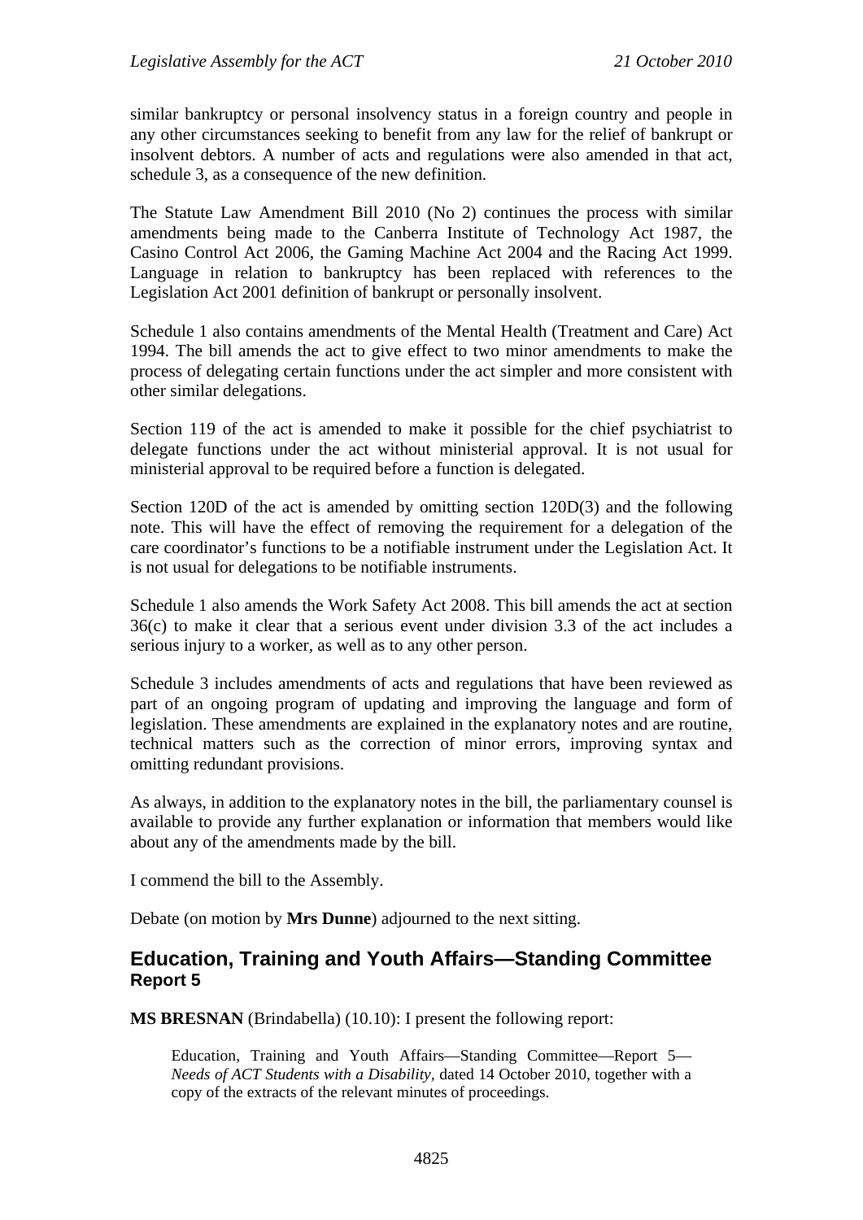similar bankruptcy or personal insolvency status in a foreign country and people in any other circumstances seeking to benefit from any law for the relief of bankrupt or insolvent debtors. A number of acts and regulations were also amended in that act, schedule 3, as a consequence of the new definition.

The Statute Law Amendment Bill 2010 (No 2) continues the process with similar amendments being made to the Canberra Institute of Technology Act 1987, the Casino Control Act 2006, the Gaming Machine Act 2004 and the Racing Act 1999. Language in relation to bankruptcy has been replaced with references to the Legislation Act 2001 definition of bankrupt or personally insolvent.

Schedule 1 also contains amendments of the Mental Health (Treatment and Care) Act 1994. The bill amends the act to give effect to two minor amendments to make the process of delegating certain functions under the act simpler and more consistent with other similar delegations.

Section 119 of the act is amended to make it possible for the chief psychiatrist to delegate functions under the act without ministerial approval. It is not usual for ministerial approval to be required before a function is delegated.

Section 120D of the act is amended by omitting section 120D(3) and the following note. This will have the effect of removing the requirement for a delegation of the care coordinator's functions to be a notifiable instrument under the Legislation Act. It is not usual for delegations to be notifiable instruments.

Schedule 1 also amends the Work Safety Act 2008. This bill amends the act at section 36(c) to make it clear that a serious event under division 3.3 of the act includes a serious injury to a worker, as well as to any other person.

Schedule 3 includes amendments of acts and regulations that have been reviewed as part of an ongoing program of updating and improving the language and form of legislation. These amendments are explained in the explanatory notes and are routine, technical matters such as the correction of minor errors, improving syntax and omitting redundant provisions.

As always, in addition to the explanatory notes in the bill, the parliamentary counsel is available to provide any further explanation or information that members would like about any of the amendments made by the bill.

I commend the bill to the Assembly.

Debate (on motion by **Mrs Dunne**) adjourned to the next sitting.

## Education, Training and Youth Affairs—Standing Committee
### Report 5

**MS BRESNAN** (Brindabella) (10.10): I present the following report:

> Education, Training and Youth Affairs—Standing Committee—Report 5—*Needs of ACT Students with a Disability*, dated 14 October 2010, together with a copy of the extracts of the relevant minutes of proceedings.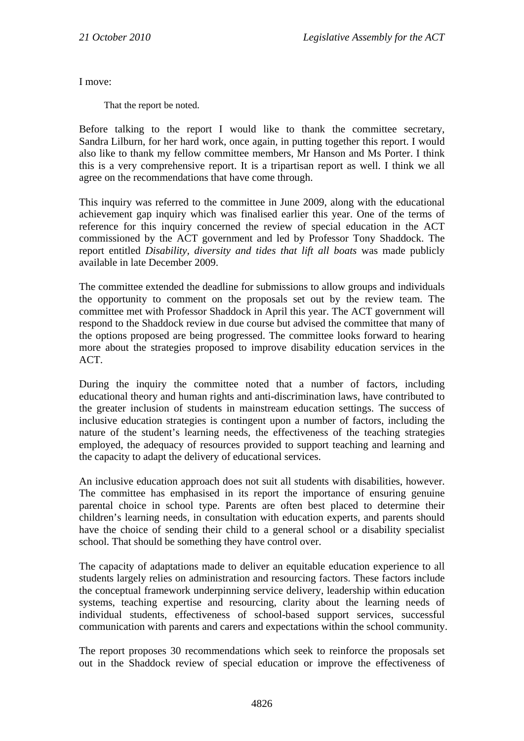I move:

That the report be noted.

Before talking to the report I would like to thank the committee secretary, Sandra Lilburn, for her hard work, once again, in putting together this report. I would also like to thank my fellow committee members, Mr Hanson and Ms Porter. I think this is a very comprehensive report. It is a tripartisan report as well. I think we all agree on the recommendations that have come through.

This inquiry was referred to the committee in June 2009, along with the educational achievement gap inquiry which was finalised earlier this year. One of the terms of reference for this inquiry concerned the review of special education in the ACT commissioned by the ACT government and led by Professor Tony Shaddock. The report entitled *Disability, diversity and tides that lift all boats* was made publicly available in late December 2009.

The committee extended the deadline for submissions to allow groups and individuals the opportunity to comment on the proposals set out by the review team. The committee met with Professor Shaddock in April this year. The ACT government will respond to the Shaddock review in due course but advised the committee that many of the options proposed are being progressed. The committee looks forward to hearing more about the strategies proposed to improve disability education services in the ACT.

During the inquiry the committee noted that a number of factors, including educational theory and human rights and anti-discrimination laws, have contributed to the greater inclusion of students in mainstream education settings. The success of inclusive education strategies is contingent upon a number of factors, including the nature of the student's learning needs, the effectiveness of the teaching strategies employed, the adequacy of resources provided to support teaching and learning and the capacity to adapt the delivery of educational services.

An inclusive education approach does not suit all students with disabilities, however. The committee has emphasised in its report the importance of ensuring genuine parental choice in school type. Parents are often best placed to determine their children's learning needs, in consultation with education experts, and parents should have the choice of sending their child to a general school or a disability specialist school. That should be something they have control over.

The capacity of adaptations made to deliver an equitable education experience to all students largely relies on administration and resourcing factors. These factors include the conceptual framework underpinning service delivery, leadership within education systems, teaching expertise and resourcing, clarity about the learning needs of individual students, effectiveness of school-based support services, successful communication with parents and carers and expectations within the school community.

The report proposes 30 recommendations which seek to reinforce the proposals set out in the Shaddock review of special education or improve the effectiveness of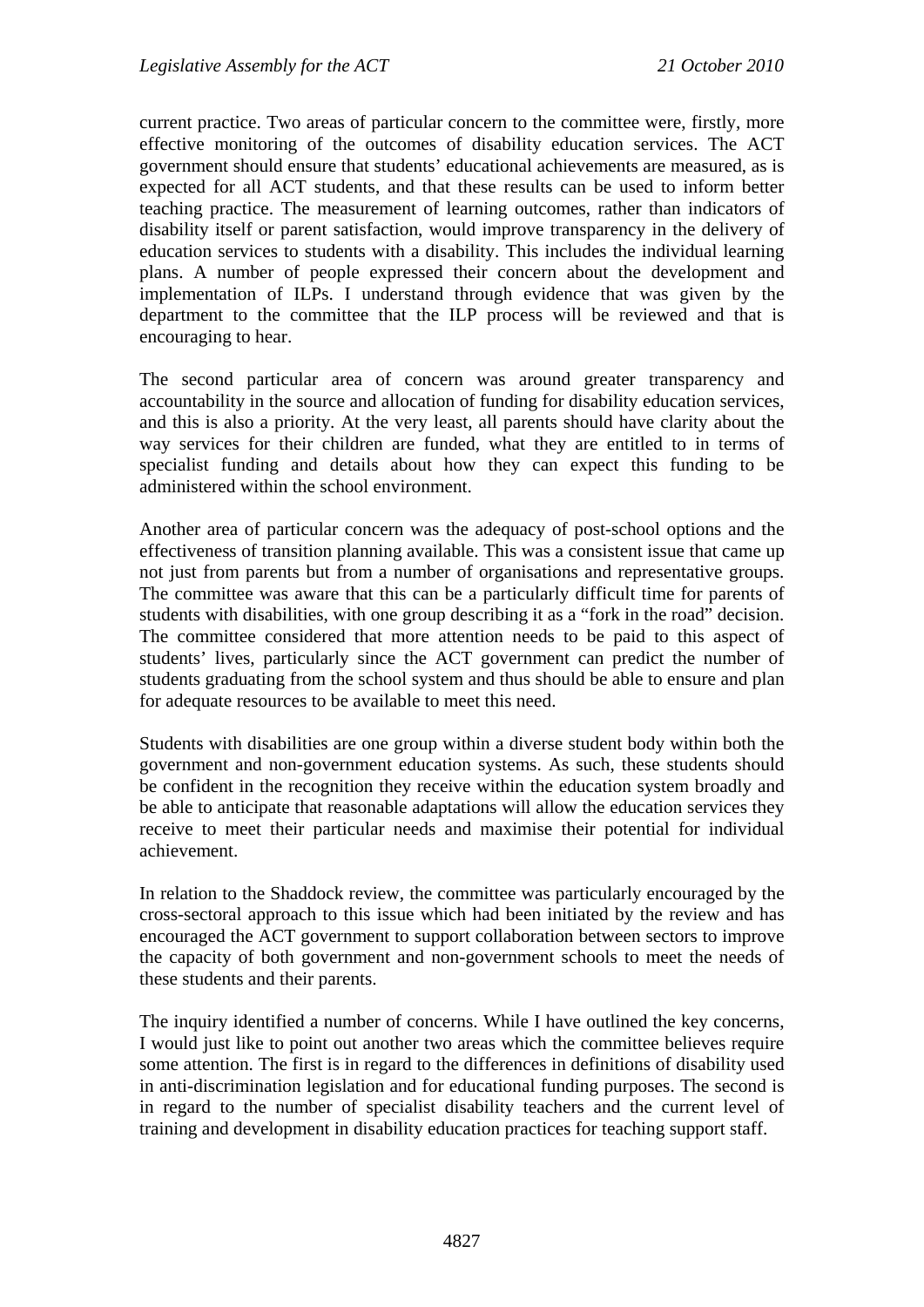current practice. Two areas of particular concern to the committee were, firstly, more effective monitoring of the outcomes of disability education services. The ACT government should ensure that students' educational achievements are measured, as is expected for all ACT students, and that these results can be used to inform better teaching practice. The measurement of learning outcomes, rather than indicators of disability itself or parent satisfaction, would improve transparency in the delivery of education services to students with a disability. This includes the individual learning plans. A number of people expressed their concern about the development and implementation of ILPs. I understand through evidence that was given by the department to the committee that the ILP process will be reviewed and that is encouraging to hear.

The second particular area of concern was around greater transparency and accountability in the source and allocation of funding for disability education services, and this is also a priority. At the very least, all parents should have clarity about the way services for their children are funded, what they are entitled to in terms of specialist funding and details about how they can expect this funding to be administered within the school environment.

Another area of particular concern was the adequacy of post-school options and the effectiveness of transition planning available. This was a consistent issue that came up not just from parents but from a number of organisations and representative groups. The committee was aware that this can be a particularly difficult time for parents of students with disabilities, with one group describing it as a "fork in the road" decision. The committee considered that more attention needs to be paid to this aspect of students' lives, particularly since the ACT government can predict the number of students graduating from the school system and thus should be able to ensure and plan for adequate resources to be available to meet this need.

Students with disabilities are one group within a diverse student body within both the government and non-government education systems. As such, these students should be confident in the recognition they receive within the education system broadly and be able to anticipate that reasonable adaptations will allow the education services they receive to meet their particular needs and maximise their potential for individual achievement.

In relation to the Shaddock review, the committee was particularly encouraged by the cross-sectoral approach to this issue which had been initiated by the review and has encouraged the ACT government to support collaboration between sectors to improve the capacity of both government and non-government schools to meet the needs of these students and their parents.

The inquiry identified a number of concerns. While I have outlined the key concerns, I would just like to point out another two areas which the committee believes require some attention. The first is in regard to the differences in definitions of disability used in anti-discrimination legislation and for educational funding purposes. The second is in regard to the number of specialist disability teachers and the current level of training and development in disability education practices for teaching support staff.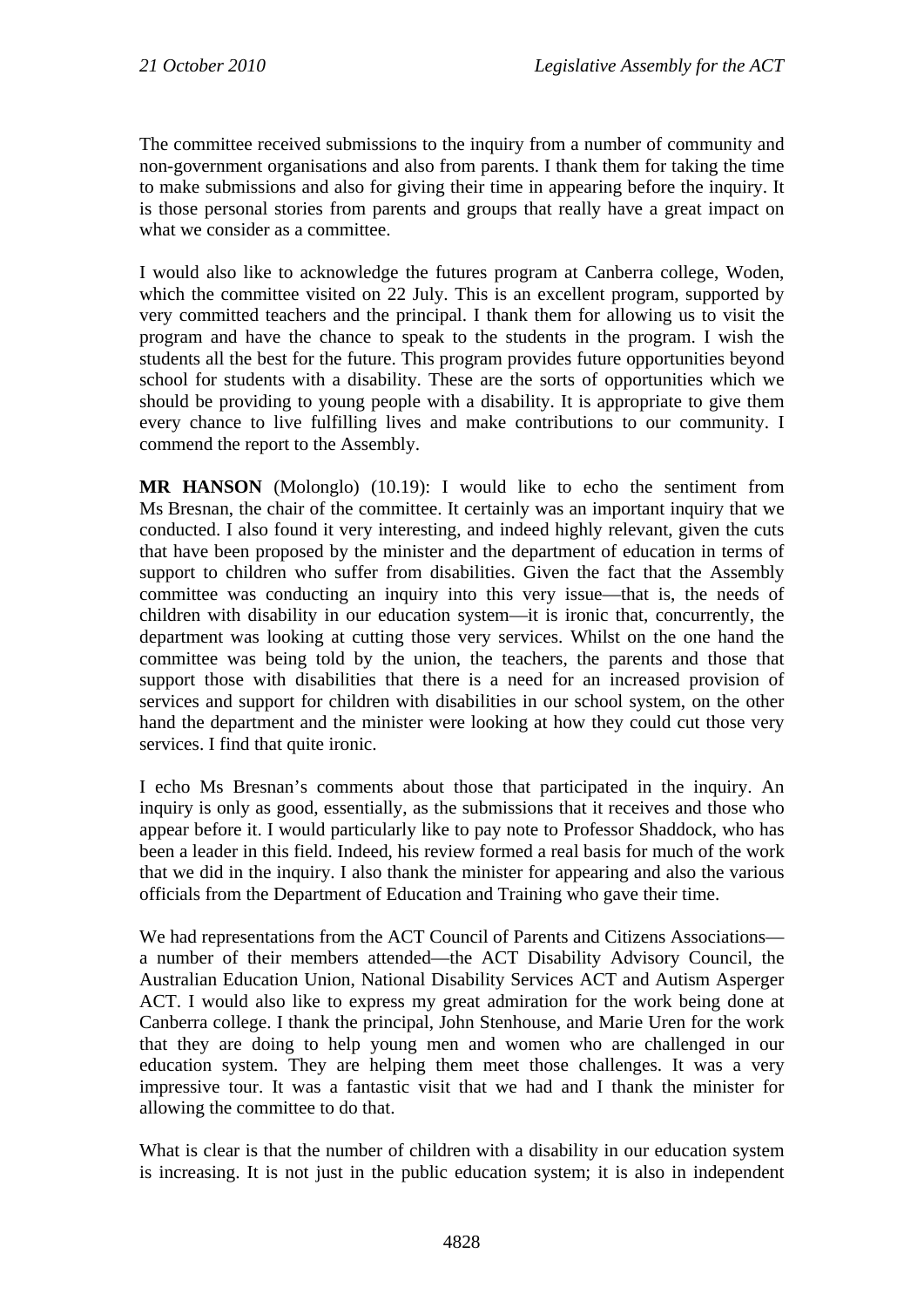The committee received submissions to the inquiry from a number of community and non-government organisations and also from parents. I thank them for taking the time to make submissions and also for giving their time in appearing before the inquiry. It is those personal stories from parents and groups that really have a great impact on what we consider as a committee.

I would also like to acknowledge the futures program at Canberra college, Woden, which the committee visited on 22 July. This is an excellent program, supported by very committed teachers and the principal. I thank them for allowing us to visit the program and have the chance to speak to the students in the program. I wish the students all the best for the future. This program provides future opportunities beyond school for students with a disability. These are the sorts of opportunities which we should be providing to young people with a disability. It is appropriate to give them every chance to live fulfilling lives and make contributions to our community. I commend the report to the Assembly.

**MR HANSON** (Molonglo) (10.19): I would like to echo the sentiment from Ms Bresnan, the chair of the committee. It certainly was an important inquiry that we conducted. I also found it very interesting, and indeed highly relevant, given the cuts that have been proposed by the minister and the department of education in terms of support to children who suffer from disabilities. Given the fact that the Assembly committee was conducting an inquiry into this very issue—that is, the needs of children with disability in our education system—it is ironic that, concurrently, the department was looking at cutting those very services. Whilst on the one hand the committee was being told by the union, the teachers, the parents and those that support those with disabilities that there is a need for an increased provision of services and support for children with disabilities in our school system, on the other hand the department and the minister were looking at how they could cut those very services. I find that quite ironic.

I echo Ms Bresnan's comments about those that participated in the inquiry. An inquiry is only as good, essentially, as the submissions that it receives and those who appear before it. I would particularly like to pay note to Professor Shaddock, who has been a leader in this field. Indeed, his review formed a real basis for much of the work that we did in the inquiry. I also thank the minister for appearing and also the various officials from the Department of Education and Training who gave their time.

We had representations from the ACT Council of Parents and Citizens Associations—a number of their members attended—the ACT Disability Advisory Council, the Australian Education Union, National Disability Services ACT and Autism Asperger ACT. I would also like to express my great admiration for the work being done at Canberra college. I thank the principal, John Stenhouse, and Marie Uren for the work that they are doing to help young men and women who are challenged in our education system. They are helping them meet those challenges. It was a very impressive tour. It was a fantastic visit that we had and I thank the minister for allowing the committee to do that.

What is clear is that the number of children with a disability in our education system is increasing. It is not just in the public education system; it is also in independent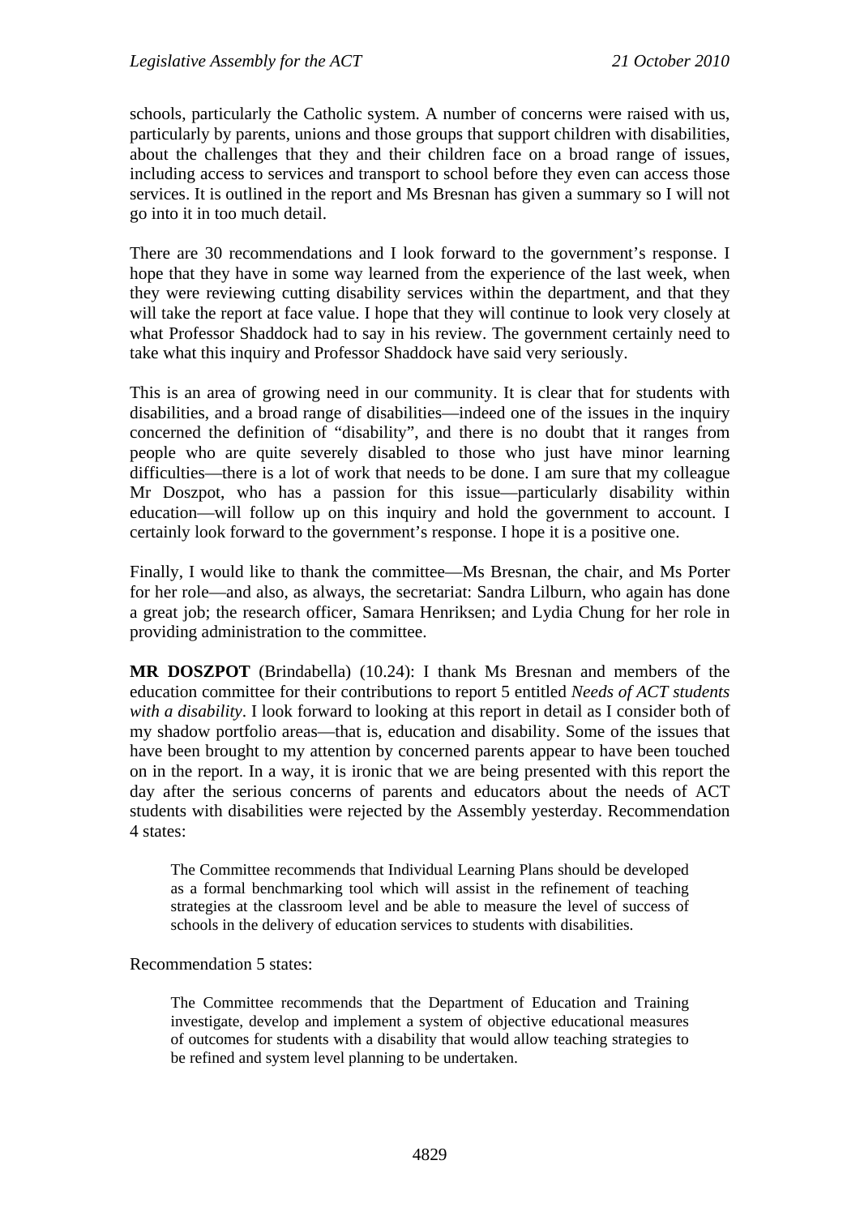schools, particularly the Catholic system. A number of concerns were raised with us, particularly by parents, unions and those groups that support children with disabilities, about the challenges that they and their children face on a broad range of issues, including access to services and transport to school before they even can access those services. It is outlined in the report and Ms Bresnan has given a summary so I will not go into it in too much detail.

There are 30 recommendations and I look forward to the government's response. I hope that they have in some way learned from the experience of the last week, when they were reviewing cutting disability services within the department, and that they will take the report at face value. I hope that they will continue to look very closely at what Professor Shaddock had to say in his review. The government certainly need to take what this inquiry and Professor Shaddock have said very seriously.

This is an area of growing need in our community. It is clear that for students with disabilities, and a broad range of disabilities—indeed one of the issues in the inquiry concerned the definition of "disability", and there is no doubt that it ranges from people who are quite severely disabled to those who just have minor learning difficulties—there is a lot of work that needs to be done. I am sure that my colleague Mr Doszpot, who has a passion for this issue—particularly disability within education—will follow up on this inquiry and hold the government to account. I certainly look forward to the government's response. I hope it is a positive one.

Finally, I would like to thank the committee—Ms Bresnan, the chair, and Ms Porter for her role—and also, as always, the secretariat: Sandra Lilburn, who again has done a great job; the research officer, Samara Henriksen; and Lydia Chung for her role in providing administration to the committee.

**MR DOSZPOT** (Brindabella) (10.24): I thank Ms Bresnan and members of the education committee for their contributions to report 5 entitled *Needs of ACT students with a disability*. I look forward to looking at this report in detail as I consider both of my shadow portfolio areas—that is, education and disability. Some of the issues that have been brought to my attention by concerned parents appear to have been touched on in the report. In a way, it is ironic that we are being presented with this report the day after the serious concerns of parents and educators about the needs of ACT students with disabilities were rejected by the Assembly yesterday. Recommendation 4 states:

> The Committee recommends that Individual Learning Plans should be developed as a formal benchmarking tool which will assist in the refinement of teaching strategies at the classroom level and be able to measure the level of success of schools in the delivery of education services to students with disabilities.

Recommendation 5 states:

> The Committee recommends that the Department of Education and Training investigate, develop and implement a system of objective educational measures of outcomes for students with a disability that would allow teaching strategies to be refined and system level planning to be undertaken.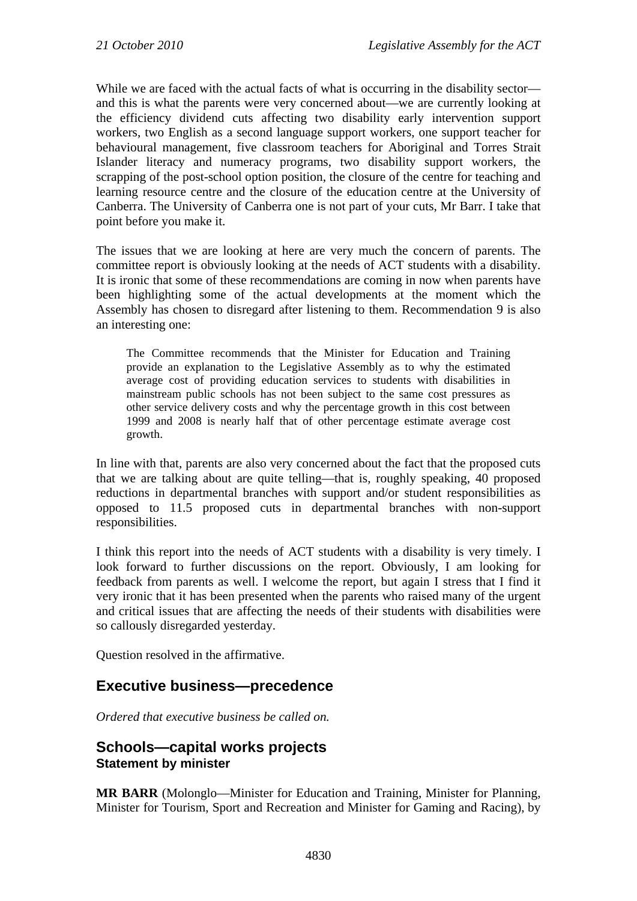While we are faced with the actual facts of what is occurring in the disability sector—and this is what the parents were very concerned about—we are currently looking at the efficiency dividend cuts affecting two disability early intervention support workers, two English as a second language support workers, one support teacher for behavioural management, five classroom teachers for Aboriginal and Torres Strait Islander literacy and numeracy programs, two disability support workers, the scrapping of the post-school option position, the closure of the centre for teaching and learning resource centre and the closure of the education centre at the University of Canberra. The University of Canberra one is not part of your cuts, Mr Barr. I take that point before you make it.

The issues that we are looking at here are very much the concern of parents. The committee report is obviously looking at the needs of ACT students with a disability. It is ironic that some of these recommendations are coming in now when parents have been highlighting some of the actual developments at the moment which the Assembly has chosen to disregard after listening to them. Recommendation 9 is also an interesting one:

> The Committee recommends that the Minister for Education and Training provide an explanation to the Legislative Assembly as to why the estimated average cost of providing education services to students with disabilities in mainstream public schools has not been subject to the same cost pressures as other service delivery costs and why the percentage growth in this cost between 1999 and 2008 is nearly half that of other percentage estimate average cost growth.

In line with that, parents are also very concerned about the fact that the proposed cuts that we are talking about are quite telling—that is, roughly speaking, 40 proposed reductions in departmental branches with support and/or student responsibilities as opposed to 11.5 proposed cuts in departmental branches with non-support responsibilities.

I think this report into the needs of ACT students with a disability is very timely. I look forward to further discussions on the report. Obviously, I am looking for feedback from parents as well. I welcome the report, but again I stress that I find it very ironic that it has been presented when the parents who raised many of the urgent and critical issues that are affecting the needs of their students with disabilities were so callously disregarded yesterday.

Question resolved in the affirmative.

## Executive business—precedence

*Ordered that executive business be called on.*

## Schools—capital works projects

### Statement by minister

**MR BARR** (Molonglo—Minister for Education and Training, Minister for Planning, Minister for Tourism, Sport and Recreation and Minister for Gaming and Racing), by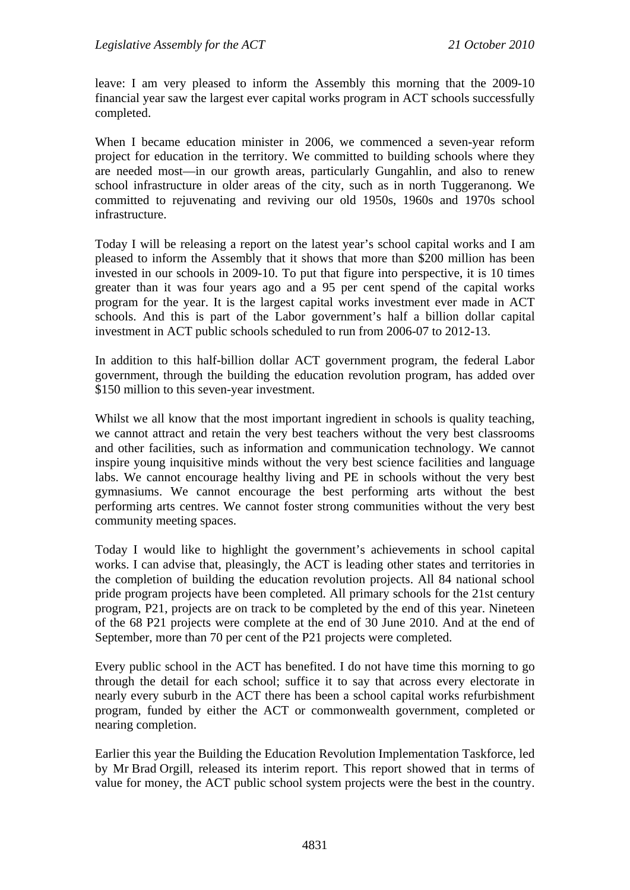leave: I am very pleased to inform the Assembly this morning that the 2009-10 financial year saw the largest ever capital works program in ACT schools successfully completed.

When I became education minister in 2006, we commenced a seven-year reform project for education in the territory. We committed to building schools where they are needed most—in our growth areas, particularly Gungahlin, and also to renew school infrastructure in older areas of the city, such as in north Tuggeranong. We committed to rejuvenating and reviving our old 1950s, 1960s and 1970s school infrastructure.

Today I will be releasing a report on the latest year's school capital works and I am pleased to inform the Assembly that it shows that more than $200 million has been invested in our schools in 2009-10. To put that figure into perspective, it is 10 times greater than it was four years ago and a 95 per cent spend of the capital works program for the year. It is the largest capital works investment ever made in ACT schools. And this is part of the Labor government's half a billion dollar capital investment in ACT public schools scheduled to run from 2006-07 to 2012-13.

In addition to this half-billion dollar ACT government program, the federal Labor government, through the building the education revolution program, has added over $150 million to this seven-year investment.

Whilst we all know that the most important ingredient in schools is quality teaching, we cannot attract and retain the very best teachers without the very best classrooms and other facilities, such as information and communication technology. We cannot inspire young inquisitive minds without the very best science facilities and language labs. We cannot encourage healthy living and PE in schools without the very best gymnasiums. We cannot encourage the best performing arts without the best performing arts centres. We cannot foster strong communities without the very best community meeting spaces.

Today I would like to highlight the government's achievements in school capital works. I can advise that, pleasingly, the ACT is leading other states and territories in the completion of building the education revolution projects. All 84 national school pride program projects have been completed. All primary schools for the 21st century program, P21, projects are on track to be completed by the end of this year. Nineteen of the 68 P21 projects were complete at the end of 30 June 2010. And at the end of September, more than 70 per cent of the P21 projects were completed.

Every public school in the ACT has benefited. I do not have time this morning to go through the detail for each school; suffice it to say that across every electorate in nearly every suburb in the ACT there has been a school capital works refurbishment program, funded by either the ACT or commonwealth government, completed or nearing completion.

Earlier this year the Building the Education Revolution Implementation Taskforce, led by Mr Brad Orgill, released its interim report. This report showed that in terms of value for money, the ACT public school system projects were the best in the country.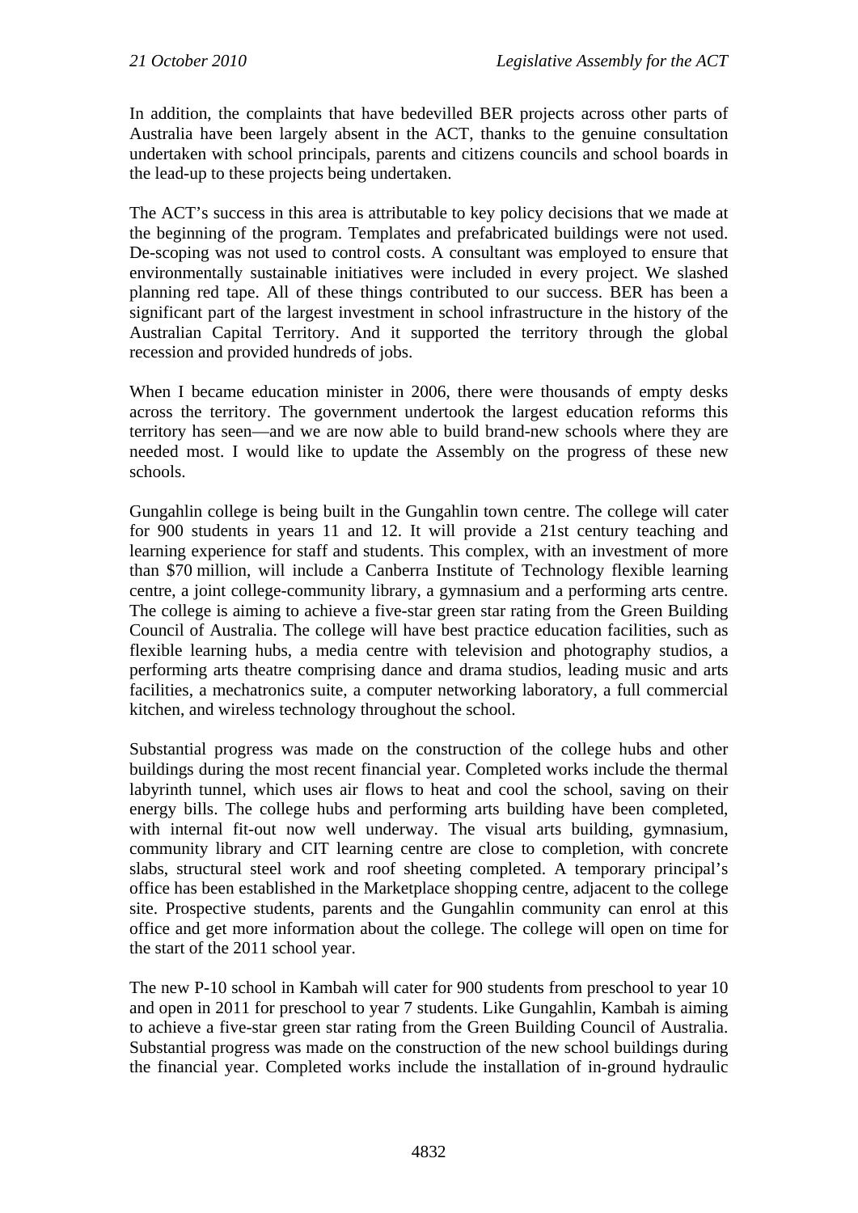In addition, the complaints that have bedevilled BER projects across other parts of Australia have been largely absent in the ACT, thanks to the genuine consultation undertaken with school principals, parents and citizens councils and school boards in the lead-up to these projects being undertaken.

The ACT's success in this area is attributable to key policy decisions that we made at the beginning of the program. Templates and prefabricated buildings were not used. De-scoping was not used to control costs. A consultant was employed to ensure that environmentally sustainable initiatives were included in every project. We slashed planning red tape. All of these things contributed to our success. BER has been a significant part of the largest investment in school infrastructure in the history of the Australian Capital Territory. And it supported the territory through the global recession and provided hundreds of jobs.

When I became education minister in 2006, there were thousands of empty desks across the territory. The government undertook the largest education reforms this territory has seen—and we are now able to build brand-new schools where they are needed most. I would like to update the Assembly on the progress of these new schools.

Gungahlin college is being built in the Gungahlin town centre. The college will cater for 900 students in years 11 and 12. It will provide a 21st century teaching and learning experience for staff and students. This complex, with an investment of more than $70 million, will include a Canberra Institute of Technology flexible learning centre, a joint college-community library, a gymnasium and a performing arts centre. The college is aiming to achieve a five-star green star rating from the Green Building Council of Australia. The college will have best practice education facilities, such as flexible learning hubs, a media centre with television and photography studios, a performing arts theatre comprising dance and drama studios, leading music and arts facilities, a mechatronics suite, a computer networking laboratory, a full commercial kitchen, and wireless technology throughout the school.

Substantial progress was made on the construction of the college hubs and other buildings during the most recent financial year. Completed works include the thermal labyrinth tunnel, which uses air flows to heat and cool the school, saving on their energy bills. The college hubs and performing arts building have been completed, with internal fit-out now well underway. The visual arts building, gymnasium, community library and CIT learning centre are close to completion, with concrete slabs, structural steel work and roof sheeting completed. A temporary principal's office has been established in the Marketplace shopping centre, adjacent to the college site. Prospective students, parents and the Gungahlin community can enrol at this office and get more information about the college. The college will open on time for the start of the 2011 school year.

The new P-10 school in Kambah will cater for 900 students from preschool to year 10 and open in 2011 for preschool to year 7 students. Like Gungahlin, Kambah is aiming to achieve a five-star green star rating from the Green Building Council of Australia. Substantial progress was made on the construction of the new school buildings during the financial year. Completed works include the installation of in-ground hydraulic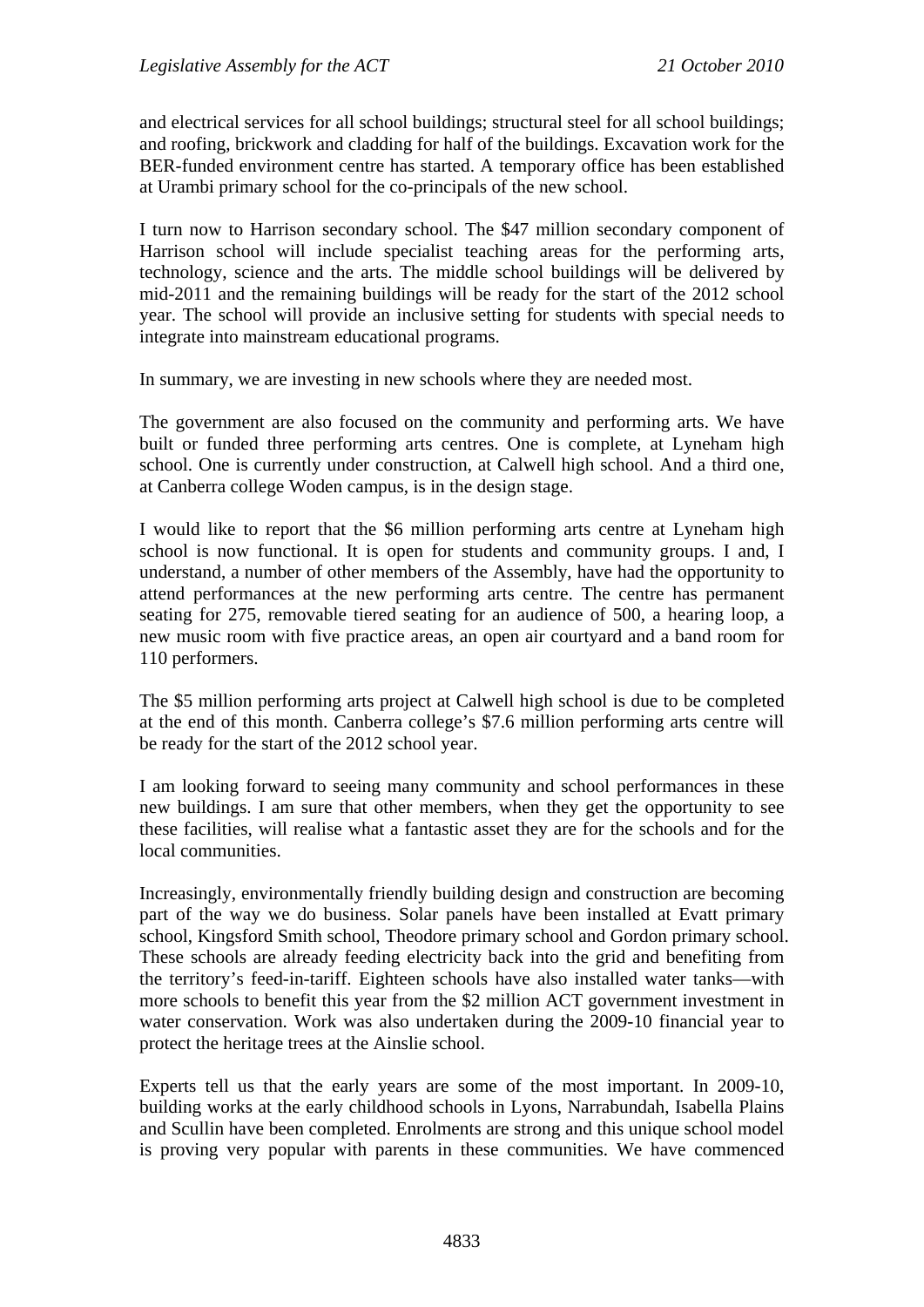and electrical services for all school buildings; structural steel for all school buildings; and roofing, brickwork and cladding for half of the buildings. Excavation work for the BER-funded environment centre has started. A temporary office has been established at Urambi primary school for the co-principals of the new school.

I turn now to Harrison secondary school. The $47 million secondary component of Harrison school will include specialist teaching areas for the performing arts, technology, science and the arts. The middle school buildings will be delivered by mid-2011 and the remaining buildings will be ready for the start of the 2012 school year. The school will provide an inclusive setting for students with special needs to integrate into mainstream educational programs.

In summary, we are investing in new schools where they are needed most.

The government are also focused on the community and performing arts. We have built or funded three performing arts centres. One is complete, at Lyneham high school. One is currently under construction, at Calwell high school. And a third one, at Canberra college Woden campus, is in the design stage.

I would like to report that the $6 million performing arts centre at Lyneham high school is now functional. It is open for students and community groups. I and, I understand, a number of other members of the Assembly, have had the opportunity to attend performances at the new performing arts centre. The centre has permanent seating for 275, removable tiered seating for an audience of 500, a hearing loop, a new music room with five practice areas, an open air courtyard and a band room for 110 performers.

The $5 million performing arts project at Calwell high school is due to be completed at the end of this month. Canberra college's $7.6 million performing arts centre will be ready for the start of the 2012 school year.

I am looking forward to seeing many community and school performances in these new buildings. I am sure that other members, when they get the opportunity to see these facilities, will realise what a fantastic asset they are for the schools and for the local communities.

Increasingly, environmentally friendly building design and construction are becoming part of the way we do business. Solar panels have been installed at Evatt primary school, Kingsford Smith school, Theodore primary school and Gordon primary school. These schools are already feeding electricity back into the grid and benefiting from the territory's feed-in-tariff. Eighteen schools have also installed water tanks—with more schools to benefit this year from the $2 million ACT government investment in water conservation. Work was also undertaken during the 2009-10 financial year to protect the heritage trees at the Ainslie school.

Experts tell us that the early years are some of the most important. In 2009-10, building works at the early childhood schools in Lyons, Narrabundah, Isabella Plains and Scullin have been completed. Enrolments are strong and this unique school model is proving very popular with parents in these communities. We have commenced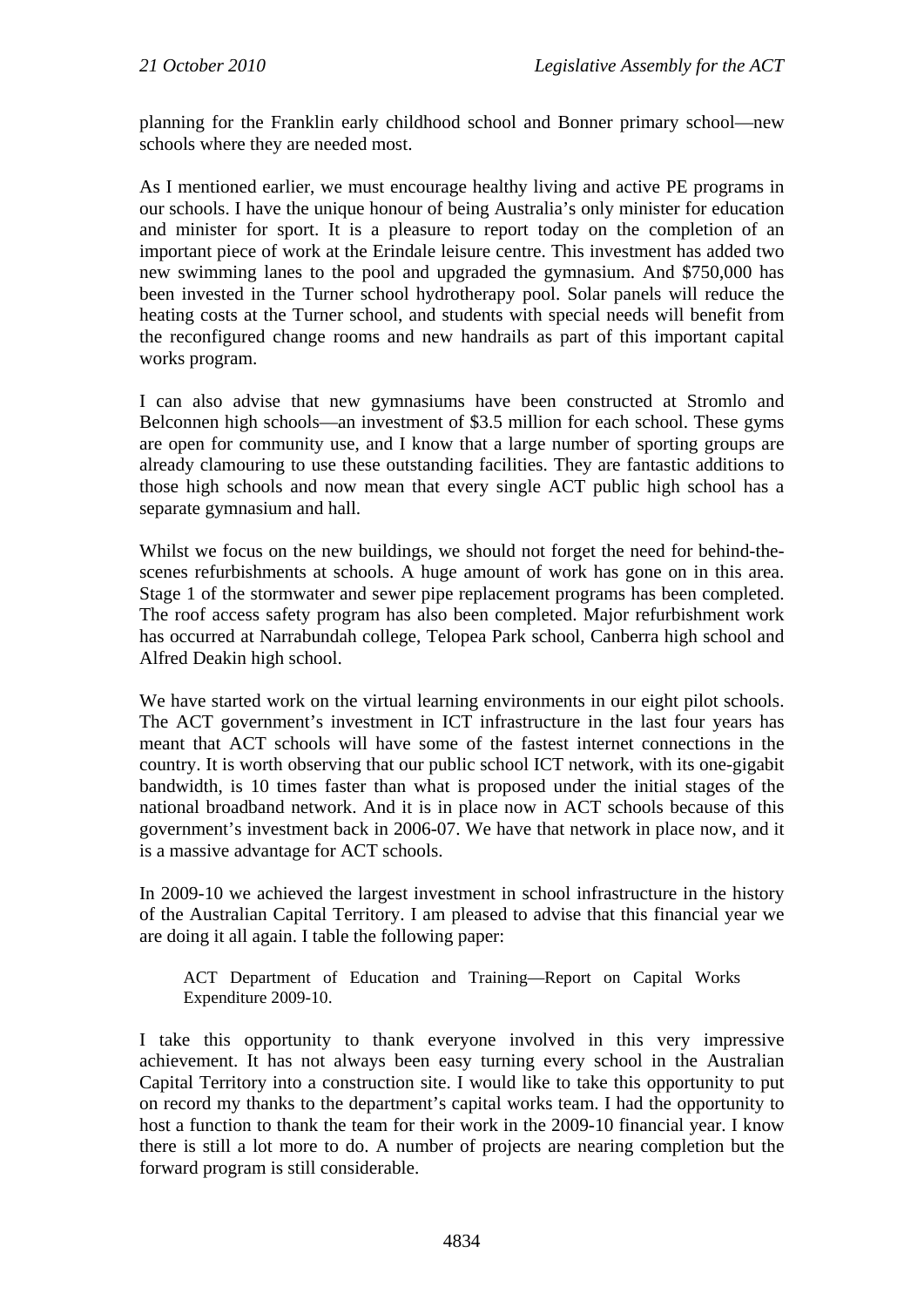planning for the Franklin early childhood school and Bonner primary school—new schools where they are needed most.

As I mentioned earlier, we must encourage healthy living and active PE programs in our schools. I have the unique honour of being Australia's only minister for education and minister for sport. It is a pleasure to report today on the completion of an important piece of work at the Erindale leisure centre. This investment has added two new swimming lanes to the pool and upgraded the gymnasium. And $750,000 has been invested in the Turner school hydrotherapy pool. Solar panels will reduce the heating costs at the Turner school, and students with special needs will benefit from the reconfigured change rooms and new handrails as part of this important capital works program.

I can also advise that new gymnasiums have been constructed at Stromlo and Belconnen high schools—an investment of $3.5 million for each school. These gyms are open for community use, and I know that a large number of sporting groups are already clamouring to use these outstanding facilities. They are fantastic additions to those high schools and now mean that every single ACT public high school has a separate gymnasium and hall.

Whilst we focus on the new buildings, we should not forget the need for behind-the-scenes refurbishments at schools. A huge amount of work has gone on in this area. Stage 1 of the stormwater and sewer pipe replacement programs has been completed. The roof access safety program has also been completed. Major refurbishment work has occurred at Narrabundah college, Telopea Park school, Canberra high school and Alfred Deakin high school.

We have started work on the virtual learning environments in our eight pilot schools. The ACT government's investment in ICT infrastructure in the last four years has meant that ACT schools will have some of the fastest internet connections in the country. It is worth observing that our public school ICT network, with its one-gigabit bandwidth, is 10 times faster than what is proposed under the initial stages of the national broadband network. And it is in place now in ACT schools because of this government's investment back in 2006-07. We have that network in place now, and it is a massive advantage for ACT schools.

In 2009-10 we achieved the largest investment in school infrastructure in the history of the Australian Capital Territory. I am pleased to advise that this financial year we are doing it all again. I table the following paper:

> ACT Department of Education and Training—Report on Capital Works Expenditure 2009-10.

I take this opportunity to thank everyone involved in this very impressive achievement. It has not always been easy turning every school in the Australian Capital Territory into a construction site. I would like to take this opportunity to put on record my thanks to the department's capital works team. I had the opportunity to host a function to thank the team for their work in the 2009-10 financial year. I know there is still a lot more to do. A number of projects are nearing completion but the forward program is still considerable.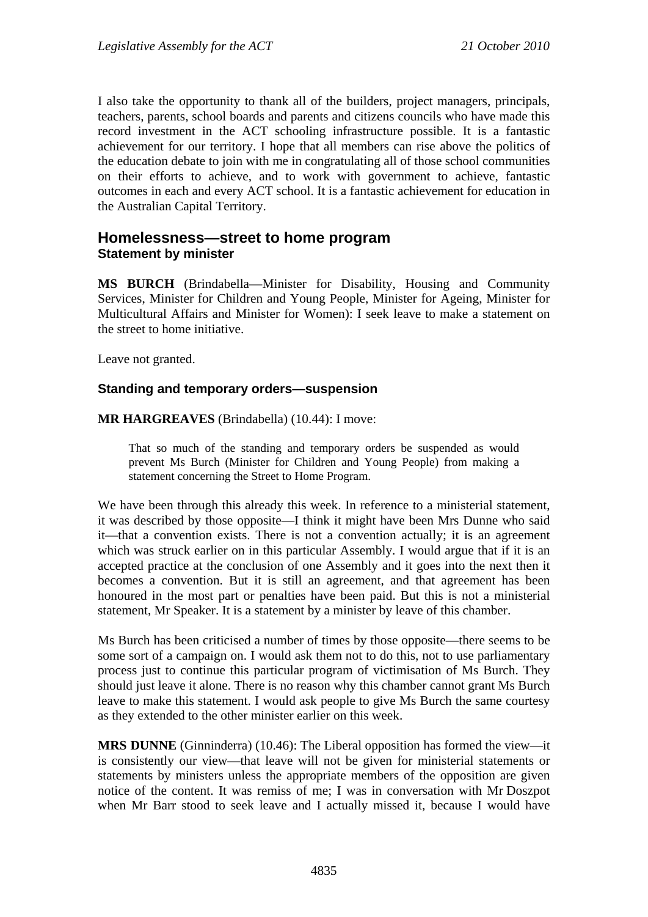I also take the opportunity to thank all of the builders, project managers, principals, teachers, parents, school boards and parents and citizens councils who have made this record investment in the ACT schooling infrastructure possible. It is a fantastic achievement for our territory. I hope that all members can rise above the politics of the education debate to join with me in congratulating all of those school communities on their efforts to achieve, and to work with government to achieve, fantastic outcomes in each and every ACT school. It is a fantastic achievement for education in the Australian Capital Territory.

## Homelessness—street to home program

### Statement by minister

**MS BURCH** (Brindabella—Minister for Disability, Housing and Community Services, Minister for Children and Young People, Minister for Ageing, Minister for Multicultural Affairs and Minister for Women): I seek leave to make a statement on the street to home initiative.

Leave not granted.

### Standing and temporary orders—suspension

**MR HARGREAVES** (Brindabella) (10.44): I move:

> That so much of the standing and temporary orders be suspended as would prevent Ms Burch (Minister for Children and Young People) from making a statement concerning the Street to Home Program.

We have been through this already this week. In reference to a ministerial statement, it was described by those opposite—I think it might have been Mrs Dunne who said it—that a convention exists. There is not a convention actually; it is an agreement which was struck earlier on in this particular Assembly. I would argue that if it is an accepted practice at the conclusion of one Assembly and it goes into the next then it becomes a convention. But it is still an agreement, and that agreement has been honoured in the most part or penalties have been paid. But this is not a ministerial statement, Mr Speaker. It is a statement by a minister by leave of this chamber.

Ms Burch has been criticised a number of times by those opposite—there seems to be some sort of a campaign on. I would ask them not to do this, not to use parliamentary process just to continue this particular program of victimisation of Ms Burch. They should just leave it alone. There is no reason why this chamber cannot grant Ms Burch leave to make this statement. I would ask people to give Ms Burch the same courtesy as they extended to the other minister earlier on this week.

**MRS DUNNE** (Ginninderra) (10.46): The Liberal opposition has formed the view—it is consistently our view—that leave will not be given for ministerial statements or statements by ministers unless the appropriate members of the opposition are given notice of the content. It was remiss of me; I was in conversation with Mr Doszpot when Mr Barr stood to seek leave and I actually missed it, because I would have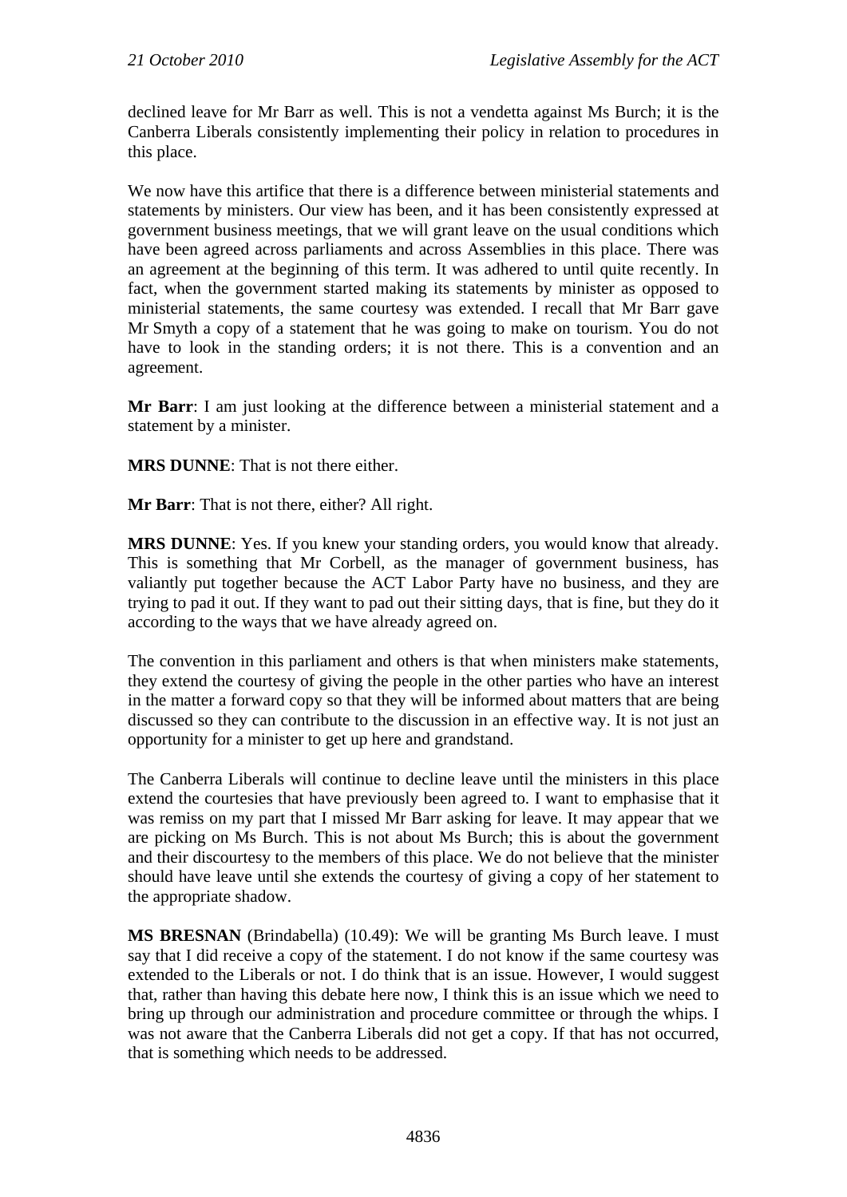declined leave for Mr Barr as well. This is not a vendetta against Ms Burch; it is the Canberra Liberals consistently implementing their policy in relation to procedures in this place.

We now have this artifice that there is a difference between ministerial statements and statements by ministers. Our view has been, and it has been consistently expressed at government business meetings, that we will grant leave on the usual conditions which have been agreed across parliaments and across Assemblies in this place. There was an agreement at the beginning of this term. It was adhered to until quite recently. In fact, when the government started making its statements by minister as opposed to ministerial statements, the same courtesy was extended. I recall that Mr Barr gave Mr Smyth a copy of a statement that he was going to make on tourism. You do not have to look in the standing orders; it is not there. This is a convention and an agreement.

**Mr Barr**: I am just looking at the difference between a ministerial statement and a statement by a minister.

**MRS DUNNE**: That is not there either.

**Mr Barr**: That is not there, either? All right.

**MRS DUNNE**: Yes. If you knew your standing orders, you would know that already. This is something that Mr Corbell, as the manager of government business, has valiantly put together because the ACT Labor Party have no business, and they are trying to pad it out. If they want to pad out their sitting days, that is fine, but they do it according to the ways that we have already agreed on.

The convention in this parliament and others is that when ministers make statements, they extend the courtesy of giving the people in the other parties who have an interest in the matter a forward copy so that they will be informed about matters that are being discussed so they can contribute to the discussion in an effective way. It is not just an opportunity for a minister to get up here and grandstand.

The Canberra Liberals will continue to decline leave until the ministers in this place extend the courtesies that have previously been agreed to. I want to emphasise that it was remiss on my part that I missed Mr Barr asking for leave. It may appear that we are picking on Ms Burch. This is not about Ms Burch; this is about the government and their discourtesy to the members of this place. We do not believe that the minister should have leave until she extends the courtesy of giving a copy of her statement to the appropriate shadow.

**MS BRESNAN** (Brindabella) (10.49): We will be granting Ms Burch leave. I must say that I did receive a copy of the statement. I do not know if the same courtesy was extended to the Liberals or not. I do think that is an issue. However, I would suggest that, rather than having this debate here now, I think this is an issue which we need to bring up through our administration and procedure committee or through the whips. I was not aware that the Canberra Liberals did not get a copy. If that has not occurred, that is something which needs to be addressed.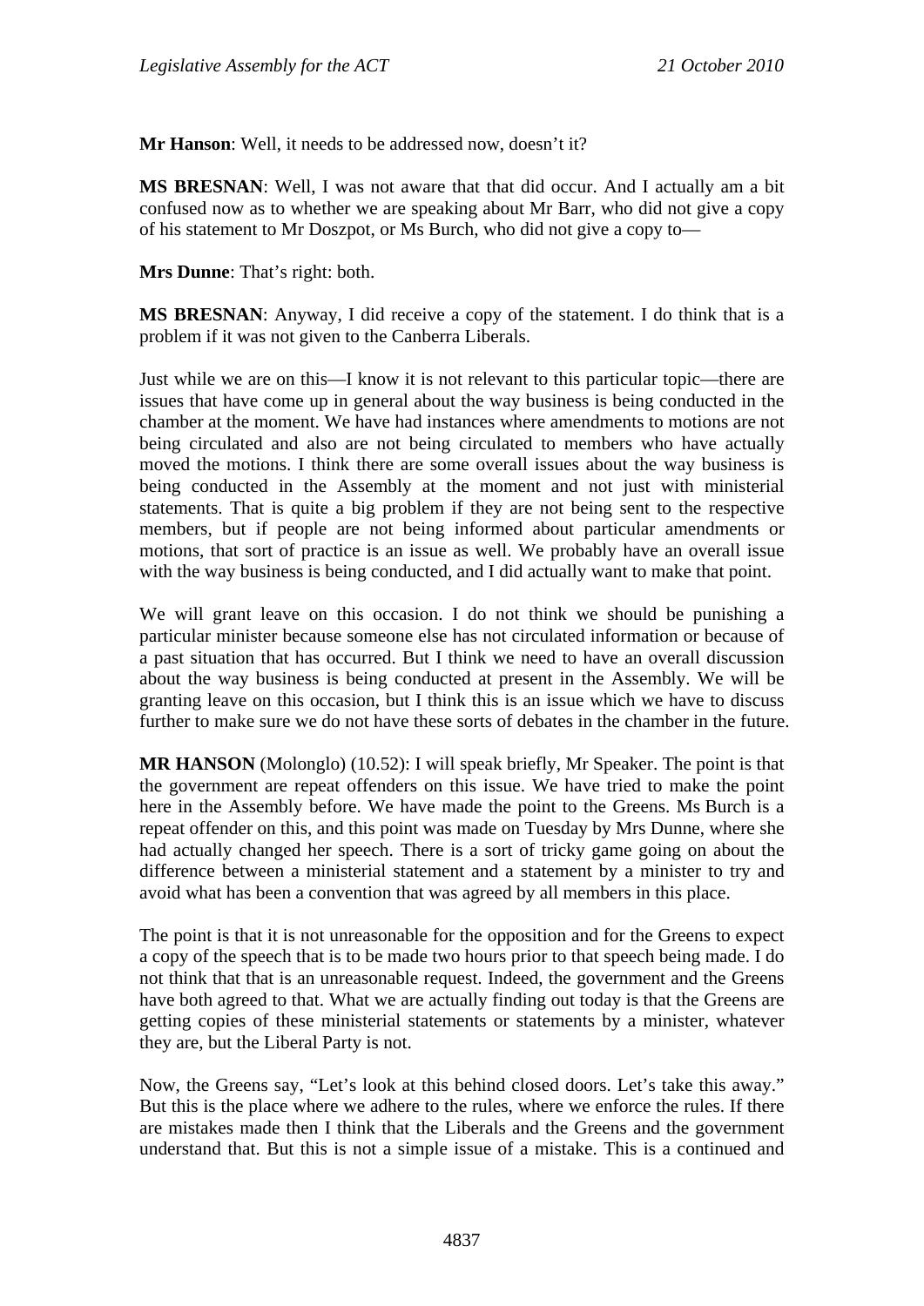**Mr Hanson**: Well, it needs to be addressed now, doesn't it?

**MS BRESNAN**: Well, I was not aware that that did occur. And I actually am a bit confused now as to whether we are speaking about Mr Barr, who did not give a copy of his statement to Mr Doszpot, or Ms Burch, who did not give a copy to—

**Mrs Dunne**: That's right: both.

**MS BRESNAN**: Anyway, I did receive a copy of the statement. I do think that is a problem if it was not given to the Canberra Liberals.

Just while we are on this—I know it is not relevant to this particular topic—there are issues that have come up in general about the way business is being conducted in the chamber at the moment. We have had instances where amendments to motions are not being circulated and also are not being circulated to members who have actually moved the motions. I think there are some overall issues about the way business is being conducted in the Assembly at the moment and not just with ministerial statements. That is quite a big problem if they are not being sent to the respective members, but if people are not being informed about particular amendments or motions, that sort of practice is an issue as well. We probably have an overall issue with the way business is being conducted, and I did actually want to make that point.

We will grant leave on this occasion. I do not think we should be punishing a particular minister because someone else has not circulated information or because of a past situation that has occurred. But I think we need to have an overall discussion about the way business is being conducted at present in the Assembly. We will be granting leave on this occasion, but I think this is an issue which we have to discuss further to make sure we do not have these sorts of debates in the chamber in the future.

**MR HANSON** (Molonglo) (10.52): I will speak briefly, Mr Speaker. The point is that the government are repeat offenders on this issue. We have tried to make the point here in the Assembly before. We have made the point to the Greens. Ms Burch is a repeat offender on this, and this point was made on Tuesday by Mrs Dunne, where she had actually changed her speech. There is a sort of tricky game going on about the difference between a ministerial statement and a statement by a minister to try and avoid what has been a convention that was agreed by all members in this place.

The point is that it is not unreasonable for the opposition and for the Greens to expect a copy of the speech that is to be made two hours prior to that speech being made. I do not think that that is an unreasonable request. Indeed, the government and the Greens have both agreed to that. What we are actually finding out today is that the Greens are getting copies of these ministerial statements or statements by a minister, whatever they are, but the Liberal Party is not.

Now, the Greens say, "Let's look at this behind closed doors. Let's take this away." But this is the place where we adhere to the rules, where we enforce the rules. If there are mistakes made then I think that the Liberals and the Greens and the government understand that. But this is not a simple issue of a mistake. This is a continued and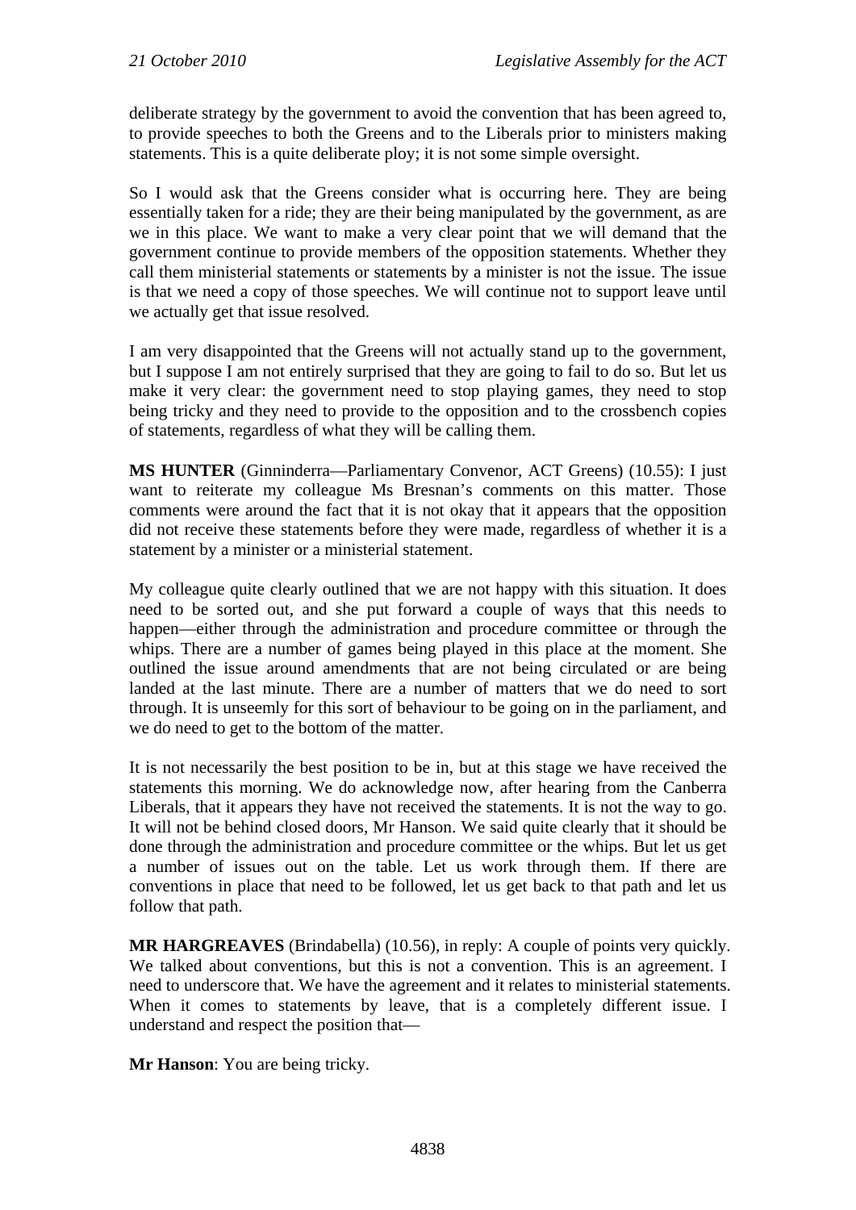deliberate strategy by the government to avoid the convention that has been agreed to, to provide speeches to both the Greens and to the Liberals prior to ministers making statements. This is a quite deliberate ploy; it is not some simple oversight.

So I would ask that the Greens consider what is occurring here. They are being essentially taken for a ride; they are their being manipulated by the government, as are we in this place. We want to make a very clear point that we will demand that the government continue to provide members of the opposition statements. Whether they call them ministerial statements or statements by a minister is not the issue. The issue is that we need a copy of those speeches. We will continue not to support leave until we actually get that issue resolved.

I am very disappointed that the Greens will not actually stand up to the government, but I suppose I am not entirely surprised that they are going to fail to do so. But let us make it very clear: the government need to stop playing games, they need to stop being tricky and they need to provide to the opposition and to the crossbench copies of statements, regardless of what they will be calling them.

**MS HUNTER** (Ginninderra—Parliamentary Convenor, ACT Greens) (10.55): I just want to reiterate my colleague Ms Bresnan's comments on this matter. Those comments were around the fact that it is not okay that it appears that the opposition did not receive these statements before they were made, regardless of whether it is a statement by a minister or a ministerial statement.

My colleague quite clearly outlined that we are not happy with this situation. It does need to be sorted out, and she put forward a couple of ways that this needs to happen—either through the administration and procedure committee or through the whips. There are a number of games being played in this place at the moment. She outlined the issue around amendments that are not being circulated or are being landed at the last minute. There are a number of matters that we do need to sort through. It is unseemly for this sort of behaviour to be going on in the parliament, and we do need to get to the bottom of the matter.

It is not necessarily the best position to be in, but at this stage we have received the statements this morning. We do acknowledge now, after hearing from the Canberra Liberals, that it appears they have not received the statements. It is not the way to go. It will not be behind closed doors, Mr Hanson. We said quite clearly that it should be done through the administration and procedure committee or the whips. But let us get a number of issues out on the table. Let us work through them. If there are conventions in place that need to be followed, let us get back to that path and let us follow that path.

**MR HARGREAVES** (Brindabella) (10.56), in reply: A couple of points very quickly. We talked about conventions, but this is not a convention. This is an agreement. I need to underscore that. We have the agreement and it relates to ministerial statements. When it comes to statements by leave, that is a completely different issue. I understand and respect the position that—

**Mr Hanson**: You are being tricky.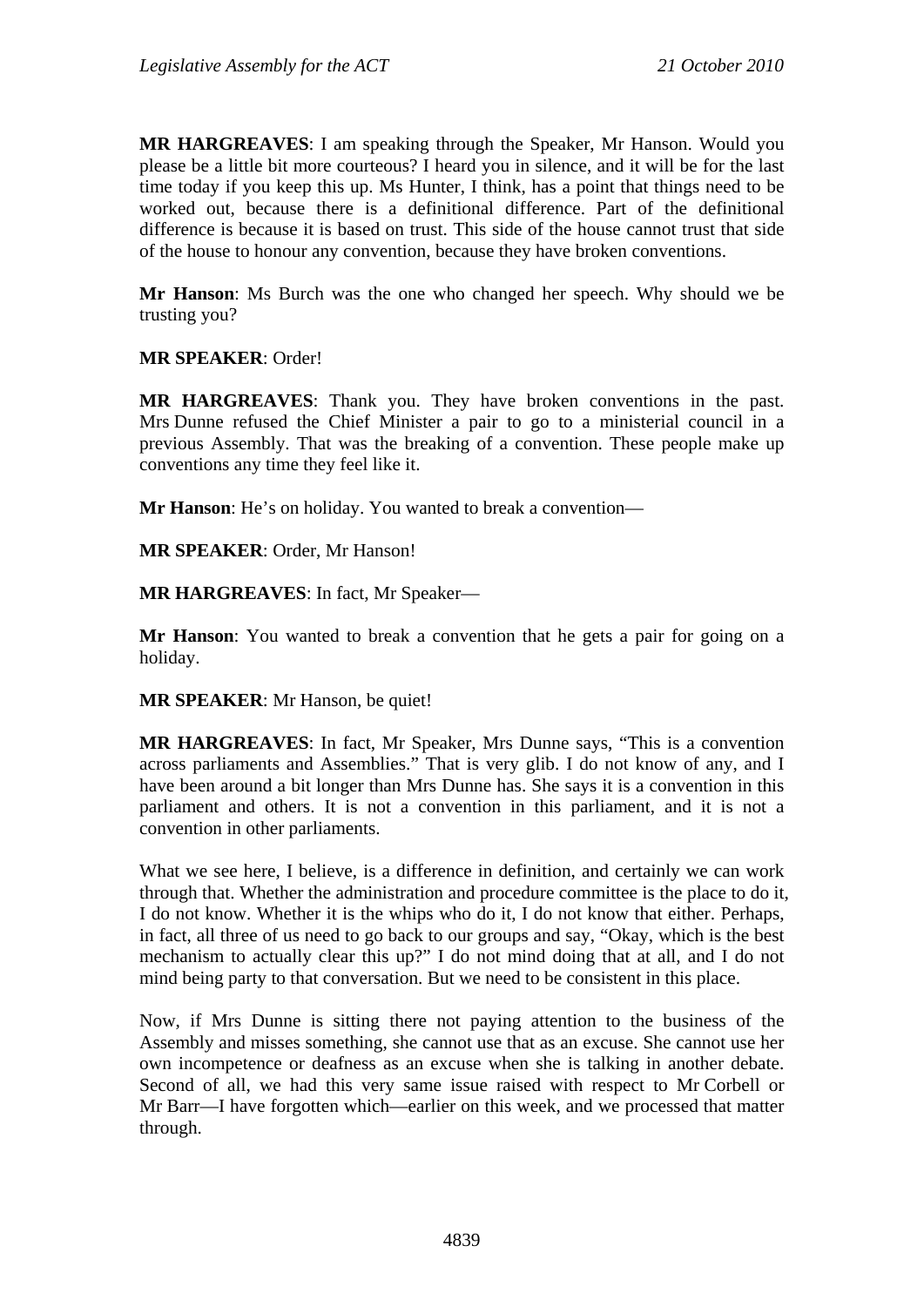**MR HARGREAVES**: I am speaking through the Speaker, Mr Hanson. Would you please be a little bit more courteous? I heard you in silence, and it will be for the last time today if you keep this up. Ms Hunter, I think, has a point that things need to be worked out, because there is a definitional difference. Part of the definitional difference is because it is based on trust. This side of the house cannot trust that side of the house to honour any convention, because they have broken conventions.

**Mr Hanson**: Ms Burch was the one who changed her speech. Why should we be trusting you?

**MR SPEAKER**: Order!

**MR HARGREAVES**: Thank you. They have broken conventions in the past. Mrs Dunne refused the Chief Minister a pair to go to a ministerial council in a previous Assembly. That was the breaking of a convention. These people make up conventions any time they feel like it.

**Mr Hanson**: He's on holiday. You wanted to break a convention—

**MR SPEAKER**: Order, Mr Hanson!

**MR HARGREAVES**: In fact, Mr Speaker—

**Mr Hanson**: You wanted to break a convention that he gets a pair for going on a holiday.

**MR SPEAKER**: Mr Hanson, be quiet!

**MR HARGREAVES**: In fact, Mr Speaker, Mrs Dunne says, "This is a convention across parliaments and Assemblies." That is very glib. I do not know of any, and I have been around a bit longer than Mrs Dunne has. She says it is a convention in this parliament and others. It is not a convention in this parliament, and it is not a convention in other parliaments.

What we see here, I believe, is a difference in definition, and certainly we can work through that. Whether the administration and procedure committee is the place to do it, I do not know. Whether it is the whips who do it, I do not know that either. Perhaps, in fact, all three of us need to go back to our groups and say, "Okay, which is the best mechanism to actually clear this up?" I do not mind doing that at all, and I do not mind being party to that conversation. But we need to be consistent in this place.

Now, if Mrs Dunne is sitting there not paying attention to the business of the Assembly and misses something, she cannot use that as an excuse. She cannot use her own incompetence or deafness as an excuse when she is talking in another debate. Second of all, we had this very same issue raised with respect to Mr Corbell or Mr Barr—I have forgotten which—earlier on this week, and we processed that matter through.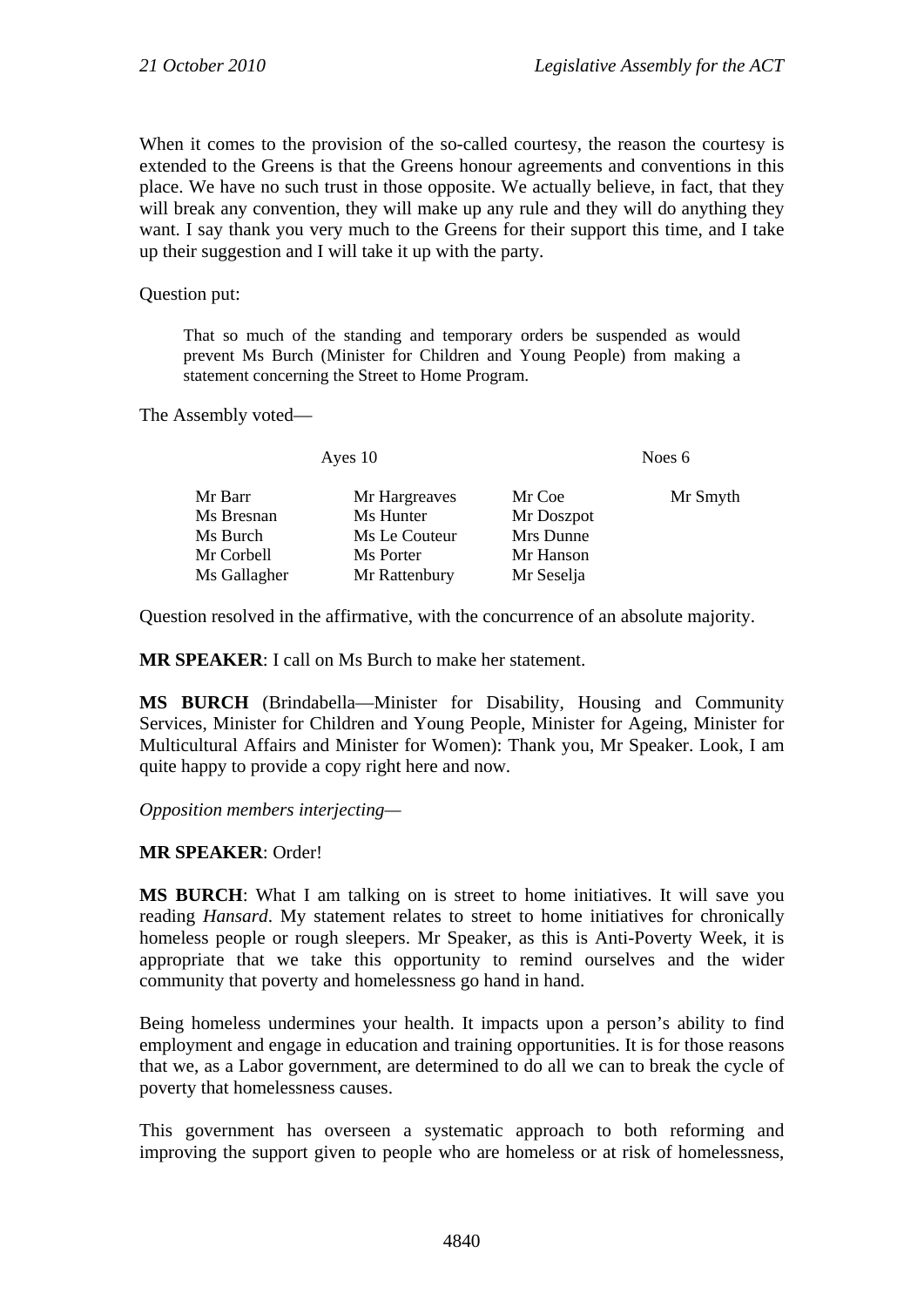When it comes to the provision of the so-called courtesy, the reason the courtesy is extended to the Greens is that the Greens honour agreements and conventions in this place. We have no such trust in those opposite. We actually believe, in fact, that they will break any convention, they will make up any rule and they will do anything they want. I say thank you very much to the Greens for their support this time, and I take up their suggestion and I will take it up with the party.

Question put:

> That so much of the standing and temporary orders be suspended as would prevent Ms Burch (Minister for Children and Young People) from making a statement concerning the Street to Home Program.

The Assembly voted—

| Ayes 10 | | Noes 6 | |
|---|---|---|---|
| Mr Barr | Mr Hargreaves | Mr Coe | Mr Smyth |
| Ms Bresnan | Ms Hunter | Mr Doszpot | |
| Ms Burch | Ms Le Couteur | Mrs Dunne | |
| Mr Corbell | Ms Porter | Mr Hanson | |
| Ms Gallagher | Mr Rattenbury | Mr Seselja | |

Question resolved in the affirmative, with the concurrence of an absolute majority.

**MR SPEAKER**: I call on Ms Burch to make her statement.

**MS BURCH** (Brindabella—Minister for Disability, Housing and Community Services, Minister for Children and Young People, Minister for Ageing, Minister for Multicultural Affairs and Minister for Women): Thank you, Mr Speaker. Look, I am quite happy to provide a copy right here and now.

*Opposition members interjecting*—

**MR SPEAKER**: Order!

**MS BURCH**: What I am talking on is street to home initiatives. It will save you reading *Hansard*. My statement relates to street to home initiatives for chronically homeless people or rough sleepers. Mr Speaker, as this is Anti-Poverty Week, it is appropriate that we take this opportunity to remind ourselves and the wider community that poverty and homelessness go hand in hand.

Being homeless undermines your health. It impacts upon a person's ability to find employment and engage in education and training opportunities. It is for those reasons that we, as a Labor government, are determined to do all we can to break the cycle of poverty that homelessness causes.

This government has overseen a systematic approach to both reforming and improving the support given to people who are homeless or at risk of homelessness,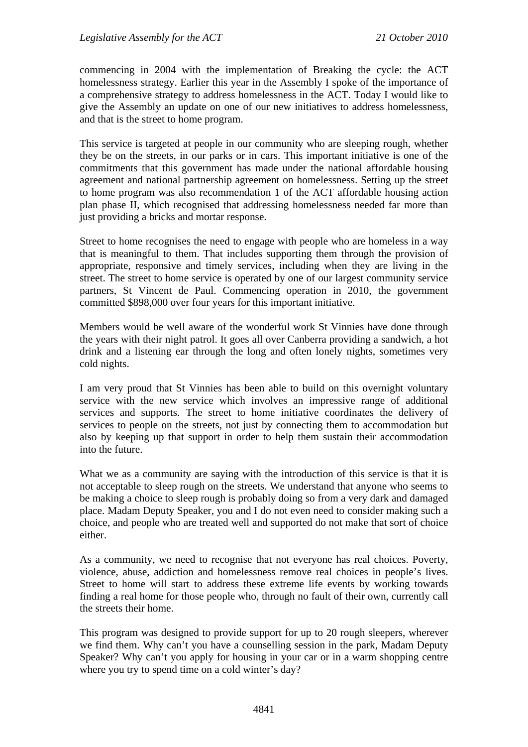commencing in 2004 with the implementation of Breaking the cycle: the ACT homelessness strategy. Earlier this year in the Assembly I spoke of the importance of a comprehensive strategy to address homelessness in the ACT. Today I would like to give the Assembly an update on one of our new initiatives to address homelessness, and that is the street to home program.

This service is targeted at people in our community who are sleeping rough, whether they be on the streets, in our parks or in cars. This important initiative is one of the commitments that this government has made under the national affordable housing agreement and national partnership agreement on homelessness. Setting up the street to home program was also recommendation 1 of the ACT affordable housing action plan phase II, which recognised that addressing homelessness needed far more than just providing a bricks and mortar response.

Street to home recognises the need to engage with people who are homeless in a way that is meaningful to them. That includes supporting them through the provision of appropriate, responsive and timely services, including when they are living in the street. The street to home service is operated by one of our largest community service partners, St Vincent de Paul. Commencing operation in 2010, the government committed $898,000 over four years for this important initiative.

Members would be well aware of the wonderful work St Vinnies have done through the years with their night patrol. It goes all over Canberra providing a sandwich, a hot drink and a listening ear through the long and often lonely nights, sometimes very cold nights.

I am very proud that St Vinnies has been able to build on this overnight voluntary service with the new service which involves an impressive range of additional services and supports. The street to home initiative coordinates the delivery of services to people on the streets, not just by connecting them to accommodation but also by keeping up that support in order to help them sustain their accommodation into the future.

What we as a community are saying with the introduction of this service is that it is not acceptable to sleep rough on the streets. We understand that anyone who seems to be making a choice to sleep rough is probably doing so from a very dark and damaged place. Madam Deputy Speaker, you and I do not even need to consider making such a choice, and people who are treated well and supported do not make that sort of choice either.

As a community, we need to recognise that not everyone has real choices. Poverty, violence, abuse, addiction and homelessness remove real choices in people's lives. Street to home will start to address these extreme life events by working towards finding a real home for those people who, through no fault of their own, currently call the streets their home.

This program was designed to provide support for up to 20 rough sleepers, wherever we find them. Why can't you have a counselling session in the park, Madam Deputy Speaker? Why can't you apply for housing in your car or in a warm shopping centre where you try to spend time on a cold winter's day?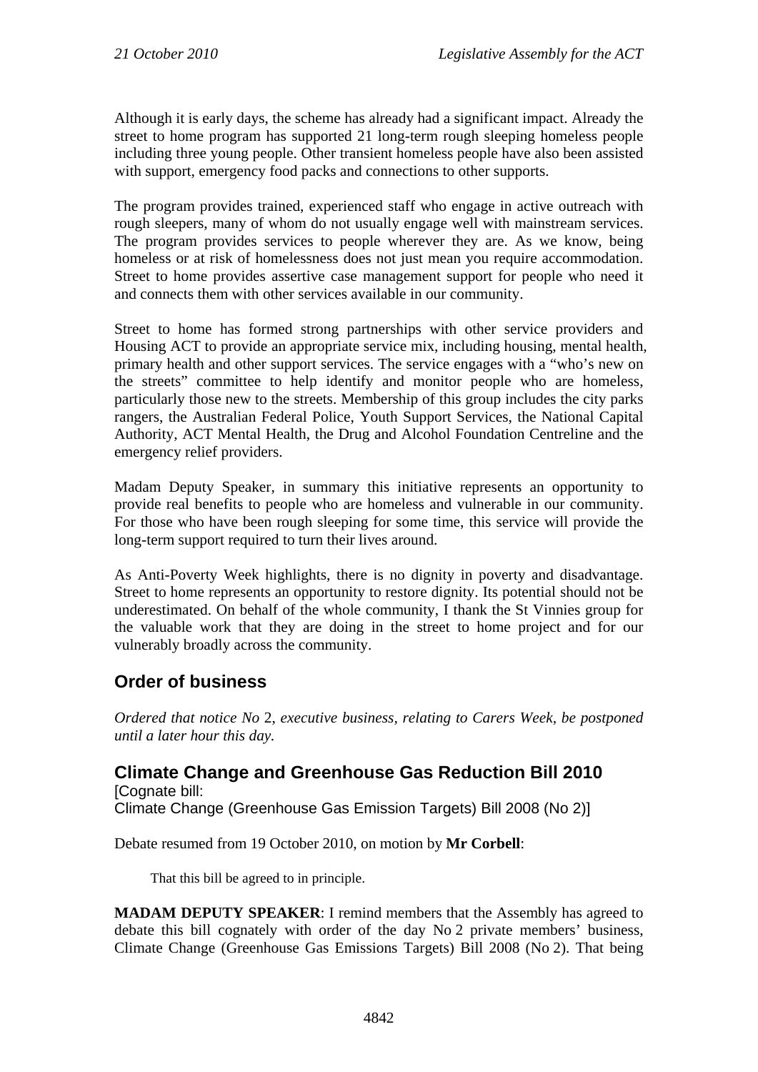Although it is early days, the scheme has already had a significant impact. Already the street to home program has supported 21 long-term rough sleeping homeless people including three young people. Other transient homeless people have also been assisted with support, emergency food packs and connections to other supports.

The program provides trained, experienced staff who engage in active outreach with rough sleepers, many of whom do not usually engage well with mainstream services. The program provides services to people wherever they are. As we know, being homeless or at risk of homelessness does not just mean you require accommodation. Street to home provides assertive case management support for people who need it and connects them with other services available in our community.

Street to home has formed strong partnerships with other service providers and Housing ACT to provide an appropriate service mix, including housing, mental health, primary health and other support services. The service engages with a "who's new on the streets" committee to help identify and monitor people who are homeless, particularly those new to the streets. Membership of this group includes the city parks rangers, the Australian Federal Police, Youth Support Services, the National Capital Authority, ACT Mental Health, the Drug and Alcohol Foundation Centreline and the emergency relief providers.

Madam Deputy Speaker, in summary this initiative represents an opportunity to provide real benefits to people who are homeless and vulnerable in our community. For those who have been rough sleeping for some time, this service will provide the long-term support required to turn their lives around.

As Anti-Poverty Week highlights, there is no dignity in poverty and disadvantage. Street to home represents an opportunity to restore dignity. Its potential should not be underestimated. On behalf of the whole community, I thank the St Vinnies group for the valuable work that they are doing in the street to home project and for our vulnerably broadly across the community.

## Order of business

*Ordered that notice No* 2, *executive business, relating to Carers Week, be postponed until a later hour this day.*

## Climate Change and Greenhouse Gas Reduction Bill 2010

[Cognate bill:
Climate Change (Greenhouse Gas Emission Targets) Bill 2008 (No 2)]

Debate resumed from 19 October 2010, on motion by **Mr Corbell**:

> That this bill be agreed to in principle.

**MADAM DEPUTY SPEAKER**: I remind members that the Assembly has agreed to debate this bill cognately with order of the day No 2 private members' business, Climate Change (Greenhouse Gas Emissions Targets) Bill 2008 (No 2). That being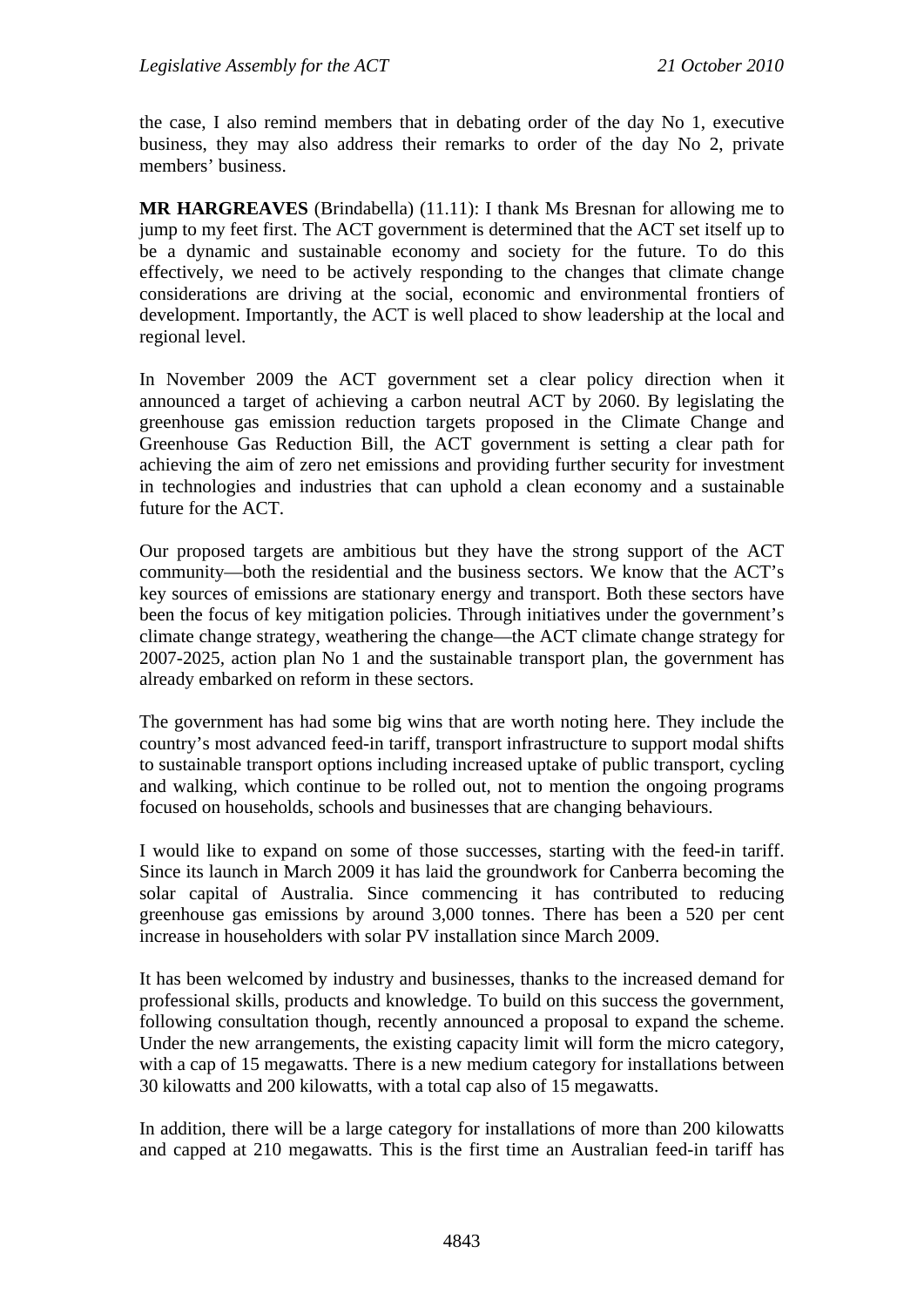the case, I also remind members that in debating order of the day No 1, executive business, they may also address their remarks to order of the day No 2, private members' business.

**MR HARGREAVES** (Brindabella) (11.11): I thank Ms Bresnan for allowing me to jump to my feet first. The ACT government is determined that the ACT set itself up to be a dynamic and sustainable economy and society for the future. To do this effectively, we need to be actively responding to the changes that climate change considerations are driving at the social, economic and environmental frontiers of development. Importantly, the ACT is well placed to show leadership at the local and regional level.

In November 2009 the ACT government set a clear policy direction when it announced a target of achieving a carbon neutral ACT by 2060. By legislating the greenhouse gas emission reduction targets proposed in the Climate Change and Greenhouse Gas Reduction Bill, the ACT government is setting a clear path for achieving the aim of zero net emissions and providing further security for investment in technologies and industries that can uphold a clean economy and a sustainable future for the ACT.

Our proposed targets are ambitious but they have the strong support of the ACT community—both the residential and the business sectors. We know that the ACT's key sources of emissions are stationary energy and transport. Both these sectors have been the focus of key mitigation policies. Through initiatives under the government's climate change strategy, weathering the change—the ACT climate change strategy for 2007-2025, action plan No 1 and the sustainable transport plan, the government has already embarked on reform in these sectors.

The government has had some big wins that are worth noting here. They include the country's most advanced feed-in tariff, transport infrastructure to support modal shifts to sustainable transport options including increased uptake of public transport, cycling and walking, which continue to be rolled out, not to mention the ongoing programs focused on households, schools and businesses that are changing behaviours.

I would like to expand on some of those successes, starting with the feed-in tariff. Since its launch in March 2009 it has laid the groundwork for Canberra becoming the solar capital of Australia. Since commencing it has contributed to reducing greenhouse gas emissions by around 3,000 tonnes. There has been a 520 per cent increase in householders with solar PV installation since March 2009.

It has been welcomed by industry and businesses, thanks to the increased demand for professional skills, products and knowledge. To build on this success the government, following consultation though, recently announced a proposal to expand the scheme. Under the new arrangements, the existing capacity limit will form the micro category, with a cap of 15 megawatts. There is a new medium category for installations between 30 kilowatts and 200 kilowatts, with a total cap also of 15 megawatts.

In addition, there will be a large category for installations of more than 200 kilowatts and capped at 210 megawatts. This is the first time an Australian feed-in tariff has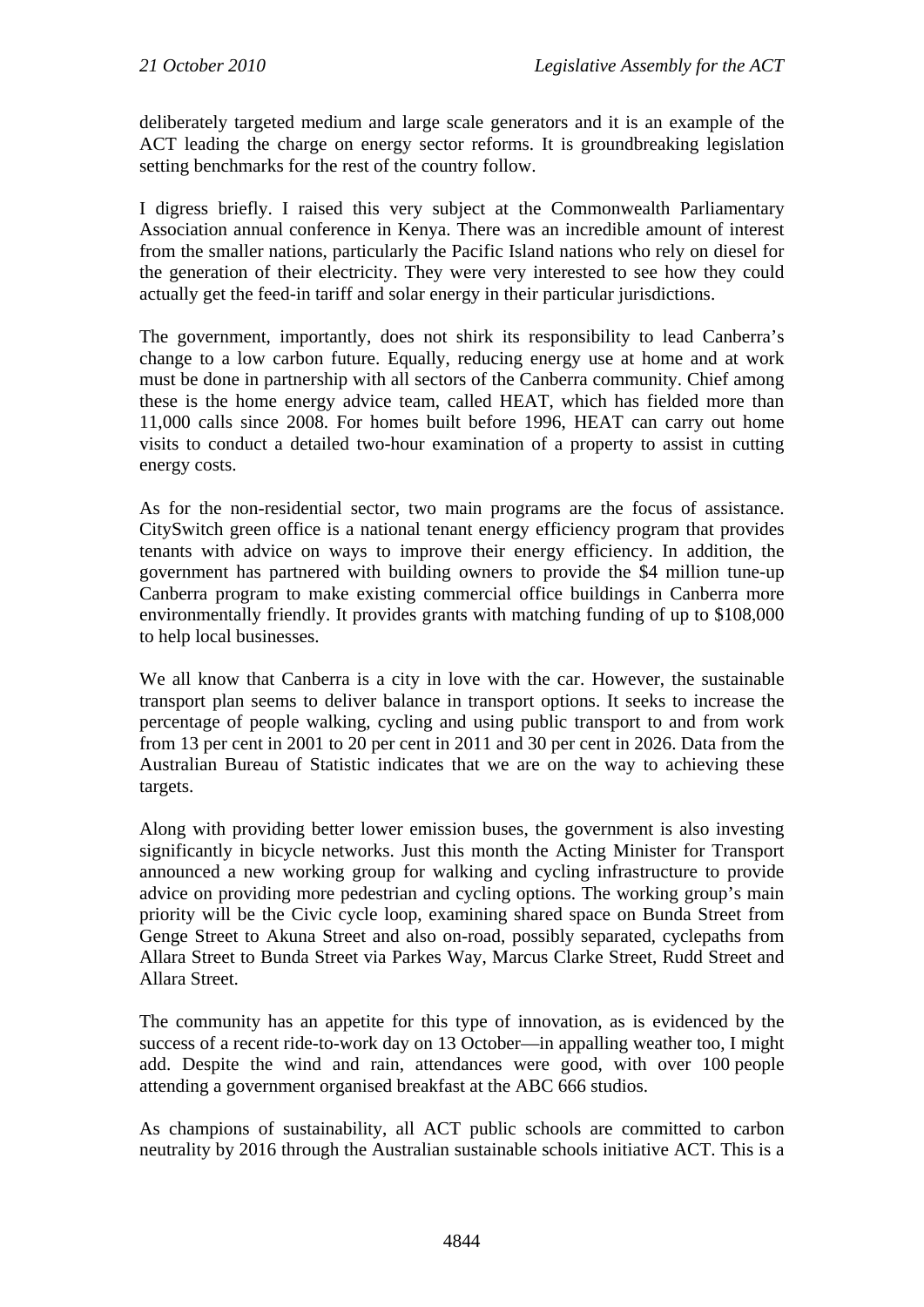deliberately targeted medium and large scale generators and it is an example of the ACT leading the charge on energy sector reforms. It is groundbreaking legislation setting benchmarks for the rest of the country follow.

I digress briefly. I raised this very subject at the Commonwealth Parliamentary Association annual conference in Kenya. There was an incredible amount of interest from the smaller nations, particularly the Pacific Island nations who rely on diesel for the generation of their electricity. They were very interested to see how they could actually get the feed-in tariff and solar energy in their particular jurisdictions.

The government, importantly, does not shirk its responsibility to lead Canberra's change to a low carbon future. Equally, reducing energy use at home and at work must be done in partnership with all sectors of the Canberra community. Chief among these is the home energy advice team, called HEAT, which has fielded more than 11,000 calls since 2008. For homes built before 1996, HEAT can carry out home visits to conduct a detailed two-hour examination of a property to assist in cutting energy costs.

As for the non-residential sector, two main programs are the focus of assistance. CitySwitch green office is a national tenant energy efficiency program that provides tenants with advice on ways to improve their energy efficiency. In addition, the government has partnered with building owners to provide the $4 million tune-up Canberra program to make existing commercial office buildings in Canberra more environmentally friendly. It provides grants with matching funding of up to $108,000 to help local businesses.

We all know that Canberra is a city in love with the car. However, the sustainable transport plan seems to deliver balance in transport options. It seeks to increase the percentage of people walking, cycling and using public transport to and from work from 13 per cent in 2001 to 20 per cent in 2011 and 30 per cent in 2026. Data from the Australian Bureau of Statistic indicates that we are on the way to achieving these targets.

Along with providing better lower emission buses, the government is also investing significantly in bicycle networks. Just this month the Acting Minister for Transport announced a new working group for walking and cycling infrastructure to provide advice on providing more pedestrian and cycling options. The working group's main priority will be the Civic cycle loop, examining shared space on Bunda Street from Genge Street to Akuna Street and also on-road, possibly separated, cyclepaths from Allara Street to Bunda Street via Parkes Way, Marcus Clarke Street, Rudd Street and Allara Street.

The community has an appetite for this type of innovation, as is evidenced by the success of a recent ride-to-work day on 13 October—in appalling weather too, I might add. Despite the wind and rain, attendances were good, with over 100 people attending a government organised breakfast at the ABC 666 studios.

As champions of sustainability, all ACT public schools are committed to carbon neutrality by 2016 through the Australian sustainable schools initiative ACT. This is a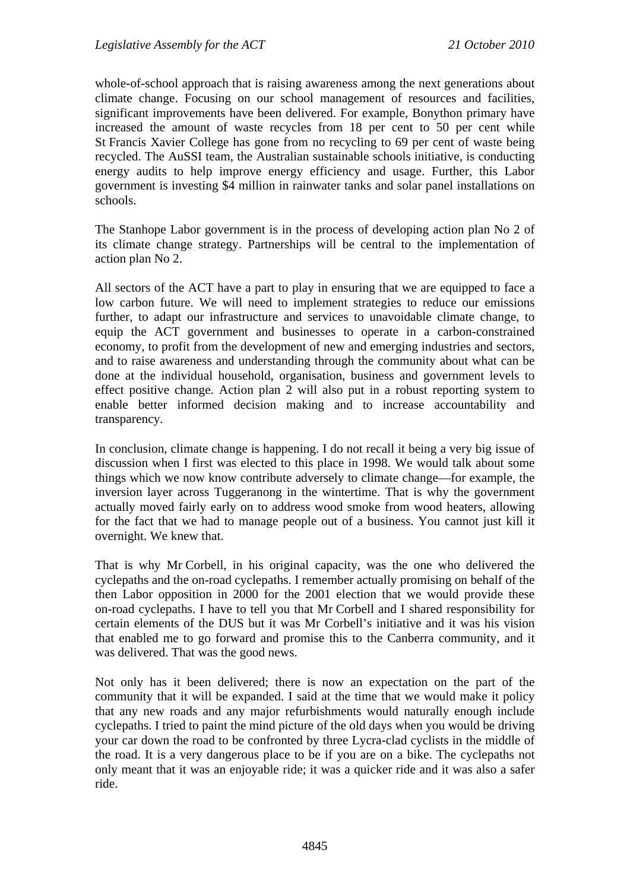whole-of-school approach that is raising awareness among the next generations about climate change. Focusing on our school management of resources and facilities, significant improvements have been delivered. For example, Bonython primary have increased the amount of waste recycles from 18 per cent to 50 per cent while St Francis Xavier College has gone from no recycling to 69 per cent of waste being recycled. The AuSSI team, the Australian sustainable schools initiative, is conducting energy audits to help improve energy efficiency and usage. Further, this Labor government is investing $4 million in rainwater tanks and solar panel installations on schools.

The Stanhope Labor government is in the process of developing action plan No 2 of its climate change strategy. Partnerships will be central to the implementation of action plan No 2.

All sectors of the ACT have a part to play in ensuring that we are equipped to face a low carbon future. We will need to implement strategies to reduce our emissions further, to adapt our infrastructure and services to unavoidable climate change, to equip the ACT government and businesses to operate in a carbon-constrained economy, to profit from the development of new and emerging industries and sectors, and to raise awareness and understanding through the community about what can be done at the individual household, organisation, business and government levels to effect positive change. Action plan 2 will also put in a robust reporting system to enable better informed decision making and to increase accountability and transparency.

In conclusion, climate change is happening. I do not recall it being a very big issue of discussion when I first was elected to this place in 1998. We would talk about some things which we now know contribute adversely to climate change—for example, the inversion layer across Tuggeranong in the wintertime. That is why the government actually moved fairly early on to address wood smoke from wood heaters, allowing for the fact that we had to manage people out of a business. You cannot just kill it overnight. We knew that.

That is why Mr Corbell, in his original capacity, was the one who delivered the cyclepaths and the on-road cyclepaths. I remember actually promising on behalf of the then Labor opposition in 2000 for the 2001 election that we would provide these on-road cyclepaths. I have to tell you that Mr Corbell and I shared responsibility for certain elements of the DUS but it was Mr Corbell's initiative and it was his vision that enabled me to go forward and promise this to the Canberra community, and it was delivered. That was the good news.

Not only has it been delivered; there is now an expectation on the part of the community that it will be expanded. I said at the time that we would make it policy that any new roads and any major refurbishments would naturally enough include cyclepaths. I tried to paint the mind picture of the old days when you would be driving your car down the road to be confronted by three Lycra-clad cyclists in the middle of the road. It is a very dangerous place to be if you are on a bike. The cyclepaths not only meant that it was an enjoyable ride; it was a quicker ride and it was also a safer ride.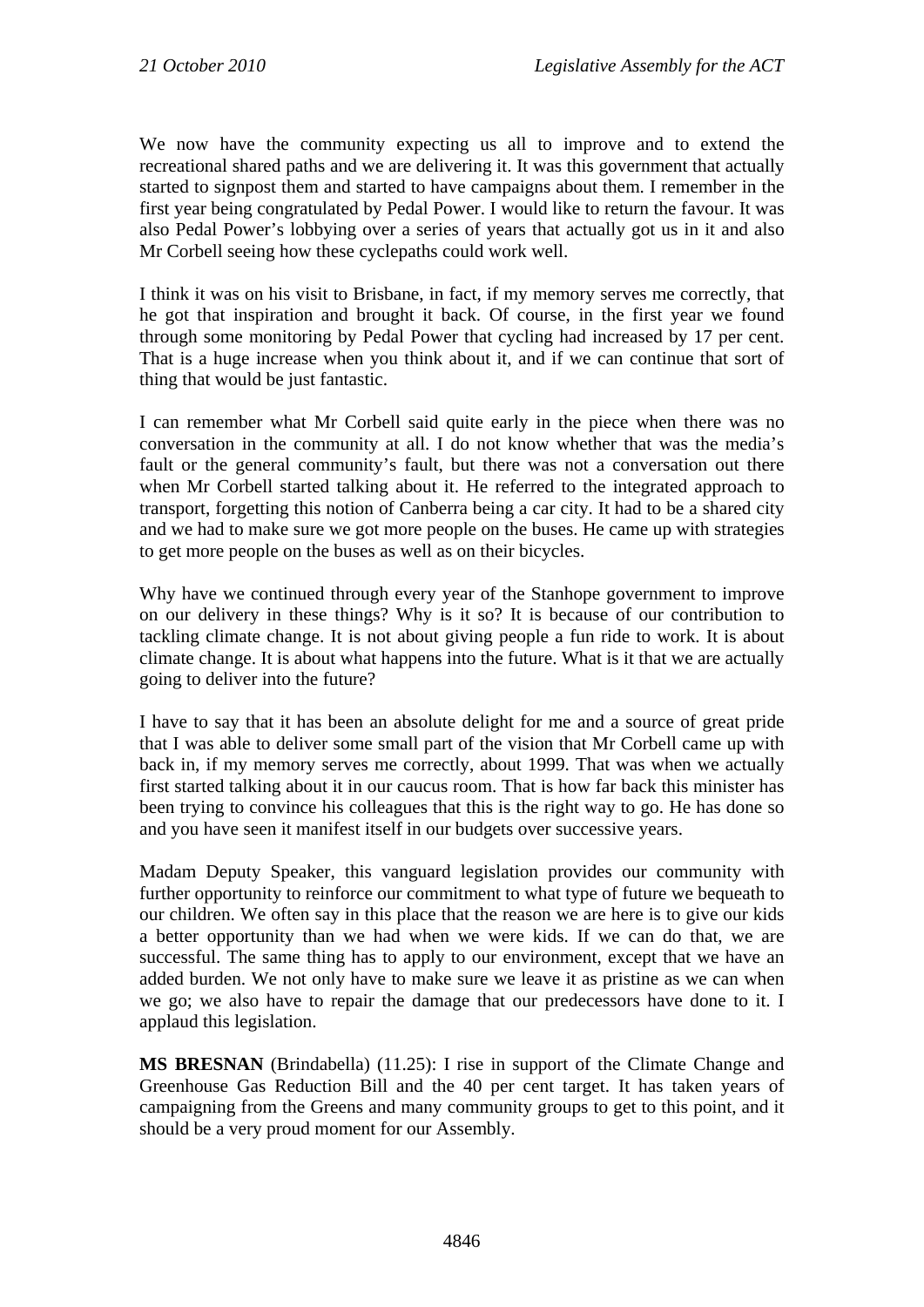We now have the community expecting us all to improve and to extend the recreational shared paths and we are delivering it. It was this government that actually started to signpost them and started to have campaigns about them. I remember in the first year being congratulated by Pedal Power. I would like to return the favour. It was also Pedal Power's lobbying over a series of years that actually got us in it and also Mr Corbell seeing how these cyclepaths could work well.

I think it was on his visit to Brisbane, in fact, if my memory serves me correctly, that he got that inspiration and brought it back. Of course, in the first year we found through some monitoring by Pedal Power that cycling had increased by 17 per cent. That is a huge increase when you think about it, and if we can continue that sort of thing that would be just fantastic.

I can remember what Mr Corbell said quite early in the piece when there was no conversation in the community at all. I do not know whether that was the media's fault or the general community's fault, but there was not a conversation out there when Mr Corbell started talking about it. He referred to the integrated approach to transport, forgetting this notion of Canberra being a car city. It had to be a shared city and we had to make sure we got more people on the buses. He came up with strategies to get more people on the buses as well as on their bicycles.

Why have we continued through every year of the Stanhope government to improve on our delivery in these things? Why is it so? It is because of our contribution to tackling climate change. It is not about giving people a fun ride to work. It is about climate change. It is about what happens into the future. What is it that we are actually going to deliver into the future?

I have to say that it has been an absolute delight for me and a source of great pride that I was able to deliver some small part of the vision that Mr Corbell came up with back in, if my memory serves me correctly, about 1999. That was when we actually first started talking about it in our caucus room. That is how far back this minister has been trying to convince his colleagues that this is the right way to go. He has done so and you have seen it manifest itself in our budgets over successive years.

Madam Deputy Speaker, this vanguard legislation provides our community with further opportunity to reinforce our commitment to what type of future we bequeath to our children. We often say in this place that the reason we are here is to give our kids a better opportunity than we had when we were kids. If we can do that, we are successful. The same thing has to apply to our environment, except that we have an added burden. We not only have to make sure we leave it as pristine as we can when we go; we also have to repair the damage that our predecessors have done to it. I applaud this legislation.

**MS BRESNAN** (Brindabella) (11.25): I rise in support of the Climate Change and Greenhouse Gas Reduction Bill and the 40 per cent target. It has taken years of campaigning from the Greens and many community groups to get to this point, and it should be a very proud moment for our Assembly.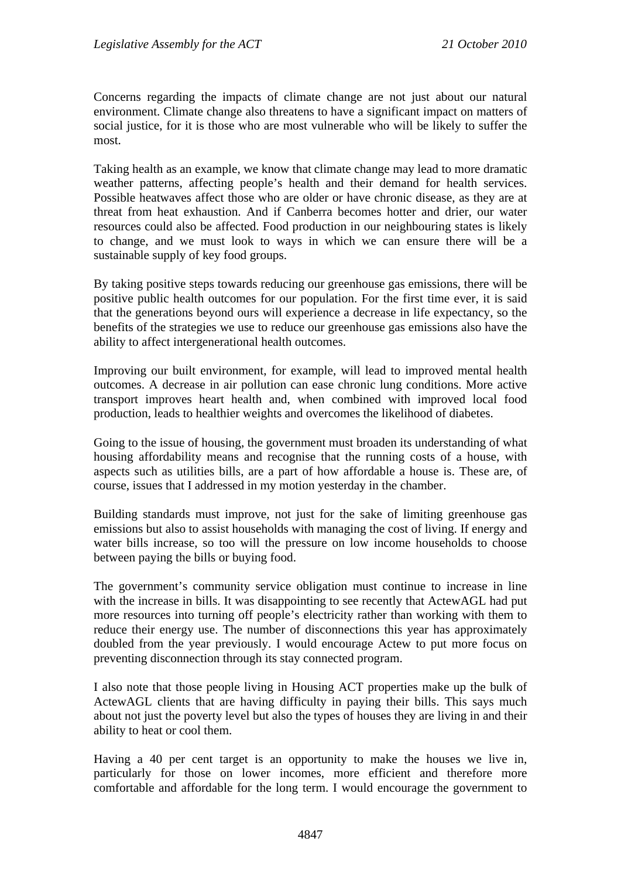Concerns regarding the impacts of climate change are not just about our natural environment. Climate change also threatens to have a significant impact on matters of social justice, for it is those who are most vulnerable who will be likely to suffer the most.

Taking health as an example, we know that climate change may lead to more dramatic weather patterns, affecting people's health and their demand for health services. Possible heatwaves affect those who are older or have chronic disease, as they are at threat from heat exhaustion. And if Canberra becomes hotter and drier, our water resources could also be affected. Food production in our neighbouring states is likely to change, and we must look to ways in which we can ensure there will be a sustainable supply of key food groups.

By taking positive steps towards reducing our greenhouse gas emissions, there will be positive public health outcomes for our population. For the first time ever, it is said that the generations beyond ours will experience a decrease in life expectancy, so the benefits of the strategies we use to reduce our greenhouse gas emissions also have the ability to affect intergenerational health outcomes.

Improving our built environment, for example, will lead to improved mental health outcomes. A decrease in air pollution can ease chronic lung conditions. More active transport improves heart health and, when combined with improved local food production, leads to healthier weights and overcomes the likelihood of diabetes.

Going to the issue of housing, the government must broaden its understanding of what housing affordability means and recognise that the running costs of a house, with aspects such as utilities bills, are a part of how affordable a house is. These are, of course, issues that I addressed in my motion yesterday in the chamber.

Building standards must improve, not just for the sake of limiting greenhouse gas emissions but also to assist households with managing the cost of living. If energy and water bills increase, so too will the pressure on low income households to choose between paying the bills or buying food.

The government's community service obligation must continue to increase in line with the increase in bills. It was disappointing to see recently that ActewAGL had put more resources into turning off people's electricity rather than working with them to reduce their energy use. The number of disconnections this year has approximately doubled from the year previously. I would encourage Actew to put more focus on preventing disconnection through its stay connected program.

I also note that those people living in Housing ACT properties make up the bulk of ActewAGL clients that are having difficulty in paying their bills. This says much about not just the poverty level but also the types of houses they are living in and their ability to heat or cool them.

Having a 40 per cent target is an opportunity to make the houses we live in, particularly for those on lower incomes, more efficient and therefore more comfortable and affordable for the long term. I would encourage the government to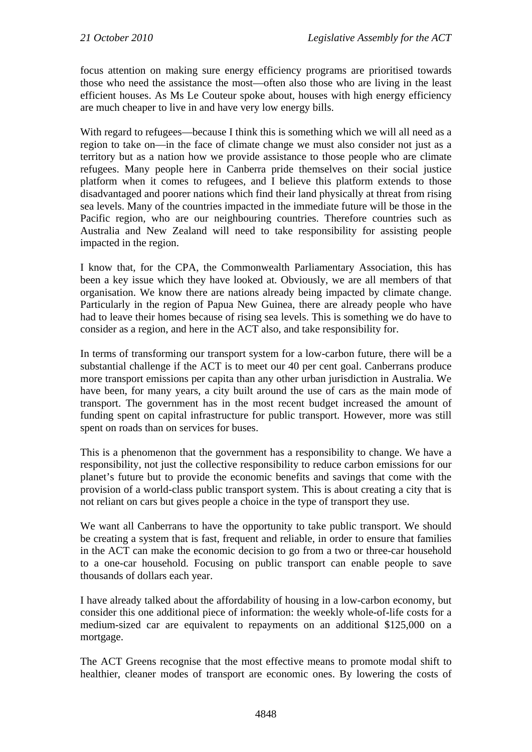focus attention on making sure energy efficiency programs are prioritised towards those who need the assistance the most—often also those who are living in the least efficient houses. As Ms Le Couteur spoke about, houses with high energy efficiency are much cheaper to live in and have very low energy bills.

With regard to refugees—because I think this is something which we will all need as a region to take on—in the face of climate change we must also consider not just as a territory but as a nation how we provide assistance to those people who are climate refugees. Many people here in Canberra pride themselves on their social justice platform when it comes to refugees, and I believe this platform extends to those disadvantaged and poorer nations which find their land physically at threat from rising sea levels. Many of the countries impacted in the immediate future will be those in the Pacific region, who are our neighbouring countries. Therefore countries such as Australia and New Zealand will need to take responsibility for assisting people impacted in the region.

I know that, for the CPA, the Commonwealth Parliamentary Association, this has been a key issue which they have looked at. Obviously, we are all members of that organisation. We know there are nations already being impacted by climate change. Particularly in the region of Papua New Guinea, there are already people who have had to leave their homes because of rising sea levels. This is something we do have to consider as a region, and here in the ACT also, and take responsibility for.

In terms of transforming our transport system for a low-carbon future, there will be a substantial challenge if the ACT is to meet our 40 per cent goal. Canberrans produce more transport emissions per capita than any other urban jurisdiction in Australia. We have been, for many years, a city built around the use of cars as the main mode of transport. The government has in the most recent budget increased the amount of funding spent on capital infrastructure for public transport. However, more was still spent on roads than on services for buses.

This is a phenomenon that the government has a responsibility to change. We have a responsibility, not just the collective responsibility to reduce carbon emissions for our planet's future but to provide the economic benefits and savings that come with the provision of a world-class public transport system. This is about creating a city that is not reliant on cars but gives people a choice in the type of transport they use.

We want all Canberrans to have the opportunity to take public transport. We should be creating a system that is fast, frequent and reliable, in order to ensure that families in the ACT can make the economic decision to go from a two or three-car household to a one-car household. Focusing on public transport can enable people to save thousands of dollars each year.

I have already talked about the affordability of housing in a low-carbon economy, but consider this one additional piece of information: the weekly whole-of-life costs for a medium-sized car are equivalent to repayments on an additional $125,000 on a mortgage.

The ACT Greens recognise that the most effective means to promote modal shift to healthier, cleaner modes of transport are economic ones. By lowering the costs of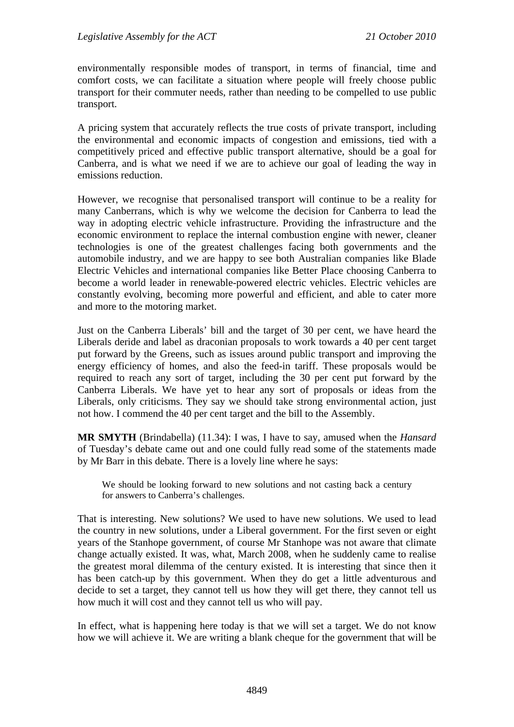environmentally responsible modes of transport, in terms of financial, time and comfort costs, we can facilitate a situation where people will freely choose public transport for their commuter needs, rather than needing to be compelled to use public transport.

A pricing system that accurately reflects the true costs of private transport, including the environmental and economic impacts of congestion and emissions, tied with a competitively priced and effective public transport alternative, should be a goal for Canberra, and is what we need if we are to achieve our goal of leading the way in emissions reduction.

However, we recognise that personalised transport will continue to be a reality for many Canberrans, which is why we welcome the decision for Canberra to lead the way in adopting electric vehicle infrastructure. Providing the infrastructure and the economic environment to replace the internal combustion engine with newer, cleaner technologies is one of the greatest challenges facing both governments and the automobile industry, and we are happy to see both Australian companies like Blade Electric Vehicles and international companies like Better Place choosing Canberra to become a world leader in renewable-powered electric vehicles. Electric vehicles are constantly evolving, becoming more powerful and efficient, and able to cater more and more to the motoring market.

Just on the Canberra Liberals' bill and the target of 30 per cent, we have heard the Liberals deride and label as draconian proposals to work towards a 40 per cent target put forward by the Greens, such as issues around public transport and improving the energy efficiency of homes, and also the feed-in tariff. These proposals would be required to reach any sort of target, including the 30 per cent put forward by the Canberra Liberals. We have yet to hear any sort of proposals or ideas from the Liberals, only criticisms. They say we should take strong environmental action, just not how. I commend the 40 per cent target and the bill to the Assembly.

**MR SMYTH** (Brindabella) (11.34): I was, I have to say, amused when the *Hansard* of Tuesday's debate came out and one could fully read some of the statements made by Mr Barr in this debate. There is a lovely line where he says:

> We should be looking forward to new solutions and not casting back a century for answers to Canberra's challenges.

That is interesting. New solutions? We used to have new solutions. We used to lead the country in new solutions, under a Liberal government. For the first seven or eight years of the Stanhope government, of course Mr Stanhope was not aware that climate change actually existed. It was, what, March 2008, when he suddenly came to realise the greatest moral dilemma of the century existed. It is interesting that since then it has been catch-up by this government. When they do get a little adventurous and decide to set a target, they cannot tell us how they will get there, they cannot tell us how much it will cost and they cannot tell us who will pay.

In effect, what is happening here today is that we will set a target. We do not know how we will achieve it. We are writing a blank cheque for the government that will be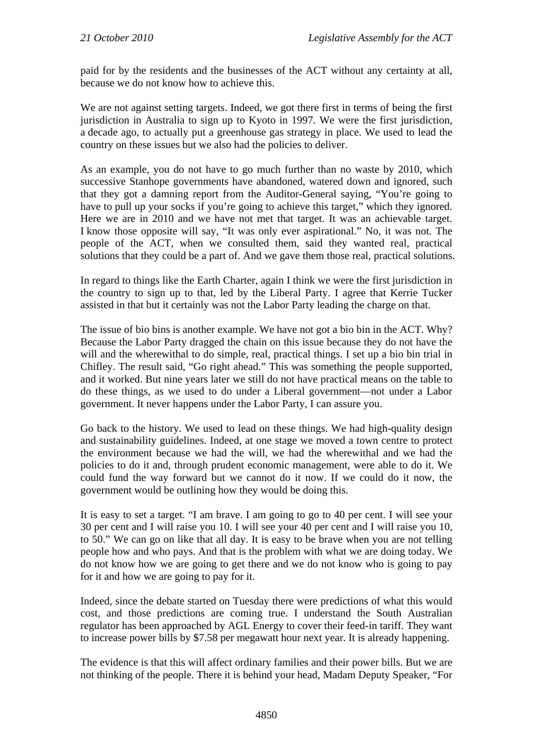paid for by the residents and the businesses of the ACT without any certainty at all, because we do not know how to achieve this.

We are not against setting targets. Indeed, we got there first in terms of being the first jurisdiction in Australia to sign up to Kyoto in 1997. We were the first jurisdiction, a decade ago, to actually put a greenhouse gas strategy in place. We used to lead the country on these issues but we also had the policies to deliver.

As an example, you do not have to go much further than no waste by 2010, which successive Stanhope governments have abandoned, watered down and ignored, such that they got a damning report from the Auditor-General saying, "You're going to have to pull up your socks if you're going to achieve this target," which they ignored. Here we are in 2010 and we have not met that target. It was an achievable target. I know those opposite will say, "It was only ever aspirational." No, it was not. The people of the ACT, when we consulted them, said they wanted real, practical solutions that they could be a part of. And we gave them those real, practical solutions.

In regard to things like the Earth Charter, again I think we were the first jurisdiction in the country to sign up to that, led by the Liberal Party. I agree that Kerrie Tucker assisted in that but it certainly was not the Labor Party leading the charge on that.

The issue of bio bins is another example. We have not got a bio bin in the ACT. Why? Because the Labor Party dragged the chain on this issue because they do not have the will and the wherewithal to do simple, real, practical things. I set up a bio bin trial in Chifley. The result said, "Go right ahead." This was something the people supported, and it worked. But nine years later we still do not have practical means on the table to do these things, as we used to do under a Liberal government—not under a Labor government. It never happens under the Labor Party, I can assure you.

Go back to the history. We used to lead on these things. We had high-quality design and sustainability guidelines. Indeed, at one stage we moved a town centre to protect the environment because we had the will, we had the wherewithal and we had the policies to do it and, through prudent economic management, were able to do it. We could fund the way forward but we cannot do it now. If we could do it now, the government would be outlining how they would be doing this.

It is easy to set a target. "I am brave. I am going to go to 40 per cent. I will see your 30 per cent and I will raise you 10. I will see your 40 per cent and I will raise you 10, to 50." We can go on like that all day. It is easy to be brave when you are not telling people how and who pays. And that is the problem with what we are doing today. We do not know how we are going to get there and we do not know who is going to pay for it and how we are going to pay for it.

Indeed, since the debate started on Tuesday there were predictions of what this would cost, and those predictions are coming true. I understand the South Australian regulator has been approached by AGL Energy to cover their feed-in tariff. They want to increase power bills by $7.58 per megawatt hour next year. It is already happening.

The evidence is that this will affect ordinary families and their power bills. But we are not thinking of the people. There it is behind your head, Madam Deputy Speaker, "For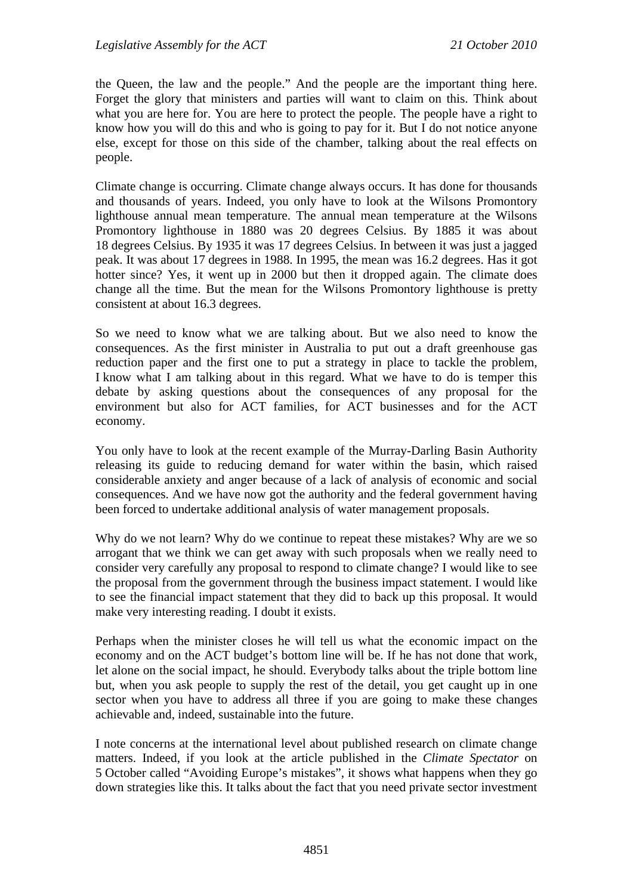the Queen, the law and the people." And the people are the important thing here. Forget the glory that ministers and parties will want to claim on this. Think about what you are here for. You are here to protect the people. The people have a right to know how you will do this and who is going to pay for it. But I do not notice anyone else, except for those on this side of the chamber, talking about the real effects on people.

Climate change is occurring. Climate change always occurs. It has done for thousands and thousands of years. Indeed, you only have to look at the Wilsons Promontory lighthouse annual mean temperature. The annual mean temperature at the Wilsons Promontory lighthouse in 1880 was 20 degrees Celsius. By 1885 it was about 18 degrees Celsius. By 1935 it was 17 degrees Celsius. In between it was just a jagged peak. It was about 17 degrees in 1988. In 1995, the mean was 16.2 degrees. Has it got hotter since? Yes, it went up in 2000 but then it dropped again. The climate does change all the time. But the mean for the Wilsons Promontory lighthouse is pretty consistent at about 16.3 degrees.

So we need to know what we are talking about. But we also need to know the consequences. As the first minister in Australia to put out a draft greenhouse gas reduction paper and the first one to put a strategy in place to tackle the problem, I know what I am talking about in this regard. What we have to do is temper this debate by asking questions about the consequences of any proposal for the environment but also for ACT families, for ACT businesses and for the ACT economy.

You only have to look at the recent example of the Murray-Darling Basin Authority releasing its guide to reducing demand for water within the basin, which raised considerable anxiety and anger because of a lack of analysis of economic and social consequences. And we have now got the authority and the federal government having been forced to undertake additional analysis of water management proposals.

Why do we not learn? Why do we continue to repeat these mistakes? Why are we so arrogant that we think we can get away with such proposals when we really need to consider very carefully any proposal to respond to climate change? I would like to see the proposal from the government through the business impact statement. I would like to see the financial impact statement that they did to back up this proposal. It would make very interesting reading. I doubt it exists.

Perhaps when the minister closes he will tell us what the economic impact on the economy and on the ACT budget's bottom line will be. If he has not done that work, let alone on the social impact, he should. Everybody talks about the triple bottom line but, when you ask people to supply the rest of the detail, you get caught up in one sector when you have to address all three if you are going to make these changes achievable and, indeed, sustainable into the future.

I note concerns at the international level about published research on climate change matters. Indeed, if you look at the article published in the *Climate Spectator* on 5 October called "Avoiding Europe's mistakes", it shows what happens when they go down strategies like this. It talks about the fact that you need private sector investment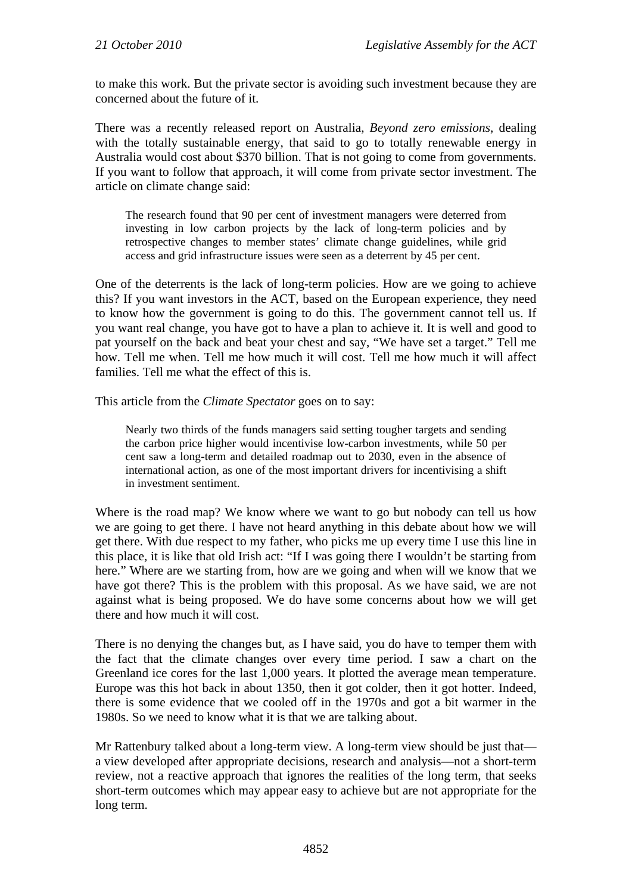to make this work. But the private sector is avoiding such investment because they are concerned about the future of it.

There was a recently released report on Australia, *Beyond zero emissions*, dealing with the totally sustainable energy, that said to go to totally renewable energy in Australia would cost about $370 billion. That is not going to come from governments. If you want to follow that approach, it will come from private sector investment. The article on climate change said:

> The research found that 90 per cent of investment managers were deterred from investing in low carbon projects by the lack of long-term policies and by retrospective changes to member states' climate change guidelines, while grid access and grid infrastructure issues were seen as a deterrent by 45 per cent.

One of the deterrents is the lack of long-term policies. How are we going to achieve this? If you want investors in the ACT, based on the European experience, they need to know how the government is going to do this. The government cannot tell us. If you want real change, you have got to have a plan to achieve it. It is well and good to pat yourself on the back and beat your chest and say, "We have set a target." Tell me how. Tell me when. Tell me how much it will cost. Tell me how much it will affect families. Tell me what the effect of this is.

This article from the *Climate Spectator* goes on to say:

> Nearly two thirds of the funds managers said setting tougher targets and sending the carbon price higher would incentivise low-carbon investments, while 50 per cent saw a long-term and detailed roadmap out to 2030, even in the absence of international action, as one of the most important drivers for incentivising a shift in investment sentiment.

Where is the road map? We know where we want to go but nobody can tell us how we are going to get there. I have not heard anything in this debate about how we will get there. With due respect to my father, who picks me up every time I use this line in this place, it is like that old Irish act: "If I was going there I wouldn't be starting from here." Where are we starting from, how are we going and when will we know that we have got there? This is the problem with this proposal. As we have said, we are not against what is being proposed. We do have some concerns about how we will get there and how much it will cost.

There is no denying the changes but, as I have said, you do have to temper them with the fact that the climate changes over every time period. I saw a chart on the Greenland ice cores for the last 1,000 years. It plotted the average mean temperature. Europe was this hot back in about 1350, then it got colder, then it got hotter. Indeed, there is some evidence that we cooled off in the 1970s and got a bit warmer in the 1980s. So we need to know what it is that we are talking about.

Mr Rattenbury talked about a long-term view. A long-term view should be just that—a view developed after appropriate decisions, research and analysis—not a short-term review, not a reactive approach that ignores the realities of the long term, that seeks short-term outcomes which may appear easy to achieve but are not appropriate for the long term.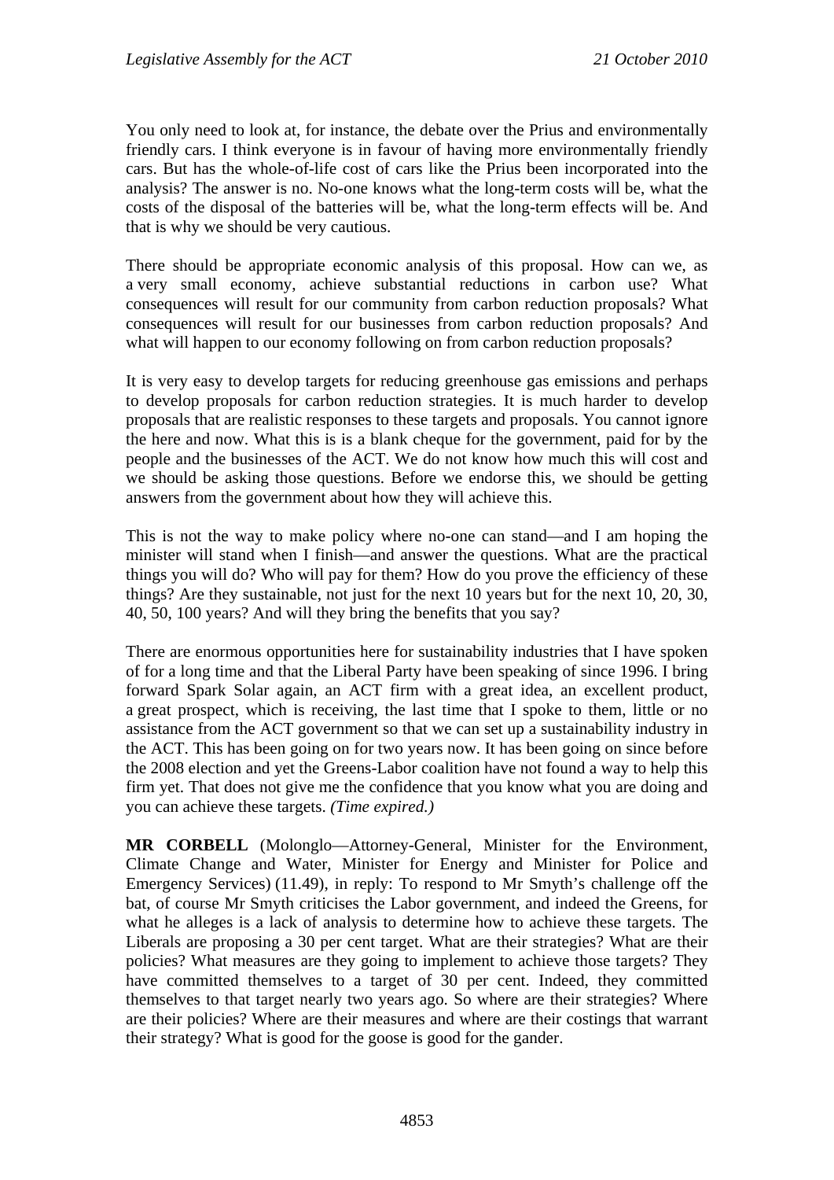You only need to look at, for instance, the debate over the Prius and environmentally friendly cars. I think everyone is in favour of having more environmentally friendly cars. But has the whole-of-life cost of cars like the Prius been incorporated into the analysis? The answer is no. No-one knows what the long-term costs will be, what the costs of the disposal of the batteries will be, what the long-term effects will be. And that is why we should be very cautious.

There should be appropriate economic analysis of this proposal. How can we, as a very small economy, achieve substantial reductions in carbon use? What consequences will result for our community from carbon reduction proposals? What consequences will result for our businesses from carbon reduction proposals? And what will happen to our economy following on from carbon reduction proposals?

It is very easy to develop targets for reducing greenhouse gas emissions and perhaps to develop proposals for carbon reduction strategies. It is much harder to develop proposals that are realistic responses to these targets and proposals. You cannot ignore the here and now. What this is is a blank cheque for the government, paid for by the people and the businesses of the ACT. We do not know how much this will cost and we should be asking those questions. Before we endorse this, we should be getting answers from the government about how they will achieve this.

This is not the way to make policy where no-one can stand—and I am hoping the minister will stand when I finish—and answer the questions. What are the practical things you will do? Who will pay for them? How do you prove the efficiency of these things? Are they sustainable, not just for the next 10 years but for the next 10, 20, 30, 40, 50, 100 years? And will they bring the benefits that you say?

There are enormous opportunities here for sustainability industries that I have spoken of for a long time and that the Liberal Party have been speaking of since 1996. I bring forward Spark Solar again, an ACT firm with a great idea, an excellent product, a great prospect, which is receiving, the last time that I spoke to them, little or no assistance from the ACT government so that we can set up a sustainability industry in the ACT. This has been going on for two years now. It has been going on since before the 2008 election and yet the Greens-Labor coalition have not found a way to help this firm yet. That does not give me the confidence that you know what you are doing and you can achieve these targets. *(Time expired.)*

**MR CORBELL** (Molonglo—Attorney-General, Minister for the Environment, Climate Change and Water, Minister for Energy and Minister for Police and Emergency Services) (11.49), in reply: To respond to Mr Smyth's challenge off the bat, of course Mr Smyth criticises the Labor government, and indeed the Greens, for what he alleges is a lack of analysis to determine how to achieve these targets. The Liberals are proposing a 30 per cent target. What are their strategies? What are their policies? What measures are they going to implement to achieve those targets? They have committed themselves to a target of 30 per cent. Indeed, they committed themselves to that target nearly two years ago. So where are their strategies? Where are their policies? Where are their measures and where are their costings that warrant their strategy? What is good for the goose is good for the gander.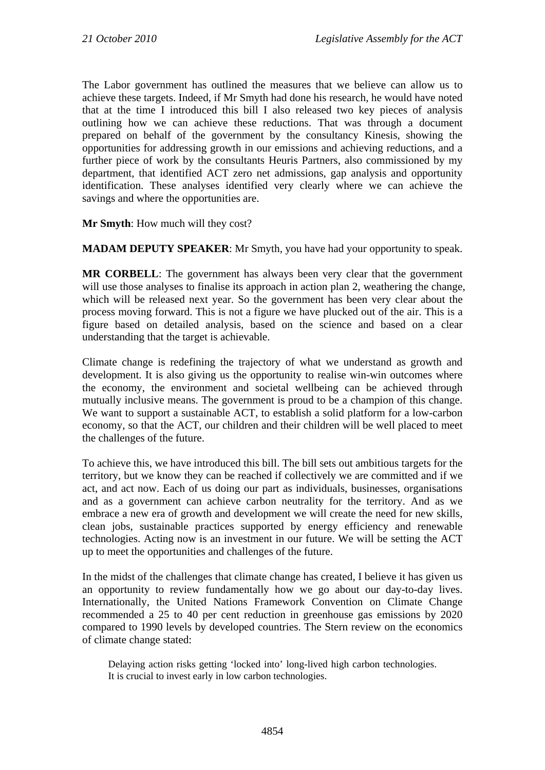The Labor government has outlined the measures that we believe can allow us to achieve these targets. Indeed, if Mr Smyth had done his research, he would have noted that at the time I introduced this bill I also released two key pieces of analysis outlining how we can achieve these reductions. That was through a document prepared on behalf of the government by the consultancy Kinesis, showing the opportunities for addressing growth in our emissions and achieving reductions, and a further piece of work by the consultants Heuris Partners, also commissioned by my department, that identified ACT zero net admissions, gap analysis and opportunity identification. These analyses identified very clearly where we can achieve the savings and where the opportunities are.

**Mr Smyth**: How much will they cost?

**MADAM DEPUTY SPEAKER**: Mr Smyth, you have had your opportunity to speak.

**MR CORBELL**: The government has always been very clear that the government will use those analyses to finalise its approach in action plan 2, weathering the change, which will be released next year. So the government has been very clear about the process moving forward. This is not a figure we have plucked out of the air. This is a figure based on detailed analysis, based on the science and based on a clear understanding that the target is achievable.

Climate change is redefining the trajectory of what we understand as growth and development. It is also giving us the opportunity to realise win-win outcomes where the economy, the environment and societal wellbeing can be achieved through mutually inclusive means. The government is proud to be a champion of this change. We want to support a sustainable ACT, to establish a solid platform for a low-carbon economy, so that the ACT, our children and their children will be well placed to meet the challenges of the future.

To achieve this, we have introduced this bill. The bill sets out ambitious targets for the territory, but we know they can be reached if collectively we are committed and if we act, and act now. Each of us doing our part as individuals, businesses, organisations and as a government can achieve carbon neutrality for the territory. And as we embrace a new era of growth and development we will create the need for new skills, clean jobs, sustainable practices supported by energy efficiency and renewable technologies. Acting now is an investment in our future. We will be setting the ACT up to meet the opportunities and challenges of the future.

In the midst of the challenges that climate change has created, I believe it has given us an opportunity to review fundamentally how we go about our day-to-day lives. Internationally, the United Nations Framework Convention on Climate Change recommended a 25 to 40 per cent reduction in greenhouse gas emissions by 2020 compared to 1990 levels by developed countries. The Stern review on the economics of climate change stated:

> Delaying action risks getting 'locked into' long-lived high carbon technologies. It is crucial to invest early in low carbon technologies.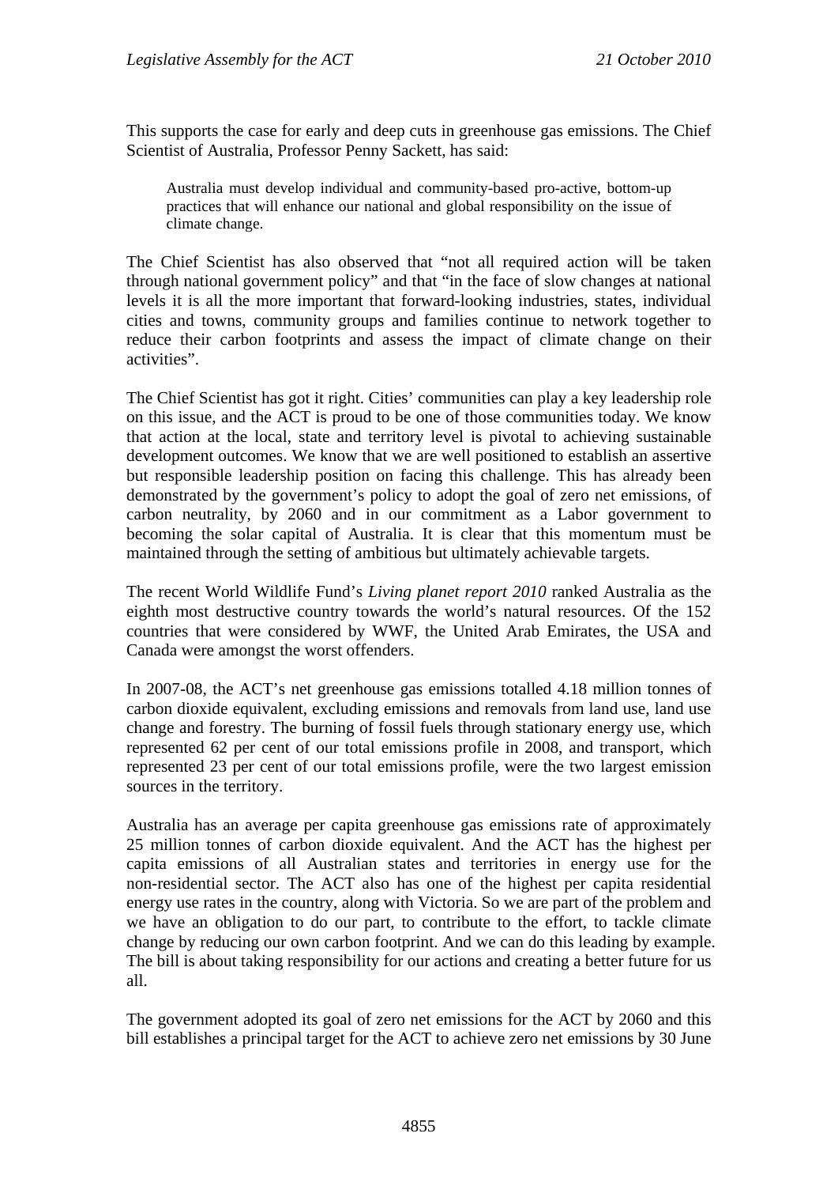This supports the case for early and deep cuts in greenhouse gas emissions. The Chief Scientist of Australia, Professor Penny Sackett, has said:

> Australia must develop individual and community-based pro-active, bottom-up practices that will enhance our national and global responsibility on the issue of climate change.

The Chief Scientist has also observed that "not all required action will be taken through national government policy" and that "in the face of slow changes at national levels it is all the more important that forward-looking industries, states, individual cities and towns, community groups and families continue to network together to reduce their carbon footprints and assess the impact of climate change on their activities".

The Chief Scientist has got it right. Cities' communities can play a key leadership role on this issue, and the ACT is proud to be one of those communities today. We know that action at the local, state and territory level is pivotal to achieving sustainable development outcomes. We know that we are well positioned to establish an assertive but responsible leadership position on facing this challenge. This has already been demonstrated by the government's policy to adopt the goal of zero net emissions, of carbon neutrality, by 2060 and in our commitment as a Labor government to becoming the solar capital of Australia. It is clear that this momentum must be maintained through the setting of ambitious but ultimately achievable targets.

The recent World Wildlife Fund's *Living planet report 2010* ranked Australia as the eighth most destructive country towards the world's natural resources. Of the 152 countries that were considered by WWF, the United Arab Emirates, the USA and Canada were amongst the worst offenders.

In 2007-08, the ACT's net greenhouse gas emissions totalled 4.18 million tonnes of carbon dioxide equivalent, excluding emissions and removals from land use, land use change and forestry. The burning of fossil fuels through stationary energy use, which represented 62 per cent of our total emissions profile in 2008, and transport, which represented 23 per cent of our total emissions profile, were the two largest emission sources in the territory.

Australia has an average per capita greenhouse gas emissions rate of approximately 25 million tonnes of carbon dioxide equivalent. And the ACT has the highest per capita emissions of all Australian states and territories in energy use for the non-residential sector. The ACT also has one of the highest per capita residential energy use rates in the country, along with Victoria. So we are part of the problem and we have an obligation to do our part, to contribute to the effort, to tackle climate change by reducing our own carbon footprint. And we can do this leading by example. The bill is about taking responsibility for our actions and creating a better future for us all.

The government adopted its goal of zero net emissions for the ACT by 2060 and this bill establishes a principal target for the ACT to achieve zero net emissions by 30 June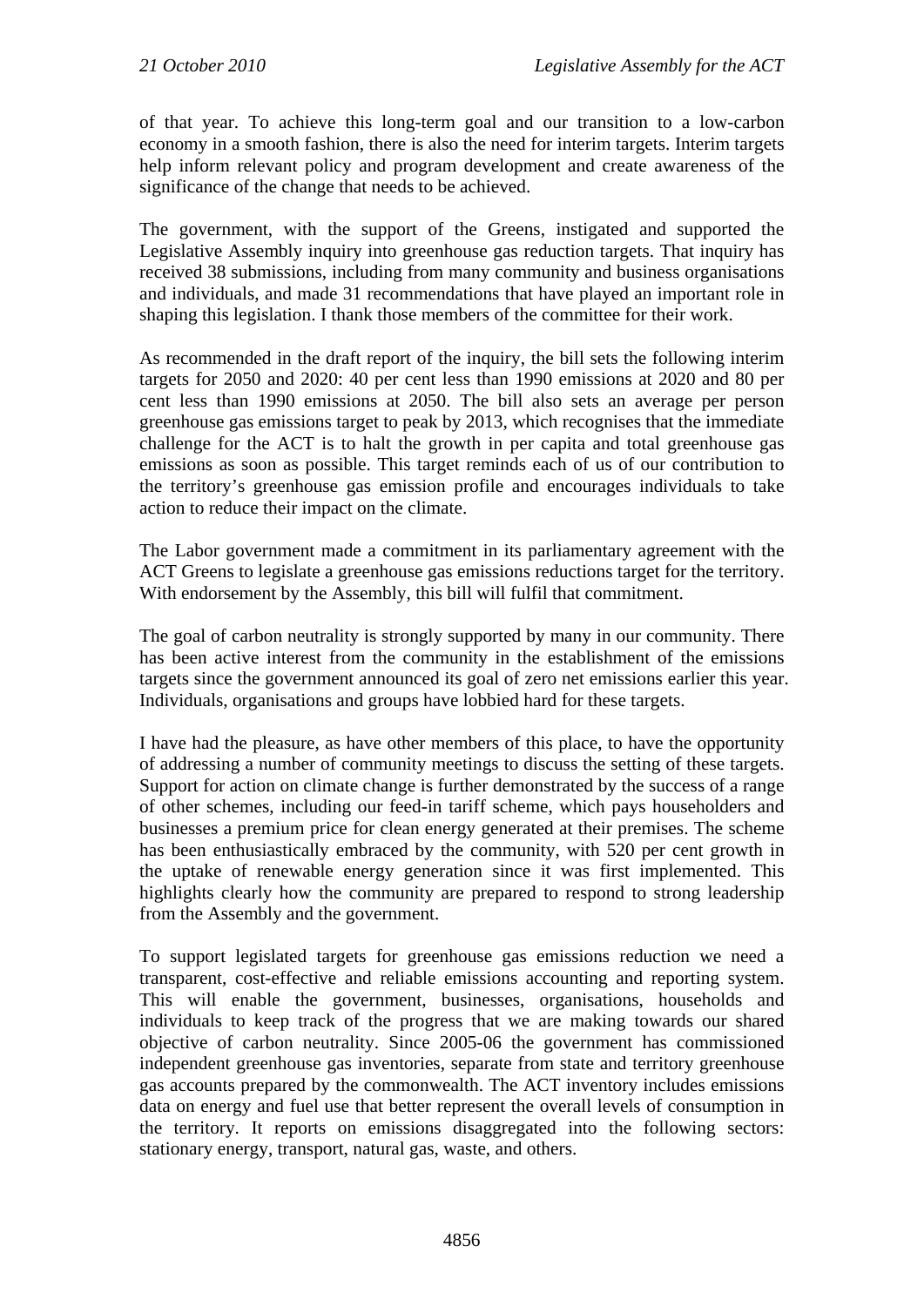of that year. To achieve this long-term goal and our transition to a low-carbon economy in a smooth fashion, there is also the need for interim targets. Interim targets help inform relevant policy and program development and create awareness of the significance of the change that needs to be achieved.

The government, with the support of the Greens, instigated and supported the Legislative Assembly inquiry into greenhouse gas reduction targets. That inquiry has received 38 submissions, including from many community and business organisations and individuals, and made 31 recommendations that have played an important role in shaping this legislation. I thank those members of the committee for their work.

As recommended in the draft report of the inquiry, the bill sets the following interim targets for 2050 and 2020: 40 per cent less than 1990 emissions at 2020 and 80 per cent less than 1990 emissions at 2050. The bill also sets an average per person greenhouse gas emissions target to peak by 2013, which recognises that the immediate challenge for the ACT is to halt the growth in per capita and total greenhouse gas emissions as soon as possible. This target reminds each of us of our contribution to the territory's greenhouse gas emission profile and encourages individuals to take action to reduce their impact on the climate.

The Labor government made a commitment in its parliamentary agreement with the ACT Greens to legislate a greenhouse gas emissions reductions target for the territory. With endorsement by the Assembly, this bill will fulfil that commitment.

The goal of carbon neutrality is strongly supported by many in our community. There has been active interest from the community in the establishment of the emissions targets since the government announced its goal of zero net emissions earlier this year. Individuals, organisations and groups have lobbied hard for these targets.

I have had the pleasure, as have other members of this place, to have the opportunity of addressing a number of community meetings to discuss the setting of these targets. Support for action on climate change is further demonstrated by the success of a range of other schemes, including our feed-in tariff scheme, which pays householders and businesses a premium price for clean energy generated at their premises. The scheme has been enthusiastically embraced by the community, with 520 per cent growth in the uptake of renewable energy generation since it was first implemented. This highlights clearly how the community are prepared to respond to strong leadership from the Assembly and the government.

To support legislated targets for greenhouse gas emissions reduction we need a transparent, cost-effective and reliable emissions accounting and reporting system. This will enable the government, businesses, organisations, households and individuals to keep track of the progress that we are making towards our shared objective of carbon neutrality. Since 2005-06 the government has commissioned independent greenhouse gas inventories, separate from state and territory greenhouse gas accounts prepared by the commonwealth. The ACT inventory includes emissions data on energy and fuel use that better represent the overall levels of consumption in the territory. It reports on emissions disaggregated into the following sectors: stationary energy, transport, natural gas, waste, and others.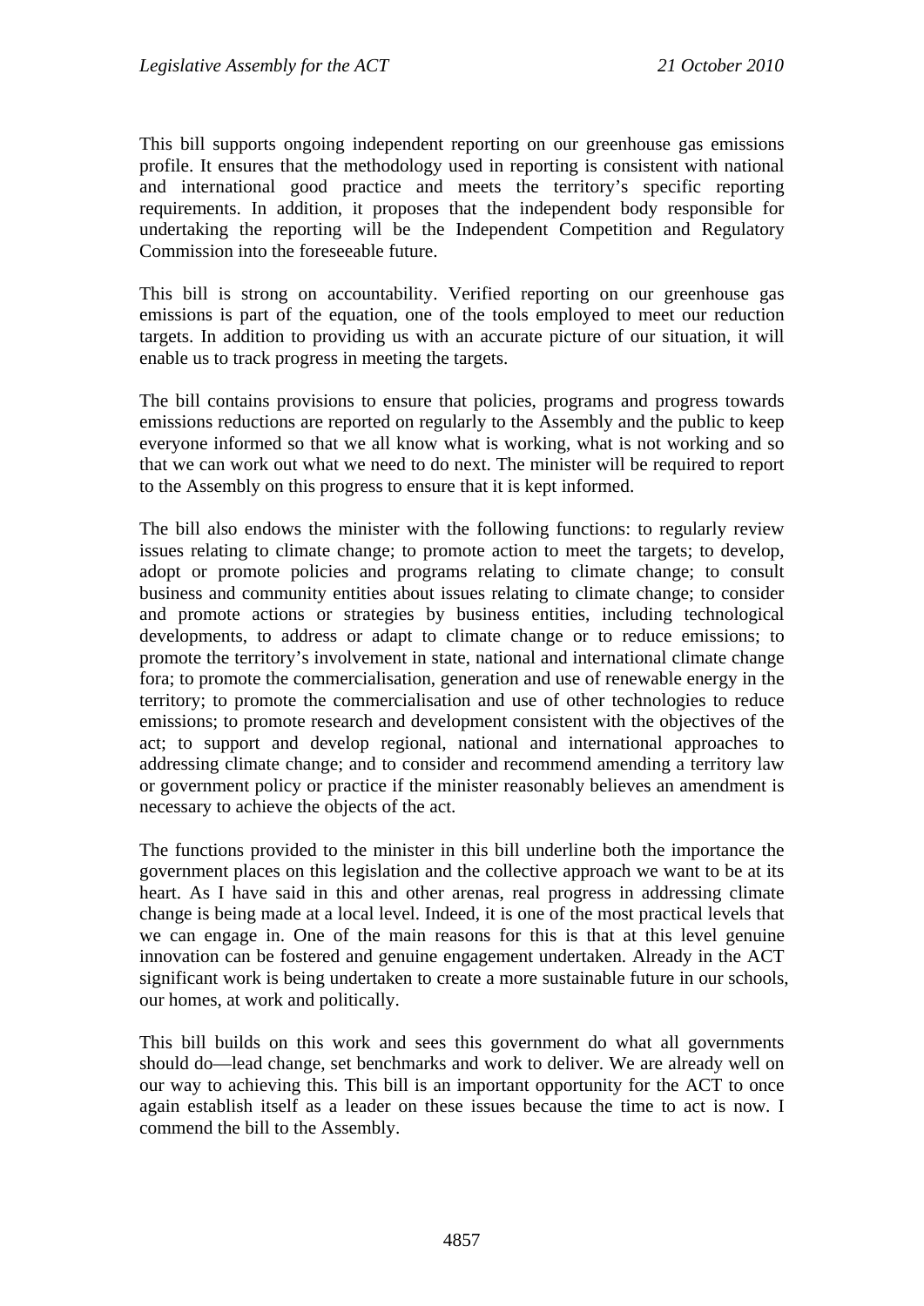This bill supports ongoing independent reporting on our greenhouse gas emissions profile. It ensures that the methodology used in reporting is consistent with national and international good practice and meets the territory's specific reporting requirements. In addition, it proposes that the independent body responsible for undertaking the reporting will be the Independent Competition and Regulatory Commission into the foreseeable future.

This bill is strong on accountability. Verified reporting on our greenhouse gas emissions is part of the equation, one of the tools employed to meet our reduction targets. In addition to providing us with an accurate picture of our situation, it will enable us to track progress in meeting the targets.

The bill contains provisions to ensure that policies, programs and progress towards emissions reductions are reported on regularly to the Assembly and the public to keep everyone informed so that we all know what is working, what is not working and so that we can work out what we need to do next. The minister will be required to report to the Assembly on this progress to ensure that it is kept informed.

The bill also endows the minister with the following functions: to regularly review issues relating to climate change; to promote action to meet the targets; to develop, adopt or promote policies and programs relating to climate change; to consult business and community entities about issues relating to climate change; to consider and promote actions or strategies by business entities, including technological developments, to address or adapt to climate change or to reduce emissions; to promote the territory's involvement in state, national and international climate change fora; to promote the commercialisation, generation and use of renewable energy in the territory; to promote the commercialisation and use of other technologies to reduce emissions; to promote research and development consistent with the objectives of the act; to support and develop regional, national and international approaches to addressing climate change; and to consider and recommend amending a territory law or government policy or practice if the minister reasonably believes an amendment is necessary to achieve the objects of the act.

The functions provided to the minister in this bill underline both the importance the government places on this legislation and the collective approach we want to be at its heart. As I have said in this and other arenas, real progress in addressing climate change is being made at a local level. Indeed, it is one of the most practical levels that we can engage in. One of the main reasons for this is that at this level genuine innovation can be fostered and genuine engagement undertaken. Already in the ACT significant work is being undertaken to create a more sustainable future in our schools, our homes, at work and politically.

This bill builds on this work and sees this government do what all governments should do—lead change, set benchmarks and work to deliver. We are already well on our way to achieving this. This bill is an important opportunity for the ACT to once again establish itself as a leader on these issues because the time to act is now. I commend the bill to the Assembly.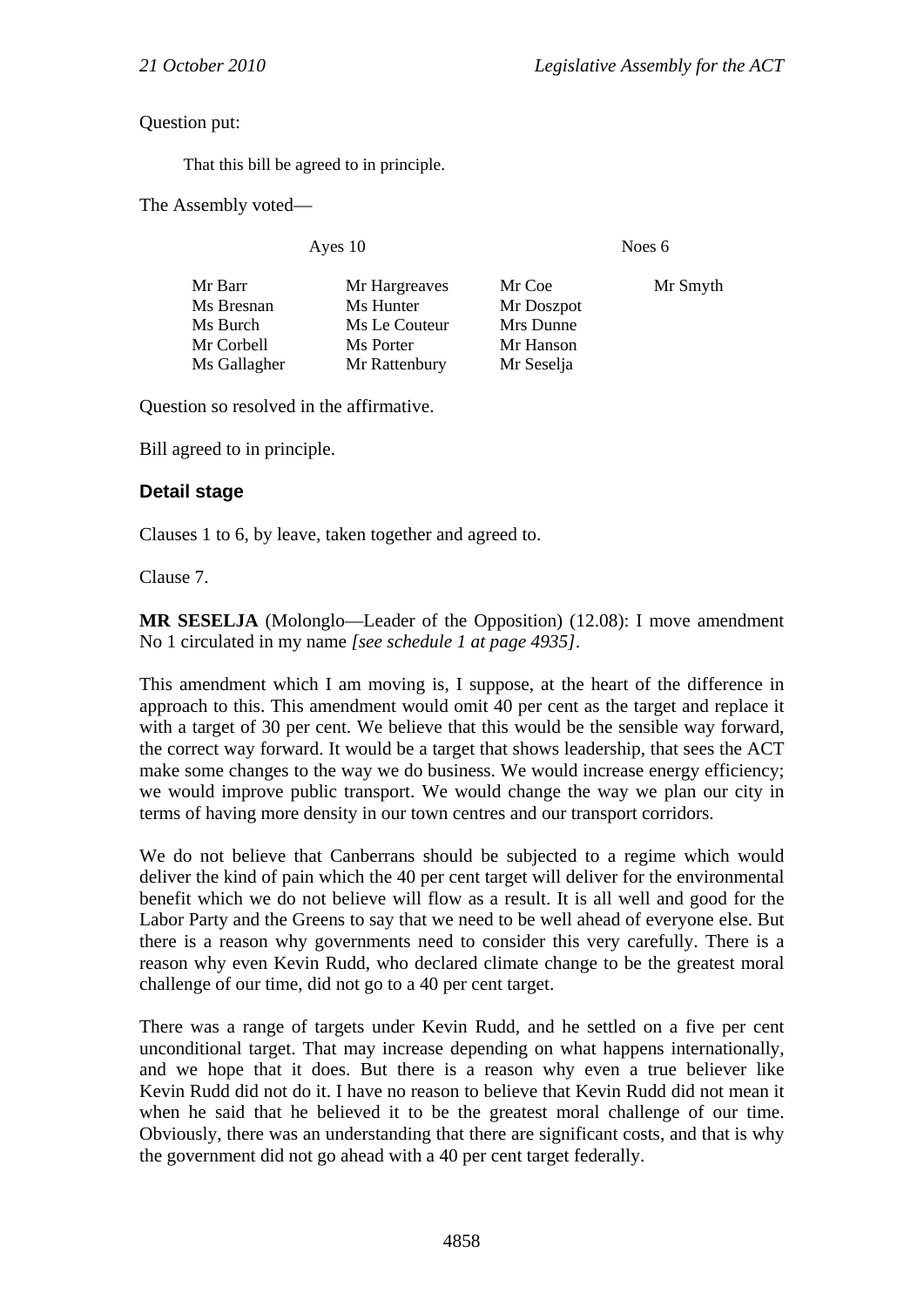Question put:

> That this bill be agreed to in principle.

The Assembly voted—

| Ayes 10 | | Noes 6 | |
|---|---|---|---|
| Mr Barr | Mr Hargreaves | Mr Coe | Mr Smyth |
| Ms Bresnan | Ms Hunter | Mr Doszpot | |
| Ms Burch | Ms Le Couteur | Mrs Dunne | |
| Mr Corbell | Ms Porter | Mr Hanson | |
| Ms Gallagher | Mr Rattenbury | Mr Seselja | |

Question so resolved in the affirmative.

Bill agreed to in principle.

### Detail stage

Clauses 1 to 6, by leave, taken together and agreed to.

Clause 7.

**MR SESELJA** (Molonglo—Leader of the Opposition) (12.08): I move amendment No 1 circulated in my name *[see schedule 1 at page 4935]*.

This amendment which I am moving is, I suppose, at the heart of the difference in approach to this. This amendment would omit 40 per cent as the target and replace it with a target of 30 per cent. We believe that this would be the sensible way forward, the correct way forward. It would be a target that shows leadership, that sees the ACT make some changes to the way we do business. We would increase energy efficiency; we would improve public transport. We would change the way we plan our city in terms of having more density in our town centres and our transport corridors.

We do not believe that Canberrans should be subjected to a regime which would deliver the kind of pain which the 40 per cent target will deliver for the environmental benefit which we do not believe will flow as a result. It is all well and good for the Labor Party and the Greens to say that we need to be well ahead of everyone else. But there is a reason why governments need to consider this very carefully. There is a reason why even Kevin Rudd, who declared climate change to be the greatest moral challenge of our time, did not go to a 40 per cent target.

There was a range of targets under Kevin Rudd, and he settled on a five per cent unconditional target. That may increase depending on what happens internationally, and we hope that it does. But there is a reason why even a true believer like Kevin Rudd did not do it. I have no reason to believe that Kevin Rudd did not mean it when he said that he believed it to be the greatest moral challenge of our time. Obviously, there was an understanding that there are significant costs, and that is why the government did not go ahead with a 40 per cent target federally.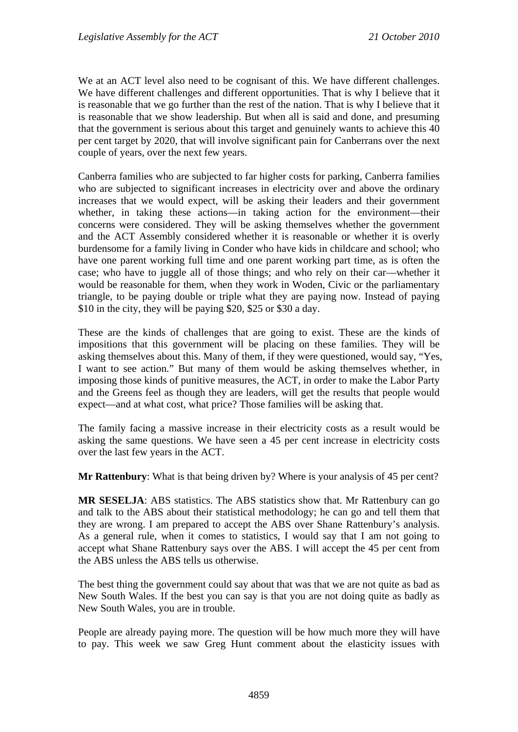We at an ACT level also need to be cognisant of this. We have different challenges. We have different challenges and different opportunities. That is why I believe that it is reasonable that we go further than the rest of the nation. That is why I believe that it is reasonable that we show leadership. But when all is said and done, and presuming that the government is serious about this target and genuinely wants to achieve this 40 per cent target by 2020, that will involve significant pain for Canberrans over the next couple of years, over the next few years.

Canberra families who are subjected to far higher costs for parking, Canberra families who are subjected to significant increases in electricity over and above the ordinary increases that we would expect, will be asking their leaders and their government whether, in taking these actions—in taking action for the environment—their concerns were considered. They will be asking themselves whether the government and the ACT Assembly considered whether it is reasonable or whether it is overly burdensome for a family living in Conder who have kids in childcare and school; who have one parent working full time and one parent working part time, as is often the case; who have to juggle all of those things; and who rely on their car—whether it would be reasonable for them, when they work in Woden, Civic or the parliamentary triangle, to be paying double or triple what they are paying now. Instead of paying $10 in the city, they will be paying $20, $25 or $30 a day.

These are the kinds of challenges that are going to exist. These are the kinds of impositions that this government will be placing on these families. They will be asking themselves about this. Many of them, if they were questioned, would say, "Yes, I want to see action." But many of them would be asking themselves whether, in imposing those kinds of punitive measures, the ACT, in order to make the Labor Party and the Greens feel as though they are leaders, will get the results that people would expect—and at what cost, what price? Those families will be asking that.

The family facing a massive increase in their electricity costs as a result would be asking the same questions. We have seen a 45 per cent increase in electricity costs over the last few years in the ACT.

**Mr Rattenbury**: What is that being driven by? Where is your analysis of 45 per cent?

**MR SESELJA**: ABS statistics. The ABS statistics show that. Mr Rattenbury can go and talk to the ABS about their statistical methodology; he can go and tell them that they are wrong. I am prepared to accept the ABS over Shane Rattenbury's analysis. As a general rule, when it comes to statistics, I would say that I am not going to accept what Shane Rattenbury says over the ABS. I will accept the 45 per cent from the ABS unless the ABS tells us otherwise.

The best thing the government could say about that was that we are not quite as bad as New South Wales. If the best you can say is that you are not doing quite as badly as New South Wales, you are in trouble.

People are already paying more. The question will be how much more they will have to pay. This week we saw Greg Hunt comment about the elasticity issues with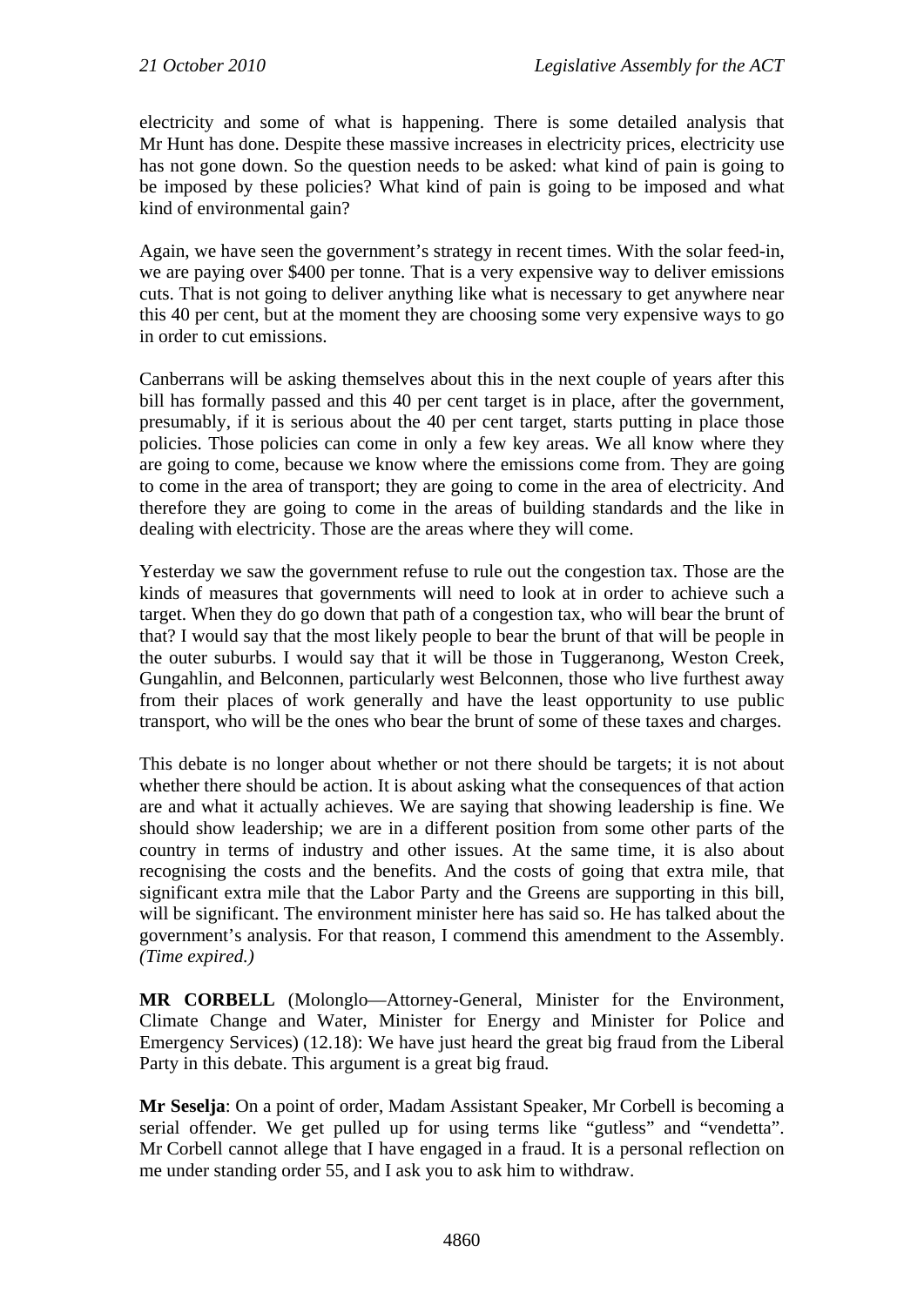electricity and some of what is happening. There is some detailed analysis that Mr Hunt has done. Despite these massive increases in electricity prices, electricity use has not gone down. So the question needs to be asked: what kind of pain is going to be imposed by these policies? What kind of pain is going to be imposed and what kind of environmental gain?

Again, we have seen the government's strategy in recent times. With the solar feed-in, we are paying over $400 per tonne. That is a very expensive way to deliver emissions cuts. That is not going to deliver anything like what is necessary to get anywhere near this 40 per cent, but at the moment they are choosing some very expensive ways to go in order to cut emissions.

Canberrans will be asking themselves about this in the next couple of years after this bill has formally passed and this 40 per cent target is in place, after the government, presumably, if it is serious about the 40 per cent target, starts putting in place those policies. Those policies can come in only a few key areas. We all know where they are going to come, because we know where the emissions come from. They are going to come in the area of transport; they are going to come in the area of electricity. And therefore they are going to come in the areas of building standards and the like in dealing with electricity. Those are the areas where they will come.

Yesterday we saw the government refuse to rule out the congestion tax. Those are the kinds of measures that governments will need to look at in order to achieve such a target. When they do go down that path of a congestion tax, who will bear the brunt of that? I would say that the most likely people to bear the brunt of that will be people in the outer suburbs. I would say that it will be those in Tuggeranong, Weston Creek, Gungahlin, and Belconnen, particularly west Belconnen, those who live furthest away from their places of work generally and have the least opportunity to use public transport, who will be the ones who bear the brunt of some of these taxes and charges.

This debate is no longer about whether or not there should be targets; it is not about whether there should be action. It is about asking what the consequences of that action are and what it actually achieves. We are saying that showing leadership is fine. We should show leadership; we are in a different position from some other parts of the country in terms of industry and other issues. At the same time, it is also about recognising the costs and the benefits. And the costs of going that extra mile, that significant extra mile that the Labor Party and the Greens are supporting in this bill, will be significant. The environment minister here has said so. He has talked about the government's analysis. For that reason, I commend this amendment to the Assembly. *(Time expired.)*

**MR CORBELL** (Molonglo—Attorney-General, Minister for the Environment, Climate Change and Water, Minister for Energy and Minister for Police and Emergency Services) (12.18): We have just heard the great big fraud from the Liberal Party in this debate. This argument is a great big fraud.

**Mr Seselja**: On a point of order, Madam Assistant Speaker, Mr Corbell is becoming a serial offender. We get pulled up for using terms like "gutless" and "vendetta". Mr Corbell cannot allege that I have engaged in a fraud. It is a personal reflection on me under standing order 55, and I ask you to ask him to withdraw.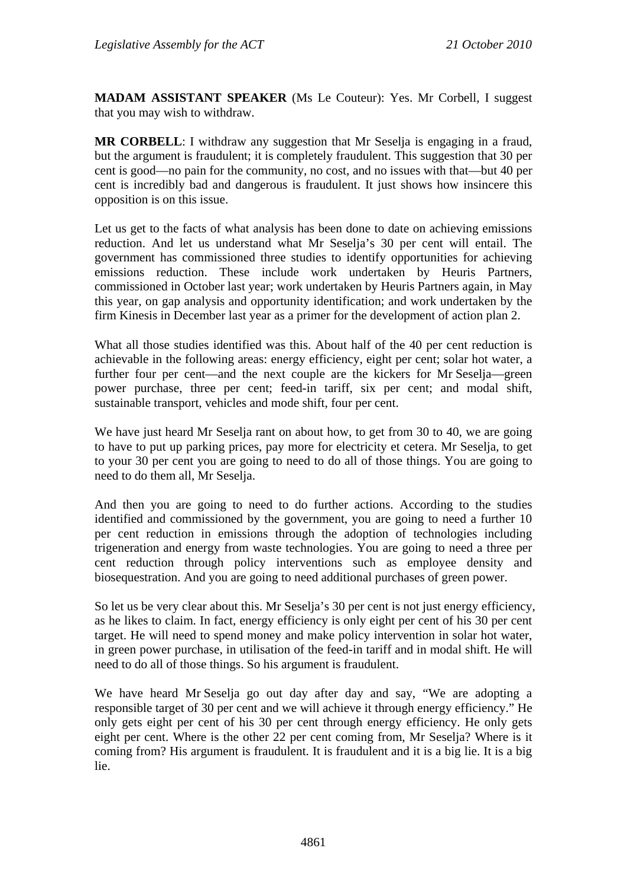**MADAM ASSISTANT SPEAKER** (Ms Le Couteur): Yes. Mr Corbell, I suggest that you may wish to withdraw.

**MR CORBELL**: I withdraw any suggestion that Mr Seselja is engaging in a fraud, but the argument is fraudulent; it is completely fraudulent. This suggestion that 30 per cent is good—no pain for the community, no cost, and no issues with that—but 40 per cent is incredibly bad and dangerous is fraudulent. It just shows how insincere this opposition is on this issue.

Let us get to the facts of what analysis has been done to date on achieving emissions reduction. And let us understand what Mr Seselja's 30 per cent will entail. The government has commissioned three studies to identify opportunities for achieving emissions reduction. These include work undertaken by Heuris Partners, commissioned in October last year; work undertaken by Heuris Partners again, in May this year, on gap analysis and opportunity identification; and work undertaken by the firm Kinesis in December last year as a primer for the development of action plan 2.

What all those studies identified was this. About half of the 40 per cent reduction is achievable in the following areas: energy efficiency, eight per cent; solar hot water, a further four per cent—and the next couple are the kickers for Mr Seselja—green power purchase, three per cent; feed-in tariff, six per cent; and modal shift, sustainable transport, vehicles and mode shift, four per cent.

We have just heard Mr Seselja rant on about how, to get from 30 to 40, we are going to have to put up parking prices, pay more for electricity et cetera. Mr Seselja, to get to your 30 per cent you are going to need to do all of those things. You are going to need to do them all, Mr Seselja.

And then you are going to need to do further actions. According to the studies identified and commissioned by the government, you are going to need a further 10 per cent reduction in emissions through the adoption of technologies including trigeneration and energy from waste technologies. You are going to need a three per cent reduction through policy interventions such as employee density and biosequestration. And you are going to need additional purchases of green power.

So let us be very clear about this. Mr Seselja's 30 per cent is not just energy efficiency, as he likes to claim. In fact, energy efficiency is only eight per cent of his 30 per cent target. He will need to spend money and make policy intervention in solar hot water, in green power purchase, in utilisation of the feed-in tariff and in modal shift. He will need to do all of those things. So his argument is fraudulent.

We have heard Mr Seselja go out day after day and say, "We are adopting a responsible target of 30 per cent and we will achieve it through energy efficiency." He only gets eight per cent of his 30 per cent through energy efficiency. He only gets eight per cent. Where is the other 22 per cent coming from, Mr Seselja? Where is it coming from? His argument is fraudulent. It is fraudulent and it is a big lie. It is a big lie.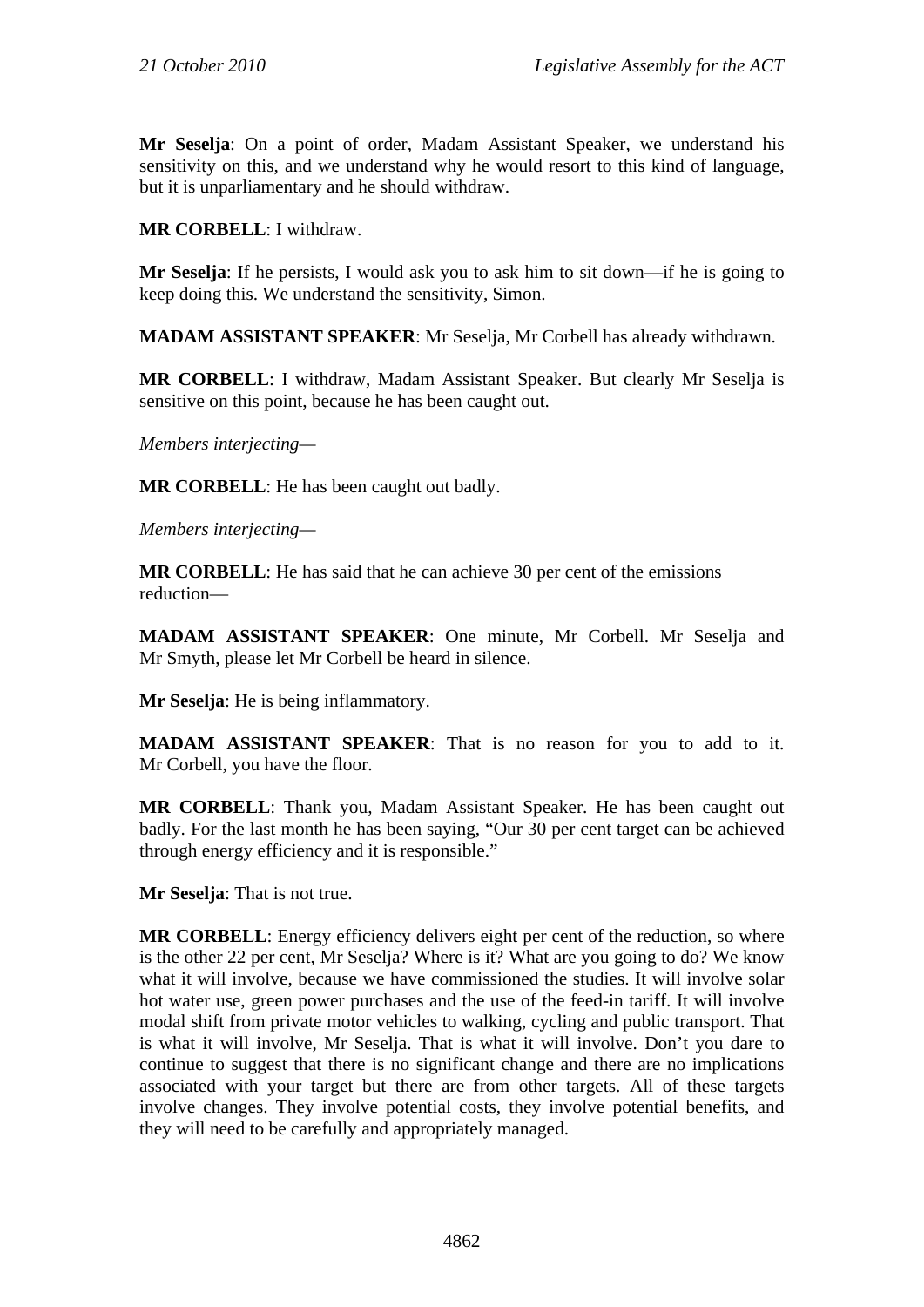**Mr Seselja**: On a point of order, Madam Assistant Speaker, we understand his sensitivity on this, and we understand why he would resort to this kind of language, but it is unparliamentary and he should withdraw.

**MR CORBELL**: I withdraw.

**Mr Seselja**: If he persists, I would ask you to ask him to sit down—if he is going to keep doing this. We understand the sensitivity, Simon.

**MADAM ASSISTANT SPEAKER**: Mr Seselja, Mr Corbell has already withdrawn.

**MR CORBELL**: I withdraw, Madam Assistant Speaker. But clearly Mr Seselja is sensitive on this point, because he has been caught out.

*Members interjecting—*

**MR CORBELL**: He has been caught out badly.

*Members interjecting—*

**MR CORBELL**: He has said that he can achieve 30 per cent of the emissions reduction—

**MADAM ASSISTANT SPEAKER**: One minute, Mr Corbell. Mr Seselja and Mr Smyth, please let Mr Corbell be heard in silence.

**Mr Seselja**: He is being inflammatory.

**MADAM ASSISTANT SPEAKER**: That is no reason for you to add to it. Mr Corbell, you have the floor.

**MR CORBELL**: Thank you, Madam Assistant Speaker. He has been caught out badly. For the last month he has been saying, "Our 30 per cent target can be achieved through energy efficiency and it is responsible."

**Mr Seselja**: That is not true.

**MR CORBELL**: Energy efficiency delivers eight per cent of the reduction, so where is the other 22 per cent, Mr Seselja? Where is it? What are you going to do? We know what it will involve, because we have commissioned the studies. It will involve solar hot water use, green power purchases and the use of the feed-in tariff. It will involve modal shift from private motor vehicles to walking, cycling and public transport. That is what it will involve, Mr Seselja. That is what it will involve. Don't you dare to continue to suggest that there is no significant change and there are no implications associated with your target but there are from other targets. All of these targets involve changes. They involve potential costs, they involve potential benefits, and they will need to be carefully and appropriately managed.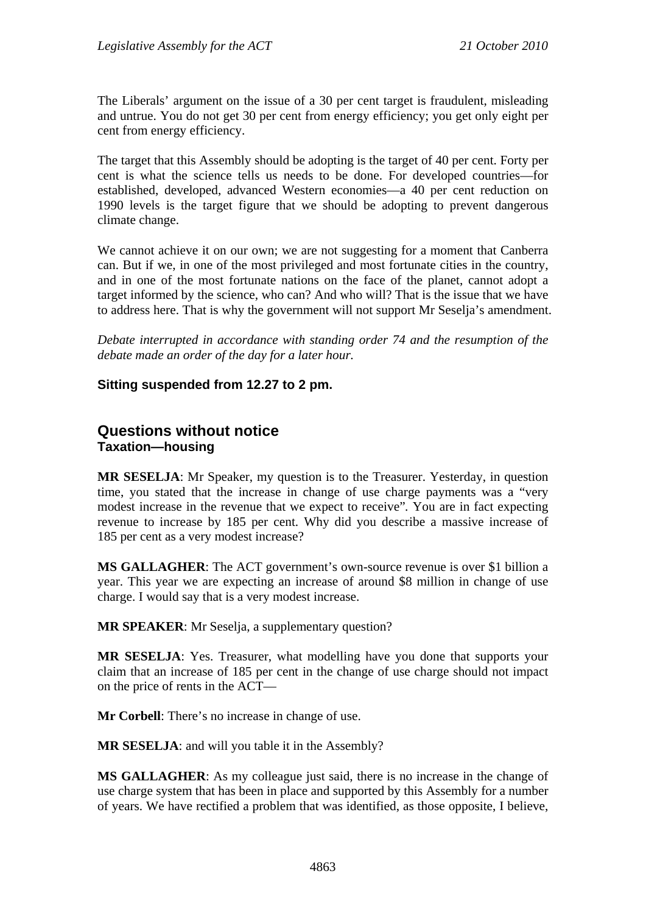The Liberals' argument on the issue of a 30 per cent target is fraudulent, misleading and untrue. You do not get 30 per cent from energy efficiency; you get only eight per cent from energy efficiency.

The target that this Assembly should be adopting is the target of 40 per cent. Forty per cent is what the science tells us needs to be done. For developed countries—for established, developed, advanced Western economies—a 40 per cent reduction on 1990 levels is the target figure that we should be adopting to prevent dangerous climate change.

We cannot achieve it on our own; we are not suggesting for a moment that Canberra can. But if we, in one of the most privileged and most fortunate cities in the country, and in one of the most fortunate nations on the face of the planet, cannot adopt a target informed by the science, who can? And who will? That is the issue that we have to address here. That is why the government will not support Mr Seselja's amendment.

*Debate interrupted in accordance with standing order 74 and the resumption of the debate made an order of the day for a later hour.*

**Sitting suspended from 12.27 to 2 pm.**

## Questions without notice

### Taxation—housing

**MR SESELJA**: Mr Speaker, my question is to the Treasurer. Yesterday, in question time, you stated that the increase in change of use charge payments was a "very modest increase in the revenue that we expect to receive". You are in fact expecting revenue to increase by 185 per cent. Why did you describe a massive increase of 185 per cent as a very modest increase?

**MS GALLAGHER**: The ACT government's own-source revenue is over $1 billion a year. This year we are expecting an increase of around $8 million in change of use charge. I would say that is a very modest increase.

**MR SPEAKER**: Mr Seselja, a supplementary question?

**MR SESELJA**: Yes. Treasurer, what modelling have you done that supports your claim that an increase of 185 per cent in the change of use charge should not impact on the price of rents in the ACT—

**Mr Corbell**: There's no increase in change of use.

**MR SESELJA**: and will you table it in the Assembly?

**MS GALLAGHER**: As my colleague just said, there is no increase in the change of use charge system that has been in place and supported by this Assembly for a number of years. We have rectified a problem that was identified, as those opposite, I believe,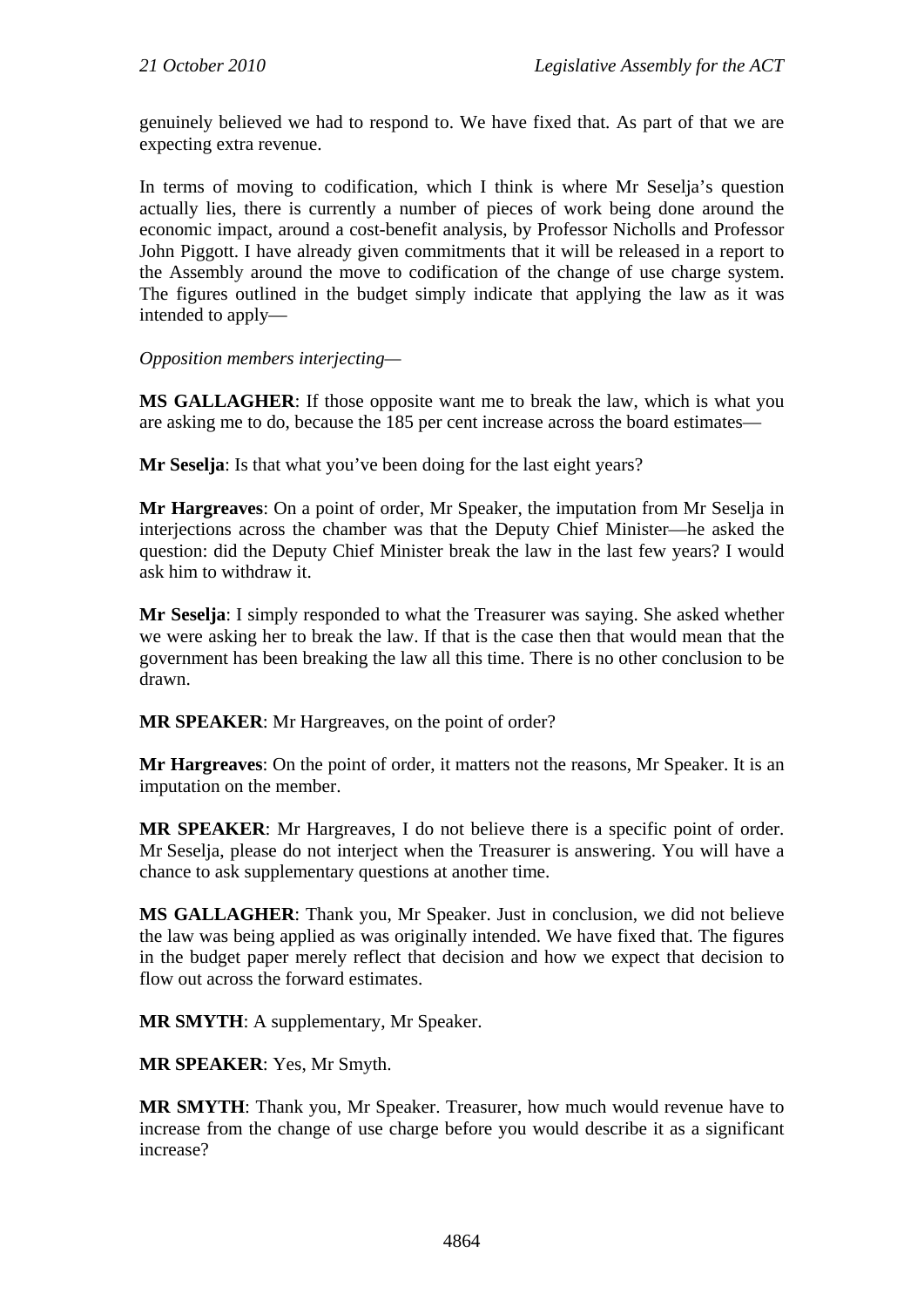genuinely believed we had to respond to. We have fixed that. As part of that we are expecting extra revenue.

In terms of moving to codification, which I think is where Mr Seselja's question actually lies, there is currently a number of pieces of work being done around the economic impact, around a cost-benefit analysis, by Professor Nicholls and Professor John Piggott. I have already given commitments that it will be released in a report to the Assembly around the move to codification of the change of use charge system. The figures outlined in the budget simply indicate that applying the law as it was intended to apply—

*Opposition members interjecting*—

**MS GALLAGHER**: If those opposite want me to break the law, which is what you are asking me to do, because the 185 per cent increase across the board estimates—

**Mr Seselja**: Is that what you've been doing for the last eight years?

**Mr Hargreaves**: On a point of order, Mr Speaker, the imputation from Mr Seselja in interjections across the chamber was that the Deputy Chief Minister—he asked the question: did the Deputy Chief Minister break the law in the last few years? I would ask him to withdraw it.

**Mr Seselja**: I simply responded to what the Treasurer was saying. She asked whether we were asking her to break the law. If that is the case then that would mean that the government has been breaking the law all this time. There is no other conclusion to be drawn.

**MR SPEAKER**: Mr Hargreaves, on the point of order?

**Mr Hargreaves**: On the point of order, it matters not the reasons, Mr Speaker. It is an imputation on the member.

**MR SPEAKER**: Mr Hargreaves, I do not believe there is a specific point of order. Mr Seselja, please do not interject when the Treasurer is answering. You will have a chance to ask supplementary questions at another time.

**MS GALLAGHER**: Thank you, Mr Speaker. Just in conclusion, we did not believe the law was being applied as was originally intended. We have fixed that. The figures in the budget paper merely reflect that decision and how we expect that decision to flow out across the forward estimates.

**MR SMYTH**: A supplementary, Mr Speaker.

**MR SPEAKER**: Yes, Mr Smyth.

**MR SMYTH**: Thank you, Mr Speaker. Treasurer, how much would revenue have to increase from the change of use charge before you would describe it as a significant increase?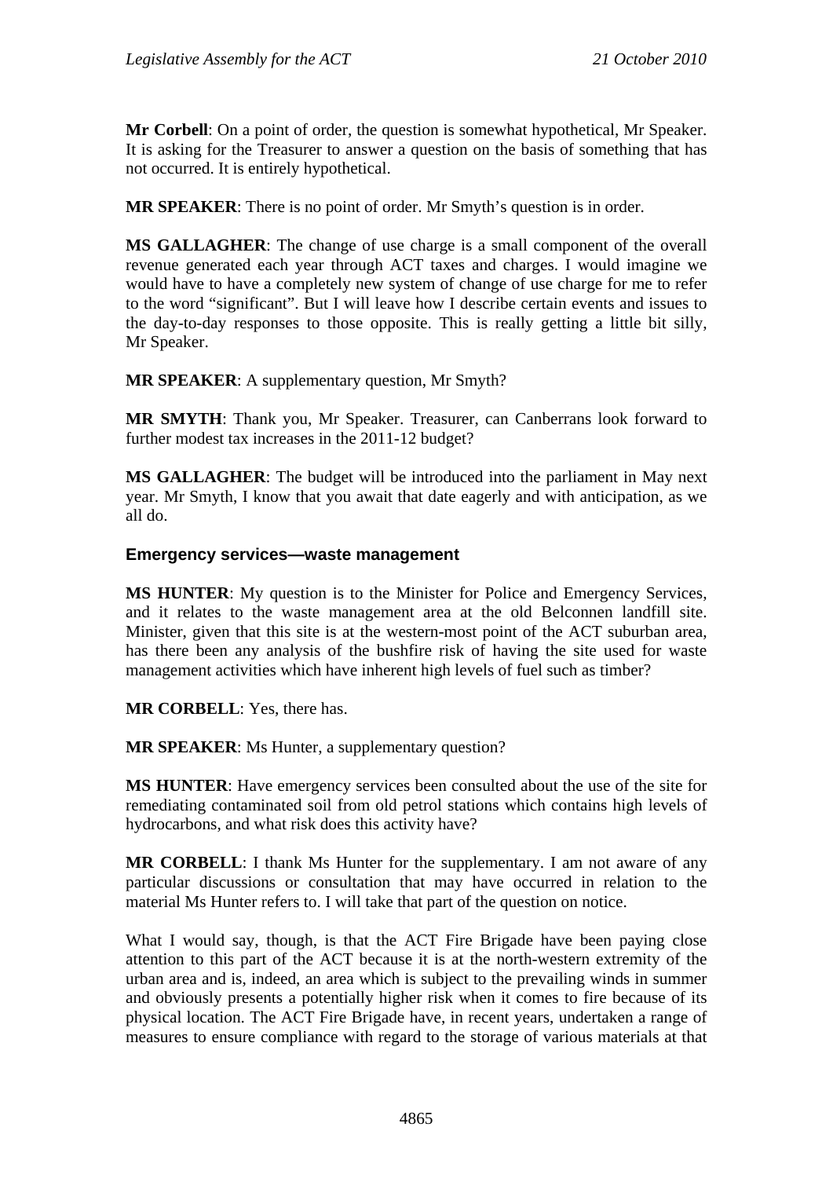**Mr Corbell**: On a point of order, the question is somewhat hypothetical, Mr Speaker. It is asking for the Treasurer to answer a question on the basis of something that has not occurred. It is entirely hypothetical.

**MR SPEAKER**: There is no point of order. Mr Smyth's question is in order.

**MS GALLAGHER**: The change of use charge is a small component of the overall revenue generated each year through ACT taxes and charges. I would imagine we would have to have a completely new system of change of use charge for me to refer to the word "significant". But I will leave how I describe certain events and issues to the day-to-day responses to those opposite. This is really getting a little bit silly, Mr Speaker.

**MR SPEAKER**: A supplementary question, Mr Smyth?

**MR SMYTH**: Thank you, Mr Speaker. Treasurer, can Canberrans look forward to further modest tax increases in the 2011-12 budget?

**MS GALLAGHER**: The budget will be introduced into the parliament in May next year. Mr Smyth, I know that you await that date eagerly and with anticipation, as we all do.

### Emergency services—waste management

**MS HUNTER**: My question is to the Minister for Police and Emergency Services, and it relates to the waste management area at the old Belconnen landfill site. Minister, given that this site is at the western-most point of the ACT suburban area, has there been any analysis of the bushfire risk of having the site used for waste management activities which have inherent high levels of fuel such as timber?

**MR CORBELL**: Yes, there has.

**MR SPEAKER**: Ms Hunter, a supplementary question?

**MS HUNTER**: Have emergency services been consulted about the use of the site for remediating contaminated soil from old petrol stations which contains high levels of hydrocarbons, and what risk does this activity have?

**MR CORBELL**: I thank Ms Hunter for the supplementary. I am not aware of any particular discussions or consultation that may have occurred in relation to the material Ms Hunter refers to. I will take that part of the question on notice.

What I would say, though, is that the ACT Fire Brigade have been paying close attention to this part of the ACT because it is at the north-western extremity of the urban area and is, indeed, an area which is subject to the prevailing winds in summer and obviously presents a potentially higher risk when it comes to fire because of its physical location. The ACT Fire Brigade have, in recent years, undertaken a range of measures to ensure compliance with regard to the storage of various materials at that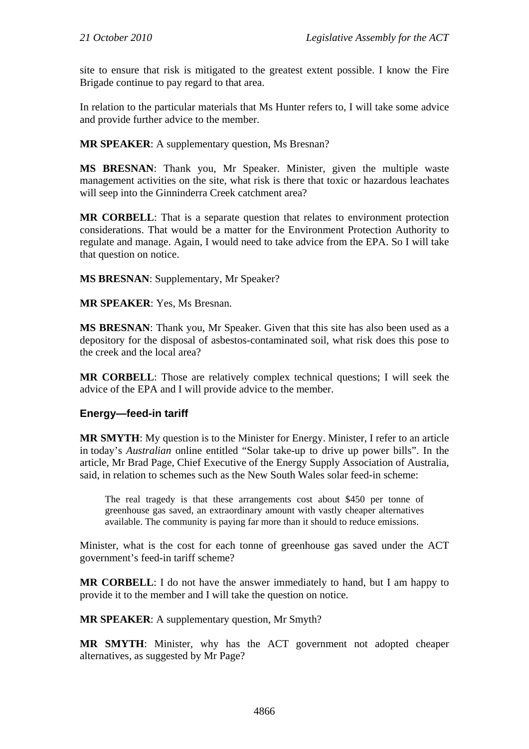site to ensure that risk is mitigated to the greatest extent possible. I know the Fire Brigade continue to pay regard to that area.

In relation to the particular materials that Ms Hunter refers to, I will take some advice and provide further advice to the member.

**MR SPEAKER**: A supplementary question, Ms Bresnan?

**MS BRESNAN**: Thank you, Mr Speaker. Minister, given the multiple waste management activities on the site, what risk is there that toxic or hazardous leachates will seep into the Ginninderra Creek catchment area?

**MR CORBELL**: That is a separate question that relates to environment protection considerations. That would be a matter for the Environment Protection Authority to regulate and manage. Again, I would need to take advice from the EPA. So I will take that question on notice.

**MS BRESNAN**: Supplementary, Mr Speaker?

**MR SPEAKER**: Yes, Ms Bresnan.

**MS BRESNAN**: Thank you, Mr Speaker. Given that this site has also been used as a depository for the disposal of asbestos-contaminated soil, what risk does this pose to the creek and the local area?

**MR CORBELL**: Those are relatively complex technical questions; I will seek the advice of the EPA and I will provide advice to the member.

### Energy—feed-in tariff

**MR SMYTH**: My question is to the Minister for Energy. Minister, I refer to an article in today's *Australian* online entitled "Solar take-up to drive up power bills". In the article, Mr Brad Page, Chief Executive of the Energy Supply Association of Australia, said, in relation to schemes such as the New South Wales solar feed-in scheme:

> The real tragedy is that these arrangements cost about $450 per tonne of greenhouse gas saved, an extraordinary amount with vastly cheaper alternatives available. The community is paying far more than it should to reduce emissions.

Minister, what is the cost for each tonne of greenhouse gas saved under the ACT government's feed-in tariff scheme?

**MR CORBELL**: I do not have the answer immediately to hand, but I am happy to provide it to the member and I will take the question on notice.

**MR SPEAKER**: A supplementary question, Mr Smyth?

**MR SMYTH**: Minister, why has the ACT government not adopted cheaper alternatives, as suggested by Mr Page?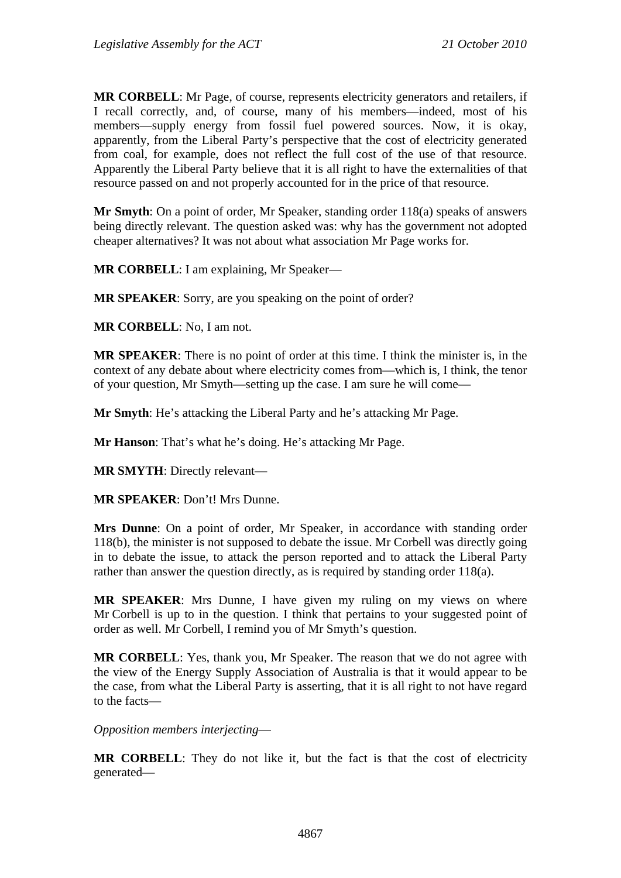**MR CORBELL**: Mr Page, of course, represents electricity generators and retailers, if I recall correctly, and, of course, many of his members—indeed, most of his members—supply energy from fossil fuel powered sources. Now, it is okay, apparently, from the Liberal Party's perspective that the cost of electricity generated from coal, for example, does not reflect the full cost of the use of that resource. Apparently the Liberal Party believe that it is all right to have the externalities of that resource passed on and not properly accounted for in the price of that resource.

**Mr Smyth**: On a point of order, Mr Speaker, standing order 118(a) speaks of answers being directly relevant. The question asked was: why has the government not adopted cheaper alternatives? It was not about what association Mr Page works for.

**MR CORBELL**: I am explaining, Mr Speaker—

**MR SPEAKER**: Sorry, are you speaking on the point of order?

**MR CORBELL**: No, I am not.

**MR SPEAKER**: There is no point of order at this time. I think the minister is, in the context of any debate about where electricity comes from—which is, I think, the tenor of your question, Mr Smyth—setting up the case. I am sure he will come—

**Mr Smyth**: He's attacking the Liberal Party and he's attacking Mr Page.

**Mr Hanson**: That's what he's doing. He's attacking Mr Page.

**MR SMYTH**: Directly relevant—

**MR SPEAKER**: Don't! Mrs Dunne.

**Mrs Dunne**: On a point of order, Mr Speaker, in accordance with standing order 118(b), the minister is not supposed to debate the issue. Mr Corbell was directly going in to debate the issue, to attack the person reported and to attack the Liberal Party rather than answer the question directly, as is required by standing order 118(a).

**MR SPEAKER**: Mrs Dunne, I have given my ruling on my views on where Mr Corbell is up to in the question. I think that pertains to your suggested point of order as well. Mr Corbell, I remind you of Mr Smyth's question.

**MR CORBELL**: Yes, thank you, Mr Speaker. The reason that we do not agree with the view of the Energy Supply Association of Australia is that it would appear to be the case, from what the Liberal Party is asserting, that it is all right to not have regard to the facts—

*Opposition members interjecting*—

**MR CORBELL**: They do not like it, but the fact is that the cost of electricity generated—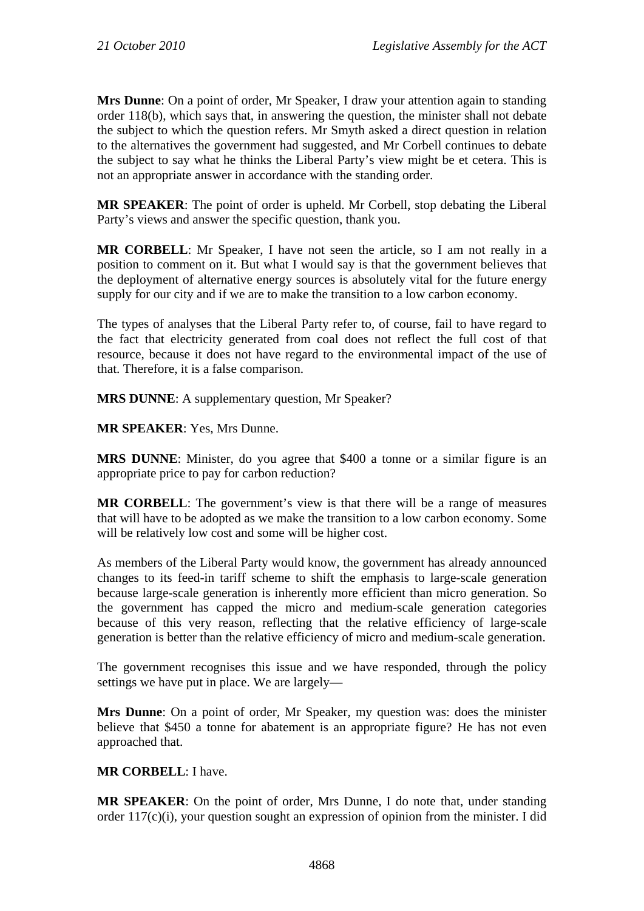**Mrs Dunne**: On a point of order, Mr Speaker, I draw your attention again to standing order 118(b), which says that, in answering the question, the minister shall not debate the subject to which the question refers. Mr Smyth asked a direct question in relation to the alternatives the government had suggested, and Mr Corbell continues to debate the subject to say what he thinks the Liberal Party's view might be et cetera. This is not an appropriate answer in accordance with the standing order.

**MR SPEAKER**: The point of order is upheld. Mr Corbell, stop debating the Liberal Party's views and answer the specific question, thank you.

**MR CORBELL**: Mr Speaker, I have not seen the article, so I am not really in a position to comment on it. But what I would say is that the government believes that the deployment of alternative energy sources is absolutely vital for the future energy supply for our city and if we are to make the transition to a low carbon economy.

The types of analyses that the Liberal Party refer to, of course, fail to have regard to the fact that electricity generated from coal does not reflect the full cost of that resource, because it does not have regard to the environmental impact of the use of that. Therefore, it is a false comparison.

**MRS DUNNE**: A supplementary question, Mr Speaker?

**MR SPEAKER**: Yes, Mrs Dunne.

**MRS DUNNE**: Minister, do you agree that $400 a tonne or a similar figure is an appropriate price to pay for carbon reduction?

**MR CORBELL**: The government's view is that there will be a range of measures that will have to be adopted as we make the transition to a low carbon economy. Some will be relatively low cost and some will be higher cost.

As members of the Liberal Party would know, the government has already announced changes to its feed-in tariff scheme to shift the emphasis to large-scale generation because large-scale generation is inherently more efficient than micro generation. So the government has capped the micro and medium-scale generation categories because of this very reason, reflecting that the relative efficiency of large-scale generation is better than the relative efficiency of micro and medium-scale generation.

The government recognises this issue and we have responded, through the policy settings we have put in place. We are largely—

**Mrs Dunne**: On a point of order, Mr Speaker, my question was: does the minister believe that $450 a tonne for abatement is an appropriate figure? He has not even approached that.

**MR CORBELL**: I have.

**MR SPEAKER**: On the point of order, Mrs Dunne, I do note that, under standing order 117(c)(i), your question sought an expression of opinion from the minister. I did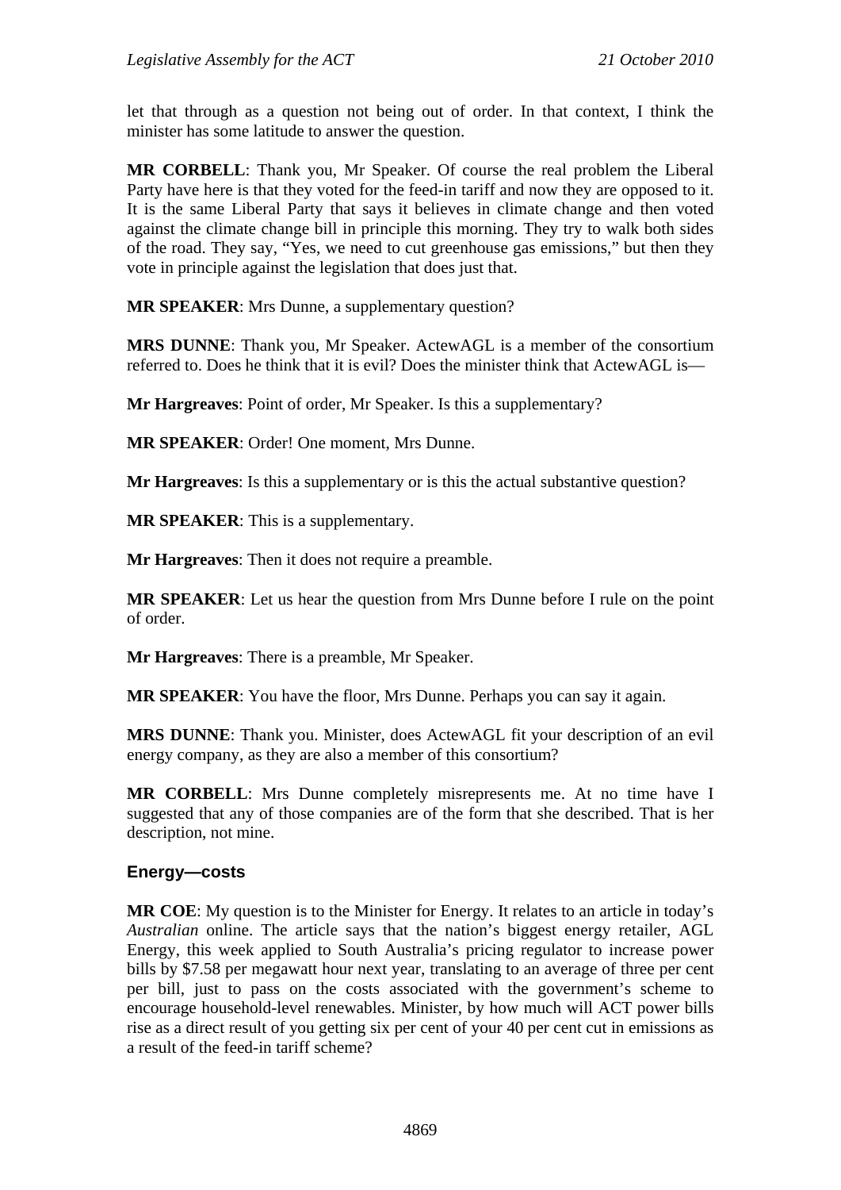let that through as a question not being out of order. In that context, I think the minister has some latitude to answer the question.

**MR CORBELL**: Thank you, Mr Speaker. Of course the real problem the Liberal Party have here is that they voted for the feed-in tariff and now they are opposed to it. It is the same Liberal Party that says it believes in climate change and then voted against the climate change bill in principle this morning. They try to walk both sides of the road. They say, "Yes, we need to cut greenhouse gas emissions," but then they vote in principle against the legislation that does just that.

**MR SPEAKER**: Mrs Dunne, a supplementary question?

**MRS DUNNE**: Thank you, Mr Speaker. ActewAGL is a member of the consortium referred to. Does he think that it is evil? Does the minister think that ActewAGL is—

**Mr Hargreaves**: Point of order, Mr Speaker. Is this a supplementary?

**MR SPEAKER**: Order! One moment, Mrs Dunne.

**Mr Hargreaves**: Is this a supplementary or is this the actual substantive question?

**MR SPEAKER**: This is a supplementary.

**Mr Hargreaves**: Then it does not require a preamble.

**MR SPEAKER**: Let us hear the question from Mrs Dunne before I rule on the point of order.

**Mr Hargreaves**: There is a preamble, Mr Speaker.

**MR SPEAKER**: You have the floor, Mrs Dunne. Perhaps you can say it again.

**MRS DUNNE**: Thank you. Minister, does ActewAGL fit your description of an evil energy company, as they are also a member of this consortium?

**MR CORBELL**: Mrs Dunne completely misrepresents me. At no time have I suggested that any of those companies are of the form that she described. That is her description, not mine.

## Energy—costs

**MR COE**: My question is to the Minister for Energy. It relates to an article in today's *Australian* online. The article says that the nation's biggest energy retailer, AGL Energy, this week applied to South Australia's pricing regulator to increase power bills by $7.58 per megawatt hour next year, translating to an average of three per cent per bill, just to pass on the costs associated with the government's scheme to encourage household-level renewables. Minister, by how much will ACT power bills rise as a direct result of you getting six per cent of your 40 per cent cut in emissions as a result of the feed-in tariff scheme?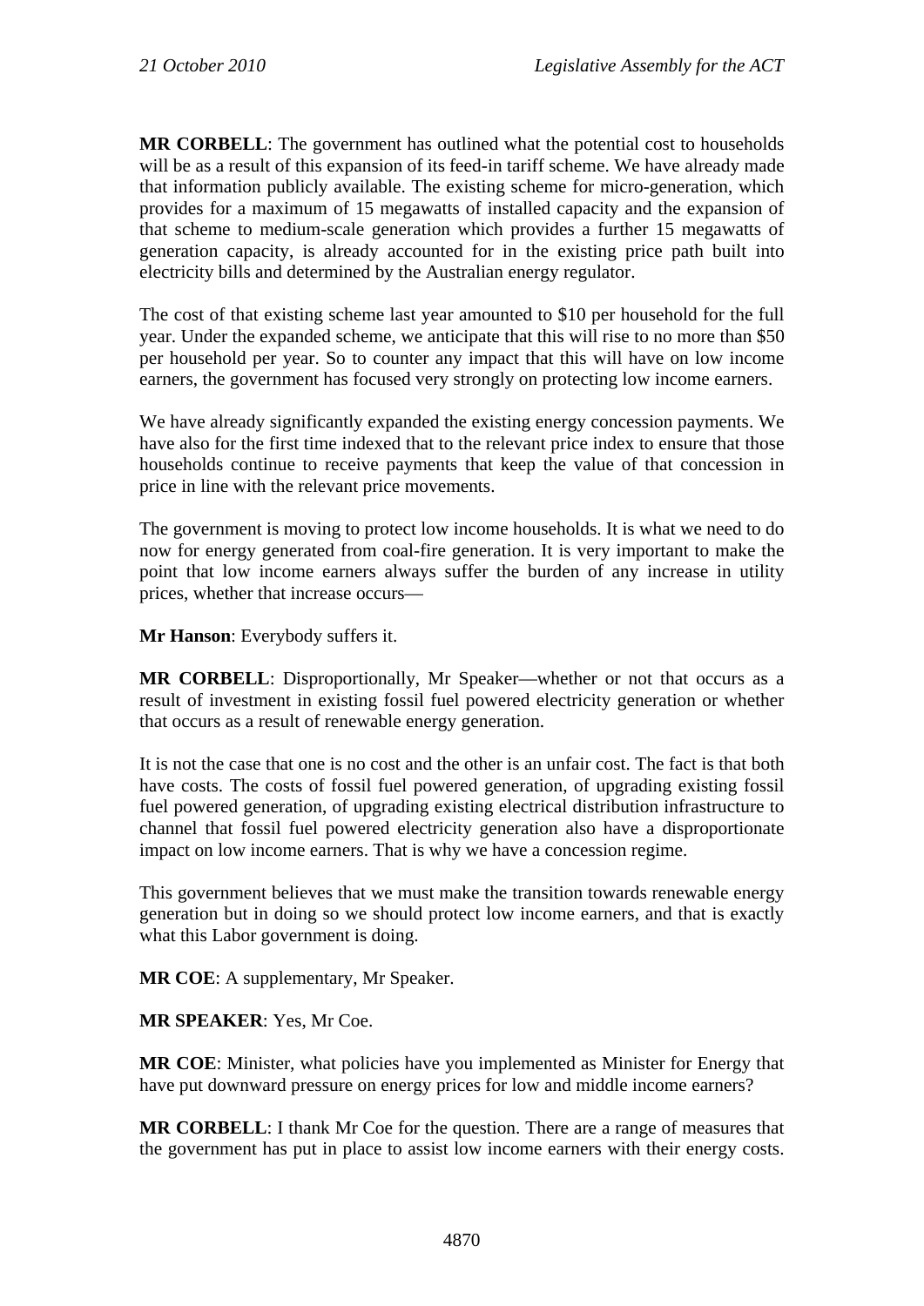**MR CORBELL**: The government has outlined what the potential cost to households will be as a result of this expansion of its feed-in tariff scheme. We have already made that information publicly available. The existing scheme for micro-generation, which provides for a maximum of 15 megawatts of installed capacity and the expansion of that scheme to medium-scale generation which provides a further 15 megawatts of generation capacity, is already accounted for in the existing price path built into electricity bills and determined by the Australian energy regulator.

The cost of that existing scheme last year amounted to $10 per household for the full year. Under the expanded scheme, we anticipate that this will rise to no more than $50 per household per year. So to counter any impact that this will have on low income earners, the government has focused very strongly on protecting low income earners.

We have already significantly expanded the existing energy concession payments. We have also for the first time indexed that to the relevant price index to ensure that those households continue to receive payments that keep the value of that concession in price in line with the relevant price movements.

The government is moving to protect low income households. It is what we need to do now for energy generated from coal-fire generation. It is very important to make the point that low income earners always suffer the burden of any increase in utility prices, whether that increase occurs—

**Mr Hanson**: Everybody suffers it.

**MR CORBELL**: Disproportionally, Mr Speaker—whether or not that occurs as a result of investment in existing fossil fuel powered electricity generation or whether that occurs as a result of renewable energy generation.

It is not the case that one is no cost and the other is an unfair cost. The fact is that both have costs. The costs of fossil fuel powered generation, of upgrading existing fossil fuel powered generation, of upgrading existing electrical distribution infrastructure to channel that fossil fuel powered electricity generation also have a disproportionate impact on low income earners. That is why we have a concession regime.

This government believes that we must make the transition towards renewable energy generation but in doing so we should protect low income earners, and that is exactly what this Labor government is doing.

**MR COE**: A supplementary, Mr Speaker.

**MR SPEAKER**: Yes, Mr Coe.

**MR COE**: Minister, what policies have you implemented as Minister for Energy that have put downward pressure on energy prices for low and middle income earners?

**MR CORBELL**: I thank Mr Coe for the question. There are a range of measures that the government has put in place to assist low income earners with their energy costs.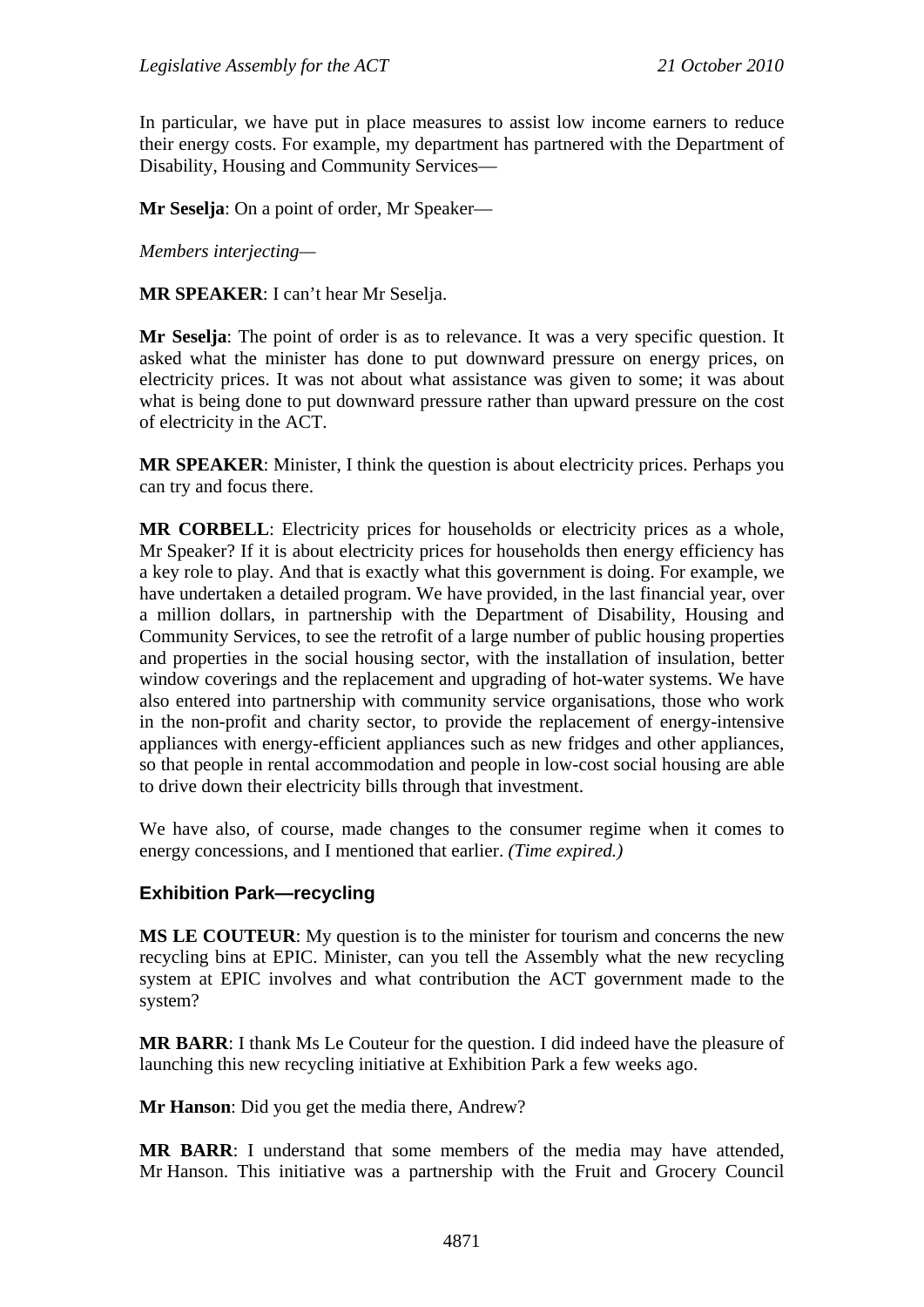In particular, we have put in place measures to assist low income earners to reduce their energy costs. For example, my department has partnered with the Department of Disability, Housing and Community Services—

**Mr Seselja**: On a point of order, Mr Speaker—

*Members interjecting*—

**MR SPEAKER**: I can't hear Mr Seselja.

**Mr Seselja**: The point of order is as to relevance. It was a very specific question. It asked what the minister has done to put downward pressure on energy prices, on electricity prices. It was not about what assistance was given to some; it was about what is being done to put downward pressure rather than upward pressure on the cost of electricity in the ACT.

**MR SPEAKER**: Minister, I think the question is about electricity prices. Perhaps you can try and focus there.

**MR CORBELL**: Electricity prices for households or electricity prices as a whole, Mr Speaker? If it is about electricity prices for households then energy efficiency has a key role to play. And that is exactly what this government is doing. For example, we have undertaken a detailed program. We have provided, in the last financial year, over a million dollars, in partnership with the Department of Disability, Housing and Community Services, to see the retrofit of a large number of public housing properties and properties in the social housing sector, with the installation of insulation, better window coverings and the replacement and upgrading of hot-water systems. We have also entered into partnership with community service organisations, those who work in the non-profit and charity sector, to provide the replacement of energy-intensive appliances with energy-efficient appliances such as new fridges and other appliances, so that people in rental accommodation and people in low-cost social housing are able to drive down their electricity bills through that investment.

We have also, of course, made changes to the consumer regime when it comes to energy concessions, and I mentioned that earlier. *(Time expired.)*

### Exhibition Park—recycling

**MS LE COUTEUR**: My question is to the minister for tourism and concerns the new recycling bins at EPIC. Minister, can you tell the Assembly what the new recycling system at EPIC involves and what contribution the ACT government made to the system?

**MR BARR**: I thank Ms Le Couteur for the question. I did indeed have the pleasure of launching this new recycling initiative at Exhibition Park a few weeks ago.

**Mr Hanson**: Did you get the media there, Andrew?

**MR BARR**: I understand that some members of the media may have attended, Mr Hanson. This initiative was a partnership with the Fruit and Grocery Council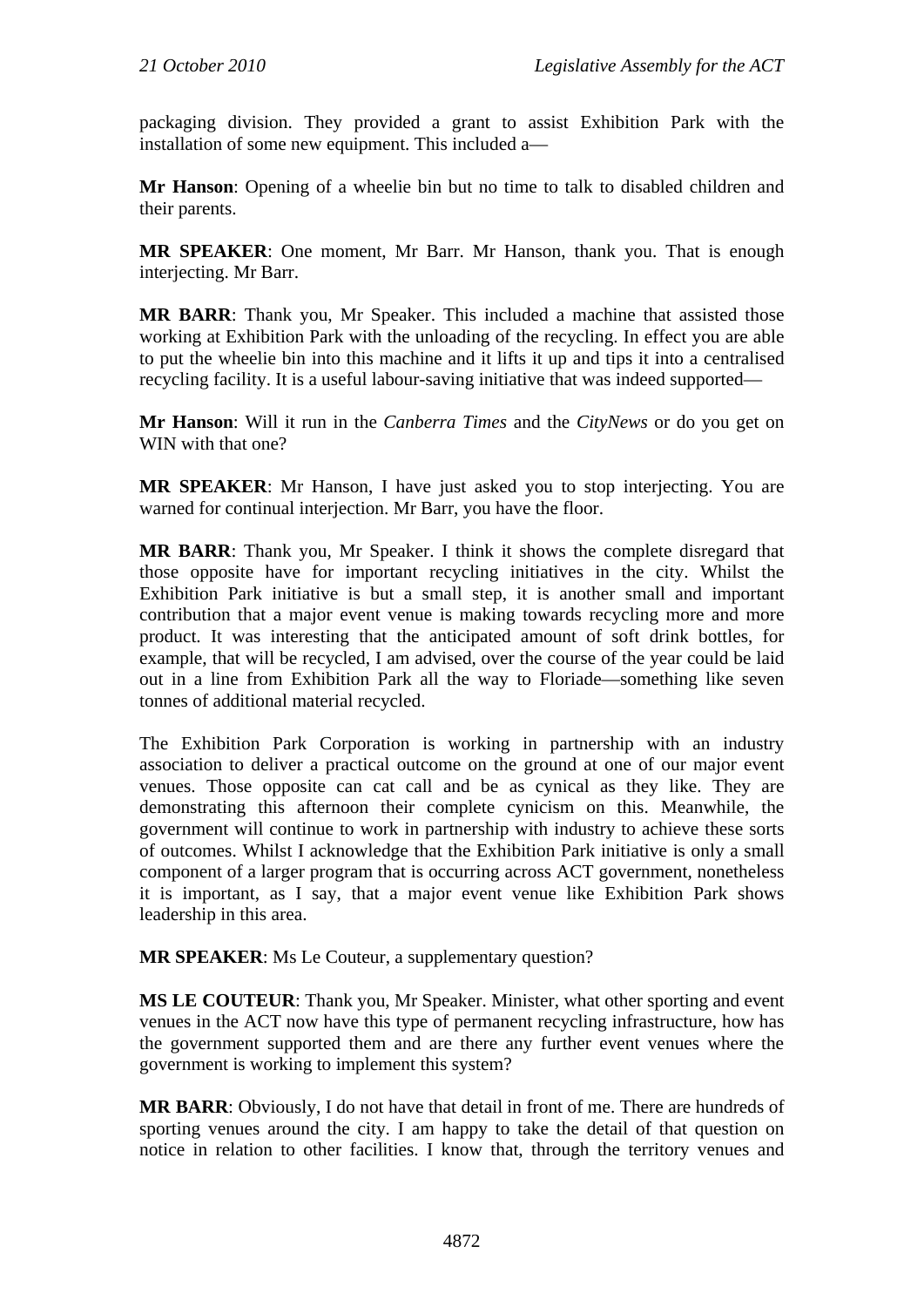packaging division. They provided a grant to assist Exhibition Park with the installation of some new equipment. This included a—

**Mr Hanson**: Opening of a wheelie bin but no time to talk to disabled children and their parents.

**MR SPEAKER**: One moment, Mr Barr. Mr Hanson, thank you. That is enough interjecting. Mr Barr.

**MR BARR**: Thank you, Mr Speaker. This included a machine that assisted those working at Exhibition Park with the unloading of the recycling. In effect you are able to put the wheelie bin into this machine and it lifts it up and tips it into a centralised recycling facility. It is a useful labour-saving initiative that was indeed supported—

**Mr Hanson**: Will it run in the *Canberra Times* and the *CityNews* or do you get on WIN with that one?

**MR SPEAKER**: Mr Hanson, I have just asked you to stop interjecting. You are warned for continual interjection. Mr Barr, you have the floor.

**MR BARR**: Thank you, Mr Speaker. I think it shows the complete disregard that those opposite have for important recycling initiatives in the city. Whilst the Exhibition Park initiative is but a small step, it is another small and important contribution that a major event venue is making towards recycling more and more product. It was interesting that the anticipated amount of soft drink bottles, for example, that will be recycled, I am advised, over the course of the year could be laid out in a line from Exhibition Park all the way to Floriade—something like seven tonnes of additional material recycled.

The Exhibition Park Corporation is working in partnership with an industry association to deliver a practical outcome on the ground at one of our major event venues. Those opposite can cat call and be as cynical as they like. They are demonstrating this afternoon their complete cynicism on this. Meanwhile, the government will continue to work in partnership with industry to achieve these sorts of outcomes. Whilst I acknowledge that the Exhibition Park initiative is only a small component of a larger program that is occurring across ACT government, nonetheless it is important, as I say, that a major event venue like Exhibition Park shows leadership in this area.

**MR SPEAKER**: Ms Le Couteur, a supplementary question?

**MS LE COUTEUR**: Thank you, Mr Speaker. Minister, what other sporting and event venues in the ACT now have this type of permanent recycling infrastructure, how has the government supported them and are there any further event venues where the government is working to implement this system?

**MR BARR**: Obviously, I do not have that detail in front of me. There are hundreds of sporting venues around the city. I am happy to take the detail of that question on notice in relation to other facilities. I know that, through the territory venues and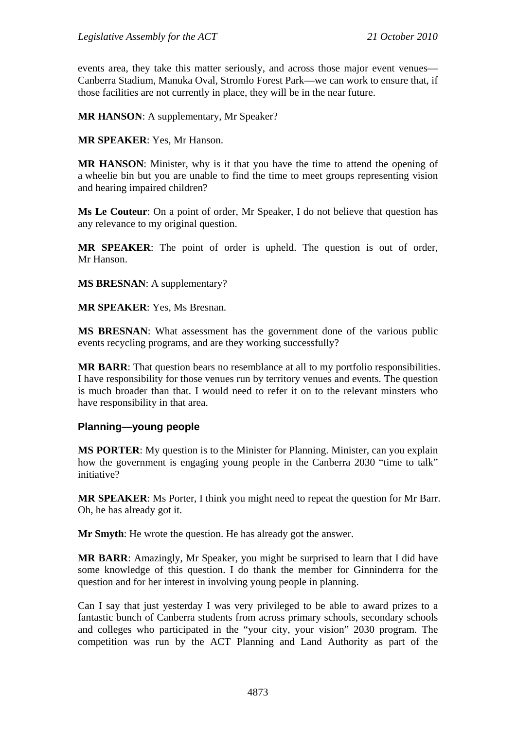events area, they take this matter seriously, and across those major event venues—Canberra Stadium, Manuka Oval, Stromlo Forest Park—we can work to ensure that, if those facilities are not currently in place, they will be in the near future.

**MR HANSON**: A supplementary, Mr Speaker?

**MR SPEAKER**: Yes, Mr Hanson.

**MR HANSON**: Minister, why is it that you have the time to attend the opening of a wheelie bin but you are unable to find the time to meet groups representing vision and hearing impaired children?

**Ms Le Couteur**: On a point of order, Mr Speaker, I do not believe that question has any relevance to my original question.

**MR SPEAKER**: The point of order is upheld. The question is out of order, Mr Hanson.

**MS BRESNAN**: A supplementary?

**MR SPEAKER**: Yes, Ms Bresnan.

**MS BRESNAN**: What assessment has the government done of the various public events recycling programs, and are they working successfully?

**MR BARR**: That question bears no resemblance at all to my portfolio responsibilities. I have responsibility for those venues run by territory venues and events. The question is much broader than that. I would need to refer it on to the relevant minsters who have responsibility in that area.

### Planning—young people

**MS PORTER**: My question is to the Minister for Planning. Minister, can you explain how the government is engaging young people in the Canberra 2030 "time to talk" initiative?

**MR SPEAKER**: Ms Porter, I think you might need to repeat the question for Mr Barr. Oh, he has already got it.

**Mr Smyth**: He wrote the question. He has already got the answer.

**MR BARR**: Amazingly, Mr Speaker, you might be surprised to learn that I did have some knowledge of this question. I do thank the member for Ginninderra for the question and for her interest in involving young people in planning.

Can I say that just yesterday I was very privileged to be able to award prizes to a fantastic bunch of Canberra students from across primary schools, secondary schools and colleges who participated in the "your city, your vision" 2030 program. The competition was run by the ACT Planning and Land Authority as part of the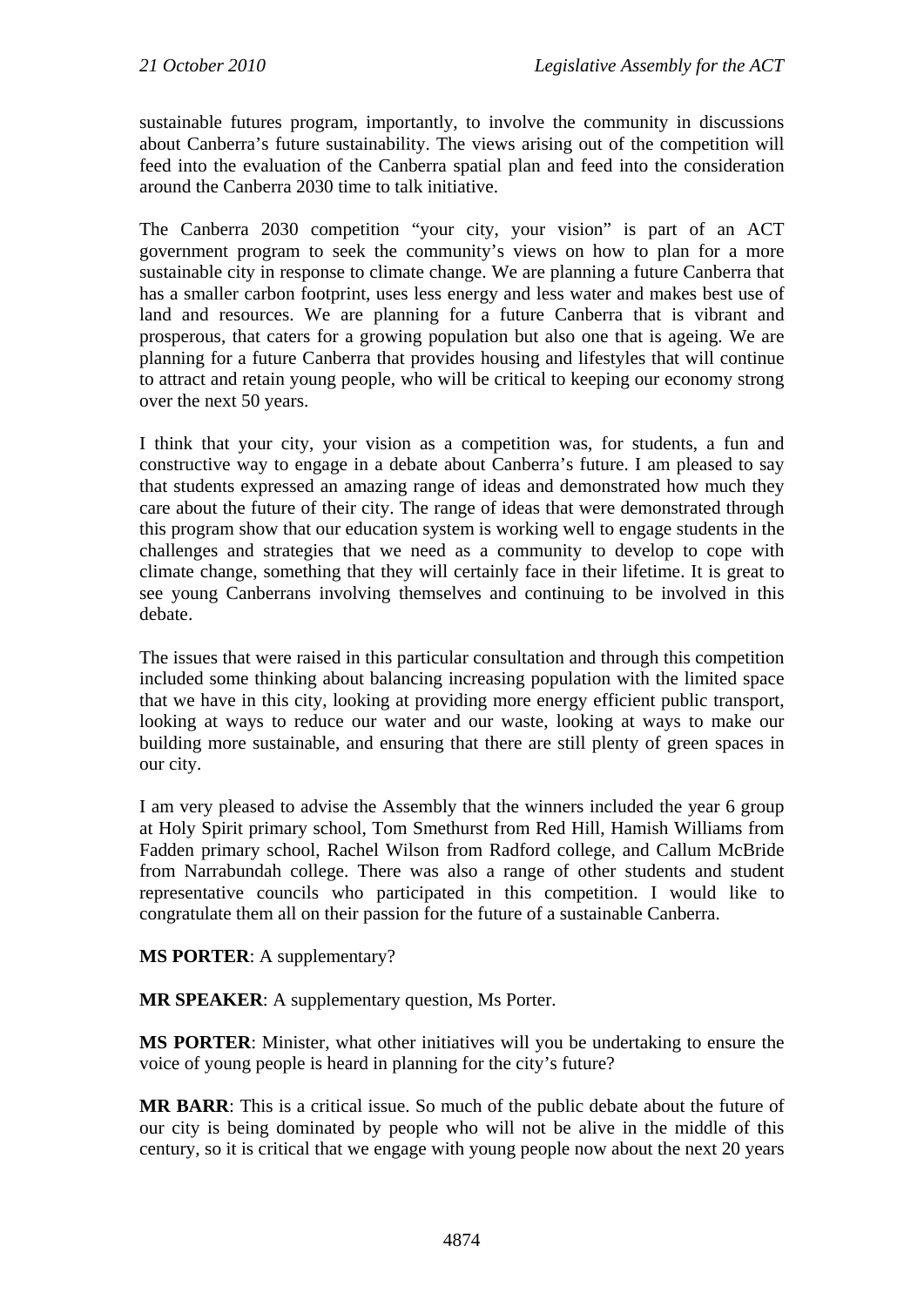sustainable futures program, importantly, to involve the community in discussions about Canberra's future sustainability. The views arising out of the competition will feed into the evaluation of the Canberra spatial plan and feed into the consideration around the Canberra 2030 time to talk initiative.

The Canberra 2030 competition "your city, your vision" is part of an ACT government program to seek the community's views on how to plan for a more sustainable city in response to climate change. We are planning a future Canberra that has a smaller carbon footprint, uses less energy and less water and makes best use of land and resources. We are planning for a future Canberra that is vibrant and prosperous, that caters for a growing population but also one that is ageing. We are planning for a future Canberra that provides housing and lifestyles that will continue to attract and retain young people, who will be critical to keeping our economy strong over the next 50 years.

I think that your city, your vision as a competition was, for students, a fun and constructive way to engage in a debate about Canberra's future. I am pleased to say that students expressed an amazing range of ideas and demonstrated how much they care about the future of their city. The range of ideas that were demonstrated through this program show that our education system is working well to engage students in the challenges and strategies that we need as a community to develop to cope with climate change, something that they will certainly face in their lifetime. It is great to see young Canberrans involving themselves and continuing to be involved in this debate.

The issues that were raised in this particular consultation and through this competition included some thinking about balancing increasing population with the limited space that we have in this city, looking at providing more energy efficient public transport, looking at ways to reduce our water and our waste, looking at ways to make our building more sustainable, and ensuring that there are still plenty of green spaces in our city.

I am very pleased to advise the Assembly that the winners included the year 6 group at Holy Spirit primary school, Tom Smethurst from Red Hill, Hamish Williams from Fadden primary school, Rachel Wilson from Radford college, and Callum McBride from Narrabundah college. There was also a range of other students and student representative councils who participated in this competition. I would like to congratulate them all on their passion for the future of a sustainable Canberra.

**MS PORTER**: A supplementary?

**MR SPEAKER**: A supplementary question, Ms Porter.

**MS PORTER**: Minister, what other initiatives will you be undertaking to ensure the voice of young people is heard in planning for the city's future?

**MR BARR**: This is a critical issue. So much of the public debate about the future of our city is being dominated by people who will not be alive in the middle of this century, so it is critical that we engage with young people now about the next 20 years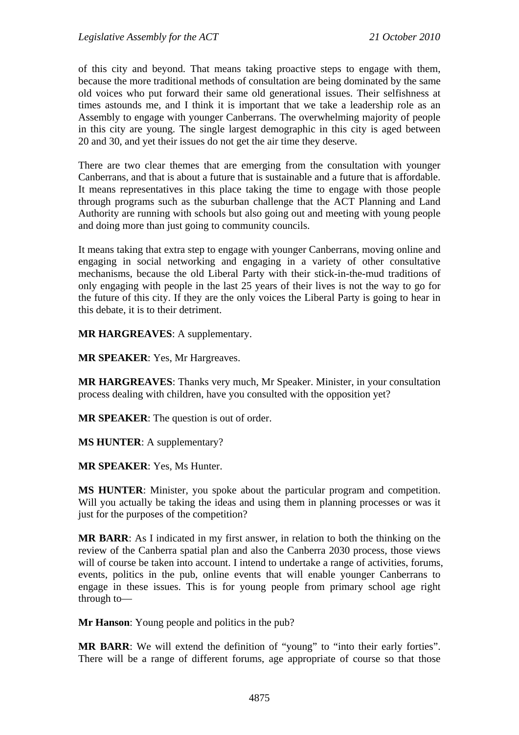of this city and beyond. That means taking proactive steps to engage with them, because the more traditional methods of consultation are being dominated by the same old voices who put forward their same old generational issues. Their selfishness at times astounds me, and I think it is important that we take a leadership role as an Assembly to engage with younger Canberrans. The overwhelming majority of people in this city are young. The single largest demographic in this city is aged between 20 and 30, and yet their issues do not get the air time they deserve.

There are two clear themes that are emerging from the consultation with younger Canberrans, and that is about a future that is sustainable and a future that is affordable. It means representatives in this place taking the time to engage with those people through programs such as the suburban challenge that the ACT Planning and Land Authority are running with schools but also going out and meeting with young people and doing more than just going to community councils.

It means taking that extra step to engage with younger Canberrans, moving online and engaging in social networking and engaging in a variety of other consultative mechanisms, because the old Liberal Party with their stick-in-the-mud traditions of only engaging with people in the last 25 years of their lives is not the way to go for the future of this city. If they are the only voices the Liberal Party is going to hear in this debate, it is to their detriment.

**MR HARGREAVES**: A supplementary.

**MR SPEAKER**: Yes, Mr Hargreaves.

**MR HARGREAVES**: Thanks very much, Mr Speaker. Minister, in your consultation process dealing with children, have you consulted with the opposition yet?

**MR SPEAKER**: The question is out of order.

**MS HUNTER**: A supplementary?

**MR SPEAKER**: Yes, Ms Hunter.

**MS HUNTER**: Minister, you spoke about the particular program and competition. Will you actually be taking the ideas and using them in planning processes or was it just for the purposes of the competition?

**MR BARR**: As I indicated in my first answer, in relation to both the thinking on the review of the Canberra spatial plan and also the Canberra 2030 process, those views will of course be taken into account. I intend to undertake a range of activities, forums, events, politics in the pub, online events that will enable younger Canberrans to engage in these issues. This is for young people from primary school age right through to—

**Mr Hanson**: Young people and politics in the pub?

**MR BARR**: We will extend the definition of "young" to "into their early forties". There will be a range of different forums, age appropriate of course so that those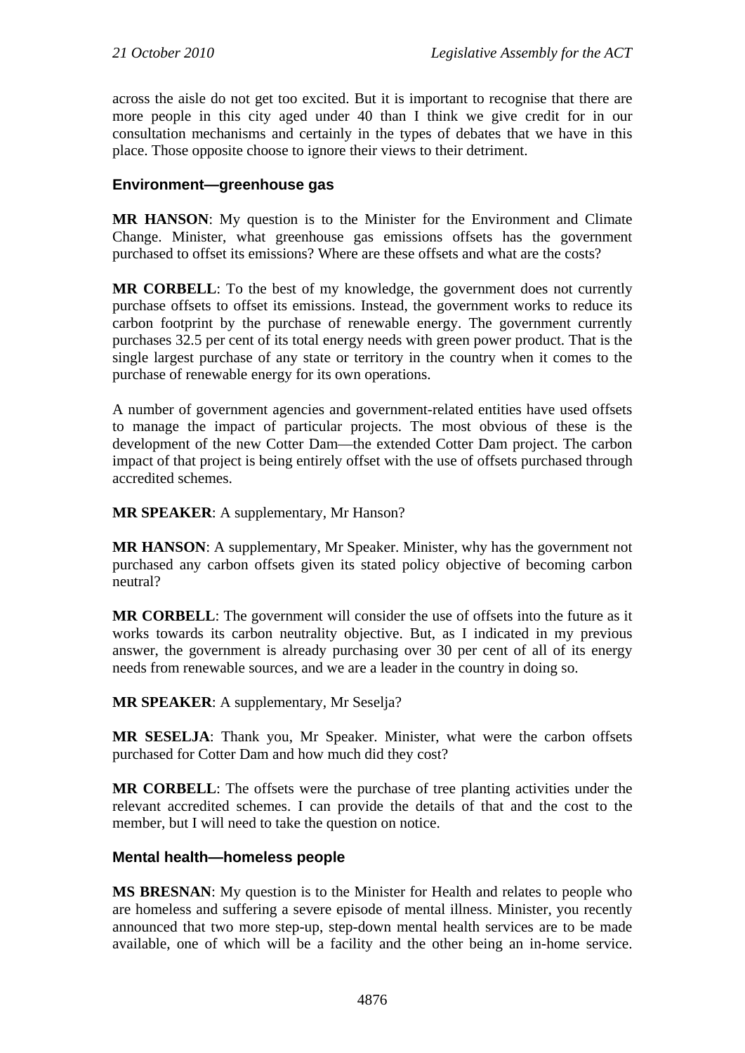across the aisle do not get too excited. But it is important to recognise that there are more people in this city aged under 40 than I think we give credit for in our consultation mechanisms and certainly in the types of debates that we have in this place. Those opposite choose to ignore their views to their detriment.

### Environment—greenhouse gas

**MR HANSON**: My question is to the Minister for the Environment and Climate Change. Minister, what greenhouse gas emissions offsets has the government purchased to offset its emissions? Where are these offsets and what are the costs?

**MR CORBELL**: To the best of my knowledge, the government does not currently purchase offsets to offset its emissions. Instead, the government works to reduce its carbon footprint by the purchase of renewable energy. The government currently purchases 32.5 per cent of its total energy needs with green power product. That is the single largest purchase of any state or territory in the country when it comes to the purchase of renewable energy for its own operations.

A number of government agencies and government-related entities have used offsets to manage the impact of particular projects. The most obvious of these is the development of the new Cotter Dam—the extended Cotter Dam project. The carbon impact of that project is being entirely offset with the use of offsets purchased through accredited schemes.

**MR SPEAKER**: A supplementary, Mr Hanson?

**MR HANSON**: A supplementary, Mr Speaker. Minister, why has the government not purchased any carbon offsets given its stated policy objective of becoming carbon neutral?

**MR CORBELL**: The government will consider the use of offsets into the future as it works towards its carbon neutrality objective. But, as I indicated in my previous answer, the government is already purchasing over 30 per cent of all of its energy needs from renewable sources, and we are a leader in the country in doing so.

**MR SPEAKER**: A supplementary, Mr Seselja?

**MR SESELJA**: Thank you, Mr Speaker. Minister, what were the carbon offsets purchased for Cotter Dam and how much did they cost?

**MR CORBELL**: The offsets were the purchase of tree planting activities under the relevant accredited schemes. I can provide the details of that and the cost to the member, but I will need to take the question on notice.

### Mental health—homeless people

**MS BRESNAN**: My question is to the Minister for Health and relates to people who are homeless and suffering a severe episode of mental illness. Minister, you recently announced that two more step-up, step-down mental health services are to be made available, one of which will be a facility and the other being an in-home service.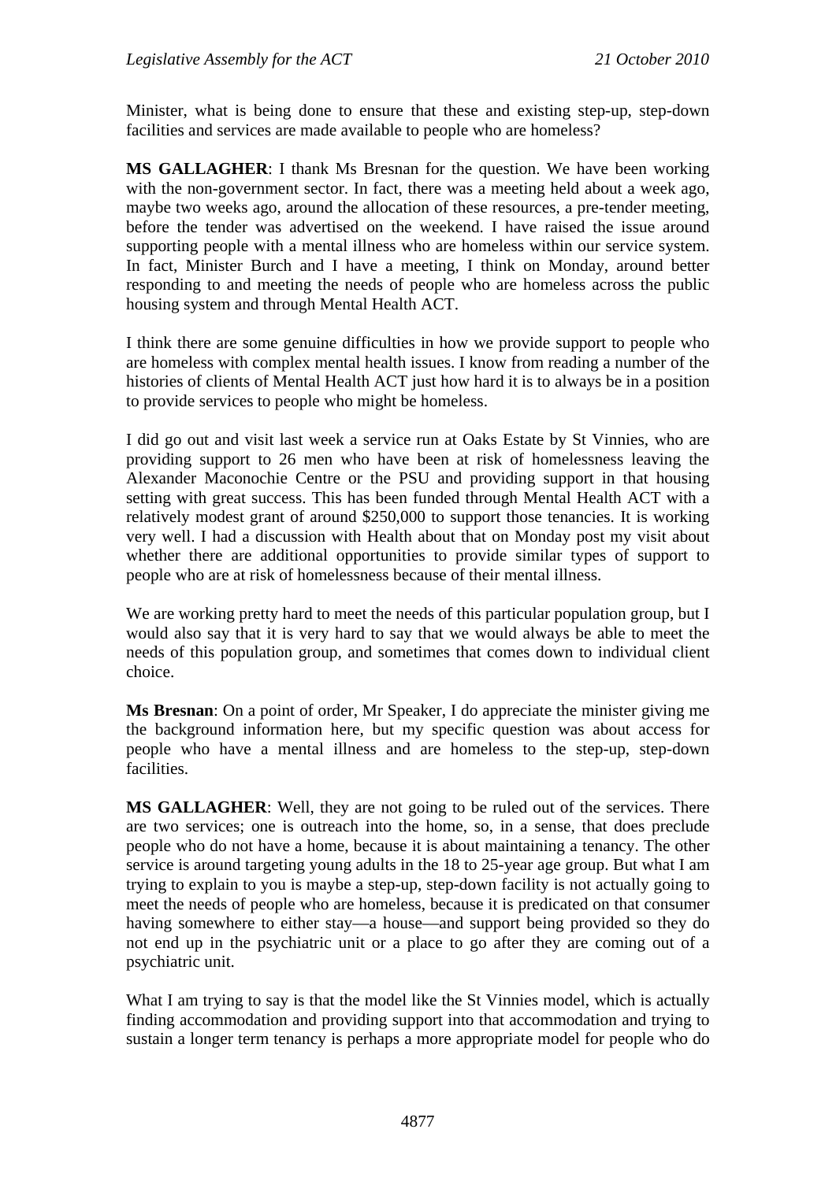Minister, what is being done to ensure that these and existing step-up, step-down facilities and services are made available to people who are homeless?

**MS GALLAGHER**: I thank Ms Bresnan for the question. We have been working with the non-government sector. In fact, there was a meeting held about a week ago, maybe two weeks ago, around the allocation of these resources, a pre-tender meeting, before the tender was advertised on the weekend. I have raised the issue around supporting people with a mental illness who are homeless within our service system. In fact, Minister Burch and I have a meeting, I think on Monday, around better responding to and meeting the needs of people who are homeless across the public housing system and through Mental Health ACT.

I think there are some genuine difficulties in how we provide support to people who are homeless with complex mental health issues. I know from reading a number of the histories of clients of Mental Health ACT just how hard it is to always be in a position to provide services to people who might be homeless.

I did go out and visit last week a service run at Oaks Estate by St Vinnies, who are providing support to 26 men who have been at risk of homelessness leaving the Alexander Maconochie Centre or the PSU and providing support in that housing setting with great success. This has been funded through Mental Health ACT with a relatively modest grant of around $250,000 to support those tenancies. It is working very well. I had a discussion with Health about that on Monday post my visit about whether there are additional opportunities to provide similar types of support to people who are at risk of homelessness because of their mental illness.

We are working pretty hard to meet the needs of this particular population group, but I would also say that it is very hard to say that we would always be able to meet the needs of this population group, and sometimes that comes down to individual client choice.

**Ms Bresnan**: On a point of order, Mr Speaker, I do appreciate the minister giving me the background information here, but my specific question was about access for people who have a mental illness and are homeless to the step-up, step-down facilities.

**MS GALLAGHER**: Well, they are not going to be ruled out of the services. There are two services; one is outreach into the home, so, in a sense, that does preclude people who do not have a home, because it is about maintaining a tenancy. The other service is around targeting young adults in the 18 to 25-year age group. But what I am trying to explain to you is maybe a step-up, step-down facility is not actually going to meet the needs of people who are homeless, because it is predicated on that consumer having somewhere to either stay—a house—and support being provided so they do not end up in the psychiatric unit or a place to go after they are coming out of a psychiatric unit.

What I am trying to say is that the model like the St Vinnies model, which is actually finding accommodation and providing support into that accommodation and trying to sustain a longer term tenancy is perhaps a more appropriate model for people who do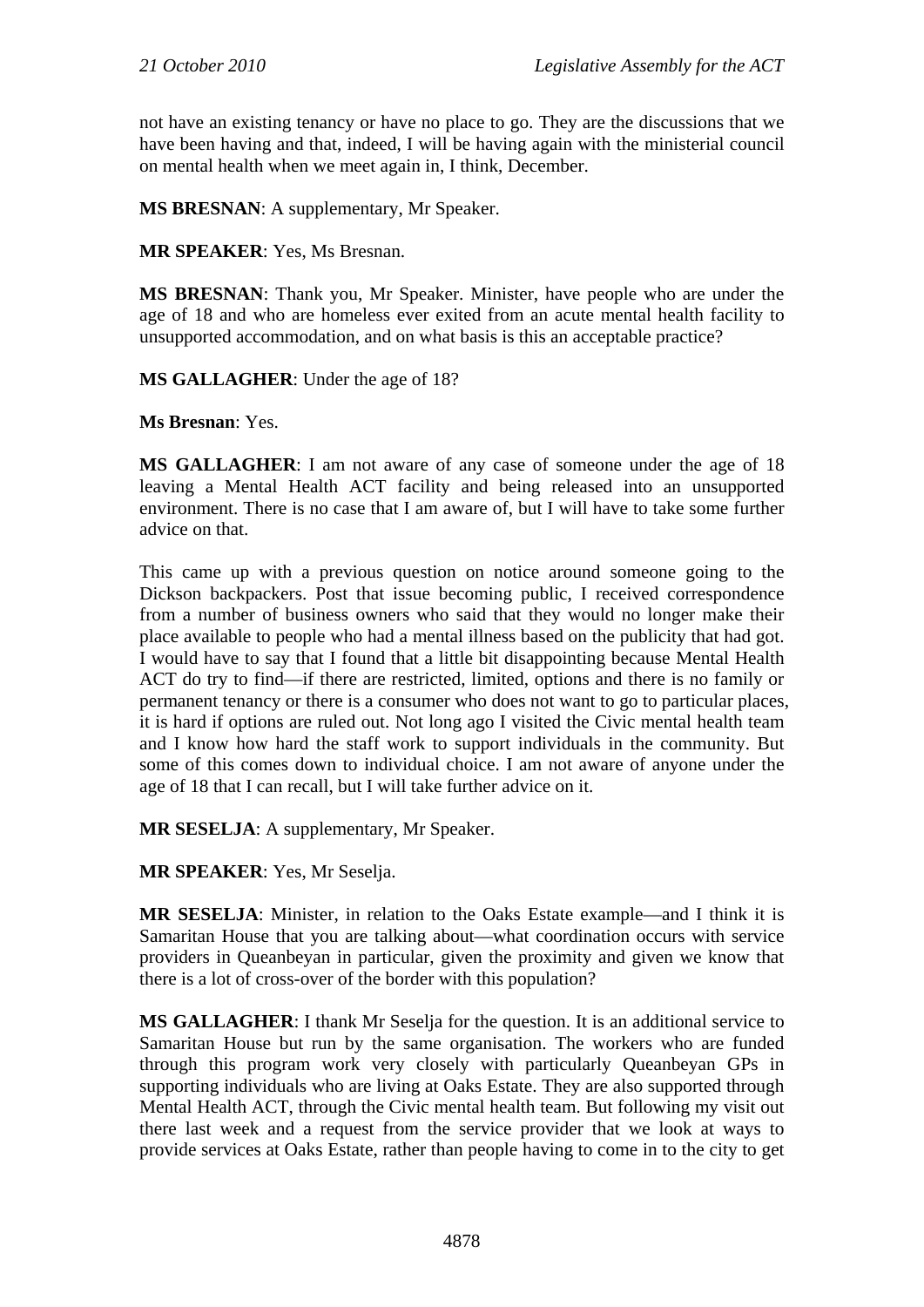not have an existing tenancy or have no place to go. They are the discussions that we have been having and that, indeed, I will be having again with the ministerial council on mental health when we meet again in, I think, December.

**MS BRESNAN**: A supplementary, Mr Speaker.

**MR SPEAKER**: Yes, Ms Bresnan.

**MS BRESNAN**: Thank you, Mr Speaker. Minister, have people who are under the age of 18 and who are homeless ever exited from an acute mental health facility to unsupported accommodation, and on what basis is this an acceptable practice?

**MS GALLAGHER**: Under the age of 18?

**Ms Bresnan**: Yes.

**MS GALLAGHER**: I am not aware of any case of someone under the age of 18 leaving a Mental Health ACT facility and being released into an unsupported environment. There is no case that I am aware of, but I will have to take some further advice on that.

This came up with a previous question on notice around someone going to the Dickson backpackers. Post that issue becoming public, I received correspondence from a number of business owners who said that they would no longer make their place available to people who had a mental illness based on the publicity that had got. I would have to say that I found that a little bit disappointing because Mental Health ACT do try to find—if there are restricted, limited, options and there is no family or permanent tenancy or there is a consumer who does not want to go to particular places, it is hard if options are ruled out. Not long ago I visited the Civic mental health team and I know how hard the staff work to support individuals in the community. But some of this comes down to individual choice. I am not aware of anyone under the age of 18 that I can recall, but I will take further advice on it.

**MR SESELJA**: A supplementary, Mr Speaker.

**MR SPEAKER**: Yes, Mr Seselja.

**MR SESELJA**: Minister, in relation to the Oaks Estate example—and I think it is Samaritan House that you are talking about—what coordination occurs with service providers in Queanbeyan in particular, given the proximity and given we know that there is a lot of cross-over of the border with this population?

**MS GALLAGHER**: I thank Mr Seselja for the question. It is an additional service to Samaritan House but run by the same organisation. The workers who are funded through this program work very closely with particularly Queanbeyan GPs in supporting individuals who are living at Oaks Estate. They are also supported through Mental Health ACT, through the Civic mental health team. But following my visit out there last week and a request from the service provider that we look at ways to provide services at Oaks Estate, rather than people having to come in to the city to get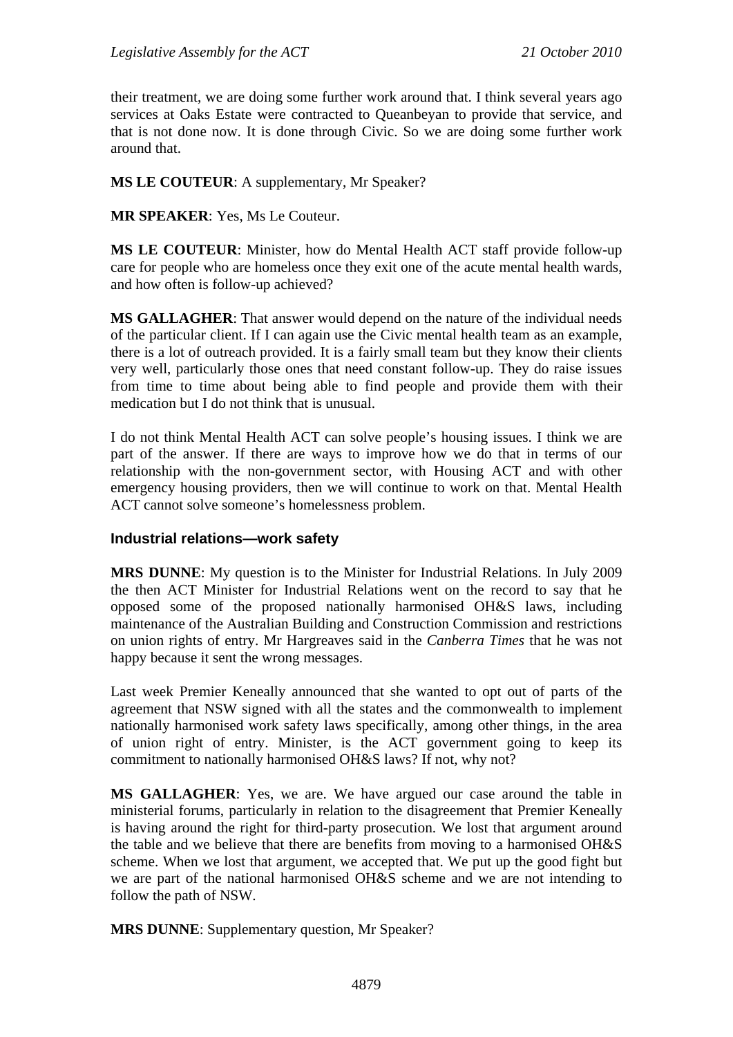their treatment, we are doing some further work around that. I think several years ago services at Oaks Estate were contracted to Queanbeyan to provide that service, and that is not done now. It is done through Civic. So we are doing some further work around that.

**MS LE COUTEUR**: A supplementary, Mr Speaker?

**MR SPEAKER**: Yes, Ms Le Couteur.

**MS LE COUTEUR**: Minister, how do Mental Health ACT staff provide follow-up care for people who are homeless once they exit one of the acute mental health wards, and how often is follow-up achieved?

**MS GALLAGHER**: That answer would depend on the nature of the individual needs of the particular client. If I can again use the Civic mental health team as an example, there is a lot of outreach provided. It is a fairly small team but they know their clients very well, particularly those ones that need constant follow-up. They do raise issues from time to time about being able to find people and provide them with their medication but I do not think that is unusual.

I do not think Mental Health ACT can solve people's housing issues. I think we are part of the answer. If there are ways to improve how we do that in terms of our relationship with the non-government sector, with Housing ACT and with other emergency housing providers, then we will continue to work on that. Mental Health ACT cannot solve someone's homelessness problem.

### Industrial relations—work safety

**MRS DUNNE**: My question is to the Minister for Industrial Relations. In July 2009 the then ACT Minister for Industrial Relations went on the record to say that he opposed some of the proposed nationally harmonised OH&S laws, including maintenance of the Australian Building and Construction Commission and restrictions on union rights of entry. Mr Hargreaves said in the *Canberra Times* that he was not happy because it sent the wrong messages.

Last week Premier Keneally announced that she wanted to opt out of parts of the agreement that NSW signed with all the states and the commonwealth to implement nationally harmonised work safety laws specifically, among other things, in the area of union right of entry. Minister, is the ACT government going to keep its commitment to nationally harmonised OH&S laws? If not, why not?

**MS GALLAGHER**: Yes, we are. We have argued our case around the table in ministerial forums, particularly in relation to the disagreement that Premier Keneally is having around the right for third-party prosecution. We lost that argument around the table and we believe that there are benefits from moving to a harmonised OH&S scheme. When we lost that argument, we accepted that. We put up the good fight but we are part of the national harmonised OH&S scheme and we are not intending to follow the path of NSW.

**MRS DUNNE**: Supplementary question, Mr Speaker?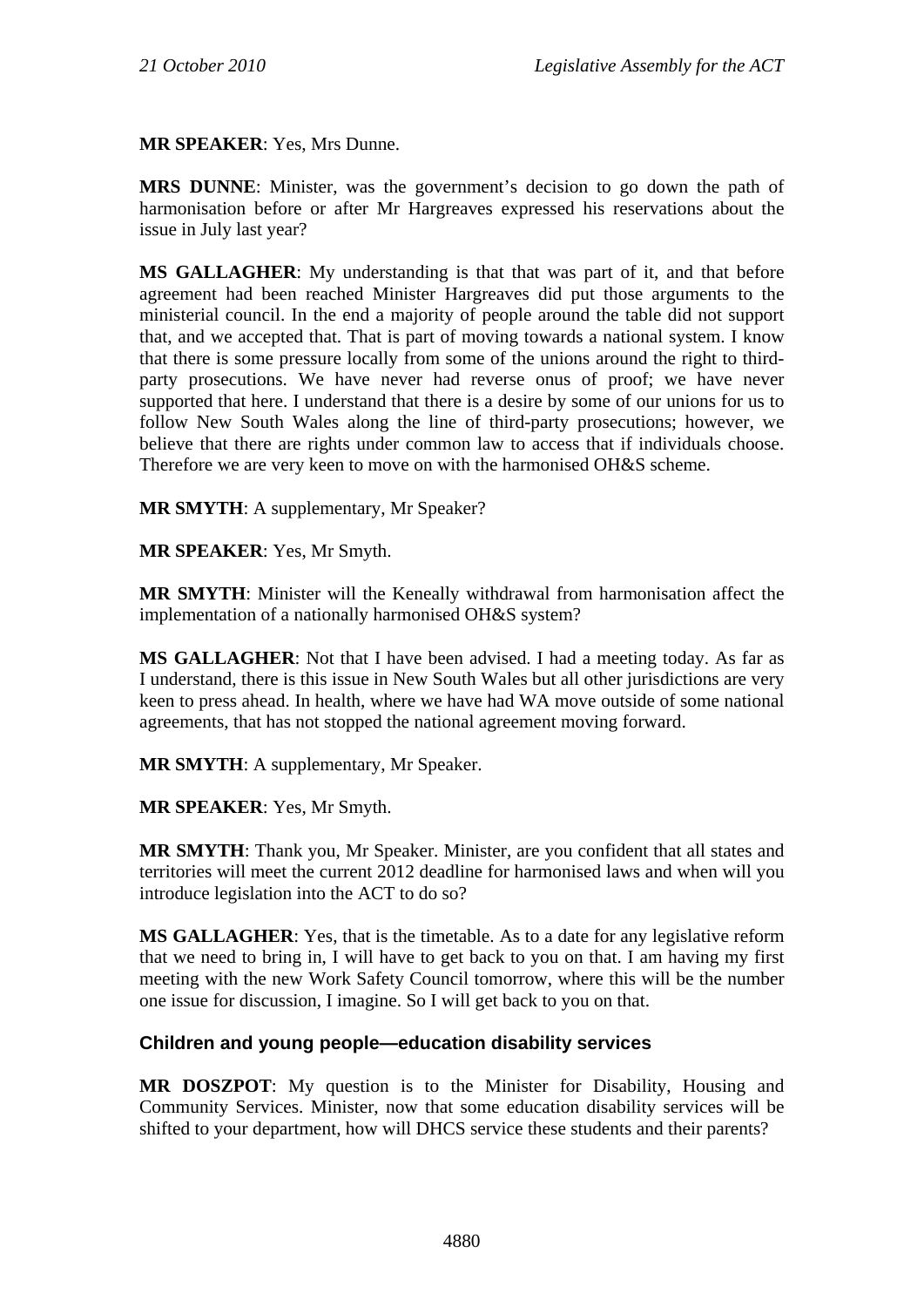**MR SPEAKER**: Yes, Mrs Dunne.

**MRS DUNNE**: Minister, was the government's decision to go down the path of harmonisation before or after Mr Hargreaves expressed his reservations about the issue in July last year?

**MS GALLAGHER**: My understanding is that that was part of it, and that before agreement had been reached Minister Hargreaves did put those arguments to the ministerial council. In the end a majority of people around the table did not support that, and we accepted that. That is part of moving towards a national system. I know that there is some pressure locally from some of the unions around the right to third-party prosecutions. We have never had reverse onus of proof; we have never supported that here. I understand that there is a desire by some of our unions for us to follow New South Wales along the line of third-party prosecutions; however, we believe that there are rights under common law to access that if individuals choose. Therefore we are very keen to move on with the harmonised OH&S scheme.

**MR SMYTH**: A supplementary, Mr Speaker?

**MR SPEAKER**: Yes, Mr Smyth.

**MR SMYTH**: Minister will the Keneally withdrawal from harmonisation affect the implementation of a nationally harmonised OH&S system?

**MS GALLAGHER**: Not that I have been advised. I had a meeting today. As far as I understand, there is this issue in New South Wales but all other jurisdictions are very keen to press ahead. In health, where we have had WA move outside of some national agreements, that has not stopped the national agreement moving forward.

**MR SMYTH**: A supplementary, Mr Speaker.

**MR SPEAKER**: Yes, Mr Smyth.

**MR SMYTH**: Thank you, Mr Speaker. Minister, are you confident that all states and territories will meet the current 2012 deadline for harmonised laws and when will you introduce legislation into the ACT to do so?

**MS GALLAGHER**: Yes, that is the timetable. As to a date for any legislative reform that we need to bring in, I will have to get back to you on that. I am having my first meeting with the new Work Safety Council tomorrow, where this will be the number one issue for discussion, I imagine. So I will get back to you on that.

### Children and young people—education disability services

**MR DOSZPOT**: My question is to the Minister for Disability, Housing and Community Services. Minister, now that some education disability services will be shifted to your department, how will DHCS service these students and their parents?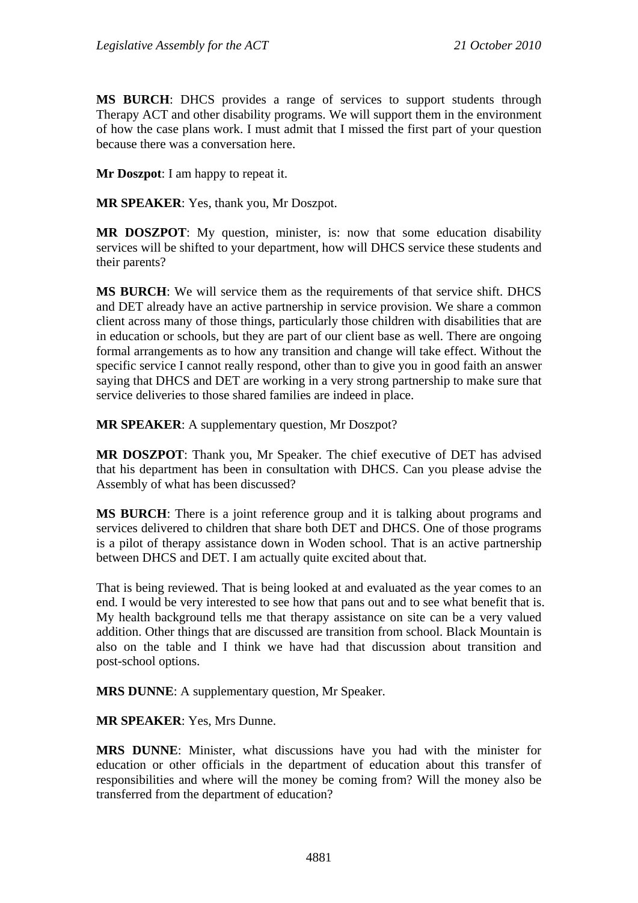**MS BURCH**: DHCS provides a range of services to support students through Therapy ACT and other disability programs. We will support them in the environment of how the case plans work. I must admit that I missed the first part of your question because there was a conversation here.

**Mr Doszpot**: I am happy to repeat it.

**MR SPEAKER**: Yes, thank you, Mr Doszpot.

**MR DOSZPOT**: My question, minister, is: now that some education disability services will be shifted to your department, how will DHCS service these students and their parents?

**MS BURCH**: We will service them as the requirements of that service shift. DHCS and DET already have an active partnership in service provision. We share a common client across many of those things, particularly those children with disabilities that are in education or schools, but they are part of our client base as well. There are ongoing formal arrangements as to how any transition and change will take effect. Without the specific service I cannot really respond, other than to give you in good faith an answer saying that DHCS and DET are working in a very strong partnership to make sure that service deliveries to those shared families are indeed in place.

**MR SPEAKER**: A supplementary question, Mr Doszpot?

**MR DOSZPOT**: Thank you, Mr Speaker. The chief executive of DET has advised that his department has been in consultation with DHCS. Can you please advise the Assembly of what has been discussed?

**MS BURCH**: There is a joint reference group and it is talking about programs and services delivered to children that share both DET and DHCS. One of those programs is a pilot of therapy assistance down in Woden school. That is an active partnership between DHCS and DET. I am actually quite excited about that.

That is being reviewed. That is being looked at and evaluated as the year comes to an end. I would be very interested to see how that pans out and to see what benefit that is. My health background tells me that therapy assistance on site can be a very valued addition. Other things that are discussed are transition from school. Black Mountain is also on the table and I think we have had that discussion about transition and post-school options.

**MRS DUNNE**: A supplementary question, Mr Speaker.

**MR SPEAKER**: Yes, Mrs Dunne.

**MRS DUNNE**: Minister, what discussions have you had with the minister for education or other officials in the department of education about this transfer of responsibilities and where will the money be coming from? Will the money also be transferred from the department of education?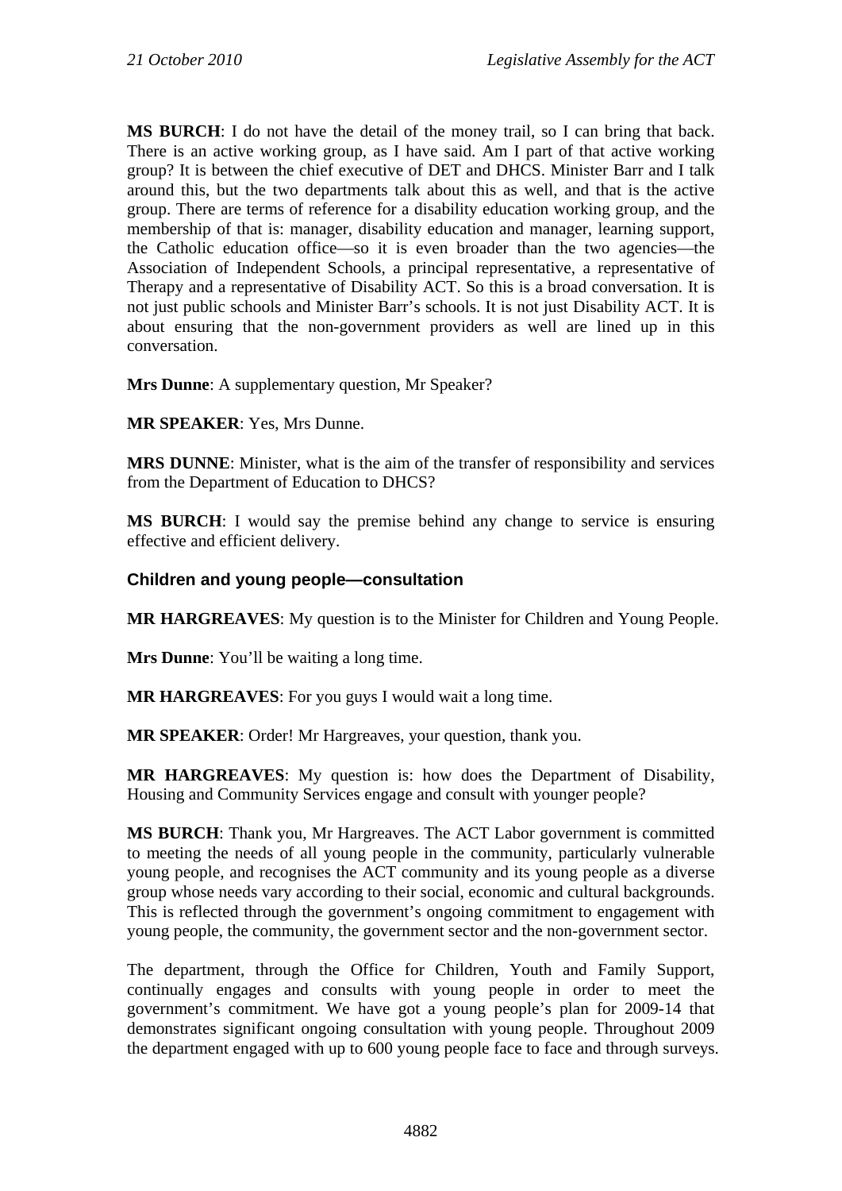**MS BURCH**: I do not have the detail of the money trail, so I can bring that back. There is an active working group, as I have said. Am I part of that active working group? It is between the chief executive of DET and DHCS. Minister Barr and I talk around this, but the two departments talk about this as well, and that is the active group. There are terms of reference for a disability education working group, and the membership of that is: manager, disability education and manager, learning support, the Catholic education office—so it is even broader than the two agencies—the Association of Independent Schools, a principal representative, a representative of Therapy and a representative of Disability ACT. So this is a broad conversation. It is not just public schools and Minister Barr's schools. It is not just Disability ACT. It is about ensuring that the non-government providers as well are lined up in this conversation.

**Mrs Dunne**: A supplementary question, Mr Speaker?

**MR SPEAKER**: Yes, Mrs Dunne.

**MRS DUNNE**: Minister, what is the aim of the transfer of responsibility and services from the Department of Education to DHCS?

**MS BURCH**: I would say the premise behind any change to service is ensuring effective and efficient delivery.

### Children and young people—consultation

**MR HARGREAVES**: My question is to the Minister for Children and Young People.

**Mrs Dunne**: You'll be waiting a long time.

**MR HARGREAVES**: For you guys I would wait a long time.

**MR SPEAKER**: Order! Mr Hargreaves, your question, thank you.

**MR HARGREAVES**: My question is: how does the Department of Disability, Housing and Community Services engage and consult with younger people?

**MS BURCH**: Thank you, Mr Hargreaves. The ACT Labor government is committed to meeting the needs of all young people in the community, particularly vulnerable young people, and recognises the ACT community and its young people as a diverse group whose needs vary according to their social, economic and cultural backgrounds. This is reflected through the government's ongoing commitment to engagement with young people, the community, the government sector and the non-government sector.

The department, through the Office for Children, Youth and Family Support, continually engages and consults with young people in order to meet the government's commitment. We have got a young people's plan for 2009-14 that demonstrates significant ongoing consultation with young people. Throughout 2009 the department engaged with up to 600 young people face to face and through surveys.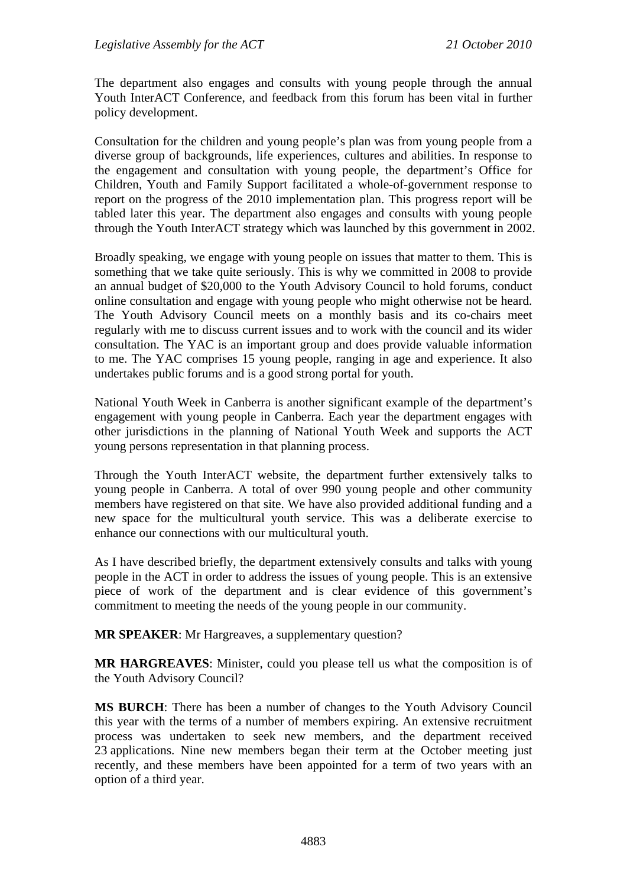The department also engages and consults with young people through the annual Youth InterACT Conference, and feedback from this forum has been vital in further policy development.

Consultation for the children and young people's plan was from young people from a diverse group of backgrounds, life experiences, cultures and abilities. In response to the engagement and consultation with young people, the department's Office for Children, Youth and Family Support facilitated a whole-of-government response to report on the progress of the 2010 implementation plan. This progress report will be tabled later this year. The department also engages and consults with young people through the Youth InterACT strategy which was launched by this government in 2002.

Broadly speaking, we engage with young people on issues that matter to them. This is something that we take quite seriously. This is why we committed in 2008 to provide an annual budget of $20,000 to the Youth Advisory Council to hold forums, conduct online consultation and engage with young people who might otherwise not be heard. The Youth Advisory Council meets on a monthly basis and its co-chairs meet regularly with me to discuss current issues and to work with the council and its wider consultation. The YAC is an important group and does provide valuable information to me. The YAC comprises 15 young people, ranging in age and experience. It also undertakes public forums and is a good strong portal for youth.

National Youth Week in Canberra is another significant example of the department's engagement with young people in Canberra. Each year the department engages with other jurisdictions in the planning of National Youth Week and supports the ACT young persons representation in that planning process.

Through the Youth InterACT website, the department further extensively talks to young people in Canberra. A total of over 990 young people and other community members have registered on that site. We have also provided additional funding and a new space for the multicultural youth service. This was a deliberate exercise to enhance our connections with our multicultural youth.

As I have described briefly, the department extensively consults and talks with young people in the ACT in order to address the issues of young people. This is an extensive piece of work of the department and is clear evidence of this government's commitment to meeting the needs of the young people in our community.

**MR SPEAKER**: Mr Hargreaves, a supplementary question?

**MR HARGREAVES**: Minister, could you please tell us what the composition is of the Youth Advisory Council?

**MS BURCH**: There has been a number of changes to the Youth Advisory Council this year with the terms of a number of members expiring. An extensive recruitment process was undertaken to seek new members, and the department received 23 applications. Nine new members began their term at the October meeting just recently, and these members have been appointed for a term of two years with an option of a third year.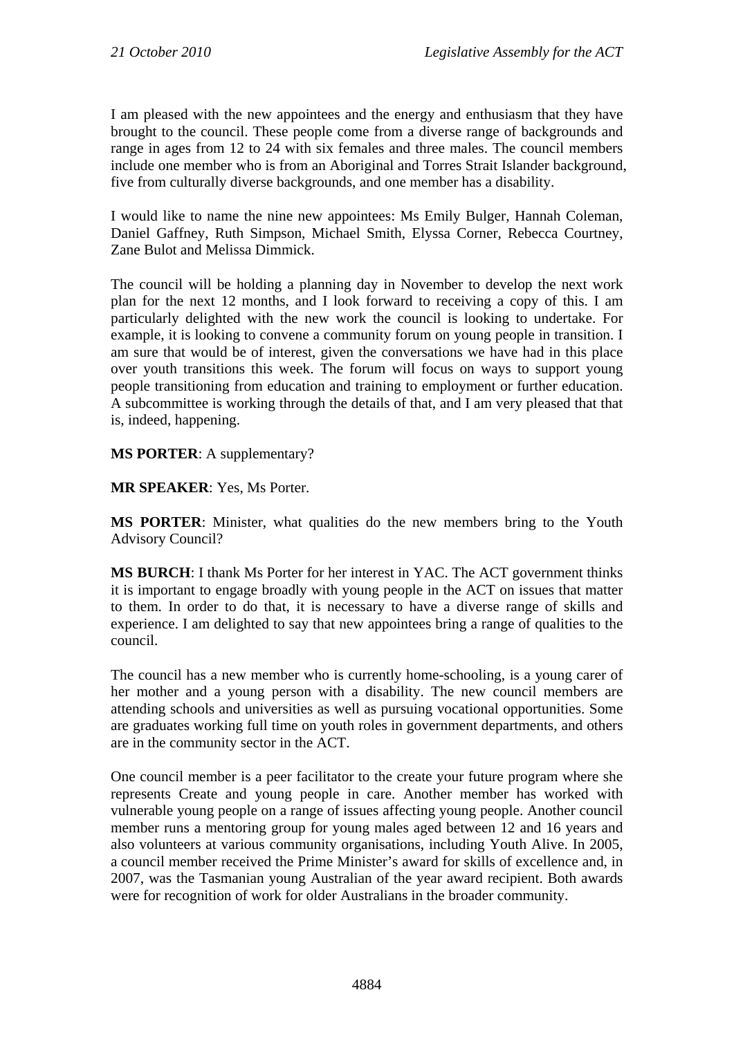I am pleased with the new appointees and the energy and enthusiasm that they have brought to the council. These people come from a diverse range of backgrounds and range in ages from 12 to 24 with six females and three males. The council members include one member who is from an Aboriginal and Torres Strait Islander background, five from culturally diverse backgrounds, and one member has a disability.

I would like to name the nine new appointees: Ms Emily Bulger, Hannah Coleman, Daniel Gaffney, Ruth Simpson, Michael Smith, Elyssa Corner, Rebecca Courtney, Zane Bulot and Melissa Dimmick.

The council will be holding a planning day in November to develop the next work plan for the next 12 months, and I look forward to receiving a copy of this. I am particularly delighted with the new work the council is looking to undertake. For example, it is looking to convene a community forum on young people in transition. I am sure that would be of interest, given the conversations we have had in this place over youth transitions this week. The forum will focus on ways to support young people transitioning from education and training to employment or further education. A subcommittee is working through the details of that, and I am very pleased that that is, indeed, happening.

**MS PORTER**: A supplementary?

**MR SPEAKER**: Yes, Ms Porter.

**MS PORTER**: Minister, what qualities do the new members bring to the Youth Advisory Council?

**MS BURCH**: I thank Ms Porter for her interest in YAC. The ACT government thinks it is important to engage broadly with young people in the ACT on issues that matter to them. In order to do that, it is necessary to have a diverse range of skills and experience. I am delighted to say that new appointees bring a range of qualities to the council.

The council has a new member who is currently home-schooling, is a young carer of her mother and a young person with a disability. The new council members are attending schools and universities as well as pursuing vocational opportunities. Some are graduates working full time on youth roles in government departments, and others are in the community sector in the ACT.

One council member is a peer facilitator to the create your future program where she represents Create and young people in care. Another member has worked with vulnerable young people on a range of issues affecting young people. Another council member runs a mentoring group for young males aged between 12 and 16 years and also volunteers at various community organisations, including Youth Alive. In 2005, a council member received the Prime Minister's award for skills of excellence and, in 2007, was the Tasmanian young Australian of the year award recipient. Both awards were for recognition of work for older Australians in the broader community.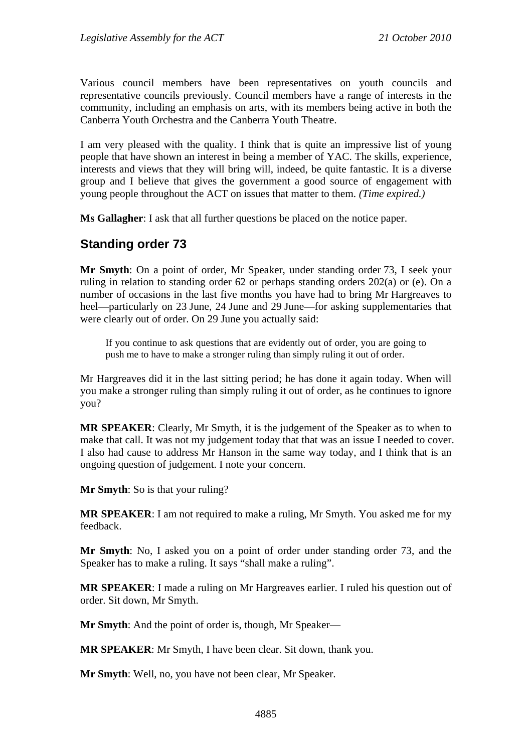Various council members have been representatives on youth councils and representative councils previously. Council members have a range of interests in the community, including an emphasis on arts, with its members being active in both the Canberra Youth Orchestra and the Canberra Youth Theatre.

I am very pleased with the quality. I think that is quite an impressive list of young people that have shown an interest in being a member of YAC. The skills, experience, interests and views that they will bring will, indeed, be quite fantastic. It is a diverse group and I believe that gives the government a good source of engagement with young people throughout the ACT on issues that matter to them. *(Time expired.)*

**Ms Gallagher**: I ask that all further questions be placed on the notice paper.

## Standing order 73

**Mr Smyth**: On a point of order, Mr Speaker, under standing order 73, I seek your ruling in relation to standing order 62 or perhaps standing orders 202(a) or (e). On a number of occasions in the last five months you have had to bring Mr Hargreaves to heel—particularly on 23 June, 24 June and 29 June—for asking supplementaries that were clearly out of order. On 29 June you actually said:

> If you continue to ask questions that are evidently out of order, you are going to push me to have to make a stronger ruling than simply ruling it out of order.

Mr Hargreaves did it in the last sitting period; he has done it again today. When will you make a stronger ruling than simply ruling it out of order, as he continues to ignore you?

**MR SPEAKER**: Clearly, Mr Smyth, it is the judgement of the Speaker as to when to make that call. It was not my judgement today that that was an issue I needed to cover. I also had cause to address Mr Hanson in the same way today, and I think that is an ongoing question of judgement. I note your concern.

**Mr Smyth**: So is that your ruling?

**MR SPEAKER**: I am not required to make a ruling, Mr Smyth. You asked me for my feedback.

**Mr Smyth**: No, I asked you on a point of order under standing order 73, and the Speaker has to make a ruling. It says "shall make a ruling".

**MR SPEAKER**: I made a ruling on Mr Hargreaves earlier. I ruled his question out of order. Sit down, Mr Smyth.

**Mr Smyth**: And the point of order is, though, Mr Speaker—

**MR SPEAKER**: Mr Smyth, I have been clear. Sit down, thank you.

**Mr Smyth**: Well, no, you have not been clear, Mr Speaker.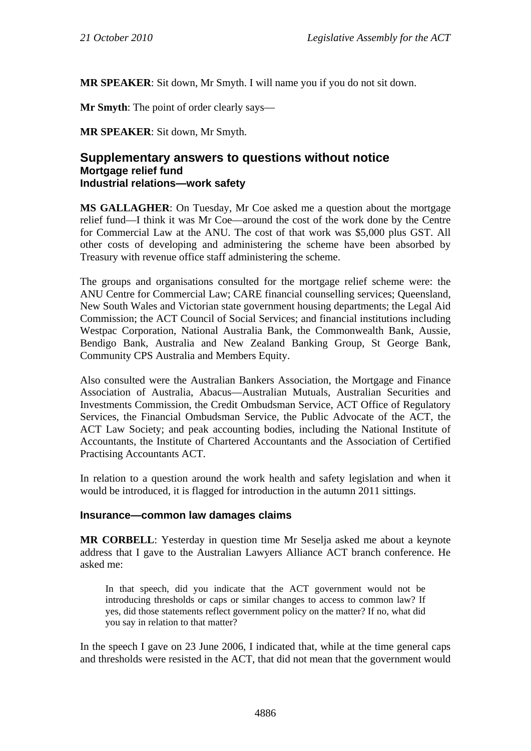**MR SPEAKER**: Sit down, Mr Smyth. I will name you if you do not sit down.

**Mr Smyth**: The point of order clearly says—

**MR SPEAKER**: Sit down, Mr Smyth.

## Supplementary answers to questions without notice
### Mortgage relief fund
### Industrial relations—work safety

**MS GALLAGHER**: On Tuesday, Mr Coe asked me a question about the mortgage relief fund—I think it was Mr Coe—around the cost of the work done by the Centre for Commercial Law at the ANU. The cost of that work was $5,000 plus GST. All other costs of developing and administering the scheme have been absorbed by Treasury with revenue office staff administering the scheme.

The groups and organisations consulted for the mortgage relief scheme were: the ANU Centre for Commercial Law; CARE financial counselling services; Queensland, New South Wales and Victorian state government housing departments; the Legal Aid Commission; the ACT Council of Social Services; and financial institutions including Westpac Corporation, National Australia Bank, the Commonwealth Bank, Aussie, Bendigo Bank, Australia and New Zealand Banking Group, St George Bank, Community CPS Australia and Members Equity.

Also consulted were the Australian Bankers Association, the Mortgage and Finance Association of Australia, Abacus—Australian Mutuals, Australian Securities and Investments Commission, the Credit Ombudsman Service, ACT Office of Regulatory Services, the Financial Ombudsman Service, the Public Advocate of the ACT, the ACT Law Society; and peak accounting bodies, including the National Institute of Accountants, the Institute of Chartered Accountants and the Association of Certified Practising Accountants ACT.

In relation to a question around the work health and safety legislation and when it would be introduced, it is flagged for introduction in the autumn 2011 sittings.

### Insurance—common law damages claims

**MR CORBELL**: Yesterday in question time Mr Seselja asked me about a keynote address that I gave to the Australian Lawyers Alliance ACT branch conference. He asked me:

> In that speech, did you indicate that the ACT government would not be introducing thresholds or caps or similar changes to access to common law? If yes, did those statements reflect government policy on the matter? If no, what did you say in relation to that matter?

In the speech I gave on 23 June 2006, I indicated that, while at the time general caps and thresholds were resisted in the ACT, that did not mean that the government would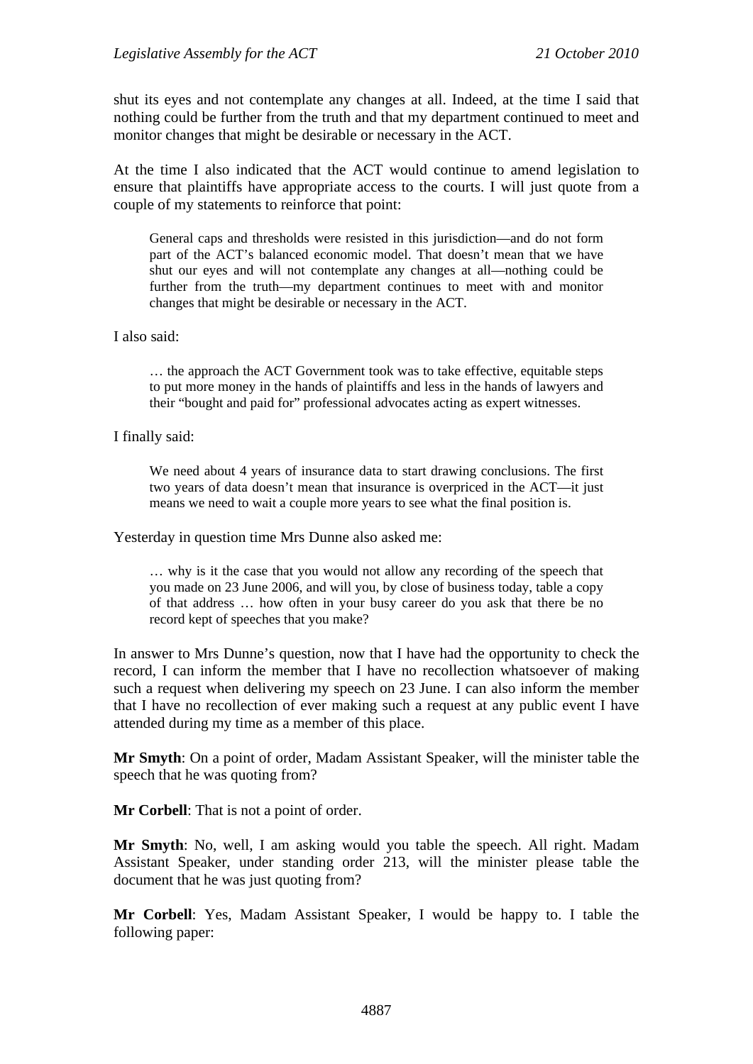shut its eyes and not contemplate any changes at all. Indeed, at the time I said that nothing could be further from the truth and that my department continued to meet and monitor changes that might be desirable or necessary in the ACT.

At the time I also indicated that the ACT would continue to amend legislation to ensure that plaintiffs have appropriate access to the courts. I will just quote from a couple of my statements to reinforce that point:

> General caps and thresholds were resisted in this jurisdiction—and do not form part of the ACT's balanced economic model. That doesn't mean that we have shut our eyes and will not contemplate any changes at all—nothing could be further from the truth—my department continues to meet with and monitor changes that might be desirable or necessary in the ACT.

I also said:

> … the approach the ACT Government took was to take effective, equitable steps to put more money in the hands of plaintiffs and less in the hands of lawyers and their "bought and paid for" professional advocates acting as expert witnesses.

I finally said:

> We need about 4 years of insurance data to start drawing conclusions. The first two years of data doesn't mean that insurance is overpriced in the ACT—it just means we need to wait a couple more years to see what the final position is.

Yesterday in question time Mrs Dunne also asked me:

> … why is it the case that you would not allow any recording of the speech that you made on 23 June 2006, and will you, by close of business today, table a copy of that address … how often in your busy career do you ask that there be no record kept of speeches that you make?

In answer to Mrs Dunne's question, now that I have had the opportunity to check the record, I can inform the member that I have no recollection whatsoever of making such a request when delivering my speech on 23 June. I can also inform the member that I have no recollection of ever making such a request at any public event I have attended during my time as a member of this place.

**Mr Smyth**: On a point of order, Madam Assistant Speaker, will the minister table the speech that he was quoting from?

**Mr Corbell**: That is not a point of order.

**Mr Smyth**: No, well, I am asking would you table the speech. All right. Madam Assistant Speaker, under standing order 213, will the minister please table the document that he was just quoting from?

**Mr Corbell**: Yes, Madam Assistant Speaker, I would be happy to. I table the following paper: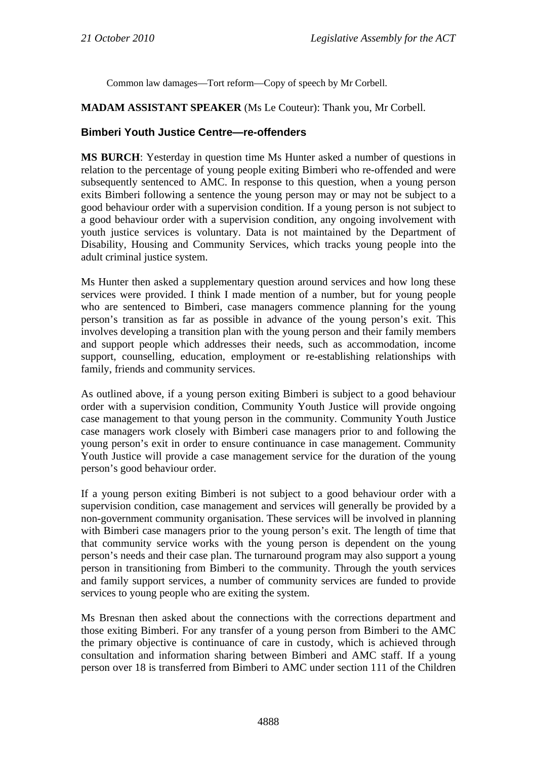Common law damages—Tort reform—Copy of speech by Mr Corbell.

**MADAM ASSISTANT SPEAKER** (Ms Le Couteur): Thank you, Mr Corbell.

### Bimberi Youth Justice Centre—re-offenders

**MS BURCH**: Yesterday in question time Ms Hunter asked a number of questions in relation to the percentage of young people exiting Bimberi who re-offended and were subsequently sentenced to AMC. In response to this question, when a young person exits Bimberi following a sentence the young person may or may not be subject to a good behaviour order with a supervision condition. If a young person is not subject to a good behaviour order with a supervision condition, any ongoing involvement with youth justice services is voluntary. Data is not maintained by the Department of Disability, Housing and Community Services, which tracks young people into the adult criminal justice system.

Ms Hunter then asked a supplementary question around services and how long these services were provided. I think I made mention of a number, but for young people who are sentenced to Bimberi, case managers commence planning for the young person's transition as far as possible in advance of the young person's exit. This involves developing a transition plan with the young person and their family members and support people which addresses their needs, such as accommodation, income support, counselling, education, employment or re-establishing relationships with family, friends and community services.

As outlined above, if a young person exiting Bimberi is subject to a good behaviour order with a supervision condition, Community Youth Justice will provide ongoing case management to that young person in the community. Community Youth Justice case managers work closely with Bimberi case managers prior to and following the young person's exit in order to ensure continuance in case management. Community Youth Justice will provide a case management service for the duration of the young person's good behaviour order.

If a young person exiting Bimberi is not subject to a good behaviour order with a supervision condition, case management and services will generally be provided by a non-government community organisation. These services will be involved in planning with Bimberi case managers prior to the young person's exit. The length of time that that community service works with the young person is dependent on the young person's needs and their case plan. The turnaround program may also support a young person in transitioning from Bimberi to the community. Through the youth services and family support services, a number of community services are funded to provide services to young people who are exiting the system.

Ms Bresnan then asked about the connections with the corrections department and those exiting Bimberi. For any transfer of a young person from Bimberi to the AMC the primary objective is continuance of care in custody, which is achieved through consultation and information sharing between Bimberi and AMC staff. If a young person over 18 is transferred from Bimberi to AMC under section 111 of the Children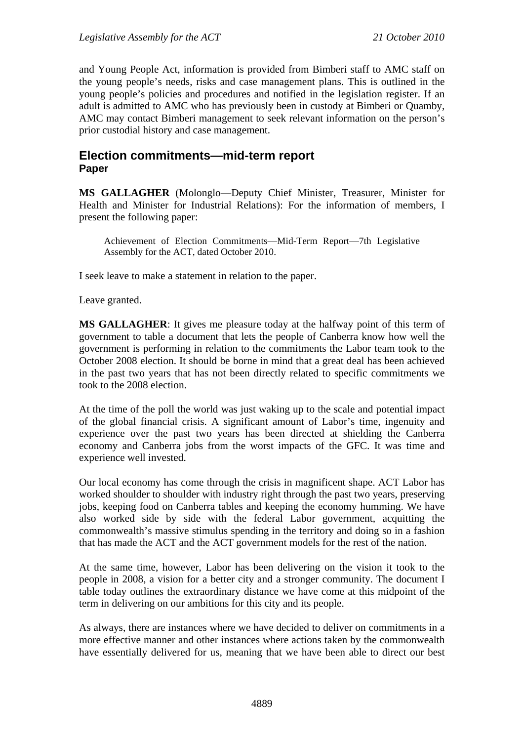and Young People Act, information is provided from Bimberi staff to AMC staff on the young people's needs, risks and case management plans. This is outlined in the young people's policies and procedures and notified in the legislation register. If an adult is admitted to AMC who has previously been in custody at Bimberi or Quamby, AMC may contact Bimberi management to seek relevant information on the person's prior custodial history and case management.

## Election commitments—mid-term report
### Paper

**MS GALLAGHER** (Molonglo—Deputy Chief Minister, Treasurer, Minister for Health and Minister for Industrial Relations): For the information of members, I present the following paper:

> Achievement of Election Commitments—Mid-Term Report—7th Legislative Assembly for the ACT, dated October 2010.

I seek leave to make a statement in relation to the paper.

Leave granted.

**MS GALLAGHER**: It gives me pleasure today at the halfway point of this term of government to table a document that lets the people of Canberra know how well the government is performing in relation to the commitments the Labor team took to the October 2008 election. It should be borne in mind that a great deal has been achieved in the past two years that has not been directly related to specific commitments we took to the 2008 election.

At the time of the poll the world was just waking up to the scale and potential impact of the global financial crisis. A significant amount of Labor's time, ingenuity and experience over the past two years has been directed at shielding the Canberra economy and Canberra jobs from the worst impacts of the GFC. It was time and experience well invested.

Our local economy has come through the crisis in magnificent shape. ACT Labor has worked shoulder to shoulder with industry right through the past two years, preserving jobs, keeping food on Canberra tables and keeping the economy humming. We have also worked side by side with the federal Labor government, acquitting the commonwealth's massive stimulus spending in the territory and doing so in a fashion that has made the ACT and the ACT government models for the rest of the nation.

At the same time, however, Labor has been delivering on the vision it took to the people in 2008, a vision for a better city and a stronger community. The document I table today outlines the extraordinary distance we have come at this midpoint of the term in delivering on our ambitions for this city and its people.

As always, there are instances where we have decided to deliver on commitments in a more effective manner and other instances where actions taken by the commonwealth have essentially delivered for us, meaning that we have been able to direct our best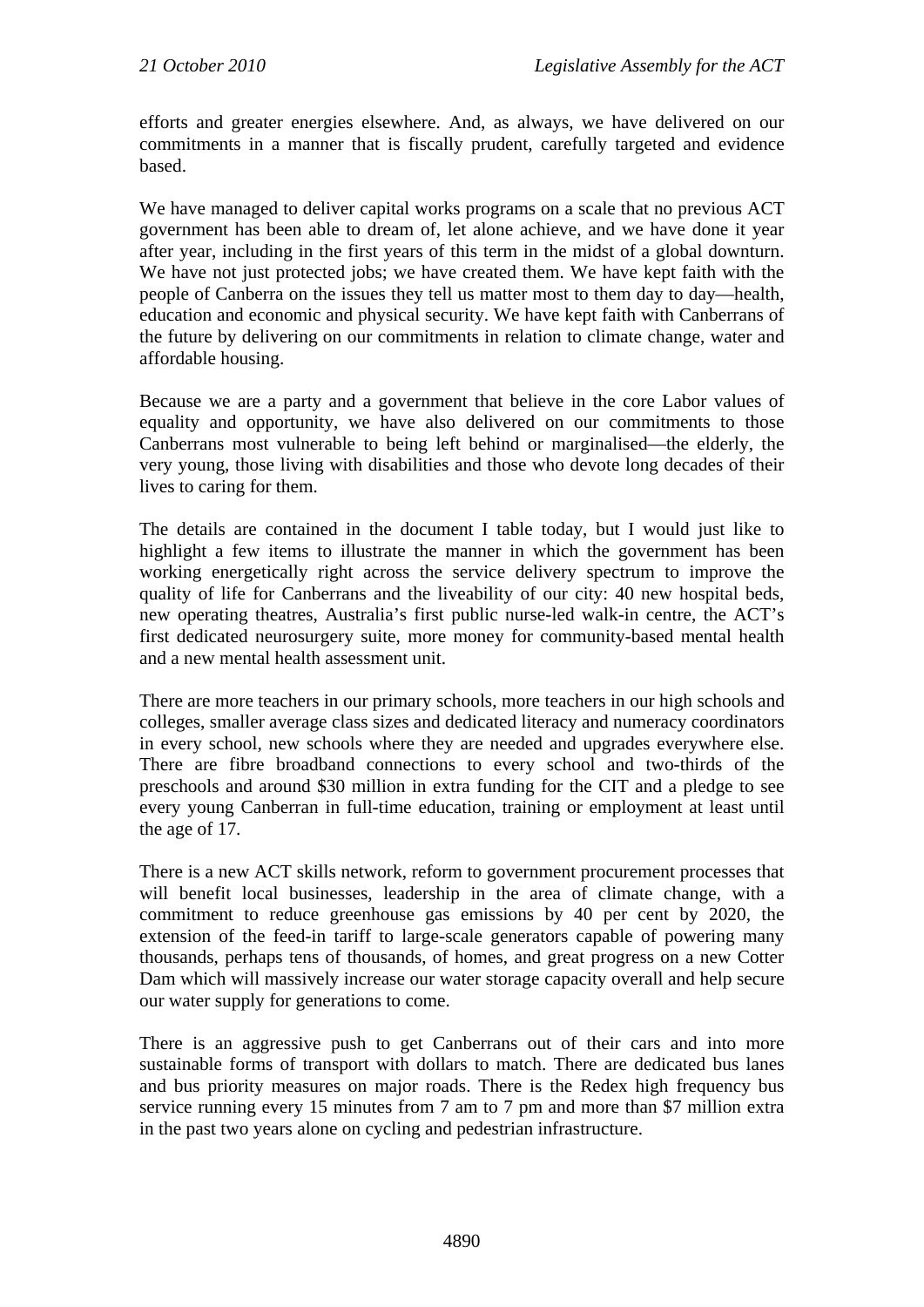efforts and greater energies elsewhere. And, as always, we have delivered on our commitments in a manner that is fiscally prudent, carefully targeted and evidence based.

We have managed to deliver capital works programs on a scale that no previous ACT government has been able to dream of, let alone achieve, and we have done it year after year, including in the first years of this term in the midst of a global downturn. We have not just protected jobs; we have created them. We have kept faith with the people of Canberra on the issues they tell us matter most to them day to day—health, education and economic and physical security. We have kept faith with Canberrans of the future by delivering on our commitments in relation to climate change, water and affordable housing.

Because we are a party and a government that believe in the core Labor values of equality and opportunity, we have also delivered on our commitments to those Canberrans most vulnerable to being left behind or marginalised—the elderly, the very young, those living with disabilities and those who devote long decades of their lives to caring for them.

The details are contained in the document I table today, but I would just like to highlight a few items to illustrate the manner in which the government has been working energetically right across the service delivery spectrum to improve the quality of life for Canberrans and the liveability of our city: 40 new hospital beds, new operating theatres, Australia's first public nurse-led walk-in centre, the ACT's first dedicated neurosurgery suite, more money for community-based mental health and a new mental health assessment unit.

There are more teachers in our primary schools, more teachers in our high schools and colleges, smaller average class sizes and dedicated literacy and numeracy coordinators in every school, new schools where they are needed and upgrades everywhere else. There are fibre broadband connections to every school and two-thirds of the preschools and around $30 million in extra funding for the CIT and a pledge to see every young Canberran in full-time education, training or employment at least until the age of 17.

There is a new ACT skills network, reform to government procurement processes that will benefit local businesses, leadership in the area of climate change, with a commitment to reduce greenhouse gas emissions by 40 per cent by 2020, the extension of the feed-in tariff to large-scale generators capable of powering many thousands, perhaps tens of thousands, of homes, and great progress on a new Cotter Dam which will massively increase our water storage capacity overall and help secure our water supply for generations to come.

There is an aggressive push to get Canberrans out of their cars and into more sustainable forms of transport with dollars to match. There are dedicated bus lanes and bus priority measures on major roads. There is the Redex high frequency bus service running every 15 minutes from 7 am to 7 pm and more than $7 million extra in the past two years alone on cycling and pedestrian infrastructure.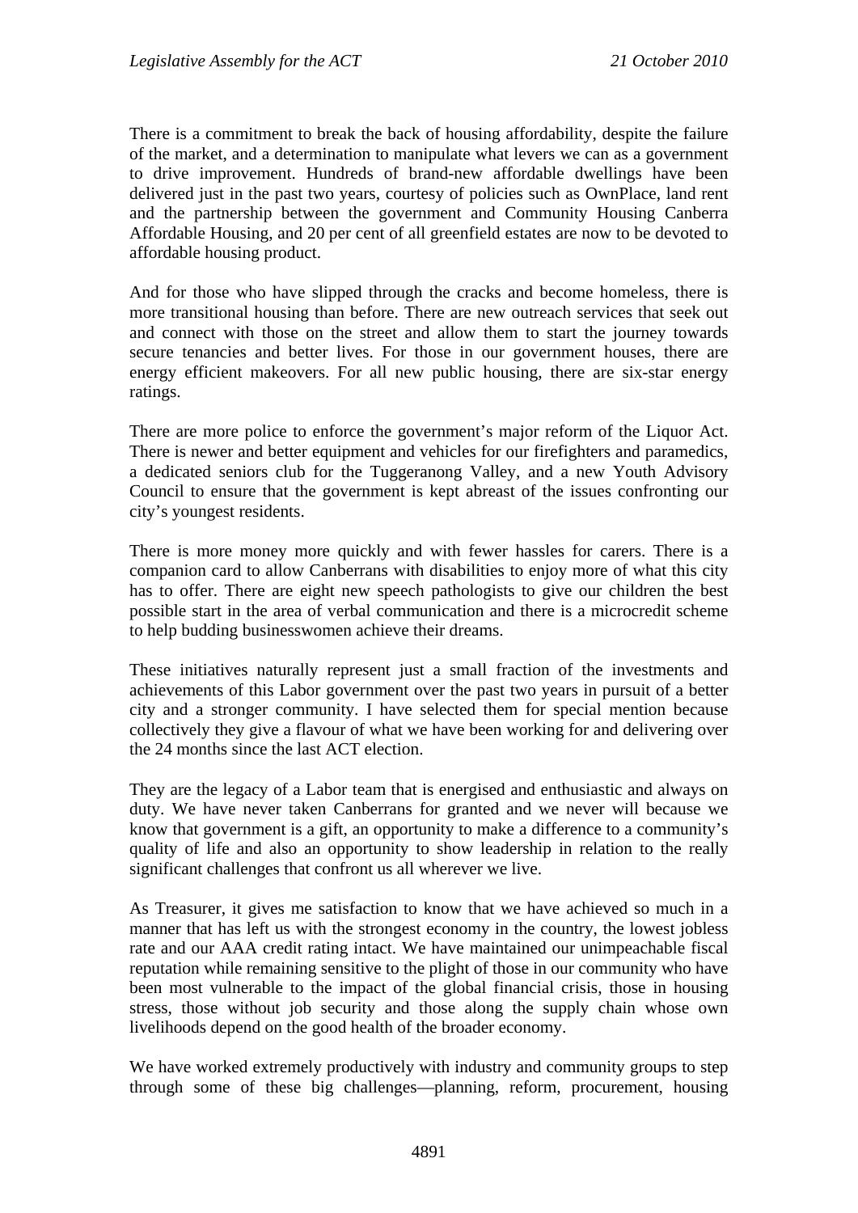There is a commitment to break the back of housing affordability, despite the failure of the market, and a determination to manipulate what levers we can as a government to drive improvement. Hundreds of brand-new affordable dwellings have been delivered just in the past two years, courtesy of policies such as OwnPlace, land rent and the partnership between the government and Community Housing Canberra Affordable Housing, and 20 per cent of all greenfield estates are now to be devoted to affordable housing product.

And for those who have slipped through the cracks and become homeless, there is more transitional housing than before. There are new outreach services that seek out and connect with those on the street and allow them to start the journey towards secure tenancies and better lives. For those in our government houses, there are energy efficient makeovers. For all new public housing, there are six-star energy ratings.

There are more police to enforce the government's major reform of the Liquor Act. There is newer and better equipment and vehicles for our firefighters and paramedics, a dedicated seniors club for the Tuggeranong Valley, and a new Youth Advisory Council to ensure that the government is kept abreast of the issues confronting our city's youngest residents.

There is more money more quickly and with fewer hassles for carers. There is a companion card to allow Canberrans with disabilities to enjoy more of what this city has to offer. There are eight new speech pathologists to give our children the best possible start in the area of verbal communication and there is a microcredit scheme to help budding businesswomen achieve their dreams.

These initiatives naturally represent just a small fraction of the investments and achievements of this Labor government over the past two years in pursuit of a better city and a stronger community. I have selected them for special mention because collectively they give a flavour of what we have been working for and delivering over the 24 months since the last ACT election.

They are the legacy of a Labor team that is energised and enthusiastic and always on duty. We have never taken Canberrans for granted and we never will because we know that government is a gift, an opportunity to make a difference to a community's quality of life and also an opportunity to show leadership in relation to the really significant challenges that confront us all wherever we live.

As Treasurer, it gives me satisfaction to know that we have achieved so much in a manner that has left us with the strongest economy in the country, the lowest jobless rate and our AAA credit rating intact. We have maintained our unimpeachable fiscal reputation while remaining sensitive to the plight of those in our community who have been most vulnerable to the impact of the global financial crisis, those in housing stress, those without job security and those along the supply chain whose own livelihoods depend on the good health of the broader economy.

We have worked extremely productively with industry and community groups to step through some of these big challenges—planning, reform, procurement, housing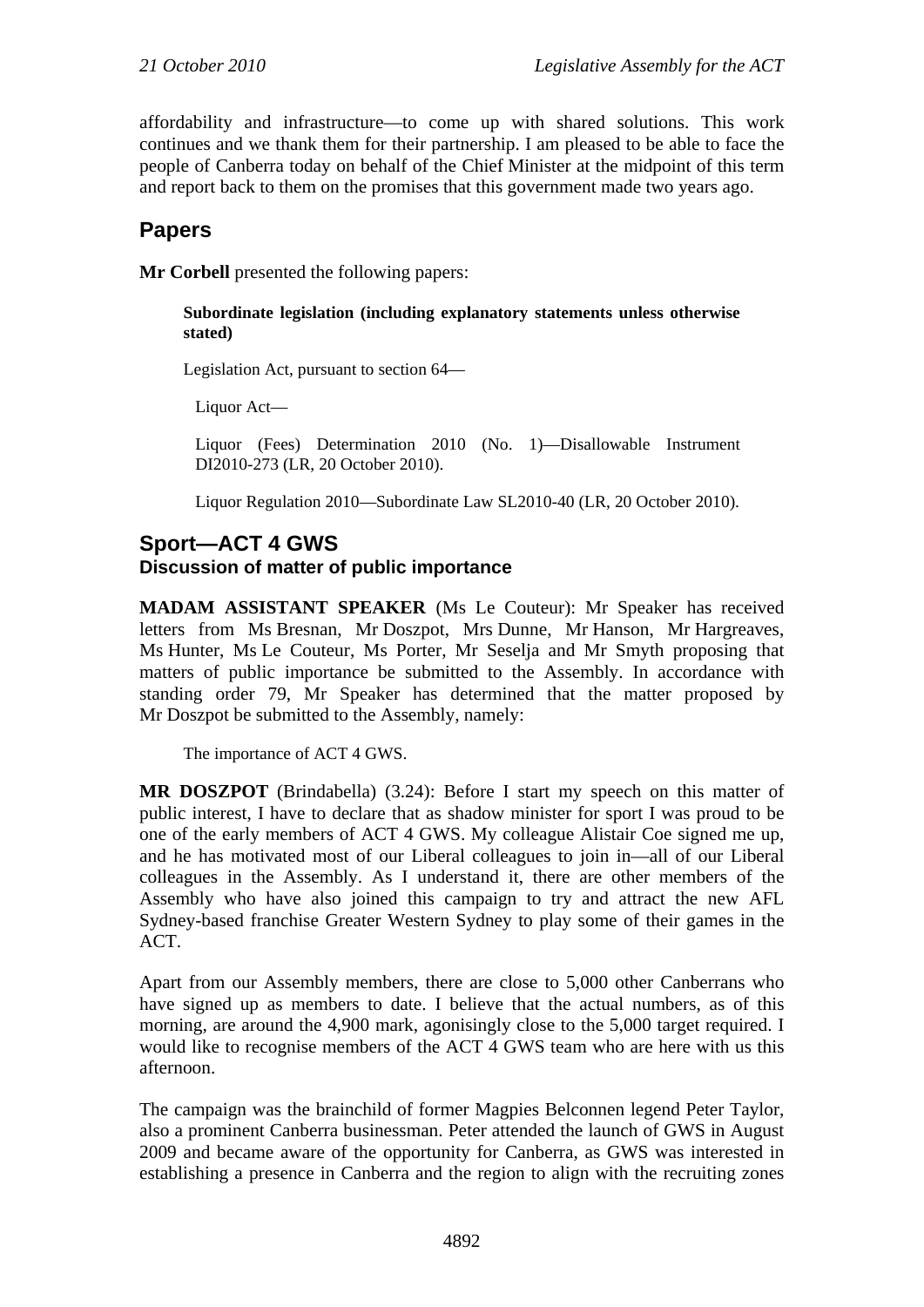affordability and infrastructure—to come up with shared solutions. This work continues and we thank them for their partnership. I am pleased to be able to face the people of Canberra today on behalf of the Chief Minister at the midpoint of this term and report back to them on the promises that this government made two years ago.

## Papers

**Mr Corbell** presented the following papers:

> **Subordinate legislation (including explanatory statements unless otherwise stated)**
>
> Legislation Act, pursuant to section 64—
>
> Liquor Act—
>
> Liquor (Fees) Determination 2010 (No. 1)—Disallowable Instrument DI2010-273 (LR, 20 October 2010).
>
> Liquor Regulation 2010—Subordinate Law SL2010-40 (LR, 20 October 2010).

## Sport—ACT 4 GWS

### Discussion of matter of public importance

**MADAM ASSISTANT SPEAKER** (Ms Le Couteur): Mr Speaker has received letters from Ms Bresnan, Mr Doszpot, Mrs Dunne, Mr Hanson, Mr Hargreaves, Ms Hunter, Ms Le Couteur, Ms Porter, Mr Seselja and Mr Smyth proposing that matters of public importance be submitted to the Assembly. In accordance with standing order 79, Mr Speaker has determined that the matter proposed by Mr Doszpot be submitted to the Assembly, namely:

> The importance of ACT 4 GWS.

**MR DOSZPOT** (Brindabella) (3.24): Before I start my speech on this matter of public interest, I have to declare that as shadow minister for sport I was proud to be one of the early members of ACT 4 GWS. My colleague Alistair Coe signed me up, and he has motivated most of our Liberal colleagues to join in—all of our Liberal colleagues in the Assembly. As I understand it, there are other members of the Assembly who have also joined this campaign to try and attract the new AFL Sydney-based franchise Greater Western Sydney to play some of their games in the ACT.

Apart from our Assembly members, there are close to 5,000 other Canberrans who have signed up as members to date. I believe that the actual numbers, as of this morning, are around the 4,900 mark, agonisingly close to the 5,000 target required. I would like to recognise members of the ACT 4 GWS team who are here with us this afternoon.

The campaign was the brainchild of former Magpies Belconnen legend Peter Taylor, also a prominent Canberra businessman. Peter attended the launch of GWS in August 2009 and became aware of the opportunity for Canberra, as GWS was interested in establishing a presence in Canberra and the region to align with the recruiting zones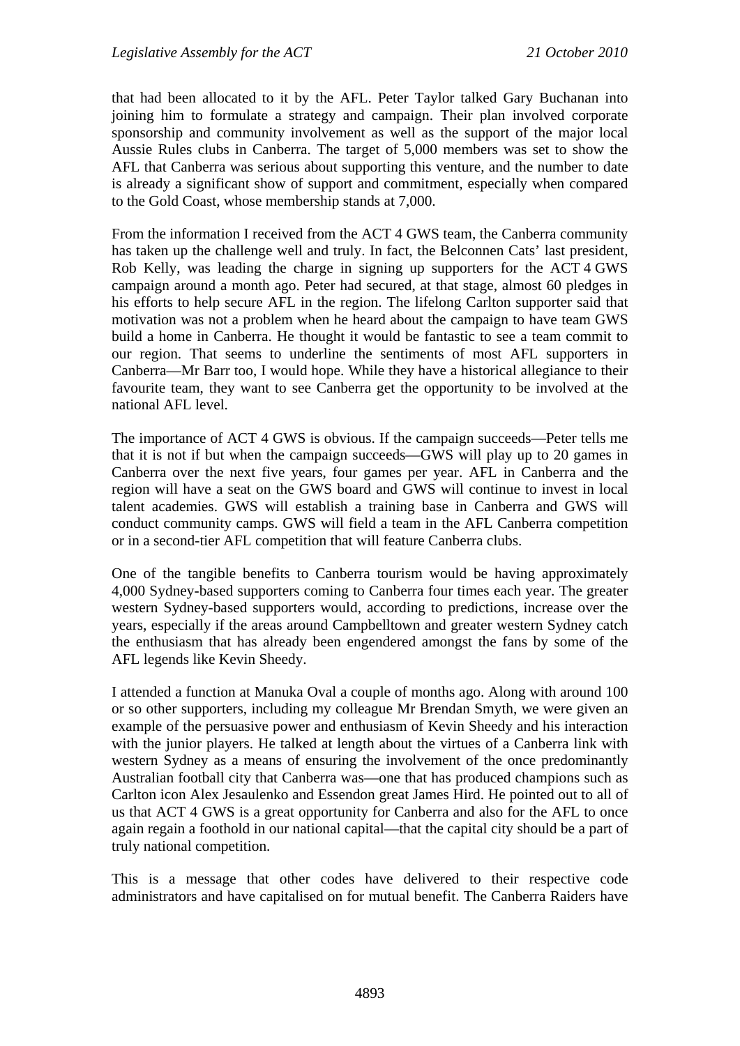that had been allocated to it by the AFL. Peter Taylor talked Gary Buchanan into joining him to formulate a strategy and campaign. Their plan involved corporate sponsorship and community involvement as well as the support of the major local Aussie Rules clubs in Canberra. The target of 5,000 members was set to show the AFL that Canberra was serious about supporting this venture, and the number to date is already a significant show of support and commitment, especially when compared to the Gold Coast, whose membership stands at 7,000.

From the information I received from the ACT 4 GWS team, the Canberra community has taken up the challenge well and truly. In fact, the Belconnen Cats' last president, Rob Kelly, was leading the charge in signing up supporters for the ACT 4 GWS campaign around a month ago. Peter had secured, at that stage, almost 60 pledges in his efforts to help secure AFL in the region. The lifelong Carlton supporter said that motivation was not a problem when he heard about the campaign to have team GWS build a home in Canberra. He thought it would be fantastic to see a team commit to our region. That seems to underline the sentiments of most AFL supporters in Canberra—Mr Barr too, I would hope. While they have a historical allegiance to their favourite team, they want to see Canberra get the opportunity to be involved at the national AFL level.

The importance of ACT 4 GWS is obvious. If the campaign succeeds—Peter tells me that it is not if but when the campaign succeeds—GWS will play up to 20 games in Canberra over the next five years, four games per year. AFL in Canberra and the region will have a seat on the GWS board and GWS will continue to invest in local talent academies. GWS will establish a training base in Canberra and GWS will conduct community camps. GWS will field a team in the AFL Canberra competition or in a second-tier AFL competition that will feature Canberra clubs.

One of the tangible benefits to Canberra tourism would be having approximately 4,000 Sydney-based supporters coming to Canberra four times each year. The greater western Sydney-based supporters would, according to predictions, increase over the years, especially if the areas around Campbelltown and greater western Sydney catch the enthusiasm that has already been engendered amongst the fans by some of the AFL legends like Kevin Sheedy.

I attended a function at Manuka Oval a couple of months ago. Along with around 100 or so other supporters, including my colleague Mr Brendan Smyth, we were given an example of the persuasive power and enthusiasm of Kevin Sheedy and his interaction with the junior players. He talked at length about the virtues of a Canberra link with western Sydney as a means of ensuring the involvement of the once predominantly Australian football city that Canberra was—one that has produced champions such as Carlton icon Alex Jesaulenko and Essendon great James Hird. He pointed out to all of us that ACT 4 GWS is a great opportunity for Canberra and also for the AFL to once again regain a foothold in our national capital—that the capital city should be a part of truly national competition.

This is a message that other codes have delivered to their respective code administrators and have capitalised on for mutual benefit. The Canberra Raiders have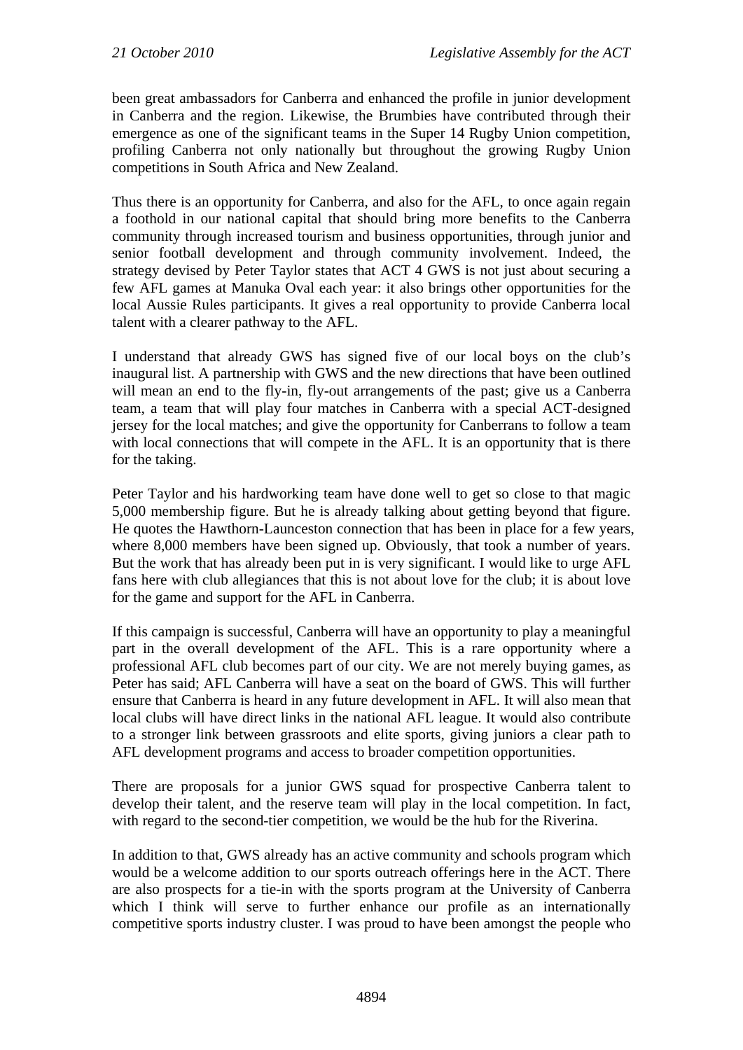been great ambassadors for Canberra and enhanced the profile in junior development in Canberra and the region. Likewise, the Brumbies have contributed through their emergence as one of the significant teams in the Super 14 Rugby Union competition, profiling Canberra not only nationally but throughout the growing Rugby Union competitions in South Africa and New Zealand.

Thus there is an opportunity for Canberra, and also for the AFL, to once again regain a foothold in our national capital that should bring more benefits to the Canberra community through increased tourism and business opportunities, through junior and senior football development and through community involvement. Indeed, the strategy devised by Peter Taylor states that ACT 4 GWS is not just about securing a few AFL games at Manuka Oval each year: it also brings other opportunities for the local Aussie Rules participants. It gives a real opportunity to provide Canberra local talent with a clearer pathway to the AFL.

I understand that already GWS has signed five of our local boys on the club's inaugural list. A partnership with GWS and the new directions that have been outlined will mean an end to the fly-in, fly-out arrangements of the past; give us a Canberra team, a team that will play four matches in Canberra with a special ACT-designed jersey for the local matches; and give the opportunity for Canberrans to follow a team with local connections that will compete in the AFL. It is an opportunity that is there for the taking.

Peter Taylor and his hardworking team have done well to get so close to that magic 5,000 membership figure. But he is already talking about getting beyond that figure. He quotes the Hawthorn-Launceston connection that has been in place for a few years, where 8,000 members have been signed up. Obviously, that took a number of years. But the work that has already been put in is very significant. I would like to urge AFL fans here with club allegiances that this is not about love for the club; it is about love for the game and support for the AFL in Canberra.

If this campaign is successful, Canberra will have an opportunity to play a meaningful part in the overall development of the AFL. This is a rare opportunity where a professional AFL club becomes part of our city. We are not merely buying games, as Peter has said; AFL Canberra will have a seat on the board of GWS. This will further ensure that Canberra is heard in any future development in AFL. It will also mean that local clubs will have direct links in the national AFL league. It would also contribute to a stronger link between grassroots and elite sports, giving juniors a clear path to AFL development programs and access to broader competition opportunities.

There are proposals for a junior GWS squad for prospective Canberra talent to develop their talent, and the reserve team will play in the local competition. In fact, with regard to the second-tier competition, we would be the hub for the Riverina.

In addition to that, GWS already has an active community and schools program which would be a welcome addition to our sports outreach offerings here in the ACT. There are also prospects for a tie-in with the sports program at the University of Canberra which I think will serve to further enhance our profile as an internationally competitive sports industry cluster. I was proud to have been amongst the people who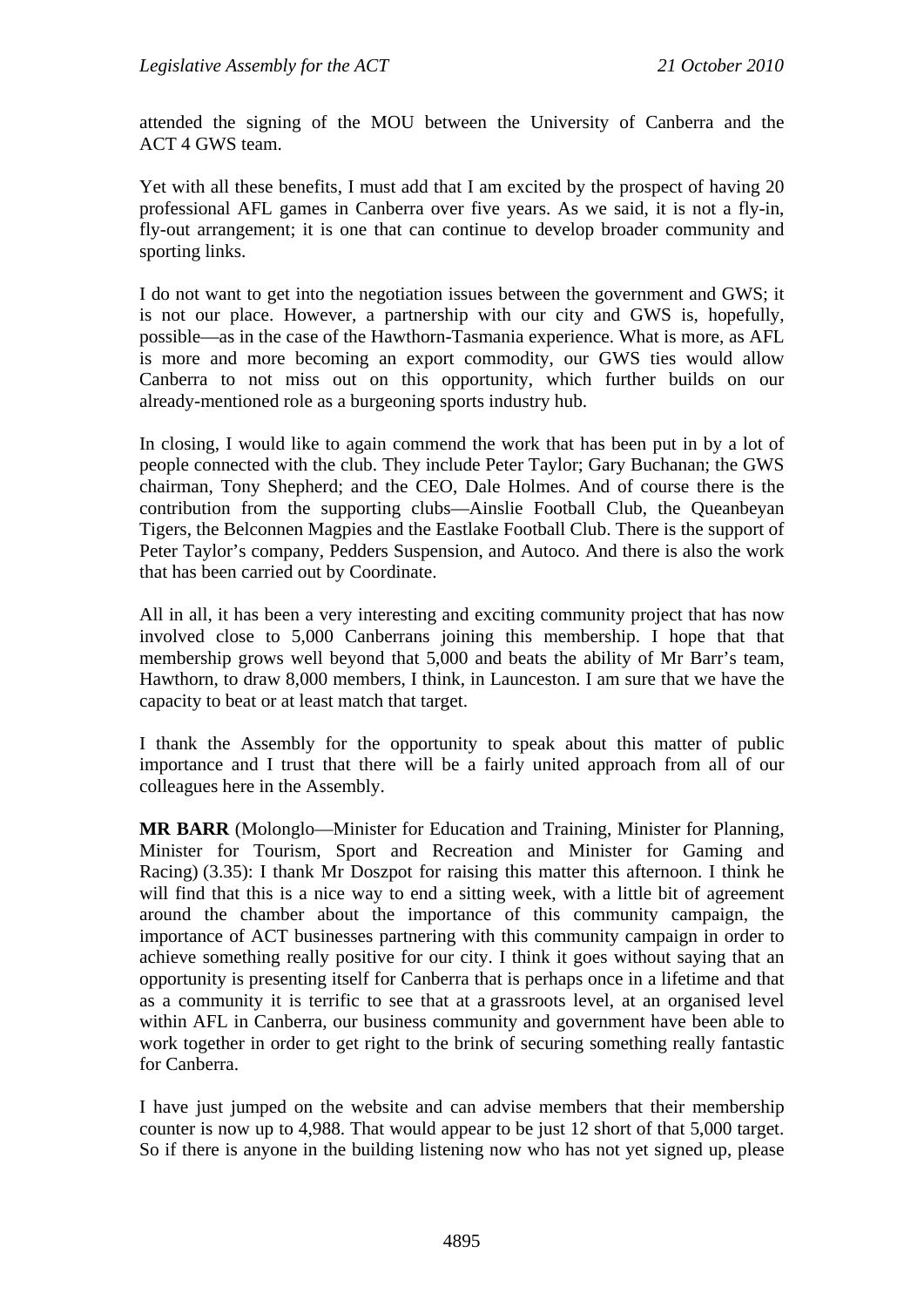attended the signing of the MOU between the University of Canberra and the ACT 4 GWS team.

Yet with all these benefits, I must add that I am excited by the prospect of having 20 professional AFL games in Canberra over five years. As we said, it is not a fly-in, fly-out arrangement; it is one that can continue to develop broader community and sporting links.

I do not want to get into the negotiation issues between the government and GWS; it is not our place. However, a partnership with our city and GWS is, hopefully, possible—as in the case of the Hawthorn-Tasmania experience. What is more, as AFL is more and more becoming an export commodity, our GWS ties would allow Canberra to not miss out on this opportunity, which further builds on our already-mentioned role as a burgeoning sports industry hub.

In closing, I would like to again commend the work that has been put in by a lot of people connected with the club. They include Peter Taylor; Gary Buchanan; the GWS chairman, Tony Shepherd; and the CEO, Dale Holmes. And of course there is the contribution from the supporting clubs—Ainslie Football Club, the Queanbeyan Tigers, the Belconnen Magpies and the Eastlake Football Club. There is the support of Peter Taylor's company, Pedders Suspension, and Autoco. And there is also the work that has been carried out by Coordinate.

All in all, it has been a very interesting and exciting community project that has now involved close to 5,000 Canberrans joining this membership. I hope that that membership grows well beyond that 5,000 and beats the ability of Mr Barr's team, Hawthorn, to draw 8,000 members, I think, in Launceston. I am sure that we have the capacity to beat or at least match that target.

I thank the Assembly for the opportunity to speak about this matter of public importance and I trust that there will be a fairly united approach from all of our colleagues here in the Assembly.

**MR BARR** (Molonglo—Minister for Education and Training, Minister for Planning, Minister for Tourism, Sport and Recreation and Minister for Gaming and Racing) (3.35): I thank Mr Doszpot for raising this matter this afternoon. I think he will find that this is a nice way to end a sitting week, with a little bit of agreement around the chamber about the importance of this community campaign, the importance of ACT businesses partnering with this community campaign in order to achieve something really positive for our city. I think it goes without saying that an opportunity is presenting itself for Canberra that is perhaps once in a lifetime and that as a community it is terrific to see that at a grassroots level, at an organised level within AFL in Canberra, our business community and government have been able to work together in order to get right to the brink of securing something really fantastic for Canberra.

I have just jumped on the website and can advise members that their membership counter is now up to 4,988. That would appear to be just 12 short of that 5,000 target. So if there is anyone in the building listening now who has not yet signed up, please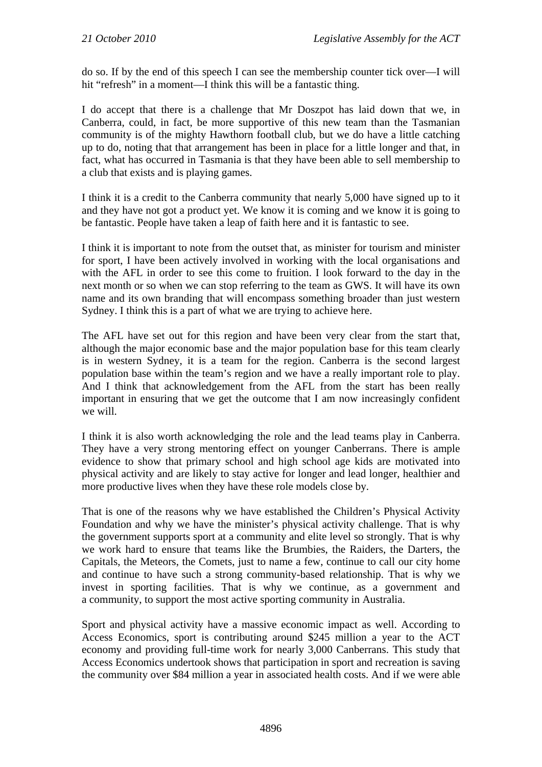do so. If by the end of this speech I can see the membership counter tick over—I will hit "refresh" in a moment—I think this will be a fantastic thing.

I do accept that there is a challenge that Mr Doszpot has laid down that we, in Canberra, could, in fact, be more supportive of this new team than the Tasmanian community is of the mighty Hawthorn football club, but we do have a little catching up to do, noting that that arrangement has been in place for a little longer and that, in fact, what has occurred in Tasmania is that they have been able to sell membership to a club that exists and is playing games.

I think it is a credit to the Canberra community that nearly 5,000 have signed up to it and they have not got a product yet. We know it is coming and we know it is going to be fantastic. People have taken a leap of faith here and it is fantastic to see.

I think it is important to note from the outset that, as minister for tourism and minister for sport, I have been actively involved in working with the local organisations and with the AFL in order to see this come to fruition. I look forward to the day in the next month or so when we can stop referring to the team as GWS. It will have its own name and its own branding that will encompass something broader than just western Sydney. I think this is a part of what we are trying to achieve here.

The AFL have set out for this region and have been very clear from the start that, although the major economic base and the major population base for this team clearly is in western Sydney, it is a team for the region. Canberra is the second largest population base within the team's region and we have a really important role to play. And I think that acknowledgement from the AFL from the start has been really important in ensuring that we get the outcome that I am now increasingly confident we will.

I think it is also worth acknowledging the role and the lead teams play in Canberra. They have a very strong mentoring effect on younger Canberrans. There is ample evidence to show that primary school and high school age kids are motivated into physical activity and are likely to stay active for longer and lead longer, healthier and more productive lives when they have these role models close by.

That is one of the reasons why we have established the Children's Physical Activity Foundation and why we have the minister's physical activity challenge. That is why the government supports sport at a community and elite level so strongly. That is why we work hard to ensure that teams like the Brumbies, the Raiders, the Darters, the Capitals, the Meteors, the Comets, just to name a few, continue to call our city home and continue to have such a strong community-based relationship. That is why we invest in sporting facilities. That is why we continue, as a government and a community, to support the most active sporting community in Australia.

Sport and physical activity have a massive economic impact as well. According to Access Economics, sport is contributing around $245 million a year to the ACT economy and providing full-time work for nearly 3,000 Canberrans. This study that Access Economics undertook shows that participation in sport and recreation is saving the community over $84 million a year in associated health costs. And if we were able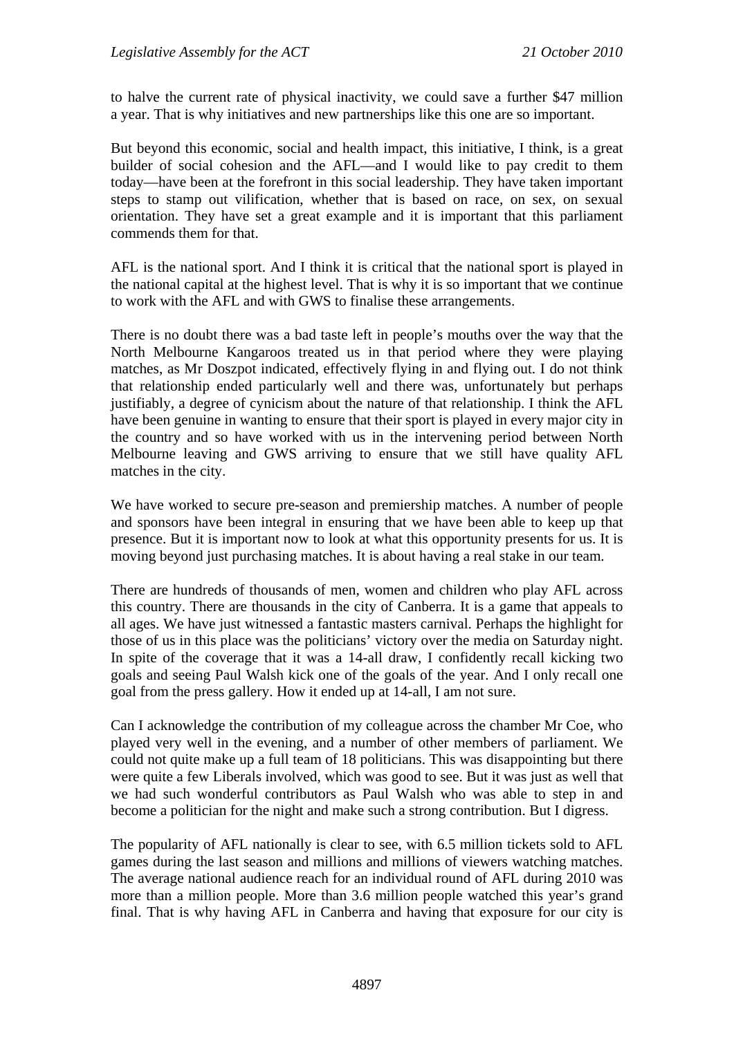to halve the current rate of physical inactivity, we could save a further $47 million a year. That is why initiatives and new partnerships like this one are so important.

But beyond this economic, social and health impact, this initiative, I think, is a great builder of social cohesion and the AFL—and I would like to pay credit to them today—have been at the forefront in this social leadership. They have taken important steps to stamp out vilification, whether that is based on race, on sex, on sexual orientation. They have set a great example and it is important that this parliament commends them for that.

AFL is the national sport. And I think it is critical that the national sport is played in the national capital at the highest level. That is why it is so important that we continue to work with the AFL and with GWS to finalise these arrangements.

There is no doubt there was a bad taste left in people's mouths over the way that the North Melbourne Kangaroos treated us in that period where they were playing matches, as Mr Doszpot indicated, effectively flying in and flying out. I do not think that relationship ended particularly well and there was, unfortunately but perhaps justifiably, a degree of cynicism about the nature of that relationship. I think the AFL have been genuine in wanting to ensure that their sport is played in every major city in the country and so have worked with us in the intervening period between North Melbourne leaving and GWS arriving to ensure that we still have quality AFL matches in the city.

We have worked to secure pre-season and premiership matches. A number of people and sponsors have been integral in ensuring that we have been able to keep up that presence. But it is important now to look at what this opportunity presents for us. It is moving beyond just purchasing matches. It is about having a real stake in our team.

There are hundreds of thousands of men, women and children who play AFL across this country. There are thousands in the city of Canberra. It is a game that appeals to all ages. We have just witnessed a fantastic masters carnival. Perhaps the highlight for those of us in this place was the politicians' victory over the media on Saturday night. In spite of the coverage that it was a 14-all draw, I confidently recall kicking two goals and seeing Paul Walsh kick one of the goals of the year. And I only recall one goal from the press gallery. How it ended up at 14-all, I am not sure.

Can I acknowledge the contribution of my colleague across the chamber Mr Coe, who played very well in the evening, and a number of other members of parliament. We could not quite make up a full team of 18 politicians. This was disappointing but there were quite a few Liberals involved, which was good to see. But it was just as well that we had such wonderful contributors as Paul Walsh who was able to step in and become a politician for the night and make such a strong contribution. But I digress.

The popularity of AFL nationally is clear to see, with 6.5 million tickets sold to AFL games during the last season and millions and millions of viewers watching matches. The average national audience reach for an individual round of AFL during 2010 was more than a million people. More than 3.6 million people watched this year's grand final. That is why having AFL in Canberra and having that exposure for our city is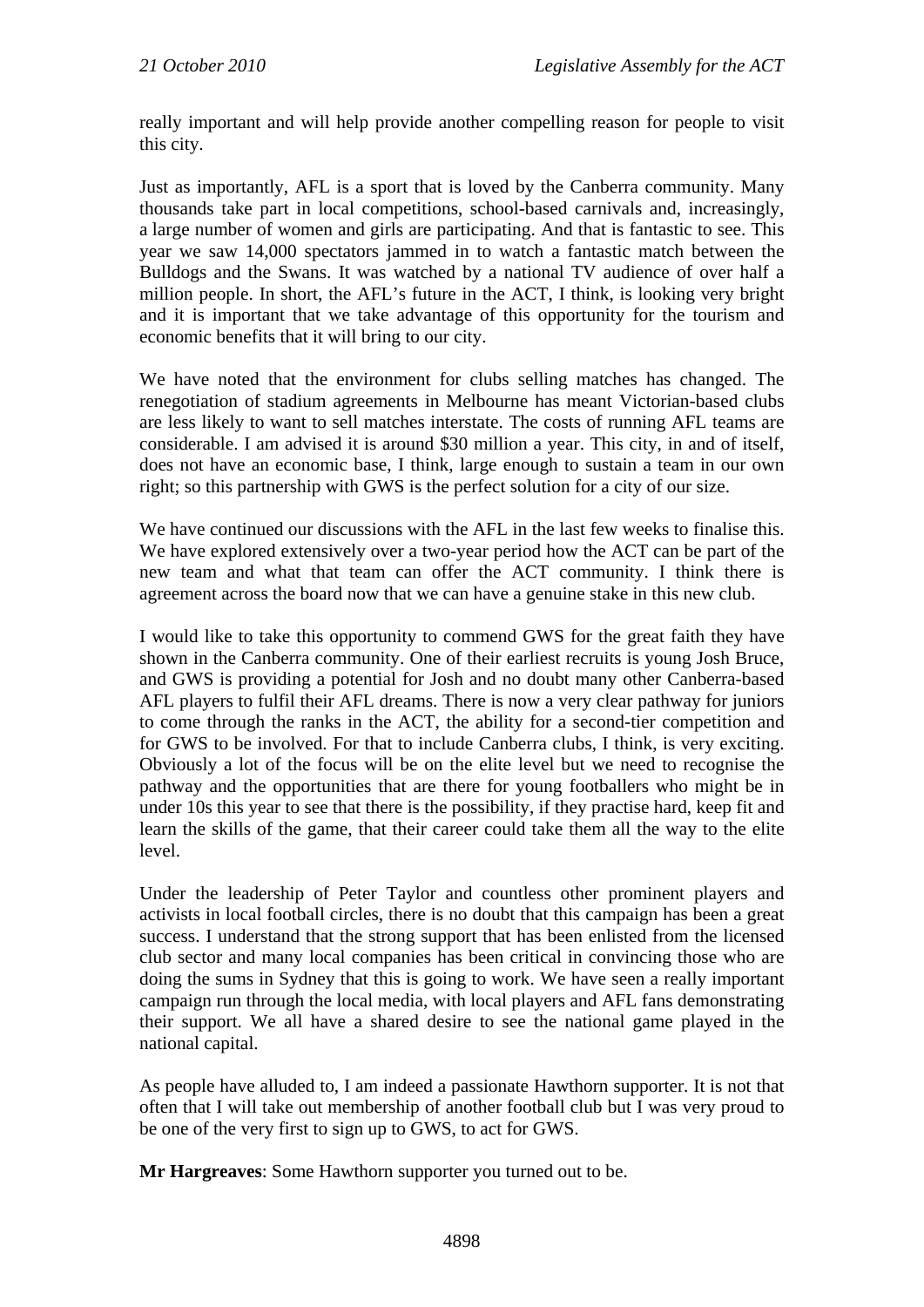really important and will help provide another compelling reason for people to visit this city.

Just as importantly, AFL is a sport that is loved by the Canberra community. Many thousands take part in local competitions, school-based carnivals and, increasingly, a large number of women and girls are participating. And that is fantastic to see. This year we saw 14,000 spectators jammed in to watch a fantastic match between the Bulldogs and the Swans. It was watched by a national TV audience of over half a million people. In short, the AFL's future in the ACT, I think, is looking very bright and it is important that we take advantage of this opportunity for the tourism and economic benefits that it will bring to our city.

We have noted that the environment for clubs selling matches has changed. The renegotiation of stadium agreements in Melbourne has meant Victorian-based clubs are less likely to want to sell matches interstate. The costs of running AFL teams are considerable. I am advised it is around $30 million a year. This city, in and of itself, does not have an economic base, I think, large enough to sustain a team in our own right; so this partnership with GWS is the perfect solution for a city of our size.

We have continued our discussions with the AFL in the last few weeks to finalise this. We have explored extensively over a two-year period how the ACT can be part of the new team and what that team can offer the ACT community. I think there is agreement across the board now that we can have a genuine stake in this new club.

I would like to take this opportunity to commend GWS for the great faith they have shown in the Canberra community. One of their earliest recruits is young Josh Bruce, and GWS is providing a potential for Josh and no doubt many other Canberra-based AFL players to fulfil their AFL dreams. There is now a very clear pathway for juniors to come through the ranks in the ACT, the ability for a second-tier competition and for GWS to be involved. For that to include Canberra clubs, I think, is very exciting. Obviously a lot of the focus will be on the elite level but we need to recognise the pathway and the opportunities that are there for young footballers who might be in under 10s this year to see that there is the possibility, if they practise hard, keep fit and learn the skills of the game, that their career could take them all the way to the elite level.

Under the leadership of Peter Taylor and countless other prominent players and activists in local football circles, there is no doubt that this campaign has been a great success. I understand that the strong support that has been enlisted from the licensed club sector and many local companies has been critical in convincing those who are doing the sums in Sydney that this is going to work. We have seen a really important campaign run through the local media, with local players and AFL fans demonstrating their support. We all have a shared desire to see the national game played in the national capital.

As people have alluded to, I am indeed a passionate Hawthorn supporter. It is not that often that I will take out membership of another football club but I was very proud to be one of the very first to sign up to GWS, to act for GWS.

**Mr Hargreaves**: Some Hawthorn supporter you turned out to be.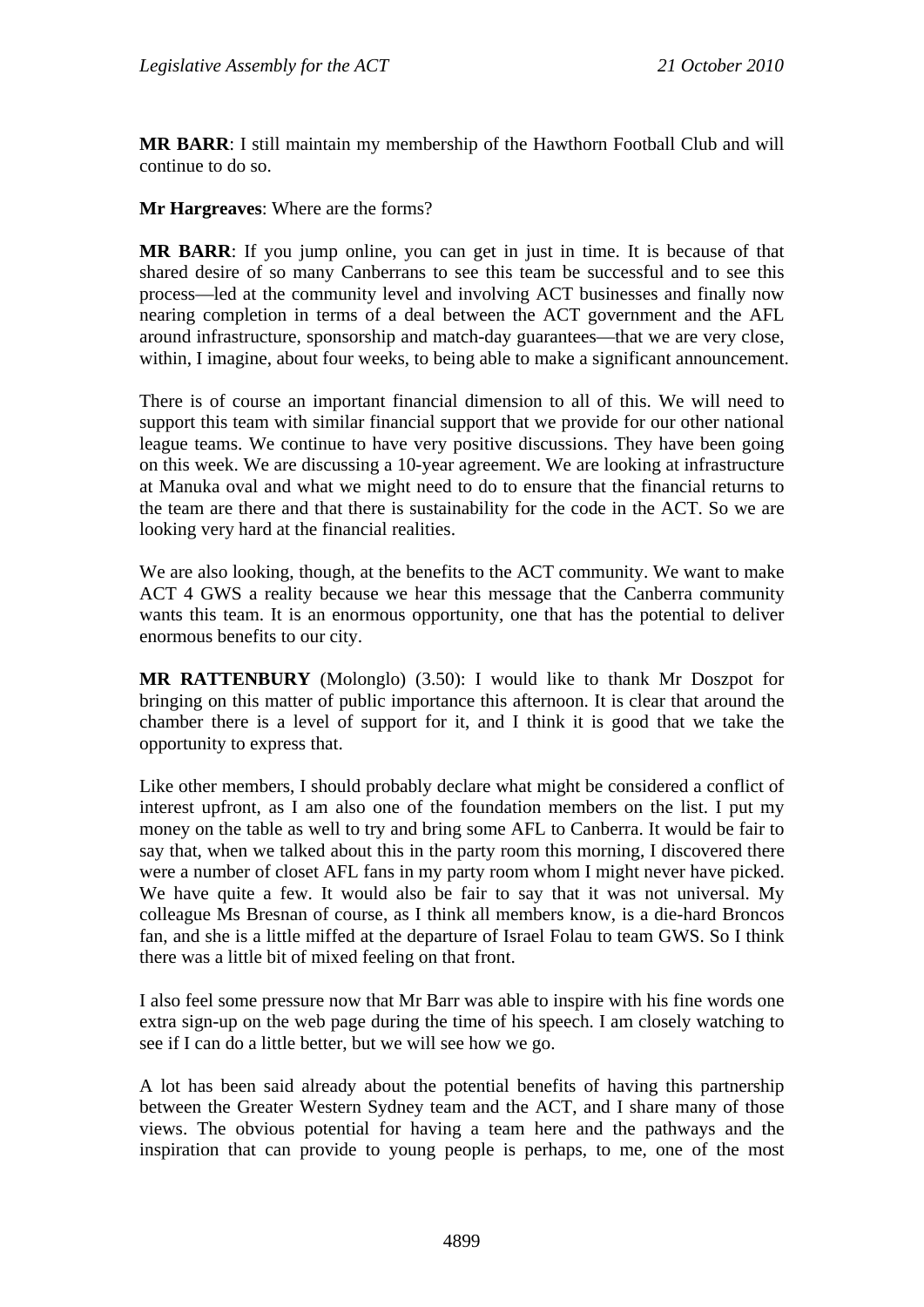**MR BARR**: I still maintain my membership of the Hawthorn Football Club and will continue to do so.

**Mr Hargreaves**: Where are the forms?

**MR BARR**: If you jump online, you can get in just in time. It is because of that shared desire of so many Canberrans to see this team be successful and to see this process—led at the community level and involving ACT businesses and finally now nearing completion in terms of a deal between the ACT government and the AFL around infrastructure, sponsorship and match-day guarantees—that we are very close, within, I imagine, about four weeks, to being able to make a significant announcement.

There is of course an important financial dimension to all of this. We will need to support this team with similar financial support that we provide for our other national league teams. We continue to have very positive discussions. They have been going on this week. We are discussing a 10-year agreement. We are looking at infrastructure at Manuka oval and what we might need to do to ensure that the financial returns to the team are there and that there is sustainability for the code in the ACT. So we are looking very hard at the financial realities.

We are also looking, though, at the benefits to the ACT community. We want to make ACT 4 GWS a reality because we hear this message that the Canberra community wants this team. It is an enormous opportunity, one that has the potential to deliver enormous benefits to our city.

**MR RATTENBURY** (Molonglo) (3.50): I would like to thank Mr Doszpot for bringing on this matter of public importance this afternoon. It is clear that around the chamber there is a level of support for it, and I think it is good that we take the opportunity to express that.

Like other members, I should probably declare what might be considered a conflict of interest upfront, as I am also one of the foundation members on the list. I put my money on the table as well to try and bring some AFL to Canberra. It would be fair to say that, when we talked about this in the party room this morning, I discovered there were a number of closet AFL fans in my party room whom I might never have picked. We have quite a few. It would also be fair to say that it was not universal. My colleague Ms Bresnan of course, as I think all members know, is a die-hard Broncos fan, and she is a little miffed at the departure of Israel Folau to team GWS. So I think there was a little bit of mixed feeling on that front.

I also feel some pressure now that Mr Barr was able to inspire with his fine words one extra sign-up on the web page during the time of his speech. I am closely watching to see if I can do a little better, but we will see how we go.

A lot has been said already about the potential benefits of having this partnership between the Greater Western Sydney team and the ACT, and I share many of those views. The obvious potential for having a team here and the pathways and the inspiration that can provide to young people is perhaps, to me, one of the most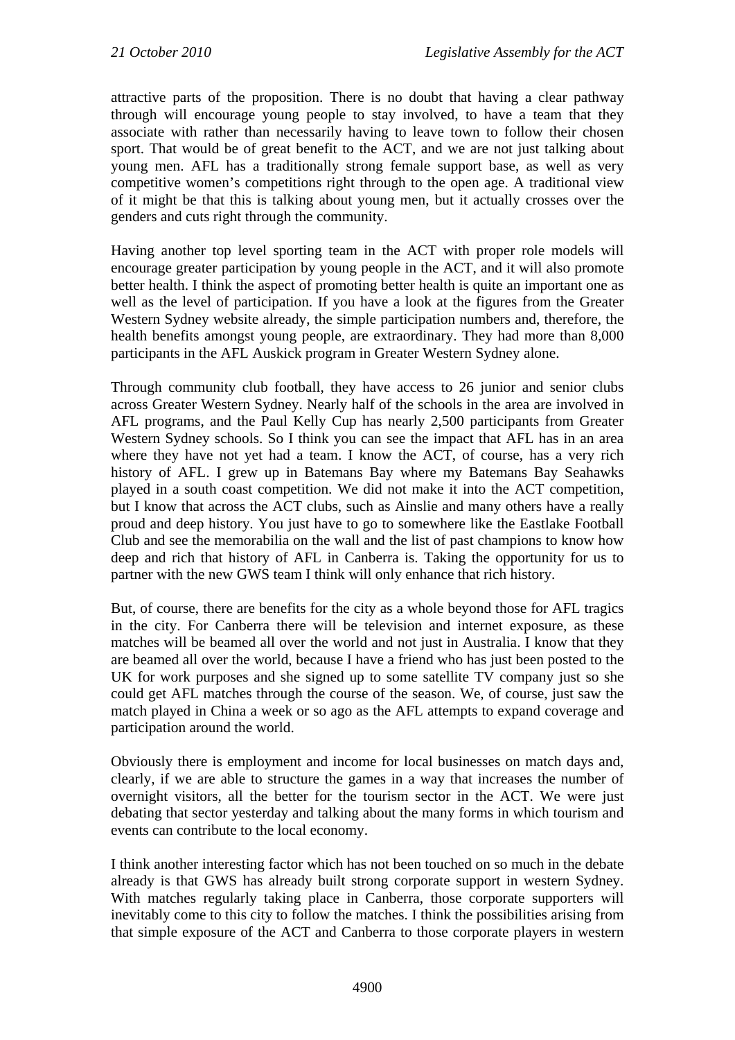attractive parts of the proposition. There is no doubt that having a clear pathway through will encourage young people to stay involved, to have a team that they associate with rather than necessarily having to leave town to follow their chosen sport. That would be of great benefit to the ACT, and we are not just talking about young men. AFL has a traditionally strong female support base, as well as very competitive women's competitions right through to the open age. A traditional view of it might be that this is talking about young men, but it actually crosses over the genders and cuts right through the community.

Having another top level sporting team in the ACT with proper role models will encourage greater participation by young people in the ACT, and it will also promote better health. I think the aspect of promoting better health is quite an important one as well as the level of participation. If you have a look at the figures from the Greater Western Sydney website already, the simple participation numbers and, therefore, the health benefits amongst young people, are extraordinary. They had more than 8,000 participants in the AFL Auskick program in Greater Western Sydney alone.

Through community club football, they have access to 26 junior and senior clubs across Greater Western Sydney. Nearly half of the schools in the area are involved in AFL programs, and the Paul Kelly Cup has nearly 2,500 participants from Greater Western Sydney schools. So I think you can see the impact that AFL has in an area where they have not yet had a team. I know the ACT, of course, has a very rich history of AFL. I grew up in Batemans Bay where my Batemans Bay Seahawks played in a south coast competition. We did not make it into the ACT competition, but I know that across the ACT clubs, such as Ainslie and many others have a really proud and deep history. You just have to go to somewhere like the Eastlake Football Club and see the memorabilia on the wall and the list of past champions to know how deep and rich that history of AFL in Canberra is. Taking the opportunity for us to partner with the new GWS team I think will only enhance that rich history.

But, of course, there are benefits for the city as a whole beyond those for AFL tragics in the city. For Canberra there will be television and internet exposure, as these matches will be beamed all over the world and not just in Australia. I know that they are beamed all over the world, because I have a friend who has just been posted to the UK for work purposes and she signed up to some satellite TV company just so she could get AFL matches through the course of the season. We, of course, just saw the match played in China a week or so ago as the AFL attempts to expand coverage and participation around the world.

Obviously there is employment and income for local businesses on match days and, clearly, if we are able to structure the games in a way that increases the number of overnight visitors, all the better for the tourism sector in the ACT. We were just debating that sector yesterday and talking about the many forms in which tourism and events can contribute to the local economy.

I think another interesting factor which has not been touched on so much in the debate already is that GWS has already built strong corporate support in western Sydney. With matches regularly taking place in Canberra, those corporate supporters will inevitably come to this city to follow the matches. I think the possibilities arising from that simple exposure of the ACT and Canberra to those corporate players in western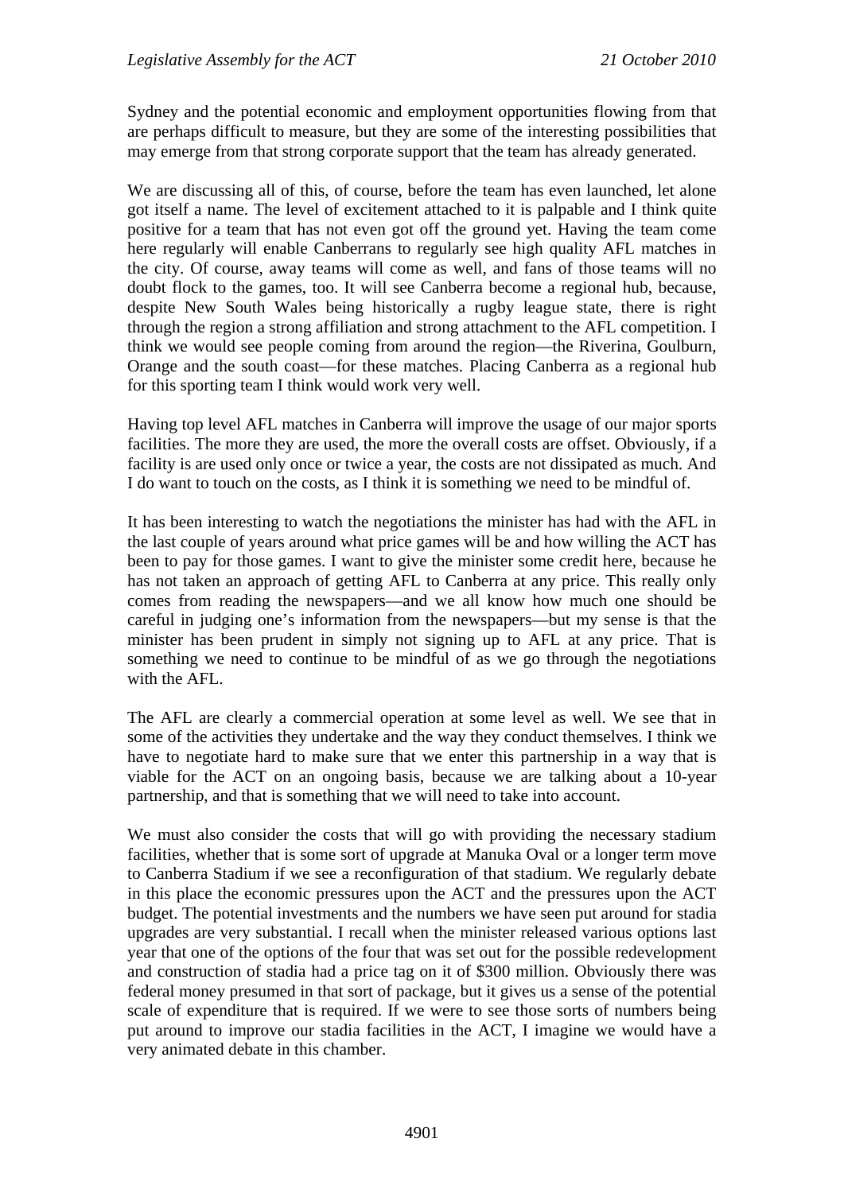Sydney and the potential economic and employment opportunities flowing from that are perhaps difficult to measure, but they are some of the interesting possibilities that may emerge from that strong corporate support that the team has already generated.

We are discussing all of this, of course, before the team has even launched, let alone got itself a name. The level of excitement attached to it is palpable and I think quite positive for a team that has not even got off the ground yet. Having the team come here regularly will enable Canberrans to regularly see high quality AFL matches in the city. Of course, away teams will come as well, and fans of those teams will no doubt flock to the games, too. It will see Canberra become a regional hub, because, despite New South Wales being historically a rugby league state, there is right through the region a strong affiliation and strong attachment to the AFL competition. I think we would see people coming from around the region—the Riverina, Goulburn, Orange and the south coast—for these matches. Placing Canberra as a regional hub for this sporting team I think would work very well.

Having top level AFL matches in Canberra will improve the usage of our major sports facilities. The more they are used, the more the overall costs are offset. Obviously, if a facility is are used only once or twice a year, the costs are not dissipated as much. And I do want to touch on the costs, as I think it is something we need to be mindful of.

It has been interesting to watch the negotiations the minister has had with the AFL in the last couple of years around what price games will be and how willing the ACT has been to pay for those games. I want to give the minister some credit here, because he has not taken an approach of getting AFL to Canberra at any price. This really only comes from reading the newspapers—and we all know how much one should be careful in judging one's information from the newspapers—but my sense is that the minister has been prudent in simply not signing up to AFL at any price. That is something we need to continue to be mindful of as we go through the negotiations with the AFL.

The AFL are clearly a commercial operation at some level as well. We see that in some of the activities they undertake and the way they conduct themselves. I think we have to negotiate hard to make sure that we enter this partnership in a way that is viable for the ACT on an ongoing basis, because we are talking about a 10-year partnership, and that is something that we will need to take into account.

We must also consider the costs that will go with providing the necessary stadium facilities, whether that is some sort of upgrade at Manuka Oval or a longer term move to Canberra Stadium if we see a reconfiguration of that stadium. We regularly debate in this place the economic pressures upon the ACT and the pressures upon the ACT budget. The potential investments and the numbers we have seen put around for stadia upgrades are very substantial. I recall when the minister released various options last year that one of the options of the four that was set out for the possible redevelopment and construction of stadia had a price tag on it of $300 million. Obviously there was federal money presumed in that sort of package, but it gives us a sense of the potential scale of expenditure that is required. If we were to see those sorts of numbers being put around to improve our stadia facilities in the ACT, I imagine we would have a very animated debate in this chamber.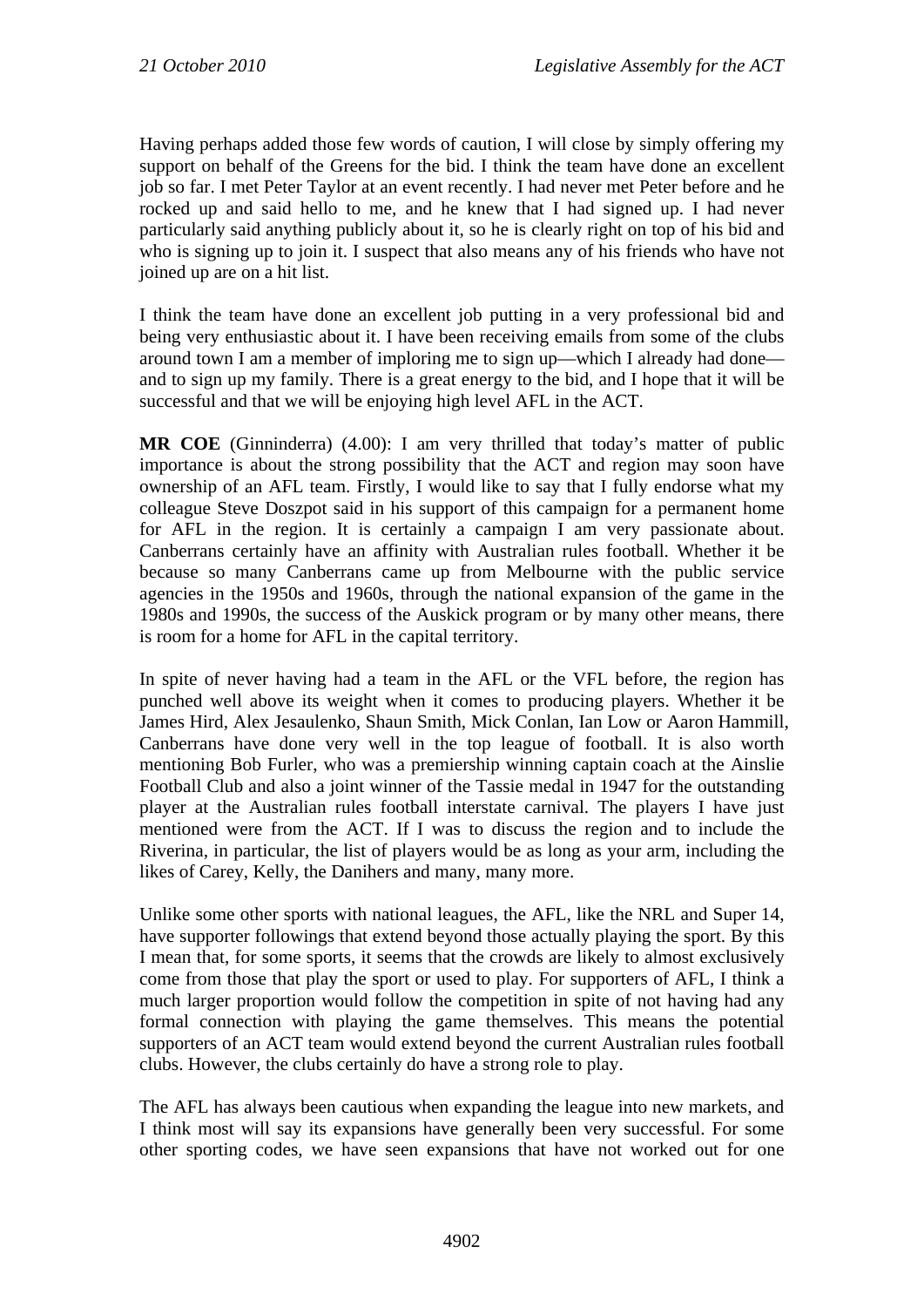Having perhaps added those few words of caution, I will close by simply offering my support on behalf of the Greens for the bid. I think the team have done an excellent job so far. I met Peter Taylor at an event recently. I had never met Peter before and he rocked up and said hello to me, and he knew that I had signed up. I had never particularly said anything publicly about it, so he is clearly right on top of his bid and who is signing up to join it. I suspect that also means any of his friends who have not joined up are on a hit list.

I think the team have done an excellent job putting in a very professional bid and being very enthusiastic about it. I have been receiving emails from some of the clubs around town I am a member of imploring me to sign up—which I already had done—and to sign up my family. There is a great energy to the bid, and I hope that it will be successful and that we will be enjoying high level AFL in the ACT.

**MR COE** (Ginninderra) (4.00): I am very thrilled that today's matter of public importance is about the strong possibility that the ACT and region may soon have ownership of an AFL team. Firstly, I would like to say that I fully endorse what my colleague Steve Doszpot said in his support of this campaign for a permanent home for AFL in the region. It is certainly a campaign I am very passionate about. Canberrans certainly have an affinity with Australian rules football. Whether it be because so many Canberrans came up from Melbourne with the public service agencies in the 1950s and 1960s, through the national expansion of the game in the 1980s and 1990s, the success of the Auskick program or by many other means, there is room for a home for AFL in the capital territory.

In spite of never having had a team in the AFL or the VFL before, the region has punched well above its weight when it comes to producing players. Whether it be James Hird, Alex Jesaulenko, Shaun Smith, Mick Conlan, Ian Low or Aaron Hammill, Canberrans have done very well in the top league of football. It is also worth mentioning Bob Furler, who was a premiership winning captain coach at the Ainslie Football Club and also a joint winner of the Tassie medal in 1947 for the outstanding player at the Australian rules football interstate carnival. The players I have just mentioned were from the ACT. If I was to discuss the region and to include the Riverina, in particular, the list of players would be as long as your arm, including the likes of Carey, Kelly, the Danihers and many, many more.

Unlike some other sports with national leagues, the AFL, like the NRL and Super 14, have supporter followings that extend beyond those actually playing the sport. By this I mean that, for some sports, it seems that the crowds are likely to almost exclusively come from those that play the sport or used to play. For supporters of AFL, I think a much larger proportion would follow the competition in spite of not having had any formal connection with playing the game themselves. This means the potential supporters of an ACT team would extend beyond the current Australian rules football clubs. However, the clubs certainly do have a strong role to play.

The AFL has always been cautious when expanding the league into new markets, and I think most will say its expansions have generally been very successful. For some other sporting codes, we have seen expansions that have not worked out for one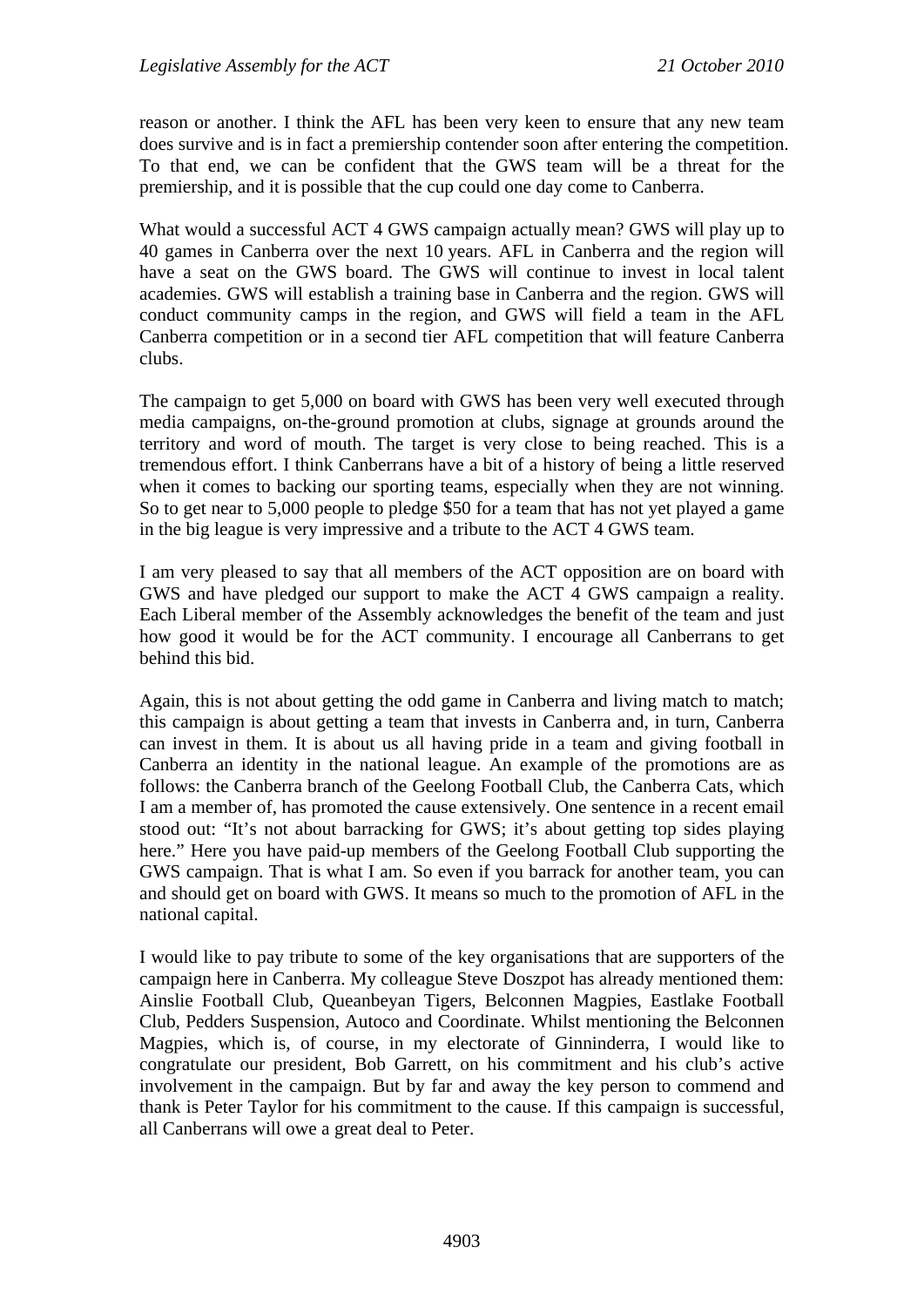reason or another. I think the AFL has been very keen to ensure that any new team does survive and is in fact a premiership contender soon after entering the competition. To that end, we can be confident that the GWS team will be a threat for the premiership, and it is possible that the cup could one day come to Canberra.

What would a successful ACT 4 GWS campaign actually mean? GWS will play up to 40 games in Canberra over the next 10 years. AFL in Canberra and the region will have a seat on the GWS board. The GWS will continue to invest in local talent academies. GWS will establish a training base in Canberra and the region. GWS will conduct community camps in the region, and GWS will field a team in the AFL Canberra competition or in a second tier AFL competition that will feature Canberra clubs.

The campaign to get 5,000 on board with GWS has been very well executed through media campaigns, on-the-ground promotion at clubs, signage at grounds around the territory and word of mouth. The target is very close to being reached. This is a tremendous effort. I think Canberrans have a bit of a history of being a little reserved when it comes to backing our sporting teams, especially when they are not winning. So to get near to 5,000 people to pledge $50 for a team that has not yet played a game in the big league is very impressive and a tribute to the ACT 4 GWS team.

I am very pleased to say that all members of the ACT opposition are on board with GWS and have pledged our support to make the ACT 4 GWS campaign a reality. Each Liberal member of the Assembly acknowledges the benefit of the team and just how good it would be for the ACT community. I encourage all Canberrans to get behind this bid.

Again, this is not about getting the odd game in Canberra and living match to match; this campaign is about getting a team that invests in Canberra and, in turn, Canberra can invest in them. It is about us all having pride in a team and giving football in Canberra an identity in the national league. An example of the promotions are as follows: the Canberra branch of the Geelong Football Club, the Canberra Cats, which I am a member of, has promoted the cause extensively. One sentence in a recent email stood out: "It's not about barracking for GWS; it's about getting top sides playing here." Here you have paid-up members of the Geelong Football Club supporting the GWS campaign. That is what I am. So even if you barrack for another team, you can and should get on board with GWS. It means so much to the promotion of AFL in the national capital.

I would like to pay tribute to some of the key organisations that are supporters of the campaign here in Canberra. My colleague Steve Doszpot has already mentioned them: Ainslie Football Club, Queanbeyan Tigers, Belconnen Magpies, Eastlake Football Club, Pedders Suspension, Autoco and Coordinate. Whilst mentioning the Belconnen Magpies, which is, of course, in my electorate of Ginninderra, I would like to congratulate our president, Bob Garrett, on his commitment and his club's active involvement in the campaign. But by far and away the key person to commend and thank is Peter Taylor for his commitment to the cause. If this campaign is successful, all Canberrans will owe a great deal to Peter.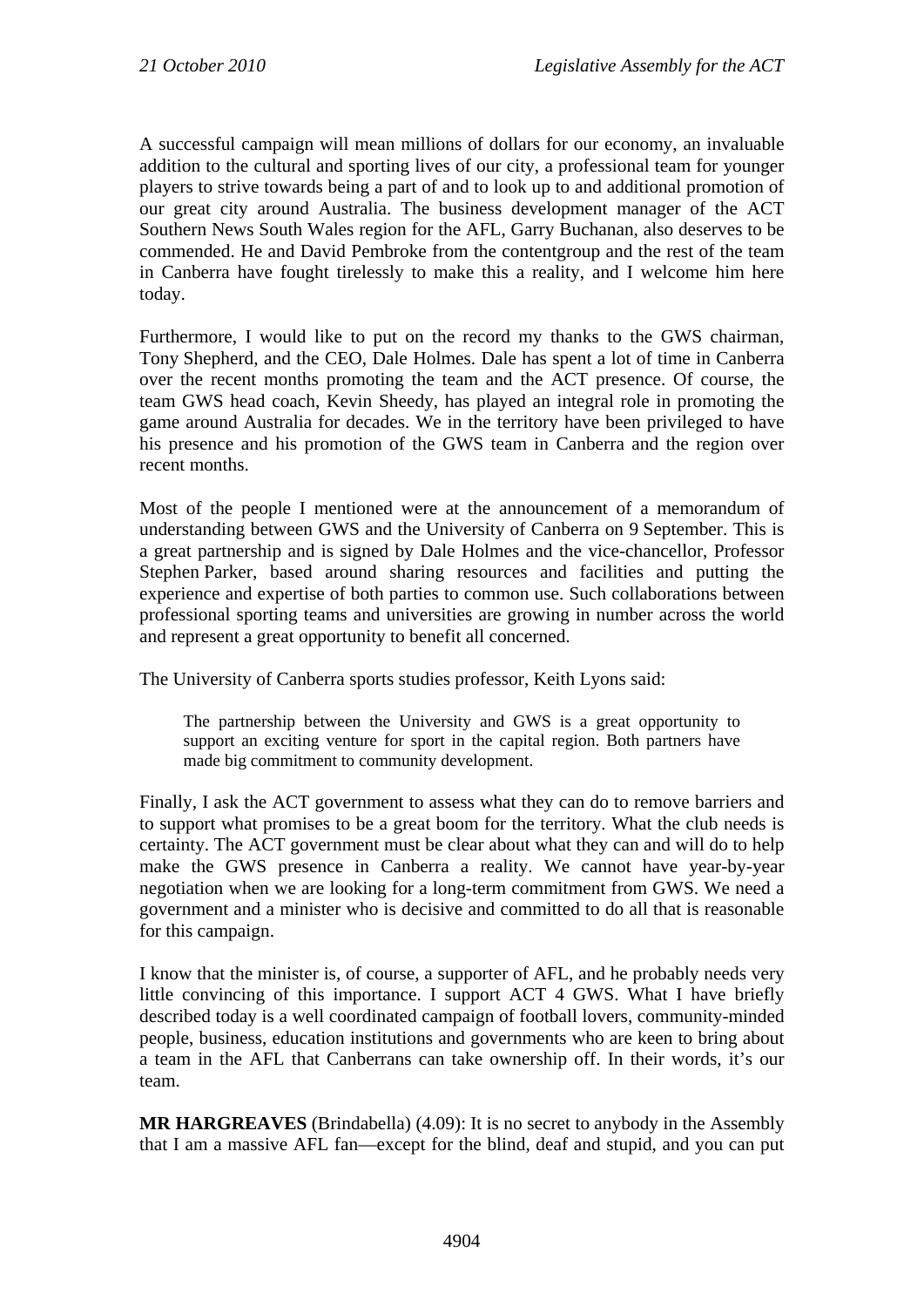A successful campaign will mean millions of dollars for our economy, an invaluable addition to the cultural and sporting lives of our city, a professional team for younger players to strive towards being a part of and to look up to and additional promotion of our great city around Australia. The business development manager of the ACT Southern News South Wales region for the AFL, Garry Buchanan, also deserves to be commended. He and David Pembroke from the contentgroup and the rest of the team in Canberra have fought tirelessly to make this a reality, and I welcome him here today.

Furthermore, I would like to put on the record my thanks to the GWS chairman, Tony Shepherd, and the CEO, Dale Holmes. Dale has spent a lot of time in Canberra over the recent months promoting the team and the ACT presence. Of course, the team GWS head coach, Kevin Sheedy, has played an integral role in promoting the game around Australia for decades. We in the territory have been privileged to have his presence and his promotion of the GWS team in Canberra and the region over recent months.

Most of the people I mentioned were at the announcement of a memorandum of understanding between GWS and the University of Canberra on 9 September. This is a great partnership and is signed by Dale Holmes and the vice-chancellor, Professor Stephen Parker, based around sharing resources and facilities and putting the experience and expertise of both parties to common use. Such collaborations between professional sporting teams and universities are growing in number across the world and represent a great opportunity to benefit all concerned.

The University of Canberra sports studies professor, Keith Lyons said:

> The partnership between the University and GWS is a great opportunity to support an exciting venture for sport in the capital region. Both partners have made big commitment to community development.

Finally, I ask the ACT government to assess what they can do to remove barriers and to support what promises to be a great boom for the territory. What the club needs is certainty. The ACT government must be clear about what they can and will do to help make the GWS presence in Canberra a reality. We cannot have year-by-year negotiation when we are looking for a long-term commitment from GWS. We need a government and a minister who is decisive and committed to do all that is reasonable for this campaign.

I know that the minister is, of course, a supporter of AFL, and he probably needs very little convincing of this importance. I support ACT 4 GWS. What I have briefly described today is a well coordinated campaign of football lovers, community-minded people, business, education institutions and governments who are keen to bring about a team in the AFL that Canberrans can take ownership off. In their words, it's our team.

**MR HARGREAVES** (Brindabella) (4.09): It is no secret to anybody in the Assembly that I am a massive AFL fan—except for the blind, deaf and stupid, and you can put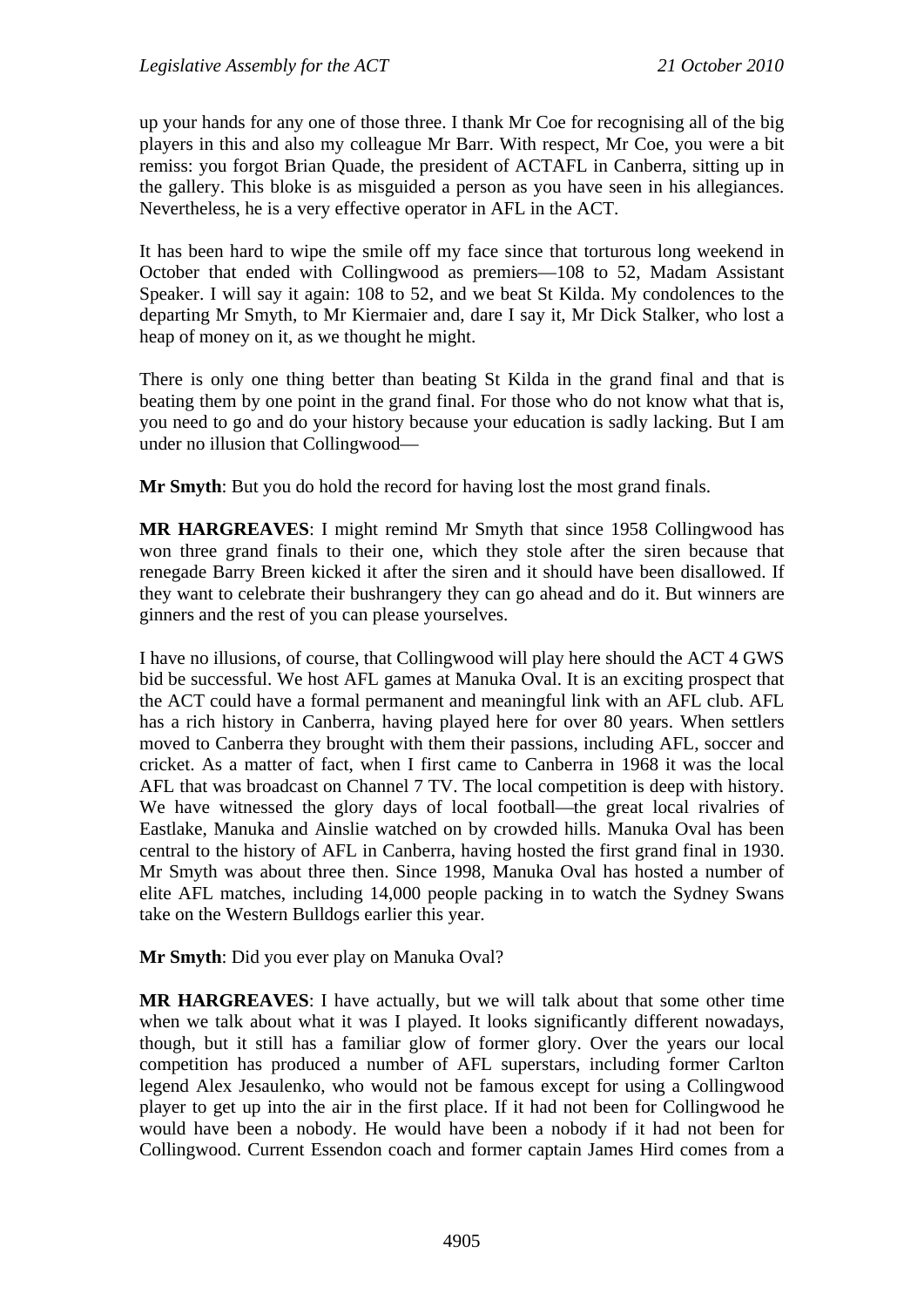up your hands for any one of those three. I thank Mr Coe for recognising all of the big players in this and also my colleague Mr Barr. With respect, Mr Coe, you were a bit remiss: you forgot Brian Quade, the president of ACTAFL in Canberra, sitting up in the gallery. This bloke is as misguided a person as you have seen in his allegiances. Nevertheless, he is a very effective operator in AFL in the ACT.

It has been hard to wipe the smile off my face since that torturous long weekend in October that ended with Collingwood as premiers—108 to 52, Madam Assistant Speaker. I will say it again: 108 to 52, and we beat St Kilda. My condolences to the departing Mr Smyth, to Mr Kiermaier and, dare I say it, Mr Dick Stalker, who lost a heap of money on it, as we thought he might.

There is only one thing better than beating St Kilda in the grand final and that is beating them by one point in the grand final. For those who do not know what that is, you need to go and do your history because your education is sadly lacking. But I am under no illusion that Collingwood—

**Mr Smyth**: But you do hold the record for having lost the most grand finals.

**MR HARGREAVES**: I might remind Mr Smyth that since 1958 Collingwood has won three grand finals to their one, which they stole after the siren because that renegade Barry Breen kicked it after the siren and it should have been disallowed. If they want to celebrate their bushrangery they can go ahead and do it. But winners are ginners and the rest of you can please yourselves.

I have no illusions, of course, that Collingwood will play here should the ACT 4 GWS bid be successful. We host AFL games at Manuka Oval. It is an exciting prospect that the ACT could have a formal permanent and meaningful link with an AFL club. AFL has a rich history in Canberra, having played here for over 80 years. When settlers moved to Canberra they brought with them their passions, including AFL, soccer and cricket. As a matter of fact, when I first came to Canberra in 1968 it was the local AFL that was broadcast on Channel 7 TV. The local competition is deep with history. We have witnessed the glory days of local football—the great local rivalries of Eastlake, Manuka and Ainslie watched on by crowded hills. Manuka Oval has been central to the history of AFL in Canberra, having hosted the first grand final in 1930. Mr Smyth was about three then. Since 1998, Manuka Oval has hosted a number of elite AFL matches, including 14,000 people packing in to watch the Sydney Swans take on the Western Bulldogs earlier this year.

**Mr Smyth**: Did you ever play on Manuka Oval?

**MR HARGREAVES**: I have actually, but we will talk about that some other time when we talk about what it was I played. It looks significantly different nowadays, though, but it still has a familiar glow of former glory. Over the years our local competition has produced a number of AFL superstars, including former Carlton legend Alex Jesaulenko, who would not be famous except for using a Collingwood player to get up into the air in the first place. If it had not been for Collingwood he would have been a nobody. He would have been a nobody if it had not been for Collingwood. Current Essendon coach and former captain James Hird comes from a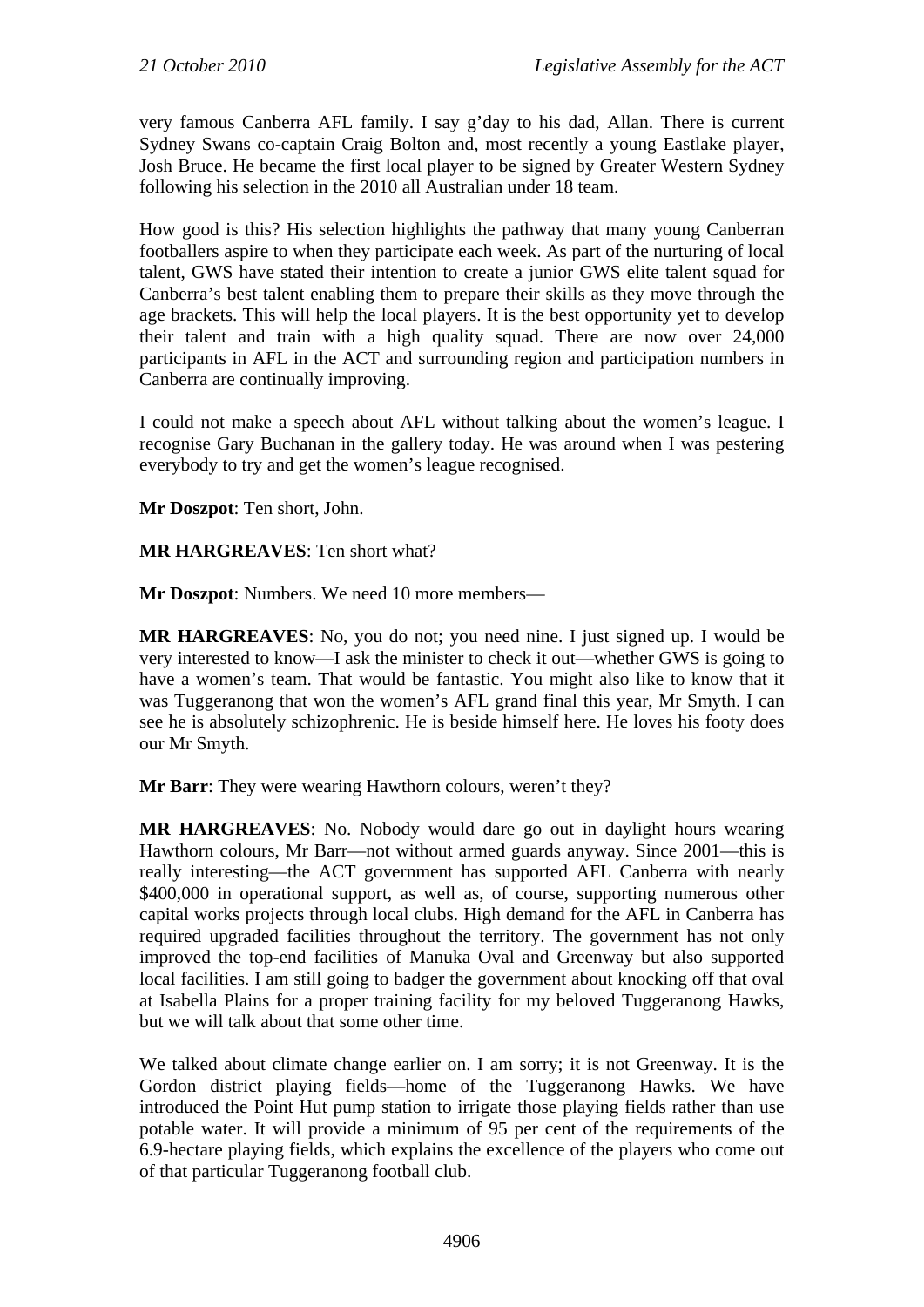very famous Canberra AFL family. I say g'day to his dad, Allan. There is current Sydney Swans co-captain Craig Bolton and, most recently a young Eastlake player, Josh Bruce. He became the first local player to be signed by Greater Western Sydney following his selection in the 2010 all Australian under 18 team.

How good is this? His selection highlights the pathway that many young Canberran footballers aspire to when they participate each week. As part of the nurturing of local talent, GWS have stated their intention to create a junior GWS elite talent squad for Canberra's best talent enabling them to prepare their skills as they move through the age brackets. This will help the local players. It is the best opportunity yet to develop their talent and train with a high quality squad. There are now over 24,000 participants in AFL in the ACT and surrounding region and participation numbers in Canberra are continually improving.

I could not make a speech about AFL without talking about the women's league. I recognise Gary Buchanan in the gallery today. He was around when I was pestering everybody to try and get the women's league recognised.

**Mr Doszpot**: Ten short, John.

**MR HARGREAVES**: Ten short what?

**Mr Doszpot**: Numbers. We need 10 more members—

**MR HARGREAVES**: No, you do not; you need nine. I just signed up. I would be very interested to know—I ask the minister to check it out—whether GWS is going to have a women's team. That would be fantastic. You might also like to know that it was Tuggeranong that won the women's AFL grand final this year, Mr Smyth. I can see he is absolutely schizophrenic. He is beside himself here. He loves his footy does our Mr Smyth.

**Mr Barr**: They were wearing Hawthorn colours, weren't they?

**MR HARGREAVES**: No. Nobody would dare go out in daylight hours wearing Hawthorn colours, Mr Barr—not without armed guards anyway. Since 2001—this is really interesting—the ACT government has supported AFL Canberra with nearly $400,000 in operational support, as well as, of course, supporting numerous other capital works projects through local clubs. High demand for the AFL in Canberra has required upgraded facilities throughout the territory. The government has not only improved the top-end facilities of Manuka Oval and Greenway but also supported local facilities. I am still going to badger the government about knocking off that oval at Isabella Plains for a proper training facility for my beloved Tuggeranong Hawks, but we will talk about that some other time.

We talked about climate change earlier on. I am sorry; it is not Greenway. It is the Gordon district playing fields—home of the Tuggeranong Hawks. We have introduced the Point Hut pump station to irrigate those playing fields rather than use potable water. It will provide a minimum of 95 per cent of the requirements of the 6.9-hectare playing fields, which explains the excellence of the players who come out of that particular Tuggeranong football club.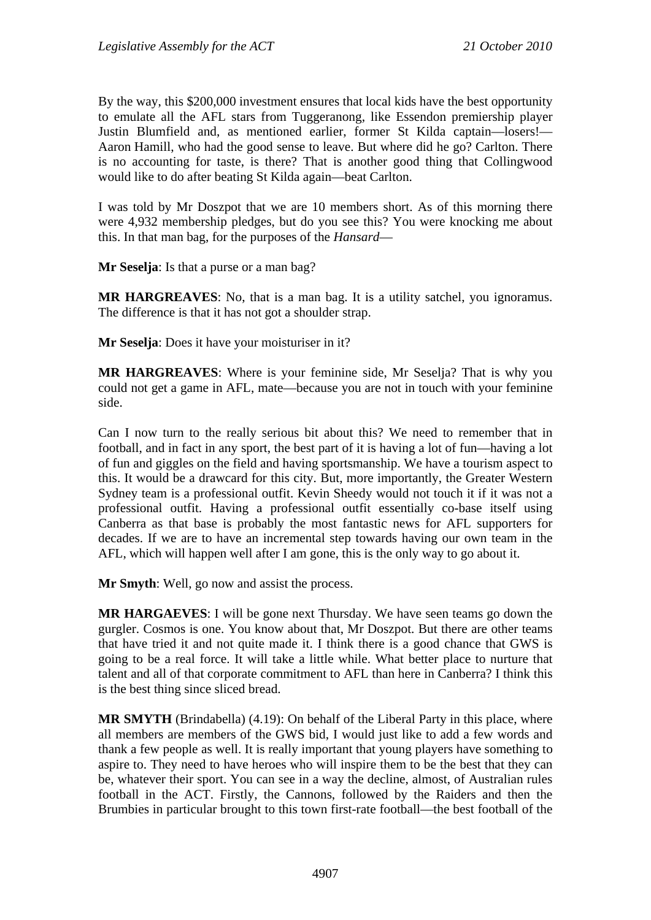By the way, this $200,000 investment ensures that local kids have the best opportunity to emulate all the AFL stars from Tuggeranong, like Essendon premiership player Justin Blumfield and, as mentioned earlier, former St Kilda captain—losers!—Aaron Hamill, who had the good sense to leave. But where did he go? Carlton. There is no accounting for taste, is there? That is another good thing that Collingwood would like to do after beating St Kilda again—beat Carlton.

I was told by Mr Doszpot that we are 10 members short. As of this morning there were 4,932 membership pledges, but do you see this? You were knocking me about this. In that man bag, for the purposes of the *Hansard*—

**Mr Seselja**: Is that a purse or a man bag?

**MR HARGREAVES**: No, that is a man bag. It is a utility satchel, you ignoramus. The difference is that it has not got a shoulder strap.

**Mr Seselja**: Does it have your moisturiser in it?

**MR HARGREAVES**: Where is your feminine side, Mr Seselja? That is why you could not get a game in AFL, mate—because you are not in touch with your feminine side.

Can I now turn to the really serious bit about this? We need to remember that in football, and in fact in any sport, the best part of it is having a lot of fun—having a lot of fun and giggles on the field and having sportsmanship. We have a tourism aspect to this. It would be a drawcard for this city. But, more importantly, the Greater Western Sydney team is a professional outfit. Kevin Sheedy would not touch it if it was not a professional outfit. Having a professional outfit essentially co-base itself using Canberra as that base is probably the most fantastic news for AFL supporters for decades. If we are to have an incremental step towards having our own team in the AFL, which will happen well after I am gone, this is the only way to go about it.

**Mr Smyth**: Well, go now and assist the process.

**MR HARGAEVES**: I will be gone next Thursday. We have seen teams go down the gurgler. Cosmos is one. You know about that, Mr Doszpot. But there are other teams that have tried it and not quite made it. I think there is a good chance that GWS is going to be a real force. It will take a little while. What better place to nurture that talent and all of that corporate commitment to AFL than here in Canberra? I think this is the best thing since sliced bread.

**MR SMYTH** (Brindabella) (4.19): On behalf of the Liberal Party in this place, where all members are members of the GWS bid, I would just like to add a few words and thank a few people as well. It is really important that young players have something to aspire to. They need to have heroes who will inspire them to be the best that they can be, whatever their sport. You can see in a way the decline, almost, of Australian rules football in the ACT. Firstly, the Cannons, followed by the Raiders and then the Brumbies in particular brought to this town first-rate football—the best football of the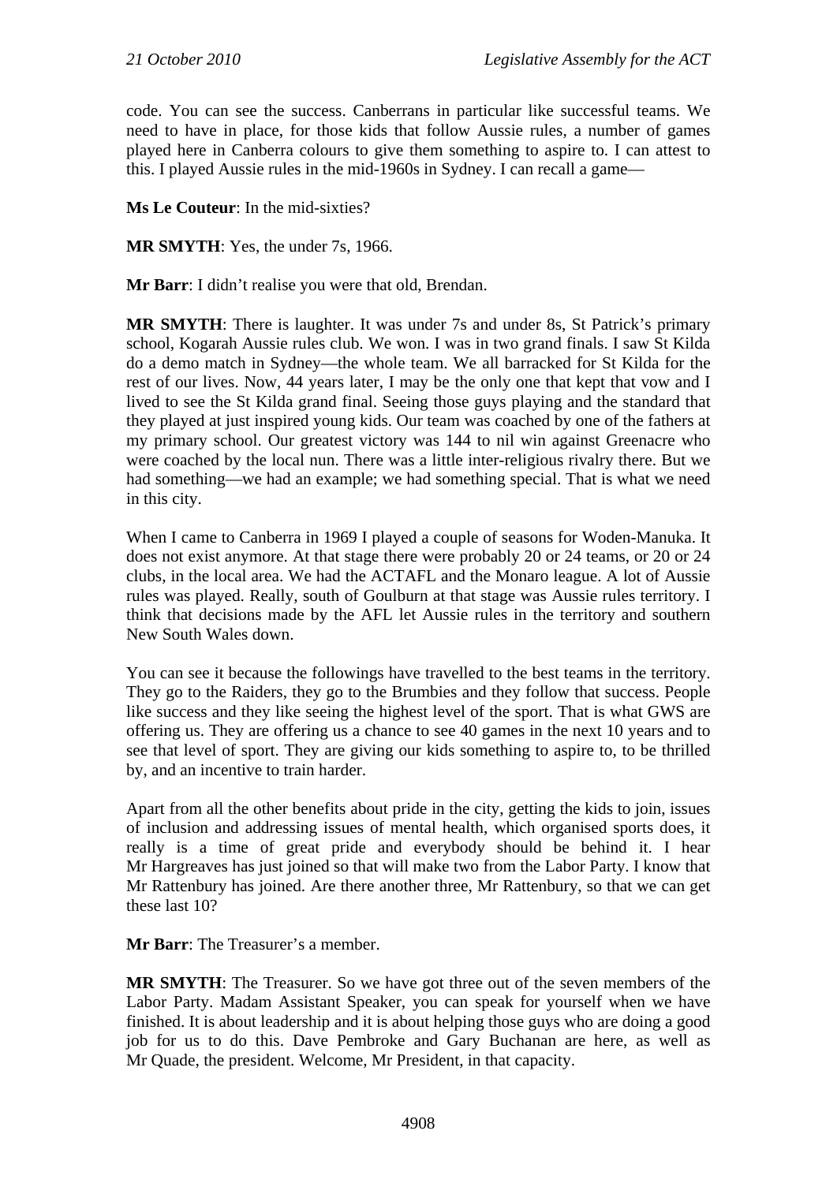code. You can see the success. Canberrans in particular like successful teams. We need to have in place, for those kids that follow Aussie rules, a number of games played here in Canberra colours to give them something to aspire to. I can attest to this. I played Aussie rules in the mid-1960s in Sydney. I can recall a game—

**Ms Le Couteur**: In the mid-sixties?

**MR SMYTH**: Yes, the under 7s, 1966.

**Mr Barr**: I didn't realise you were that old, Brendan.

**MR SMYTH**: There is laughter. It was under 7s and under 8s, St Patrick's primary school, Kogarah Aussie rules club. We won. I was in two grand finals. I saw St Kilda do a demo match in Sydney—the whole team. We all barracked for St Kilda for the rest of our lives. Now, 44 years later, I may be the only one that kept that vow and I lived to see the St Kilda grand final. Seeing those guys playing and the standard that they played at just inspired young kids. Our team was coached by one of the fathers at my primary school. Our greatest victory was 144 to nil win against Greenacre who were coached by the local nun. There was a little inter-religious rivalry there. But we had something—we had an example; we had something special. That is what we need in this city.

When I came to Canberra in 1969 I played a couple of seasons for Woden-Manuka. It does not exist anymore. At that stage there were probably 20 or 24 teams, or 20 or 24 clubs, in the local area. We had the ACTAFL and the Monaro league. A lot of Aussie rules was played. Really, south of Goulburn at that stage was Aussie rules territory. I think that decisions made by the AFL let Aussie rules in the territory and southern New South Wales down.

You can see it because the followings have travelled to the best teams in the territory. They go to the Raiders, they go to the Brumbies and they follow that success. People like success and they like seeing the highest level of the sport. That is what GWS are offering us. They are offering us a chance to see 40 games in the next 10 years and to see that level of sport. They are giving our kids something to aspire to, to be thrilled by, and an incentive to train harder.

Apart from all the other benefits about pride in the city, getting the kids to join, issues of inclusion and addressing issues of mental health, which organised sports does, it really is a time of great pride and everybody should be behind it. I hear Mr Hargreaves has just joined so that will make two from the Labor Party. I know that Mr Rattenbury has joined. Are there another three, Mr Rattenbury, so that we can get these last 10?

**Mr Barr**: The Treasurer's a member.

**MR SMYTH**: The Treasurer. So we have got three out of the seven members of the Labor Party. Madam Assistant Speaker, you can speak for yourself when we have finished. It is about leadership and it is about helping those guys who are doing a good job for us to do this. Dave Pembroke and Gary Buchanan are here, as well as Mr Quade, the president. Welcome, Mr President, in that capacity.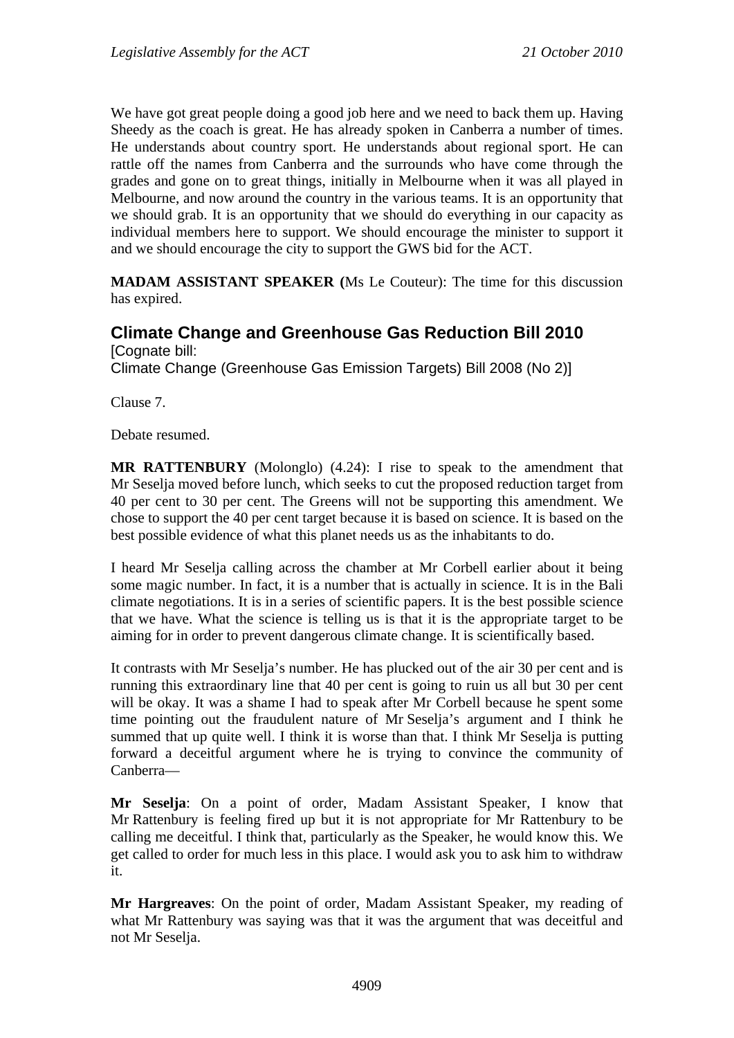We have got great people doing a good job here and we need to back them up. Having Sheedy as the coach is great. He has already spoken in Canberra a number of times. He understands about country sport. He understands about regional sport. He can rattle off the names from Canberra and the surrounds who have come through the grades and gone on to great things, initially in Melbourne when it was all played in Melbourne, and now around the country in the various teams. It is an opportunity that we should grab. It is an opportunity that we should do everything in our capacity as individual members here to support. We should encourage the minister to support it and we should encourage the city to support the GWS bid for the ACT.

**MADAM ASSISTANT SPEAKER (**Ms Le Couteur): The time for this discussion has expired.

## Climate Change and Greenhouse Gas Reduction Bill 2010

[Cognate bill:
Climate Change (Greenhouse Gas Emission Targets) Bill 2008 (No 2)]

Clause 7.

Debate resumed.

**MR RATTENBURY** (Molonglo) (4.24): I rise to speak to the amendment that Mr Seselja moved before lunch, which seeks to cut the proposed reduction target from 40 per cent to 30 per cent. The Greens will not be supporting this amendment. We chose to support the 40 per cent target because it is based on science. It is based on the best possible evidence of what this planet needs us as the inhabitants to do.

I heard Mr Seselja calling across the chamber at Mr Corbell earlier about it being some magic number. In fact, it is a number that is actually in science. It is in the Bali climate negotiations. It is in a series of scientific papers. It is the best possible science that we have. What the science is telling us is that it is the appropriate target to be aiming for in order to prevent dangerous climate change. It is scientifically based.

It contrasts with Mr Seselja's number. He has plucked out of the air 30 per cent and is running this extraordinary line that 40 per cent is going to ruin us all but 30 per cent will be okay. It was a shame I had to speak after Mr Corbell because he spent some time pointing out the fraudulent nature of Mr Seselja's argument and I think he summed that up quite well. I think it is worse than that. I think Mr Seselja is putting forward a deceitful argument where he is trying to convince the community of Canberra—

**Mr Seselja**: On a point of order, Madam Assistant Speaker, I know that Mr Rattenbury is feeling fired up but it is not appropriate for Mr Rattenbury to be calling me deceitful. I think that, particularly as the Speaker, he would know this. We get called to order for much less in this place. I would ask you to ask him to withdraw it.

**Mr Hargreaves**: On the point of order, Madam Assistant Speaker, my reading of what Mr Rattenbury was saying was that it was the argument that was deceitful and not Mr Seselja.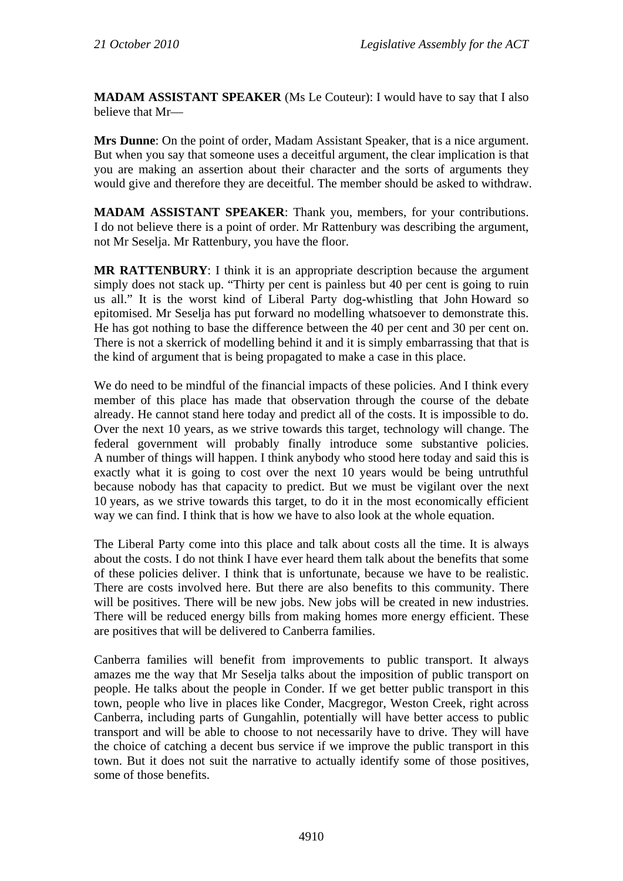**MADAM ASSISTANT SPEAKER** (Ms Le Couteur): I would have to say that I also believe that Mr—

**Mrs Dunne**: On the point of order, Madam Assistant Speaker, that is a nice argument. But when you say that someone uses a deceitful argument, the clear implication is that you are making an assertion about their character and the sorts of arguments they would give and therefore they are deceitful. The member should be asked to withdraw.

**MADAM ASSISTANT SPEAKER**: Thank you, members, for your contributions. I do not believe there is a point of order. Mr Rattenbury was describing the argument, not Mr Seselja. Mr Rattenbury, you have the floor.

**MR RATTENBURY**: I think it is an appropriate description because the argument simply does not stack up. "Thirty per cent is painless but 40 per cent is going to ruin us all." It is the worst kind of Liberal Party dog-whistling that John Howard so epitomised. Mr Seselja has put forward no modelling whatsoever to demonstrate this. He has got nothing to base the difference between the 40 per cent and 30 per cent on. There is not a skerrick of modelling behind it and it is simply embarrassing that that is the kind of argument that is being propagated to make a case in this place.

We do need to be mindful of the financial impacts of these policies. And I think every member of this place has made that observation through the course of the debate already. He cannot stand here today and predict all of the costs. It is impossible to do. Over the next 10 years, as we strive towards this target, technology will change. The federal government will probably finally introduce some substantive policies. A number of things will happen. I think anybody who stood here today and said this is exactly what it is going to cost over the next 10 years would be being untruthful because nobody has that capacity to predict. But we must be vigilant over the next 10 years, as we strive towards this target, to do it in the most economically efficient way we can find. I think that is how we have to also look at the whole equation.

The Liberal Party come into this place and talk about costs all the time. It is always about the costs. I do not think I have ever heard them talk about the benefits that some of these policies deliver. I think that is unfortunate, because we have to be realistic. There are costs involved here. But there are also benefits to this community. There will be positives. There will be new jobs. New jobs will be created in new industries. There will be reduced energy bills from making homes more energy efficient. These are positives that will be delivered to Canberra families.

Canberra families will benefit from improvements to public transport. It always amazes me the way that Mr Seselja talks about the imposition of public transport on people. He talks about the people in Conder. If we get better public transport in this town, people who live in places like Conder, Macgregor, Weston Creek, right across Canberra, including parts of Gungahlin, potentially will have better access to public transport and will be able to choose to not necessarily have to drive. They will have the choice of catching a decent bus service if we improve the public transport in this town. But it does not suit the narrative to actually identify some of those positives, some of those benefits.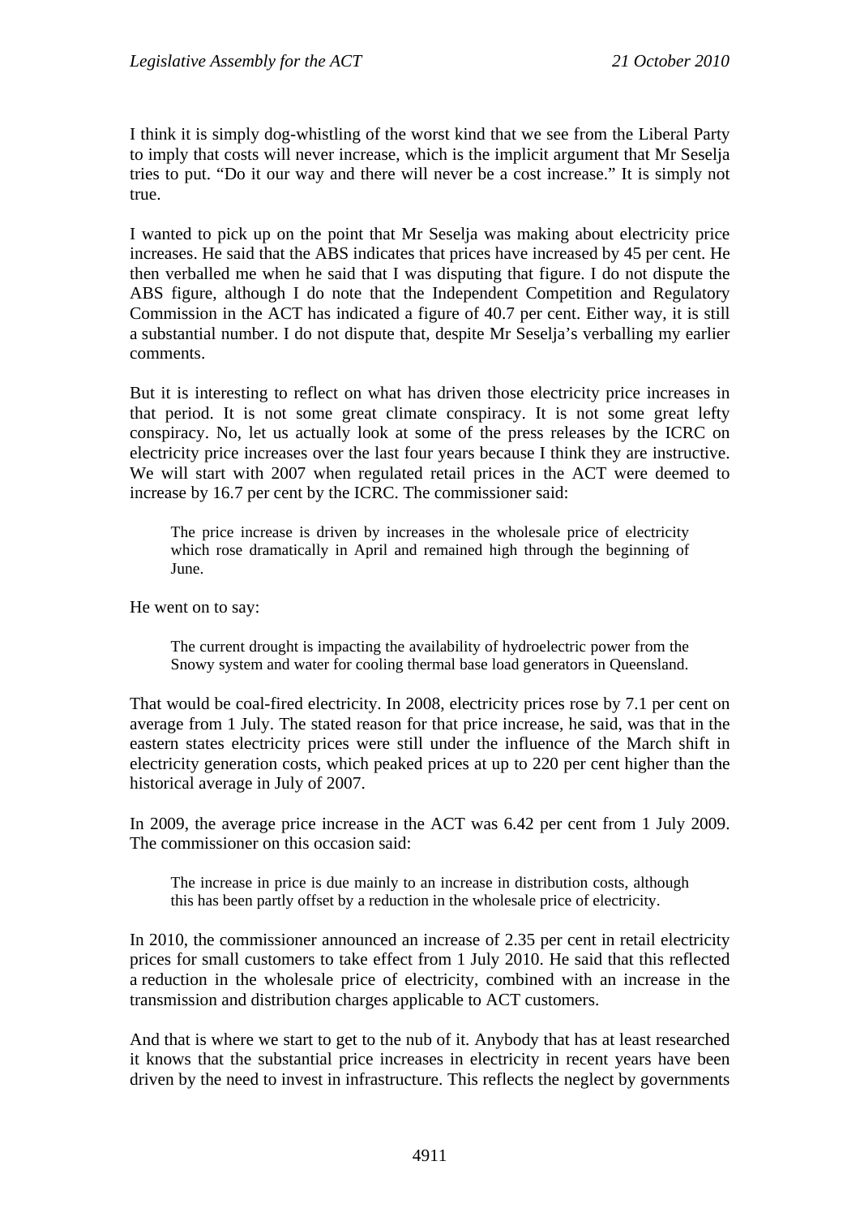I think it is simply dog-whistling of the worst kind that we see from the Liberal Party to imply that costs will never increase, which is the implicit argument that Mr Seselja tries to put. "Do it our way and there will never be a cost increase." It is simply not true.

I wanted to pick up on the point that Mr Seselja was making about electricity price increases. He said that the ABS indicates that prices have increased by 45 per cent. He then verballed me when he said that I was disputing that figure. I do not dispute the ABS figure, although I do note that the Independent Competition and Regulatory Commission in the ACT has indicated a figure of 40.7 per cent. Either way, it is still a substantial number. I do not dispute that, despite Mr Seselja's verballing my earlier comments.

But it is interesting to reflect on what has driven those electricity price increases in that period. It is not some great climate conspiracy. It is not some great lefty conspiracy. No, let us actually look at some of the press releases by the ICRC on electricity price increases over the last four years because I think they are instructive. We will start with 2007 when regulated retail prices in the ACT were deemed to increase by 16.7 per cent by the ICRC. The commissioner said:

> The price increase is driven by increases in the wholesale price of electricity which rose dramatically in April and remained high through the beginning of June.

He went on to say:

> The current drought is impacting the availability of hydroelectric power from the Snowy system and water for cooling thermal base load generators in Queensland.

That would be coal-fired electricity. In 2008, electricity prices rose by 7.1 per cent on average from 1 July. The stated reason for that price increase, he said, was that in the eastern states electricity prices were still under the influence of the March shift in electricity generation costs, which peaked prices at up to 220 per cent higher than the historical average in July of 2007.

In 2009, the average price increase in the ACT was 6.42 per cent from 1 July 2009. The commissioner on this occasion said:

> The increase in price is due mainly to an increase in distribution costs, although this has been partly offset by a reduction in the wholesale price of electricity.

In 2010, the commissioner announced an increase of 2.35 per cent in retail electricity prices for small customers to take effect from 1 July 2010. He said that this reflected a reduction in the wholesale price of electricity, combined with an increase in the transmission and distribution charges applicable to ACT customers.

And that is where we start to get to the nub of it. Anybody that has at least researched it knows that the substantial price increases in electricity in recent years have been driven by the need to invest in infrastructure. This reflects the neglect by governments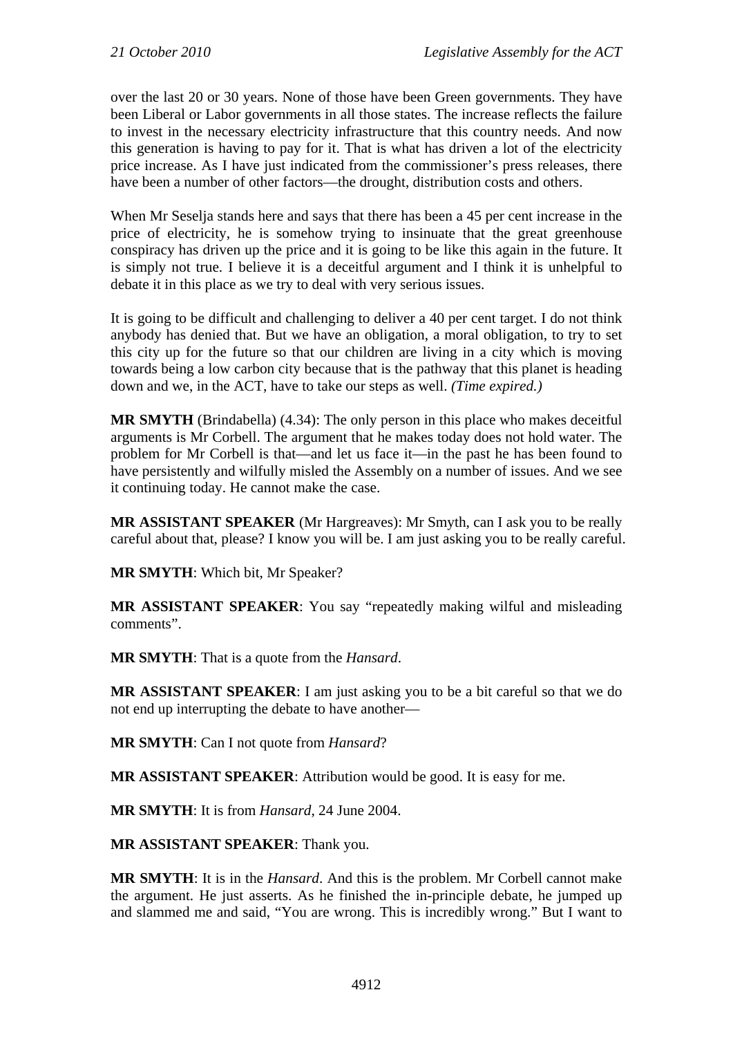over the last 20 or 30 years. None of those have been Green governments. They have been Liberal or Labor governments in all those states. The increase reflects the failure to invest in the necessary electricity infrastructure that this country needs. And now this generation is having to pay for it. That is what has driven a lot of the electricity price increase. As I have just indicated from the commissioner's press releases, there have been a number of other factors—the drought, distribution costs and others.

When Mr Seselja stands here and says that there has been a 45 per cent increase in the price of electricity, he is somehow trying to insinuate that the great greenhouse conspiracy has driven up the price and it is going to be like this again in the future. It is simply not true. I believe it is a deceitful argument and I think it is unhelpful to debate it in this place as we try to deal with very serious issues.

It is going to be difficult and challenging to deliver a 40 per cent target. I do not think anybody has denied that. But we have an obligation, a moral obligation, to try to set this city up for the future so that our children are living in a city which is moving towards being a low carbon city because that is the pathway that this planet is heading down and we, in the ACT, have to take our steps as well. *(Time expired.)*

**MR SMYTH** (Brindabella) (4.34): The only person in this place who makes deceitful arguments is Mr Corbell. The argument that he makes today does not hold water. The problem for Mr Corbell is that—and let us face it—in the past he has been found to have persistently and wilfully misled the Assembly on a number of issues. And we see it continuing today. He cannot make the case.

**MR ASSISTANT SPEAKER** (Mr Hargreaves): Mr Smyth, can I ask you to be really careful about that, please? I know you will be. I am just asking you to be really careful.

**MR SMYTH**: Which bit, Mr Speaker?

**MR ASSISTANT SPEAKER**: You say "repeatedly making wilful and misleading comments".

**MR SMYTH**: That is a quote from the *Hansard*.

**MR ASSISTANT SPEAKER**: I am just asking you to be a bit careful so that we do not end up interrupting the debate to have another—

**MR SMYTH**: Can I not quote from *Hansard*?

**MR ASSISTANT SPEAKER**: Attribution would be good. It is easy for me.

**MR SMYTH**: It is from *Hansard*, 24 June 2004.

**MR ASSISTANT SPEAKER**: Thank you.

**MR SMYTH**: It is in the *Hansard*. And this is the problem. Mr Corbell cannot make the argument. He just asserts. As he finished the in-principle debate, he jumped up and slammed me and said, "You are wrong. This is incredibly wrong." But I want to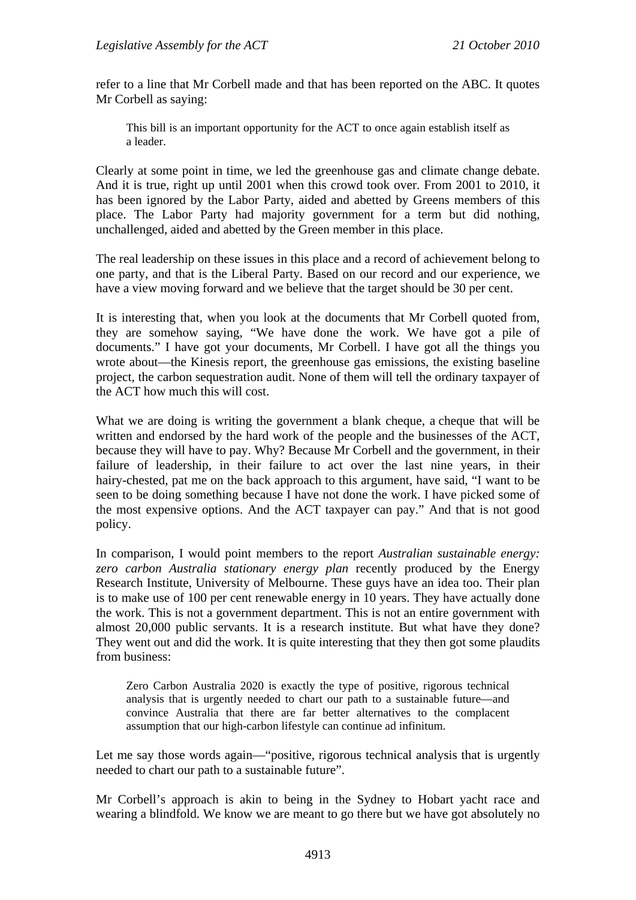refer to a line that Mr Corbell made and that has been reported on the ABC. It quotes Mr Corbell as saying:

> This bill is an important opportunity for the ACT to once again establish itself as a leader.

Clearly at some point in time, we led the greenhouse gas and climate change debate. And it is true, right up until 2001 when this crowd took over. From 2001 to 2010, it has been ignored by the Labor Party, aided and abetted by Greens members of this place. The Labor Party had majority government for a term but did nothing, unchallenged, aided and abetted by the Green member in this place.

The real leadership on these issues in this place and a record of achievement belong to one party, and that is the Liberal Party. Based on our record and our experience, we have a view moving forward and we believe that the target should be 30 per cent.

It is interesting that, when you look at the documents that Mr Corbell quoted from, they are somehow saying, "We have done the work. We have got a pile of documents." I have got your documents, Mr Corbell. I have got all the things you wrote about—the Kinesis report, the greenhouse gas emissions, the existing baseline project, the carbon sequestration audit. None of them will tell the ordinary taxpayer of the ACT how much this will cost.

What we are doing is writing the government a blank cheque, a cheque that will be written and endorsed by the hard work of the people and the businesses of the ACT, because they will have to pay. Why? Because Mr Corbell and the government, in their failure of leadership, in their failure to act over the last nine years, in their hairy-chested, pat me on the back approach to this argument, have said, "I want to be seen to be doing something because I have not done the work. I have picked some of the most expensive options. And the ACT taxpayer can pay." And that is not good policy.

In comparison, I would point members to the report *Australian sustainable energy: zero carbon Australia stationary energy plan* recently produced by the Energy Research Institute, University of Melbourne. These guys have an idea too. Their plan is to make use of 100 per cent renewable energy in 10 years. They have actually done the work. This is not a government department. This is not an entire government with almost 20,000 public servants. It is a research institute. But what have they done? They went out and did the work. It is quite interesting that they then got some plaudits from business:

> Zero Carbon Australia 2020 is exactly the type of positive, rigorous technical analysis that is urgently needed to chart our path to a sustainable future—and convince Australia that there are far better alternatives to the complacent assumption that our high-carbon lifestyle can continue ad infinitum.

Let me say those words again—"positive, rigorous technical analysis that is urgently needed to chart our path to a sustainable future".

Mr Corbell's approach is akin to being in the Sydney to Hobart yacht race and wearing a blindfold. We know we are meant to go there but we have got absolutely no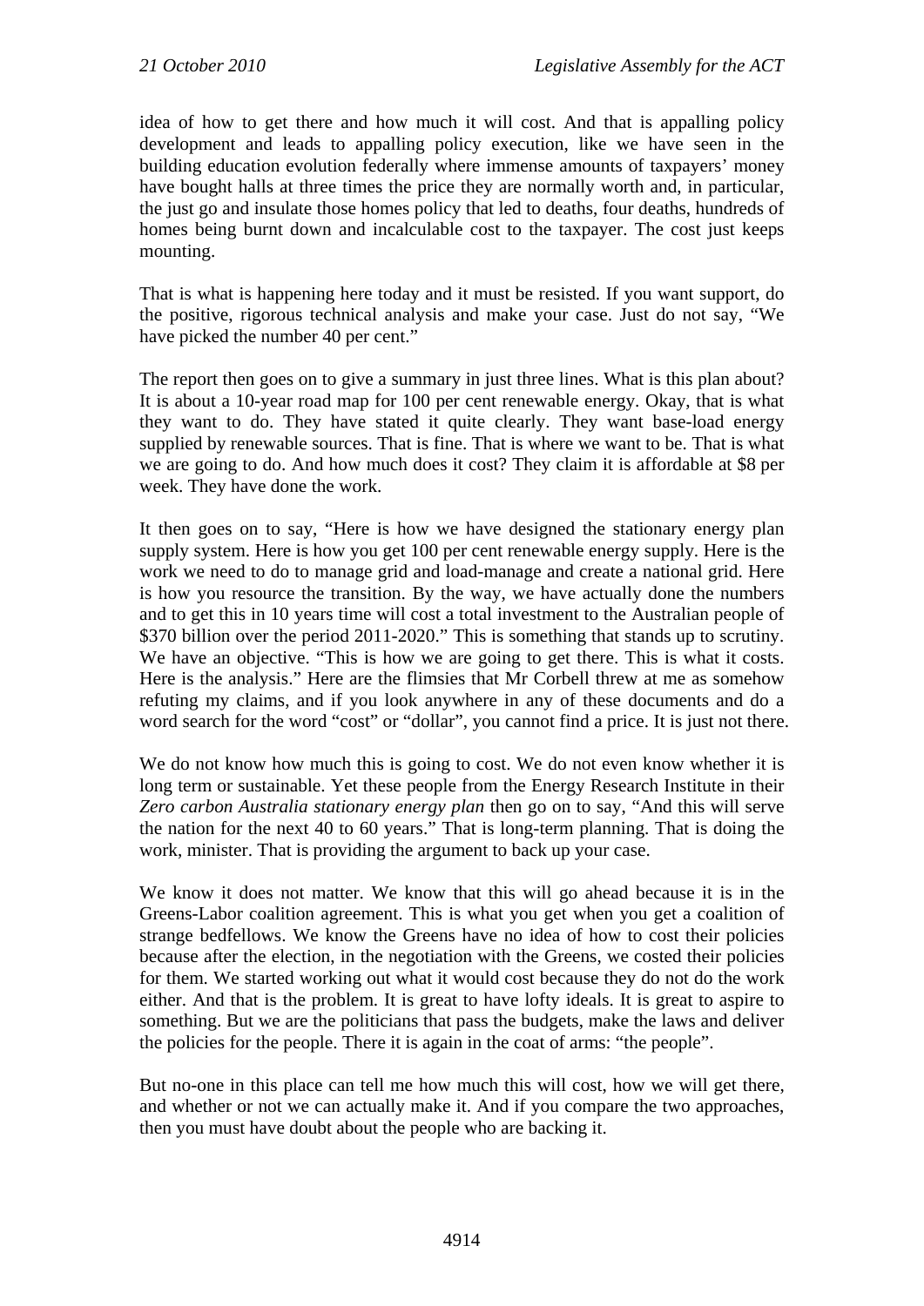idea of how to get there and how much it will cost. And that is appalling policy development and leads to appalling policy execution, like we have seen in the building education evolution federally where immense amounts of taxpayers' money have bought halls at three times the price they are normally worth and, in particular, the just go and insulate those homes policy that led to deaths, four deaths, hundreds of homes being burnt down and incalculable cost to the taxpayer. The cost just keeps mounting.

That is what is happening here today and it must be resisted. If you want support, do the positive, rigorous technical analysis and make your case. Just do not say, "We have picked the number 40 per cent."

The report then goes on to give a summary in just three lines. What is this plan about? It is about a 10-year road map for 100 per cent renewable energy. Okay, that is what they want to do. They have stated it quite clearly. They want base-load energy supplied by renewable sources. That is fine. That is where we want to be. That is what we are going to do. And how much does it cost? They claim it is affordable at $8 per week. They have done the work.

It then goes on to say, "Here is how we have designed the stationary energy plan supply system. Here is how you get 100 per cent renewable energy supply. Here is the work we need to do to manage grid and load-manage and create a national grid. Here is how you resource the transition. By the way, we have actually done the numbers and to get this in 10 years time will cost a total investment to the Australian people of $370 billion over the period 2011-2020." This is something that stands up to scrutiny. We have an objective. "This is how we are going to get there. This is what it costs. Here is the analysis." Here are the flimsies that Mr Corbell threw at me as somehow refuting my claims, and if you look anywhere in any of these documents and do a word search for the word "cost" or "dollar", you cannot find a price. It is just not there.

We do not know how much this is going to cost. We do not even know whether it is long term or sustainable. Yet these people from the Energy Research Institute in their *Zero carbon Australia stationary energy plan* then go on to say, "And this will serve the nation for the next 40 to 60 years." That is long-term planning. That is doing the work, minister. That is providing the argument to back up your case.

We know it does not matter. We know that this will go ahead because it is in the Greens-Labor coalition agreement. This is what you get when you get a coalition of strange bedfellows. We know the Greens have no idea of how to cost their policies because after the election, in the negotiation with the Greens, we costed their policies for them. We started working out what it would cost because they do not do the work either. And that is the problem. It is great to have lofty ideals. It is great to aspire to something. But we are the politicians that pass the budgets, make the laws and deliver the policies for the people. There it is again in the coat of arms: "the people".

But no-one in this place can tell me how much this will cost, how we will get there, and whether or not we can actually make it. And if you compare the two approaches, then you must have doubt about the people who are backing it.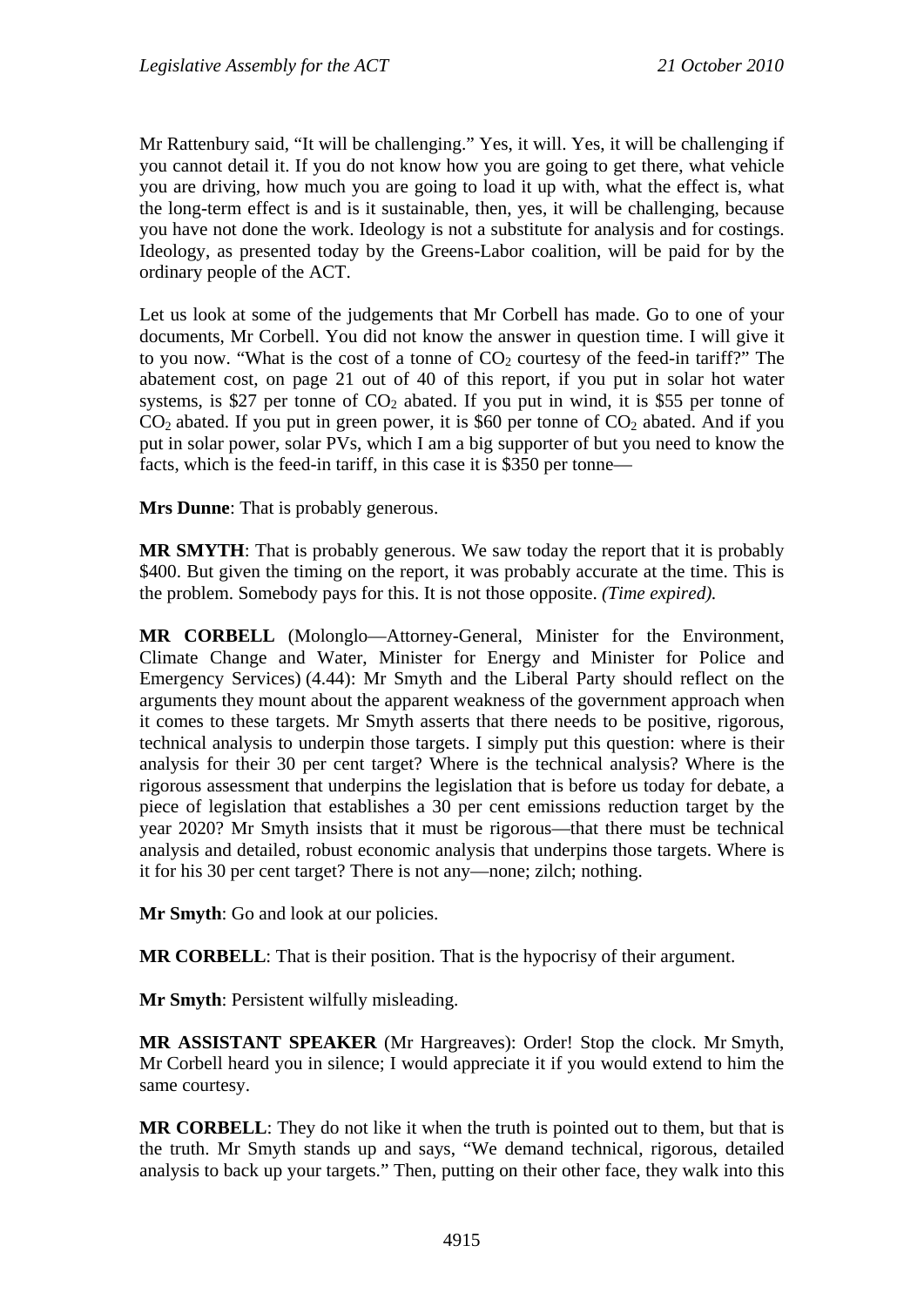Mr Rattenbury said, "It will be challenging." Yes, it will. Yes, it will be challenging if you cannot detail it. If you do not know how you are going to get there, what vehicle you are driving, how much you are going to load it up with, what the effect is, what the long-term effect is and is it sustainable, then, yes, it will be challenging, because you have not done the work. Ideology is not a substitute for analysis and for costings. Ideology, as presented today by the Greens-Labor coalition, will be paid for by the ordinary people of the ACT.

Let us look at some of the judgements that Mr Corbell has made. Go to one of your documents, Mr Corbell. You did not know the answer in question time. I will give it to you now. "What is the cost of a tonne of $CO_2$ courtesy of the feed-in tariff?" The abatement cost, on page 21 out of 40 of this report, if you put in solar hot water systems, is \$27 per tonne of $CO_2$ abated. If you put in wind, it is \$55 per tonne of $CO_2$ abated. If you put in green power, it is \$60 per tonne of $CO_2$ abated. And if you put in solar power, solar PVs, which I am a big supporter of but you need to know the facts, which is the feed-in tariff, in this case it is \$350 per tonne—

**Mrs Dunne**: That is probably generous.

**MR SMYTH**: That is probably generous. We saw today the report that it is probably \$400. But given the timing on the report, it was probably accurate at the time. This is the problem. Somebody pays for this. It is not those opposite. *(Time expired).*

**MR CORBELL** (Molonglo—Attorney-General, Minister for the Environment, Climate Change and Water, Minister for Energy and Minister for Police and Emergency Services) (4.44): Mr Smyth and the Liberal Party should reflect on the arguments they mount about the apparent weakness of the government approach when it comes to these targets. Mr Smyth asserts that there needs to be positive, rigorous, technical analysis to underpin those targets. I simply put this question: where is their analysis for their 30 per cent target? Where is the technical analysis? Where is the rigorous assessment that underpins the legislation that is before us today for debate, a piece of legislation that establishes a 30 per cent emissions reduction target by the year 2020? Mr Smyth insists that it must be rigorous—that there must be technical analysis and detailed, robust economic analysis that underpins those targets. Where is it for his 30 per cent target? There is not any—none; zilch; nothing.

**Mr Smyth**: Go and look at our policies.

**MR CORBELL**: That is their position. That is the hypocrisy of their argument.

**Mr Smyth**: Persistent wilfully misleading.

**MR ASSISTANT SPEAKER** (Mr Hargreaves): Order! Stop the clock. Mr Smyth, Mr Corbell heard you in silence; I would appreciate it if you would extend to him the same courtesy.

**MR CORBELL**: They do not like it when the truth is pointed out to them, but that is the truth. Mr Smyth stands up and says, "We demand technical, rigorous, detailed analysis to back up your targets." Then, putting on their other face, they walk into this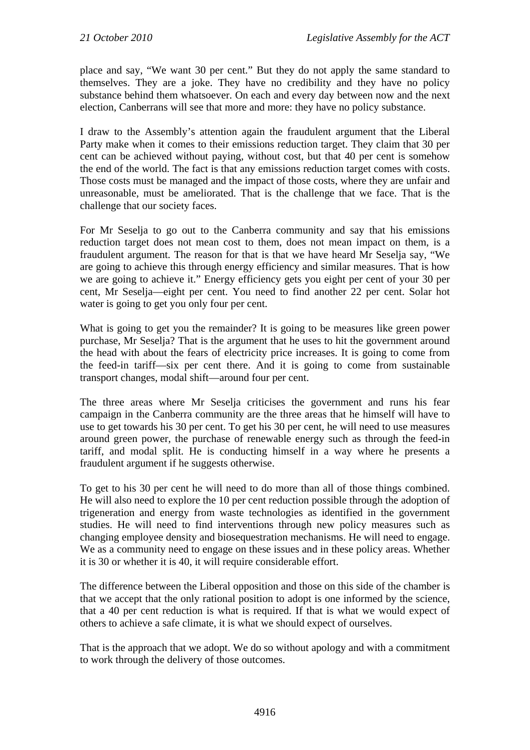place and say, "We want 30 per cent." But they do not apply the same standard to themselves. They are a joke. They have no credibility and they have no policy substance behind them whatsoever. On each and every day between now and the next election, Canberrans will see that more and more: they have no policy substance.

I draw to the Assembly's attention again the fraudulent argument that the Liberal Party make when it comes to their emissions reduction target. They claim that 30 per cent can be achieved without paying, without cost, but that 40 per cent is somehow the end of the world. The fact is that any emissions reduction target comes with costs. Those costs must be managed and the impact of those costs, where they are unfair and unreasonable, must be ameliorated. That is the challenge that we face. That is the challenge that our society faces.

For Mr Seselja to go out to the Canberra community and say that his emissions reduction target does not mean cost to them, does not mean impact on them, is a fraudulent argument. The reason for that is that we have heard Mr Seselja say, "We are going to achieve this through energy efficiency and similar measures. That is how we are going to achieve it." Energy efficiency gets you eight per cent of your 30 per cent, Mr Seselja—eight per cent. You need to find another 22 per cent. Solar hot water is going to get you only four per cent.

What is going to get you the remainder? It is going to be measures like green power purchase, Mr Seselja? That is the argument that he uses to hit the government around the head with about the fears of electricity price increases. It is going to come from the feed-in tariff—six per cent there. And it is going to come from sustainable transport changes, modal shift—around four per cent.

The three areas where Mr Seselja criticises the government and runs his fear campaign in the Canberra community are the three areas that he himself will have to use to get towards his 30 per cent. To get his 30 per cent, he will need to use measures around green power, the purchase of renewable energy such as through the feed-in tariff, and modal split. He is conducting himself in a way where he presents a fraudulent argument if he suggests otherwise.

To get to his 30 per cent he will need to do more than all of those things combined. He will also need to explore the 10 per cent reduction possible through the adoption of trigeneration and energy from waste technologies as identified in the government studies. He will need to find interventions through new policy measures such as changing employee density and biosequestration mechanisms. He will need to engage. We as a community need to engage on these issues and in these policy areas. Whether it is 30 or whether it is 40, it will require considerable effort.

The difference between the Liberal opposition and those on this side of the chamber is that we accept that the only rational position to adopt is one informed by the science, that a 40 per cent reduction is what is required. If that is what we would expect of others to achieve a safe climate, it is what we should expect of ourselves.

That is the approach that we adopt. We do so without apology and with a commitment to work through the delivery of those outcomes.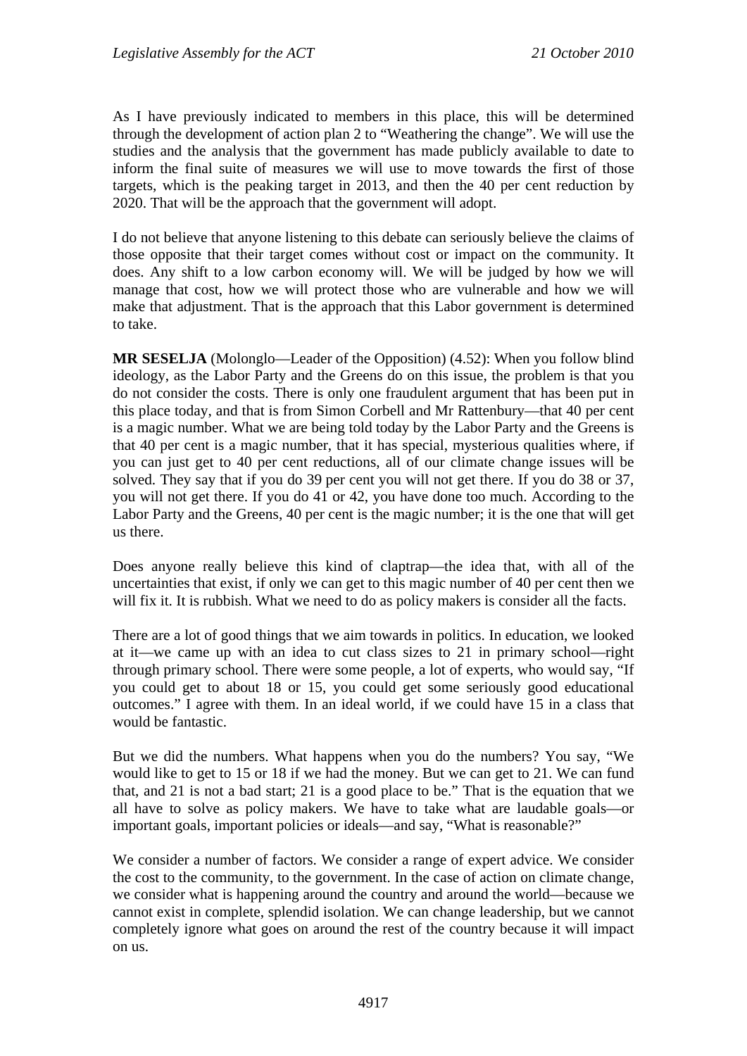As I have previously indicated to members in this place, this will be determined through the development of action plan 2 to "Weathering the change". We will use the studies and the analysis that the government has made publicly available to date to inform the final suite of measures we will use to move towards the first of those targets, which is the peaking target in 2013, and then the 40 per cent reduction by 2020. That will be the approach that the government will adopt.

I do not believe that anyone listening to this debate can seriously believe the claims of those opposite that their target comes without cost or impact on the community. It does. Any shift to a low carbon economy will. We will be judged by how we will manage that cost, how we will protect those who are vulnerable and how we will make that adjustment. That is the approach that this Labor government is determined to take.

**MR SESELJA** (Molonglo—Leader of the Opposition) (4.52): When you follow blind ideology, as the Labor Party and the Greens do on this issue, the problem is that you do not consider the costs. There is only one fraudulent argument that has been put in this place today, and that is from Simon Corbell and Mr Rattenbury—that 40 per cent is a magic number. What we are being told today by the Labor Party and the Greens is that 40 per cent is a magic number, that it has special, mysterious qualities where, if you can just get to 40 per cent reductions, all of our climate change issues will be solved. They say that if you do 39 per cent you will not get there. If you do 38 or 37, you will not get there. If you do 41 or 42, you have done too much. According to the Labor Party and the Greens, 40 per cent is the magic number; it is the one that will get us there.

Does anyone really believe this kind of claptrap—the idea that, with all of the uncertainties that exist, if only we can get to this magic number of 40 per cent then we will fix it. It is rubbish. What we need to do as policy makers is consider all the facts.

There are a lot of good things that we aim towards in politics. In education, we looked at it—we came up with an idea to cut class sizes to 21 in primary school—right through primary school. There were some people, a lot of experts, who would say, "If you could get to about 18 or 15, you could get some seriously good educational outcomes." I agree with them. In an ideal world, if we could have 15 in a class that would be fantastic.

But we did the numbers. What happens when you do the numbers? You say, "We would like to get to 15 or 18 if we had the money. But we can get to 21. We can fund that, and 21 is not a bad start; 21 is a good place to be." That is the equation that we all have to solve as policy makers. We have to take what are laudable goals—or important goals, important policies or ideals—and say, "What is reasonable?"

We consider a number of factors. We consider a range of expert advice. We consider the cost to the community, to the government. In the case of action on climate change, we consider what is happening around the country and around the world—because we cannot exist in complete, splendid isolation. We can change leadership, but we cannot completely ignore what goes on around the rest of the country because it will impact on us.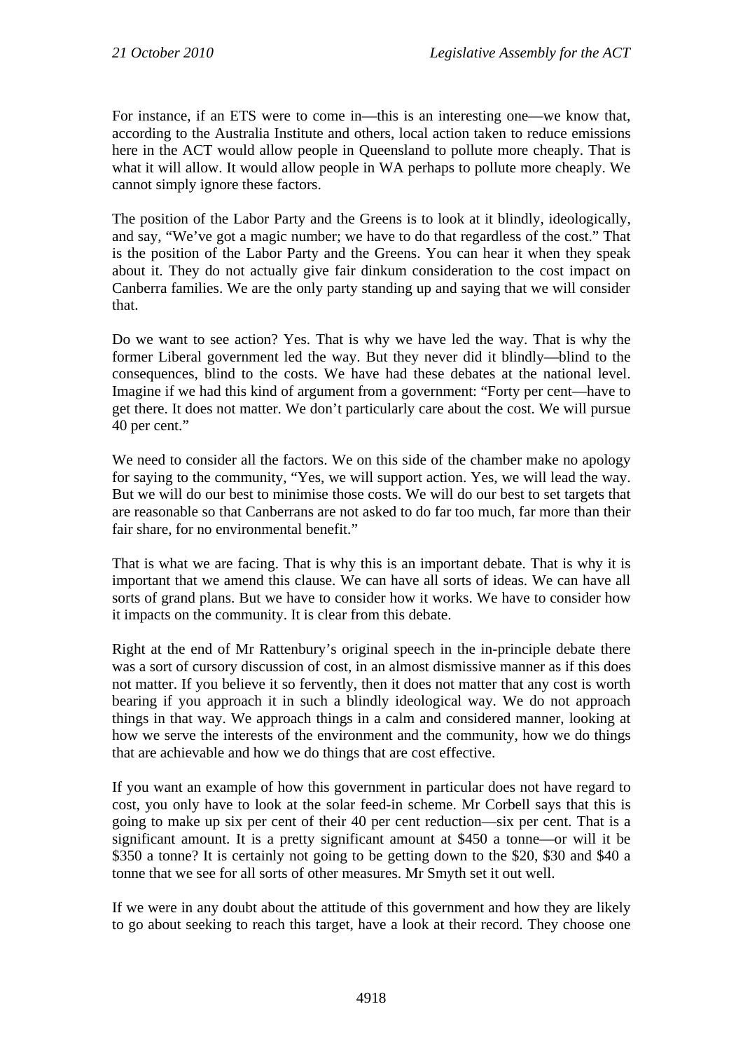For instance, if an ETS were to come in—this is an interesting one—we know that, according to the Australia Institute and others, local action taken to reduce emissions here in the ACT would allow people in Queensland to pollute more cheaply. That is what it will allow. It would allow people in WA perhaps to pollute more cheaply. We cannot simply ignore these factors.

The position of the Labor Party and the Greens is to look at it blindly, ideologically, and say, "We've got a magic number; we have to do that regardless of the cost." That is the position of the Labor Party and the Greens. You can hear it when they speak about it. They do not actually give fair dinkum consideration to the cost impact on Canberra families. We are the only party standing up and saying that we will consider that.

Do we want to see action? Yes. That is why we have led the way. That is why the former Liberal government led the way. But they never did it blindly—blind to the consequences, blind to the costs. We have had these debates at the national level. Imagine if we had this kind of argument from a government: "Forty per cent—have to get there. It does not matter. We don't particularly care about the cost. We will pursue 40 per cent."

We need to consider all the factors. We on this side of the chamber make no apology for saying to the community, "Yes, we will support action. Yes, we will lead the way. But we will do our best to minimise those costs. We will do our best to set targets that are reasonable so that Canberrans are not asked to do far too much, far more than their fair share, for no environmental benefit."

That is what we are facing. That is why this is an important debate. That is why it is important that we amend this clause. We can have all sorts of ideas. We can have all sorts of grand plans. But we have to consider how it works. We have to consider how it impacts on the community. It is clear from this debate.

Right at the end of Mr Rattenbury's original speech in the in-principle debate there was a sort of cursory discussion of cost, in an almost dismissive manner as if this does not matter. If you believe it so fervently, then it does not matter that any cost is worth bearing if you approach it in such a blindly ideological way. We do not approach things in that way. We approach things in a calm and considered manner, looking at how we serve the interests of the environment and the community, how we do things that are achievable and how we do things that are cost effective.

If you want an example of how this government in particular does not have regard to cost, you only have to look at the solar feed-in scheme. Mr Corbell says that this is going to make up six per cent of their 40 per cent reduction—six per cent. That is a significant amount. It is a pretty significant amount at $450 a tonne—or will it be $350 a tonne? It is certainly not going to be getting down to the $20, $30 and $40 a tonne that we see for all sorts of other measures. Mr Smyth set it out well.

If we were in any doubt about the attitude of this government and how they are likely to go about seeking to reach this target, have a look at their record. They choose one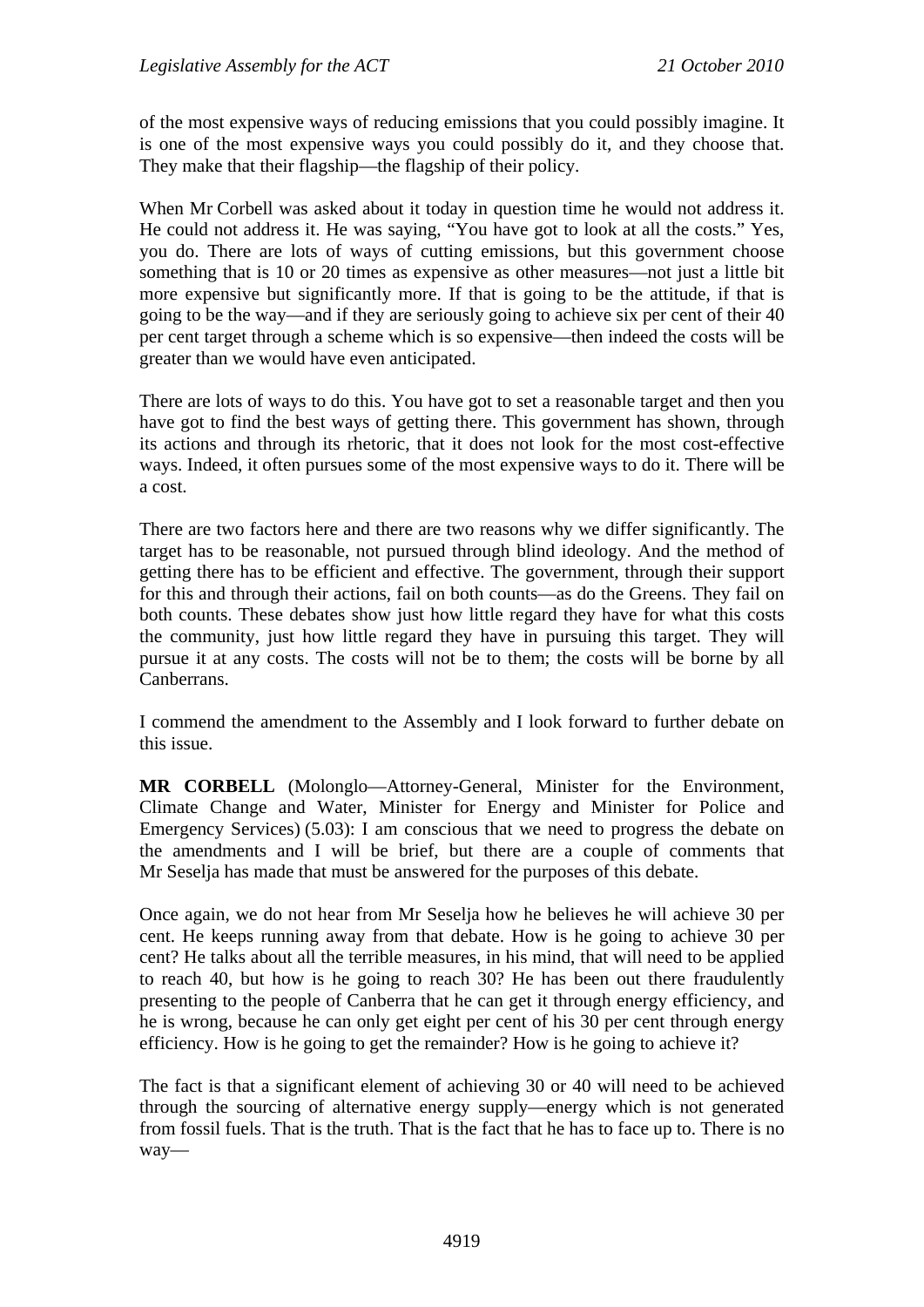of the most expensive ways of reducing emissions that you could possibly imagine. It is one of the most expensive ways you could possibly do it, and they choose that. They make that their flagship—the flagship of their policy.

When Mr Corbell was asked about it today in question time he would not address it. He could not address it. He was saying, "You have got to look at all the costs." Yes, you do. There are lots of ways of cutting emissions, but this government choose something that is 10 or 20 times as expensive as other measures—not just a little bit more expensive but significantly more. If that is going to be the attitude, if that is going to be the way—and if they are seriously going to achieve six per cent of their 40 per cent target through a scheme which is so expensive—then indeed the costs will be greater than we would have even anticipated.

There are lots of ways to do this. You have got to set a reasonable target and then you have got to find the best ways of getting there. This government has shown, through its actions and through its rhetoric, that it does not look for the most cost-effective ways. Indeed, it often pursues some of the most expensive ways to do it. There will be a cost.

There are two factors here and there are two reasons why we differ significantly. The target has to be reasonable, not pursued through blind ideology. And the method of getting there has to be efficient and effective. The government, through their support for this and through their actions, fail on both counts—as do the Greens. They fail on both counts. These debates show just how little regard they have for what this costs the community, just how little regard they have in pursuing this target. They will pursue it at any costs. The costs will not be to them; the costs will be borne by all Canberrans.

I commend the amendment to the Assembly and I look forward to further debate on this issue.

**MR CORBELL** (Molonglo—Attorney-General, Minister for the Environment, Climate Change and Water, Minister for Energy and Minister for Police and Emergency Services) (5.03): I am conscious that we need to progress the debate on the amendments and I will be brief, but there are a couple of comments that Mr Seselja has made that must be answered for the purposes of this debate.

Once again, we do not hear from Mr Seselja how he believes he will achieve 30 per cent. He keeps running away from that debate. How is he going to achieve 30 per cent? He talks about all the terrible measures, in his mind, that will need to be applied to reach 40, but how is he going to reach 30? He has been out there fraudulently presenting to the people of Canberra that he can get it through energy efficiency, and he is wrong, because he can only get eight per cent of his 30 per cent through energy efficiency. How is he going to get the remainder? How is he going to achieve it?

The fact is that a significant element of achieving 30 or 40 will need to be achieved through the sourcing of alternative energy supply—energy which is not generated from fossil fuels. That is the truth. That is the fact that he has to face up to. There is no way—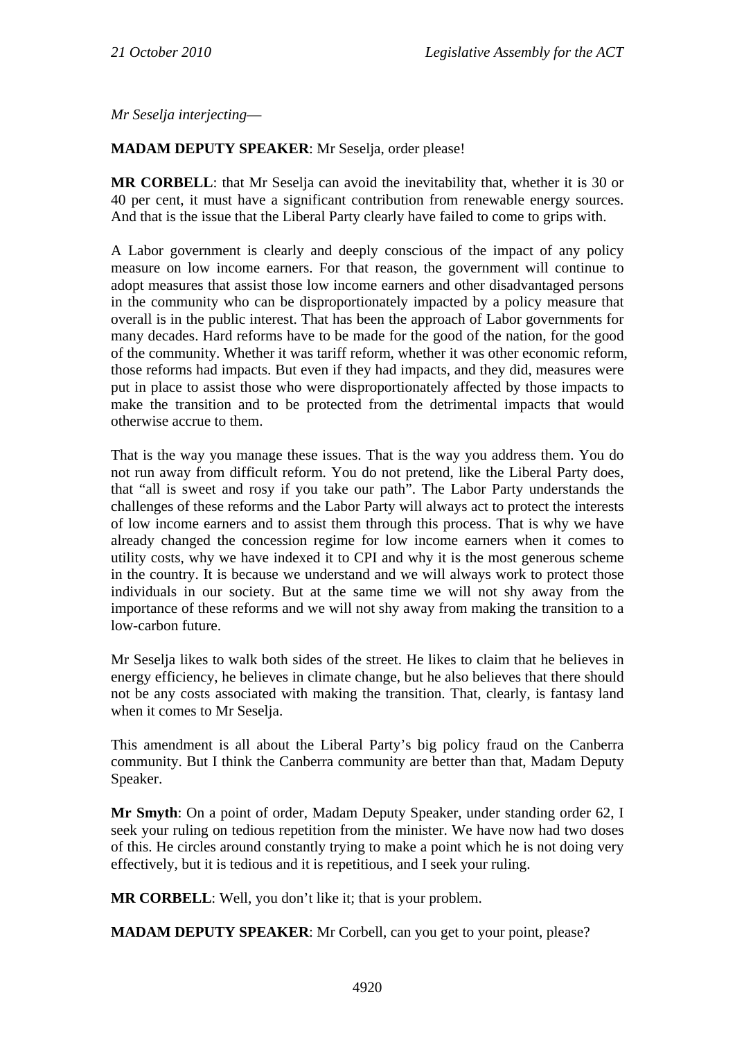*Mr Seselja interjecting*—

**MADAM DEPUTY SPEAKER**: Mr Seselja, order please!

**MR CORBELL**: that Mr Seselja can avoid the inevitability that, whether it is 30 or 40 per cent, it must have a significant contribution from renewable energy sources. And that is the issue that the Liberal Party clearly have failed to come to grips with.

A Labor government is clearly and deeply conscious of the impact of any policy measure on low income earners. For that reason, the government will continue to adopt measures that assist those low income earners and other disadvantaged persons in the community who can be disproportionately impacted by a policy measure that overall is in the public interest. That has been the approach of Labor governments for many decades. Hard reforms have to be made for the good of the nation, for the good of the community. Whether it was tariff reform, whether it was other economic reform, those reforms had impacts. But even if they had impacts, and they did, measures were put in place to assist those who were disproportionately affected by those impacts to make the transition and to be protected from the detrimental impacts that would otherwise accrue to them.

That is the way you manage these issues. That is the way you address them. You do not run away from difficult reform. You do not pretend, like the Liberal Party does, that "all is sweet and rosy if you take our path". The Labor Party understands the challenges of these reforms and the Labor Party will always act to protect the interests of low income earners and to assist them through this process. That is why we have already changed the concession regime for low income earners when it comes to utility costs, why we have indexed it to CPI and why it is the most generous scheme in the country. It is because we understand and we will always work to protect those individuals in our society. But at the same time we will not shy away from the importance of these reforms and we will not shy away from making the transition to a low-carbon future.

Mr Seselja likes to walk both sides of the street. He likes to claim that he believes in energy efficiency, he believes in climate change, but he also believes that there should not be any costs associated with making the transition. That, clearly, is fantasy land when it comes to Mr Seselja.

This amendment is all about the Liberal Party's big policy fraud on the Canberra community. But I think the Canberra community are better than that, Madam Deputy Speaker.

**Mr Smyth**: On a point of order, Madam Deputy Speaker, under standing order 62, I seek your ruling on tedious repetition from the minister. We have now had two doses of this. He circles around constantly trying to make a point which he is not doing very effectively, but it is tedious and it is repetitious, and I seek your ruling.

**MR CORBELL**: Well, you don't like it; that is your problem.

**MADAM DEPUTY SPEAKER**: Mr Corbell, can you get to your point, please?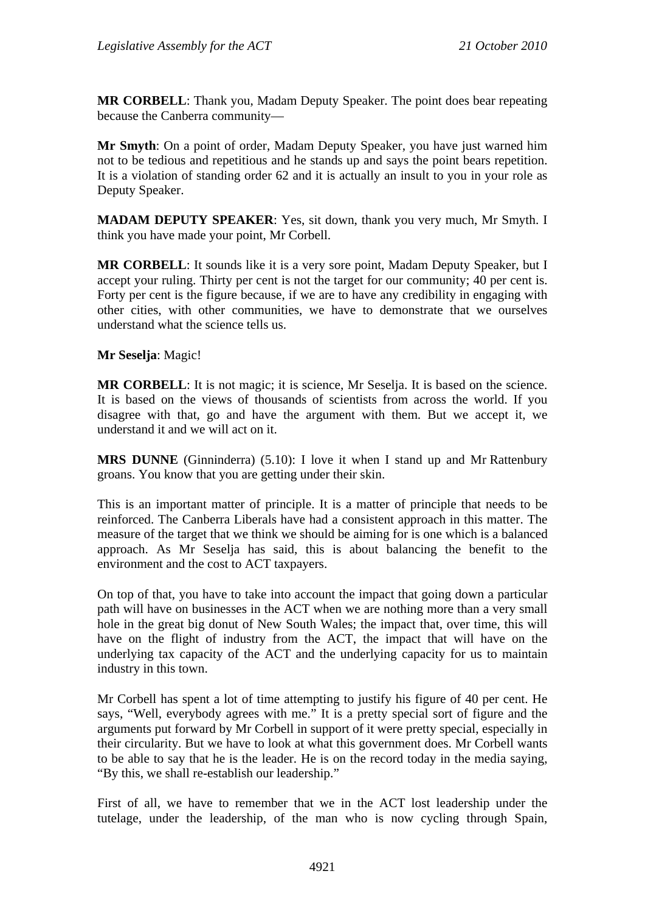**MR CORBELL**: Thank you, Madam Deputy Speaker. The point does bear repeating because the Canberra community—

**Mr Smyth**: On a point of order, Madam Deputy Speaker, you have just warned him not to be tedious and repetitious and he stands up and says the point bears repetition. It is a violation of standing order 62 and it is actually an insult to you in your role as Deputy Speaker.

**MADAM DEPUTY SPEAKER**: Yes, sit down, thank you very much, Mr Smyth. I think you have made your point, Mr Corbell.

**MR CORBELL**: It sounds like it is a very sore point, Madam Deputy Speaker, but I accept your ruling. Thirty per cent is not the target for our community; 40 per cent is. Forty per cent is the figure because, if we are to have any credibility in engaging with other cities, with other communities, we have to demonstrate that we ourselves understand what the science tells us.

**Mr Seselja**: Magic!

**MR CORBELL**: It is not magic; it is science, Mr Seselja. It is based on the science. It is based on the views of thousands of scientists from across the world. If you disagree with that, go and have the argument with them. But we accept it, we understand it and we will act on it.

**MRS DUNNE** (Ginninderra) (5.10): I love it when I stand up and Mr Rattenbury groans. You know that you are getting under their skin.

This is an important matter of principle. It is a matter of principle that needs to be reinforced. The Canberra Liberals have had a consistent approach in this matter. The measure of the target that we think we should be aiming for is one which is a balanced approach. As Mr Seselja has said, this is about balancing the benefit to the environment and the cost to ACT taxpayers.

On top of that, you have to take into account the impact that going down a particular path will have on businesses in the ACT when we are nothing more than a very small hole in the great big donut of New South Wales; the impact that, over time, this will have on the flight of industry from the ACT, the impact that will have on the underlying tax capacity of the ACT and the underlying capacity for us to maintain industry in this town.

Mr Corbell has spent a lot of time attempting to justify his figure of 40 per cent. He says, "Well, everybody agrees with me." It is a pretty special sort of figure and the arguments put forward by Mr Corbell in support of it were pretty special, especially in their circularity. But we have to look at what this government does. Mr Corbell wants to be able to say that he is the leader. He is on the record today in the media saying, "By this, we shall re-establish our leadership."

First of all, we have to remember that we in the ACT lost leadership under the tutelage, under the leadership, of the man who is now cycling through Spain,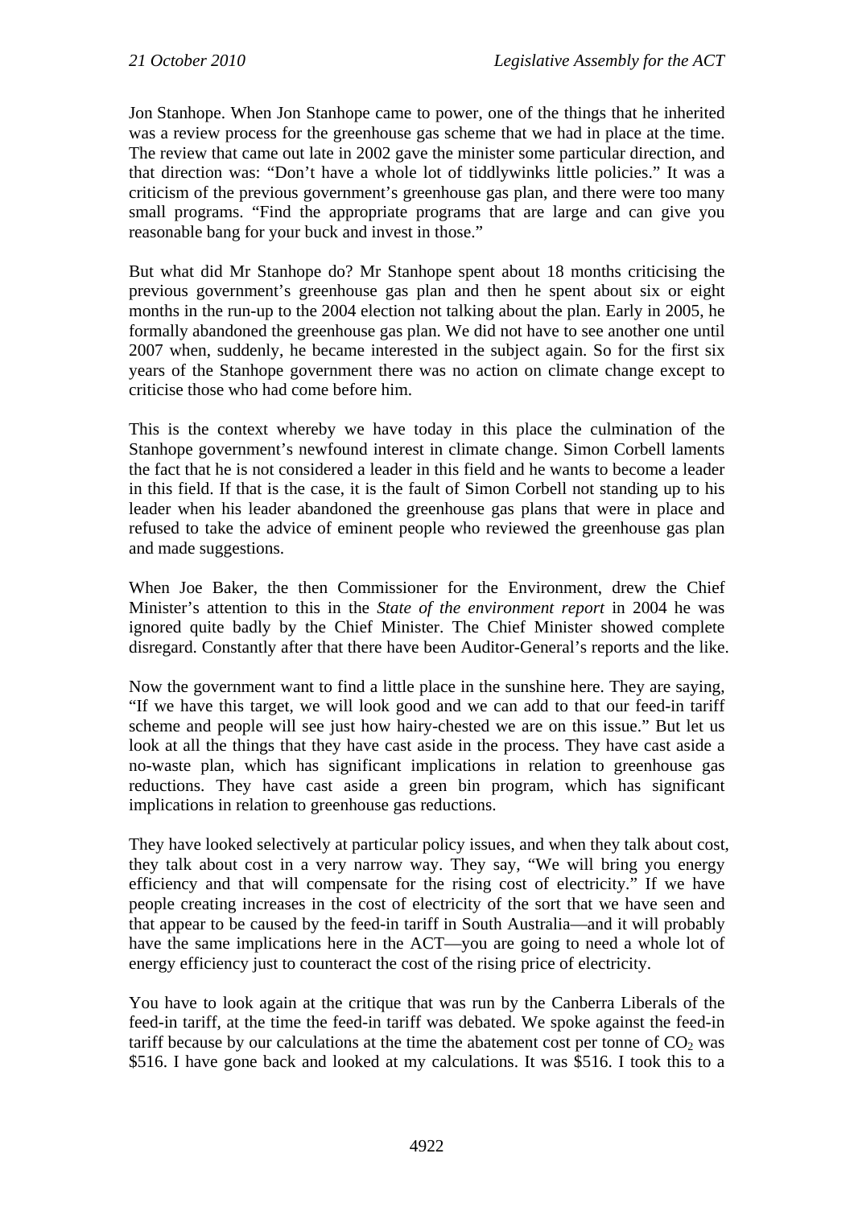Jon Stanhope. When Jon Stanhope came to power, one of the things that he inherited was a review process for the greenhouse gas scheme that we had in place at the time. The review that came out late in 2002 gave the minister some particular direction, and that direction was: "Don't have a whole lot of tiddlywinks little policies." It was a criticism of the previous government's greenhouse gas plan, and there were too many small programs. "Find the appropriate programs that are large and can give you reasonable bang for your buck and invest in those."

But what did Mr Stanhope do? Mr Stanhope spent about 18 months criticising the previous government's greenhouse gas plan and then he spent about six or eight months in the run-up to the 2004 election not talking about the plan. Early in 2005, he formally abandoned the greenhouse gas plan. We did not have to see another one until 2007 when, suddenly, he became interested in the subject again. So for the first six years of the Stanhope government there was no action on climate change except to criticise those who had come before him.

This is the context whereby we have today in this place the culmination of the Stanhope government's newfound interest in climate change. Simon Corbell laments the fact that he is not considered a leader in this field and he wants to become a leader in this field. If that is the case, it is the fault of Simon Corbell not standing up to his leader when his leader abandoned the greenhouse gas plans that were in place and refused to take the advice of eminent people who reviewed the greenhouse gas plan and made suggestions.

When Joe Baker, the then Commissioner for the Environment, drew the Chief Minister's attention to this in the *State of the environment report* in 2004 he was ignored quite badly by the Chief Minister. The Chief Minister showed complete disregard. Constantly after that there have been Auditor-General's reports and the like.

Now the government want to find a little place in the sunshine here. They are saying, "If we have this target, we will look good and we can add to that our feed-in tariff scheme and people will see just how hairy-chested we are on this issue." But let us look at all the things that they have cast aside in the process. They have cast aside a no-waste plan, which has significant implications in relation to greenhouse gas reductions. They have cast aside a green bin program, which has significant implications in relation to greenhouse gas reductions.

They have looked selectively at particular policy issues, and when they talk about cost, they talk about cost in a very narrow way. They say, "We will bring you energy efficiency and that will compensate for the rising cost of electricity." If we have people creating increases in the cost of electricity of the sort that we have seen and that appear to be caused by the feed-in tariff in South Australia—and it will probably have the same implications here in the ACT—you are going to need a whole lot of energy efficiency just to counteract the cost of the rising price of electricity.

You have to look again at the critique that was run by the Canberra Liberals of the feed-in tariff, at the time the feed-in tariff was debated. We spoke against the feed-in tariff because by our calculations at the time the abatement cost per tonne of $CO_2$ was \$516. I have gone back and looked at my calculations. It was \$516. I took this to a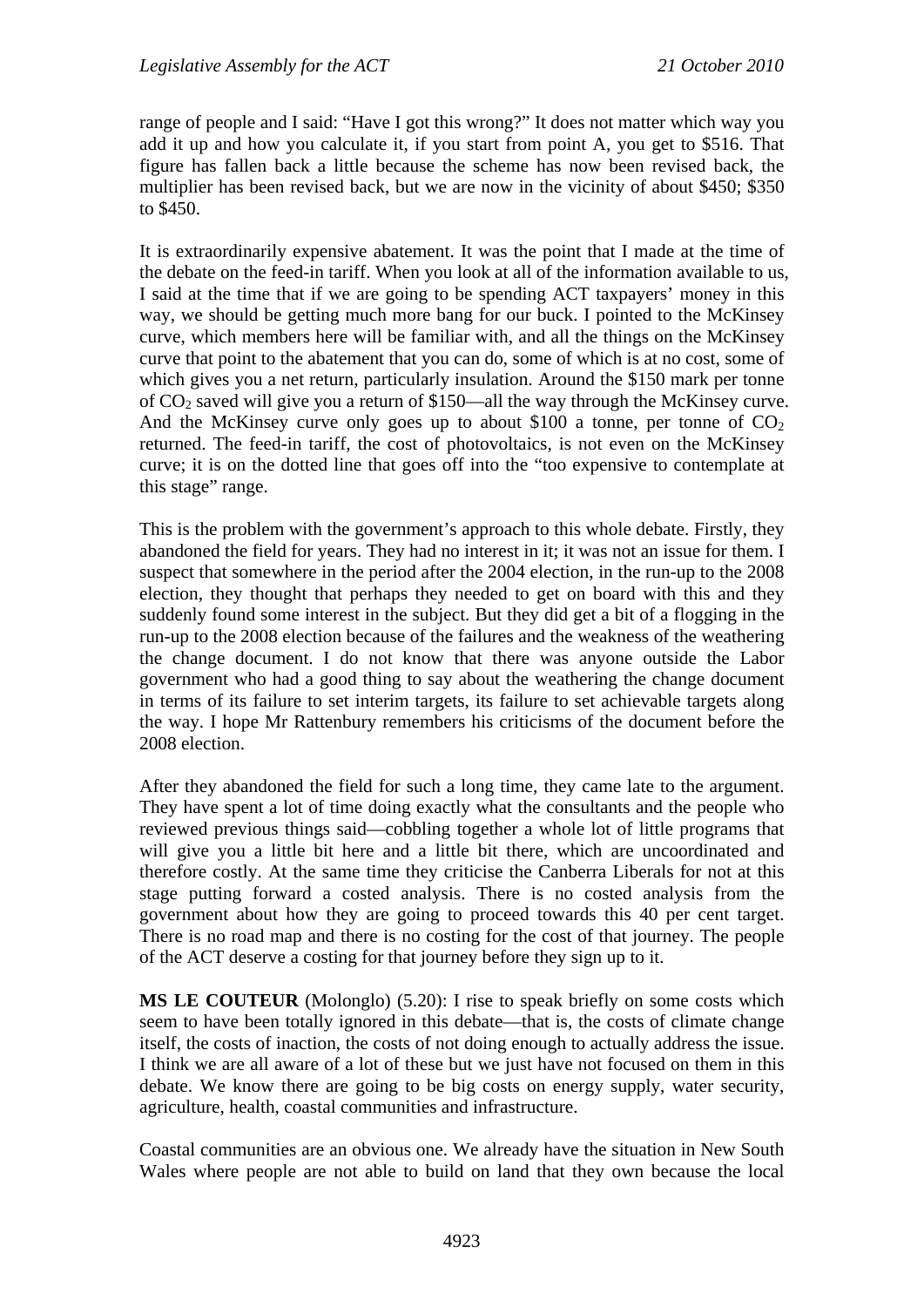range of people and I said: "Have I got this wrong?" It does not matter which way you add it up and how you calculate it, if you start from point A, you get to $516. That figure has fallen back a little because the scheme has now been revised back, the multiplier has been revised back, but we are now in the vicinity of about $450; $350 to $450.

It is extraordinarily expensive abatement. It was the point that I made at the time of the debate on the feed-in tariff. When you look at all of the information available to us, I said at the time that if we are going to be spending ACT taxpayers' money in this way, we should be getting much more bang for our buck. I pointed to the McKinsey curve, which members here will be familiar with, and all the things on the McKinsey curve that point to the abatement that you can do, some of which is at no cost, some of which gives you a net return, particularly insulation. Around the $150 mark per tonne of $CO_2$ saved will give you a return of $150—all the way through the McKinsey curve. And the McKinsey curve only goes up to about $100 a tonne, per tonne of $CO_2$ returned. The feed-in tariff, the cost of photovoltaics, is not even on the McKinsey curve; it is on the dotted line that goes off into the "too expensive to contemplate at this stage" range.

This is the problem with the government's approach to this whole debate. Firstly, they abandoned the field for years. They had no interest in it; it was not an issue for them. I suspect that somewhere in the period after the 2004 election, in the run-up to the 2008 election, they thought that perhaps they needed to get on board with this and they suddenly found some interest in the subject. But they did get a bit of a flogging in the run-up to the 2008 election because of the failures and the weakness of the weathering the change document. I do not know that there was anyone outside the Labor government who had a good thing to say about the weathering the change document in terms of its failure to set interim targets, its failure to set achievable targets along the way. I hope Mr Rattenbury remembers his criticisms of the document before the 2008 election.

After they abandoned the field for such a long time, they came late to the argument. They have spent a lot of time doing exactly what the consultants and the people who reviewed previous things said—cobbling together a whole lot of little programs that will give you a little bit here and a little bit there, which are uncoordinated and therefore costly. At the same time they criticise the Canberra Liberals for not at this stage putting forward a costed analysis. There is no costed analysis from the government about how they are going to proceed towards this 40 per cent target. There is no road map and there is no costing for the cost of that journey. The people of the ACT deserve a costing for that journey before they sign up to it.

**MS LE COUTEUR** (Molonglo) (5.20): I rise to speak briefly on some costs which seem to have been totally ignored in this debate—that is, the costs of climate change itself, the costs of inaction, the costs of not doing enough to actually address the issue. I think we are all aware of a lot of these but we just have not focused on them in this debate. We know there are going to be big costs on energy supply, water security, agriculture, health, coastal communities and infrastructure.

Coastal communities are an obvious one. We already have the situation in New South Wales where people are not able to build on land that they own because the local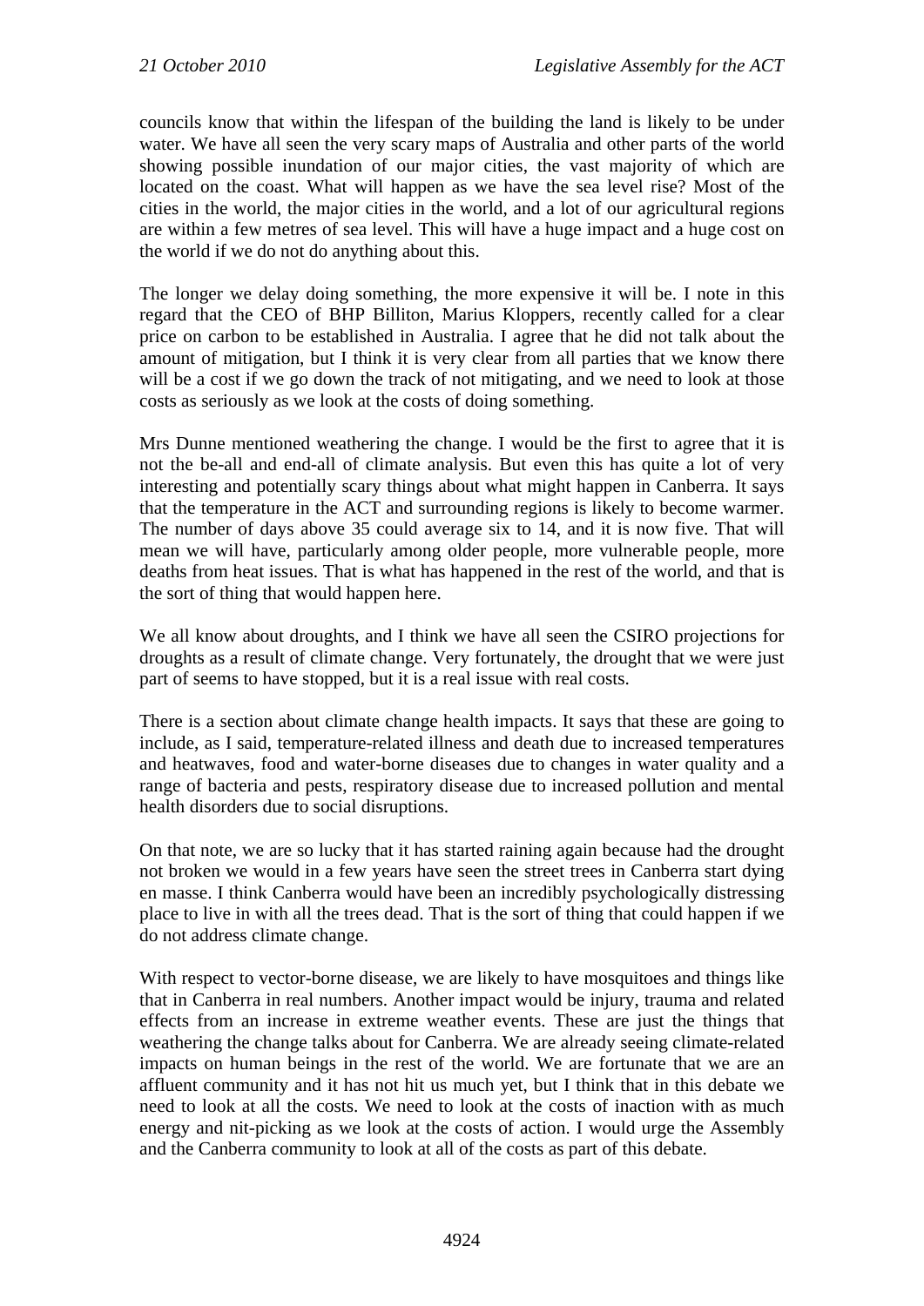councils know that within the lifespan of the building the land is likely to be under water. We have all seen the very scary maps of Australia and other parts of the world showing possible inundation of our major cities, the vast majority of which are located on the coast. What will happen as we have the sea level rise? Most of the cities in the world, the major cities in the world, and a lot of our agricultural regions are within a few metres of sea level. This will have a huge impact and a huge cost on the world if we do not do anything about this.

The longer we delay doing something, the more expensive it will be. I note in this regard that the CEO of BHP Billiton, Marius Kloppers, recently called for a clear price on carbon to be established in Australia. I agree that he did not talk about the amount of mitigation, but I think it is very clear from all parties that we know there will be a cost if we go down the track of not mitigating, and we need to look at those costs as seriously as we look at the costs of doing something.

Mrs Dunne mentioned weathering the change. I would be the first to agree that it is not the be-all and end-all of climate analysis. But even this has quite a lot of very interesting and potentially scary things about what might happen in Canberra. It says that the temperature in the ACT and surrounding regions is likely to become warmer. The number of days above 35 could average six to 14, and it is now five. That will mean we will have, particularly among older people, more vulnerable people, more deaths from heat issues. That is what has happened in the rest of the world, and that is the sort of thing that would happen here.

We all know about droughts, and I think we have all seen the CSIRO projections for droughts as a result of climate change. Very fortunately, the drought that we were just part of seems to have stopped, but it is a real issue with real costs.

There is a section about climate change health impacts. It says that these are going to include, as I said, temperature-related illness and death due to increased temperatures and heatwaves, food and water-borne diseases due to changes in water quality and a range of bacteria and pests, respiratory disease due to increased pollution and mental health disorders due to social disruptions.

On that note, we are so lucky that it has started raining again because had the drought not broken we would in a few years have seen the street trees in Canberra start dying en masse. I think Canberra would have been an incredibly psychologically distressing place to live in with all the trees dead. That is the sort of thing that could happen if we do not address climate change.

With respect to vector-borne disease, we are likely to have mosquitoes and things like that in Canberra in real numbers. Another impact would be injury, trauma and related effects from an increase in extreme weather events. These are just the things that weathering the change talks about for Canberra. We are already seeing climate-related impacts on human beings in the rest of the world. We are fortunate that we are an affluent community and it has not hit us much yet, but I think that in this debate we need to look at all the costs. We need to look at the costs of inaction with as much energy and nit-picking as we look at the costs of action. I would urge the Assembly and the Canberra community to look at all of the costs as part of this debate.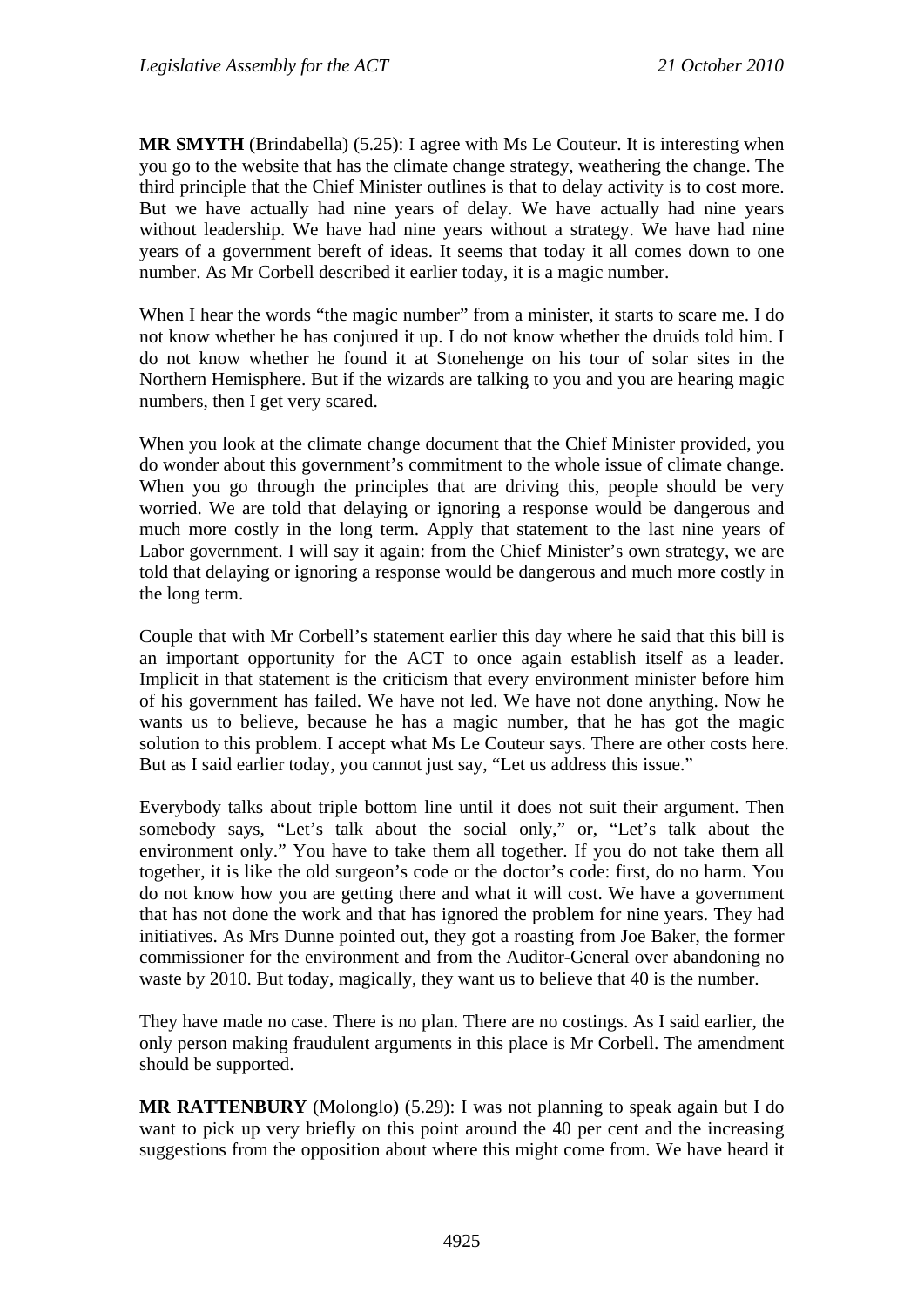**MR SMYTH** (Brindabella) (5.25): I agree with Ms Le Couteur. It is interesting when you go to the website that has the climate change strategy, weathering the change. The third principle that the Chief Minister outlines is that to delay activity is to cost more. But we have actually had nine years of delay. We have actually had nine years without leadership. We have had nine years without a strategy. We have had nine years of a government bereft of ideas. It seems that today it all comes down to one number. As Mr Corbell described it earlier today, it is a magic number.

When I hear the words "the magic number" from a minister, it starts to scare me. I do not know whether he has conjured it up. I do not know whether the druids told him. I do not know whether he found it at Stonehenge on his tour of solar sites in the Northern Hemisphere. But if the wizards are talking to you and you are hearing magic numbers, then I get very scared.

When you look at the climate change document that the Chief Minister provided, you do wonder about this government's commitment to the whole issue of climate change. When you go through the principles that are driving this, people should be very worried. We are told that delaying or ignoring a response would be dangerous and much more costly in the long term. Apply that statement to the last nine years of Labor government. I will say it again: from the Chief Minister's own strategy, we are told that delaying or ignoring a response would be dangerous and much more costly in the long term.

Couple that with Mr Corbell's statement earlier this day where he said that this bill is an important opportunity for the ACT to once again establish itself as a leader. Implicit in that statement is the criticism that every environment minister before him of his government has failed. We have not led. We have not done anything. Now he wants us to believe, because he has a magic number, that he has got the magic solution to this problem. I accept what Ms Le Couteur says. There are other costs here. But as I said earlier today, you cannot just say, "Let us address this issue."

Everybody talks about triple bottom line until it does not suit their argument. Then somebody says, "Let's talk about the social only," or, "Let's talk about the environment only." You have to take them all together. If you do not take them all together, it is like the old surgeon's code or the doctor's code: first, do no harm. You do not know how you are getting there and what it will cost. We have a government that has not done the work and that has ignored the problem for nine years. They had initiatives. As Mrs Dunne pointed out, they got a roasting from Joe Baker, the former commissioner for the environment and from the Auditor-General over abandoning no waste by 2010. But today, magically, they want us to believe that 40 is the number.

They have made no case. There is no plan. There are no costings. As I said earlier, the only person making fraudulent arguments in this place is Mr Corbell. The amendment should be supported.

**MR RATTENBURY** (Molonglo) (5.29): I was not planning to speak again but I do want to pick up very briefly on this point around the 40 per cent and the increasing suggestions from the opposition about where this might come from. We have heard it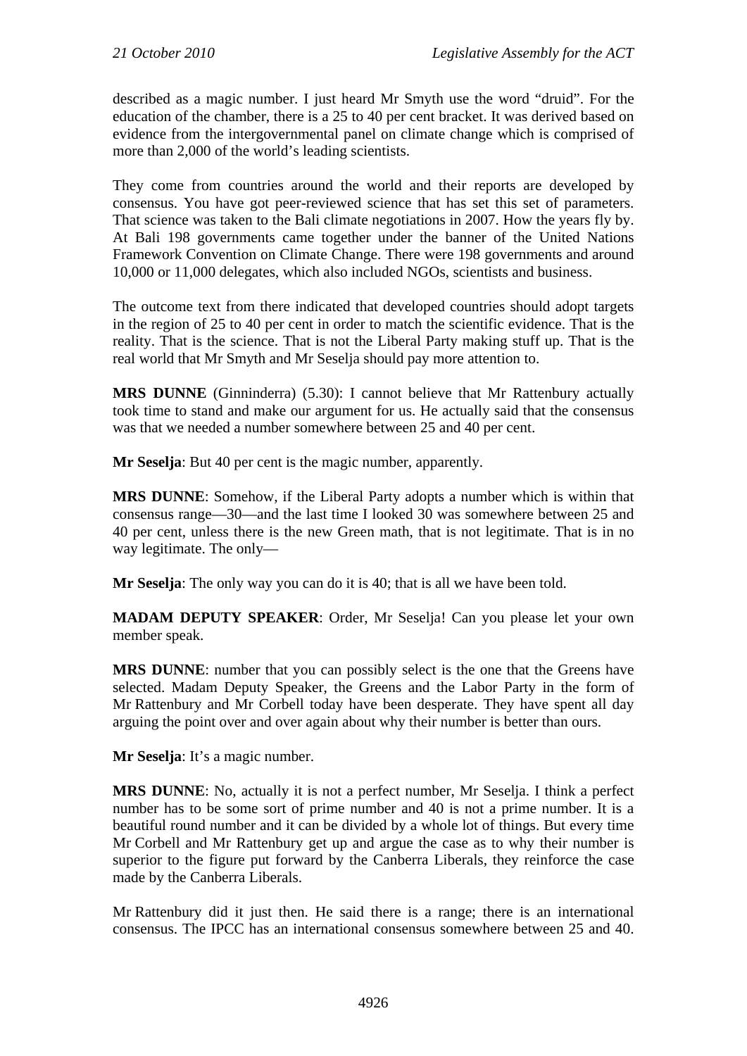described as a magic number. I just heard Mr Smyth use the word "druid". For the education of the chamber, there is a 25 to 40 per cent bracket. It was derived based on evidence from the intergovernmental panel on climate change which is comprised of more than 2,000 of the world's leading scientists.

They come from countries around the world and their reports are developed by consensus. You have got peer-reviewed science that has set this set of parameters. That science was taken to the Bali climate negotiations in 2007. How the years fly by. At Bali 198 governments came together under the banner of the United Nations Framework Convention on Climate Change. There were 198 governments and around 10,000 or 11,000 delegates, which also included NGOs, scientists and business.

The outcome text from there indicated that developed countries should adopt targets in the region of 25 to 40 per cent in order to match the scientific evidence. That is the reality. That is the science. That is not the Liberal Party making stuff up. That is the real world that Mr Smyth and Mr Seselja should pay more attention to.

**MRS DUNNE** (Ginninderra) (5.30): I cannot believe that Mr Rattenbury actually took time to stand and make our argument for us. He actually said that the consensus was that we needed a number somewhere between 25 and 40 per cent.

**Mr Seselja**: But 40 per cent is the magic number, apparently.

**MRS DUNNE**: Somehow, if the Liberal Party adopts a number which is within that consensus range—30—and the last time I looked 30 was somewhere between 25 and 40 per cent, unless there is the new Green math, that is not legitimate. That is in no way legitimate. The only—

**Mr Seselja**: The only way you can do it is 40; that is all we have been told.

**MADAM DEPUTY SPEAKER**: Order, Mr Seselja! Can you please let your own member speak.

**MRS DUNNE**: number that you can possibly select is the one that the Greens have selected. Madam Deputy Speaker, the Greens and the Labor Party in the form of Mr Rattenbury and Mr Corbell today have been desperate. They have spent all day arguing the point over and over again about why their number is better than ours.

**Mr Seselja**: It's a magic number.

**MRS DUNNE**: No, actually it is not a perfect number, Mr Seselja. I think a perfect number has to be some sort of prime number and 40 is not a prime number. It is a beautiful round number and it can be divided by a whole lot of things. But every time Mr Corbell and Mr Rattenbury get up and argue the case as to why their number is superior to the figure put forward by the Canberra Liberals, they reinforce the case made by the Canberra Liberals.

Mr Rattenbury did it just then. He said there is a range; there is an international consensus. The IPCC has an international consensus somewhere between 25 and 40.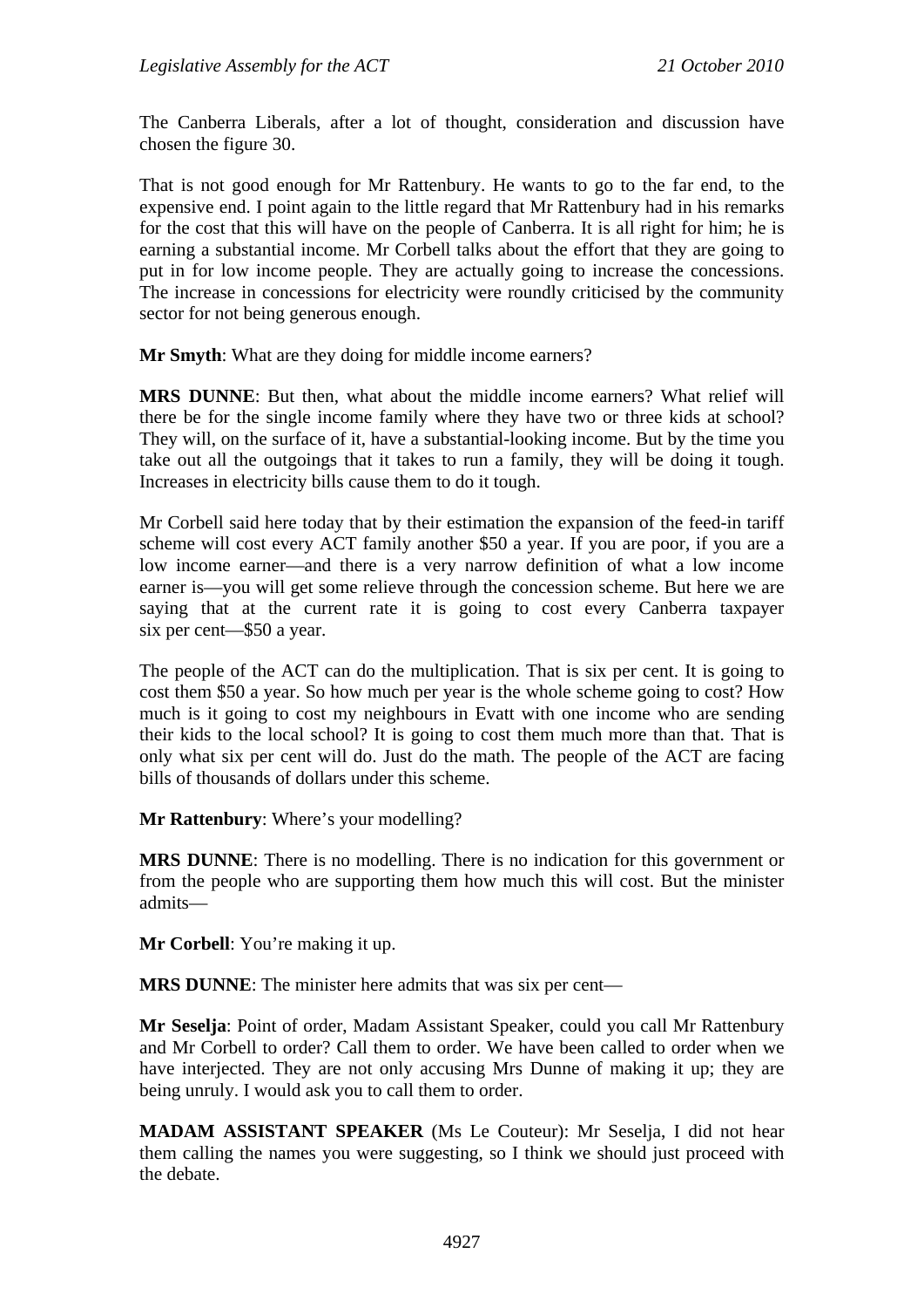The Canberra Liberals, after a lot of thought, consideration and discussion have chosen the figure 30.

That is not good enough for Mr Rattenbury. He wants to go to the far end, to the expensive end. I point again to the little regard that Mr Rattenbury had in his remarks for the cost that this will have on the people of Canberra. It is all right for him; he is earning a substantial income. Mr Corbell talks about the effort that they are going to put in for low income people. They are actually going to increase the concessions. The increase in concessions for electricity were roundly criticised by the community sector for not being generous enough.

**Mr Smyth**: What are they doing for middle income earners?

**MRS DUNNE**: But then, what about the middle income earners? What relief will there be for the single income family where they have two or three kids at school? They will, on the surface of it, have a substantial-looking income. But by the time you take out all the outgoings that it takes to run a family, they will be doing it tough. Increases in electricity bills cause them to do it tough.

Mr Corbell said here today that by their estimation the expansion of the feed-in tariff scheme will cost every ACT family another $50 a year. If you are poor, if you are a low income earner—and there is a very narrow definition of what a low income earner is—you will get some relieve through the concession scheme. But here we are saying that at the current rate it is going to cost every Canberra taxpayer six per cent—$50 a year.

The people of the ACT can do the multiplication. That is six per cent. It is going to cost them $50 a year. So how much per year is the whole scheme going to cost? How much is it going to cost my neighbours in Evatt with one income who are sending their kids to the local school? It is going to cost them much more than that. That is only what six per cent will do. Just do the math. The people of the ACT are facing bills of thousands of dollars under this scheme.

**Mr Rattenbury**: Where's your modelling?

**MRS DUNNE**: There is no modelling. There is no indication for this government or from the people who are supporting them how much this will cost. But the minister admits—

**Mr Corbell**: You're making it up.

**MRS DUNNE**: The minister here admits that was six per cent—

**Mr Seselja**: Point of order, Madam Assistant Speaker, could you call Mr Rattenbury and Mr Corbell to order? Call them to order. We have been called to order when we have interjected. They are not only accusing Mrs Dunne of making it up; they are being unruly. I would ask you to call them to order.

**MADAM ASSISTANT SPEAKER** (Ms Le Couteur): Mr Seselja, I did not hear them calling the names you were suggesting, so I think we should just proceed with the debate.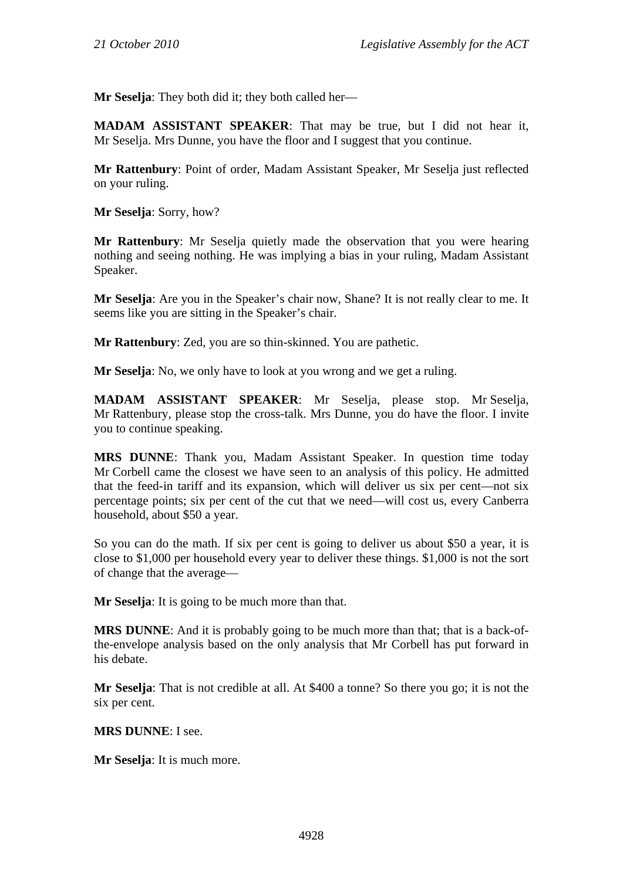**Mr Seselja**: They both did it; they both called her—

**MADAM ASSISTANT SPEAKER**: That may be true, but I did not hear it, Mr Seselja. Mrs Dunne, you have the floor and I suggest that you continue.

**Mr Rattenbury**: Point of order, Madam Assistant Speaker, Mr Seselja just reflected on your ruling.

**Mr Seselja**: Sorry, how?

**Mr Rattenbury**: Mr Seselja quietly made the observation that you were hearing nothing and seeing nothing. He was implying a bias in your ruling, Madam Assistant Speaker.

**Mr Seselja**: Are you in the Speaker's chair now, Shane? It is not really clear to me. It seems like you are sitting in the Speaker's chair.

**Mr Rattenbury**: Zed, you are so thin-skinned. You are pathetic.

**Mr Seselja**: No, we only have to look at you wrong and we get a ruling.

**MADAM ASSISTANT SPEAKER**: Mr Seselja, please stop. Mr Seselja, Mr Rattenbury, please stop the cross-talk. Mrs Dunne, you do have the floor. I invite you to continue speaking.

**MRS DUNNE**: Thank you, Madam Assistant Speaker. In question time today Mr Corbell came the closest we have seen to an analysis of this policy. He admitted that the feed-in tariff and its expansion, which will deliver us six per cent—not six percentage points; six per cent of the cut that we need—will cost us, every Canberra household, about $50 a year.

So you can do the math. If six per cent is going to deliver us about $50 a year, it is close to $1,000 per household every year to deliver these things. $1,000 is not the sort of change that the average—

**Mr Seselja**: It is going to be much more than that.

**MRS DUNNE**: And it is probably going to be much more than that; that is a back-of-the-envelope analysis based on the only analysis that Mr Corbell has put forward in his debate.

**Mr Seselja**: That is not credible at all. At $400 a tonne? So there you go; it is not the six per cent.

**MRS DUNNE**: I see.

**Mr Seselja**: It is much more.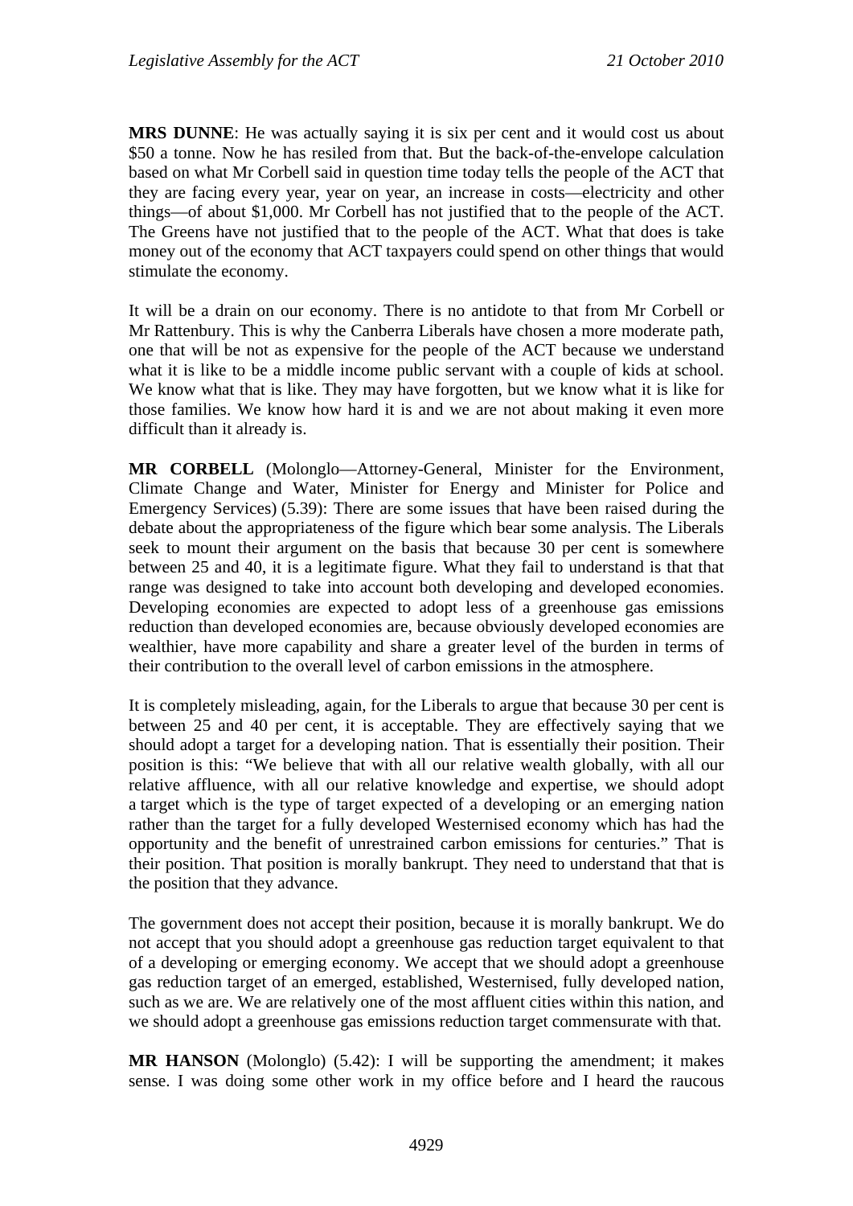**MRS DUNNE**: He was actually saying it is six per cent and it would cost us about $50 a tonne. Now he has resiled from that. But the back-of-the-envelope calculation based on what Mr Corbell said in question time today tells the people of the ACT that they are facing every year, year on year, an increase in costs—electricity and other things—of about $1,000. Mr Corbell has not justified that to the people of the ACT. The Greens have not justified that to the people of the ACT. What that does is take money out of the economy that ACT taxpayers could spend on other things that would stimulate the economy.

It will be a drain on our economy. There is no antidote to that from Mr Corbell or Mr Rattenbury. This is why the Canberra Liberals have chosen a more moderate path, one that will be not as expensive for the people of the ACT because we understand what it is like to be a middle income public servant with a couple of kids at school. We know what that is like. They may have forgotten, but we know what it is like for those families. We know how hard it is and we are not about making it even more difficult than it already is.

**MR CORBELL** (Molonglo—Attorney-General, Minister for the Environment, Climate Change and Water, Minister for Energy and Minister for Police and Emergency Services) (5.39): There are some issues that have been raised during the debate about the appropriateness of the figure which bear some analysis. The Liberals seek to mount their argument on the basis that because 30 per cent is somewhere between 25 and 40, it is a legitimate figure. What they fail to understand is that that range was designed to take into account both developing and developed economies. Developing economies are expected to adopt less of a greenhouse gas emissions reduction than developed economies are, because obviously developed economies are wealthier, have more capability and share a greater level of the burden in terms of their contribution to the overall level of carbon emissions in the atmosphere.

It is completely misleading, again, for the Liberals to argue that because 30 per cent is between 25 and 40 per cent, it is acceptable. They are effectively saying that we should adopt a target for a developing nation. That is essentially their position. Their position is this: "We believe that with all our relative wealth globally, with all our relative affluence, with all our relative knowledge and expertise, we should adopt a target which is the type of target expected of a developing or an emerging nation rather than the target for a fully developed Westernised economy which has had the opportunity and the benefit of unrestrained carbon emissions for centuries." That is their position. That position is morally bankrupt. They need to understand that that is the position that they advance.

The government does not accept their position, because it is morally bankrupt. We do not accept that you should adopt a greenhouse gas reduction target equivalent to that of a developing or emerging economy. We accept that we should adopt a greenhouse gas reduction target of an emerged, established, Westernised, fully developed nation, such as we are. We are relatively one of the most affluent cities within this nation, and we should adopt a greenhouse gas emissions reduction target commensurate with that.

**MR HANSON** (Molonglo) (5.42): I will be supporting the amendment; it makes sense. I was doing some other work in my office before and I heard the raucous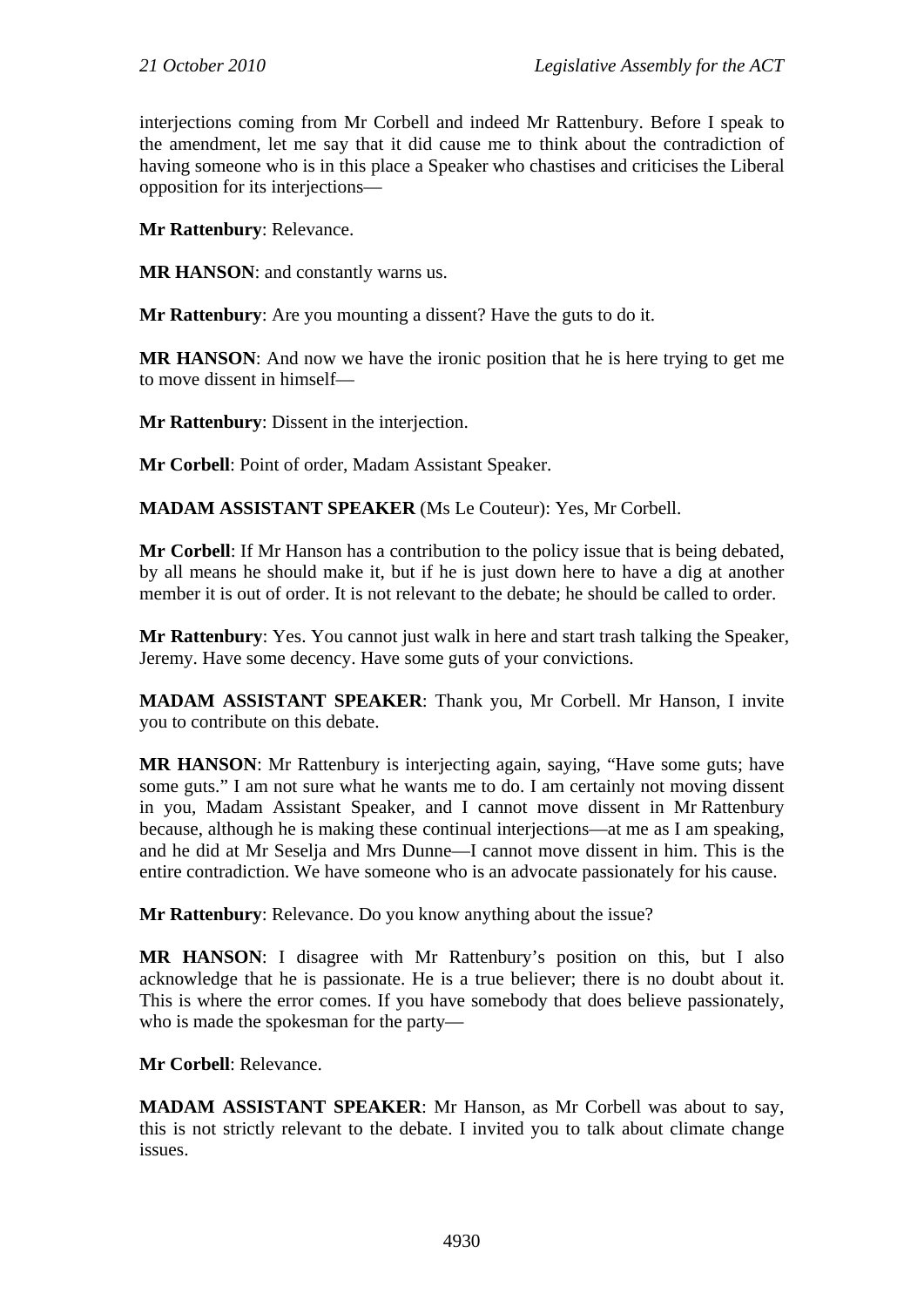interjections coming from Mr Corbell and indeed Mr Rattenbury. Before I speak to the amendment, let me say that it did cause me to think about the contradiction of having someone who is in this place a Speaker who chastises and criticises the Liberal opposition for its interjections—

**Mr Rattenbury**: Relevance.

**MR HANSON**: and constantly warns us.

**Mr Rattenbury**: Are you mounting a dissent? Have the guts to do it.

**MR HANSON**: And now we have the ironic position that he is here trying to get me to move dissent in himself—

**Mr Rattenbury**: Dissent in the interjection.

**Mr Corbell**: Point of order, Madam Assistant Speaker.

**MADAM ASSISTANT SPEAKER** (Ms Le Couteur): Yes, Mr Corbell.

**Mr Corbell**: If Mr Hanson has a contribution to the policy issue that is being debated, by all means he should make it, but if he is just down here to have a dig at another member it is out of order. It is not relevant to the debate; he should be called to order.

**Mr Rattenbury**: Yes. You cannot just walk in here and start trash talking the Speaker, Jeremy. Have some decency. Have some guts of your convictions.

**MADAM ASSISTANT SPEAKER**: Thank you, Mr Corbell. Mr Hanson, I invite you to contribute on this debate.

**MR HANSON**: Mr Rattenbury is interjecting again, saying, "Have some guts; have some guts." I am not sure what he wants me to do. I am certainly not moving dissent in you, Madam Assistant Speaker, and I cannot move dissent in Mr Rattenbury because, although he is making these continual interjections—at me as I am speaking, and he did at Mr Seselja and Mrs Dunne—I cannot move dissent in him. This is the entire contradiction. We have someone who is an advocate passionately for his cause.

**Mr Rattenbury**: Relevance. Do you know anything about the issue?

**MR HANSON**: I disagree with Mr Rattenbury's position on this, but I also acknowledge that he is passionate. He is a true believer; there is no doubt about it. This is where the error comes. If you have somebody that does believe passionately, who is made the spokesman for the party—

**Mr Corbell**: Relevance.

**MADAM ASSISTANT SPEAKER**: Mr Hanson, as Mr Corbell was about to say, this is not strictly relevant to the debate. I invited you to talk about climate change issues.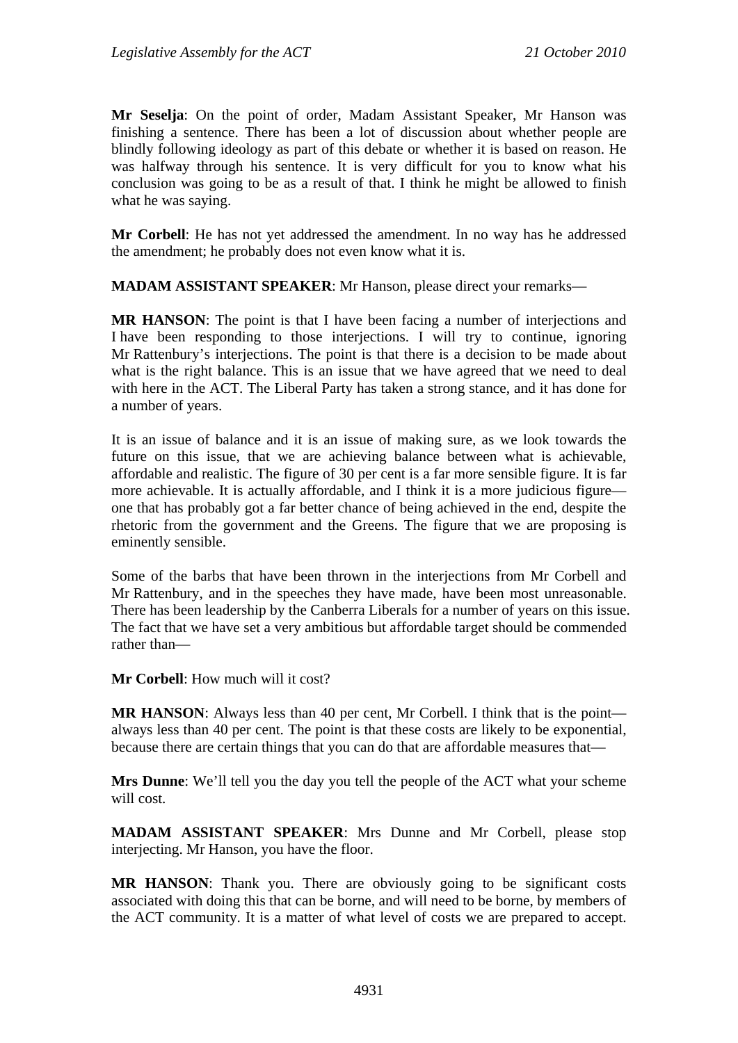**Mr Seselja**: On the point of order, Madam Assistant Speaker, Mr Hanson was finishing a sentence. There has been a lot of discussion about whether people are blindly following ideology as part of this debate or whether it is based on reason. He was halfway through his sentence. It is very difficult for you to know what his conclusion was going to be as a result of that. I think he might be allowed to finish what he was saying.

**Mr Corbell**: He has not yet addressed the amendment. In no way has he addressed the amendment; he probably does not even know what it is.

**MADAM ASSISTANT SPEAKER**: Mr Hanson, please direct your remarks—

**MR HANSON**: The point is that I have been facing a number of interjections and I have been responding to those interjections. I will try to continue, ignoring Mr Rattenbury's interjections. The point is that there is a decision to be made about what is the right balance. This is an issue that we have agreed that we need to deal with here in the ACT. The Liberal Party has taken a strong stance, and it has done for a number of years.

It is an issue of balance and it is an issue of making sure, as we look towards the future on this issue, that we are achieving balance between what is achievable, affordable and realistic. The figure of 30 per cent is a far more sensible figure. It is far more achievable. It is actually affordable, and I think it is a more judicious figure—one that has probably got a far better chance of being achieved in the end, despite the rhetoric from the government and the Greens. The figure that we are proposing is eminently sensible.

Some of the barbs that have been thrown in the interjections from Mr Corbell and Mr Rattenbury, and in the speeches they have made, have been most unreasonable. There has been leadership by the Canberra Liberals for a number of years on this issue. The fact that we have set a very ambitious but affordable target should be commended rather than—

**Mr Corbell**: How much will it cost?

**MR HANSON**: Always less than 40 per cent, Mr Corbell. I think that is the point—always less than 40 per cent. The point is that these costs are likely to be exponential, because there are certain things that you can do that are affordable measures that—

**Mrs Dunne**: We'll tell you the day you tell the people of the ACT what your scheme will cost.

**MADAM ASSISTANT SPEAKER**: Mrs Dunne and Mr Corbell, please stop interjecting. Mr Hanson, you have the floor.

**MR HANSON**: Thank you. There are obviously going to be significant costs associated with doing this that can be borne, and will need to be borne, by members of the ACT community. It is a matter of what level of costs we are prepared to accept.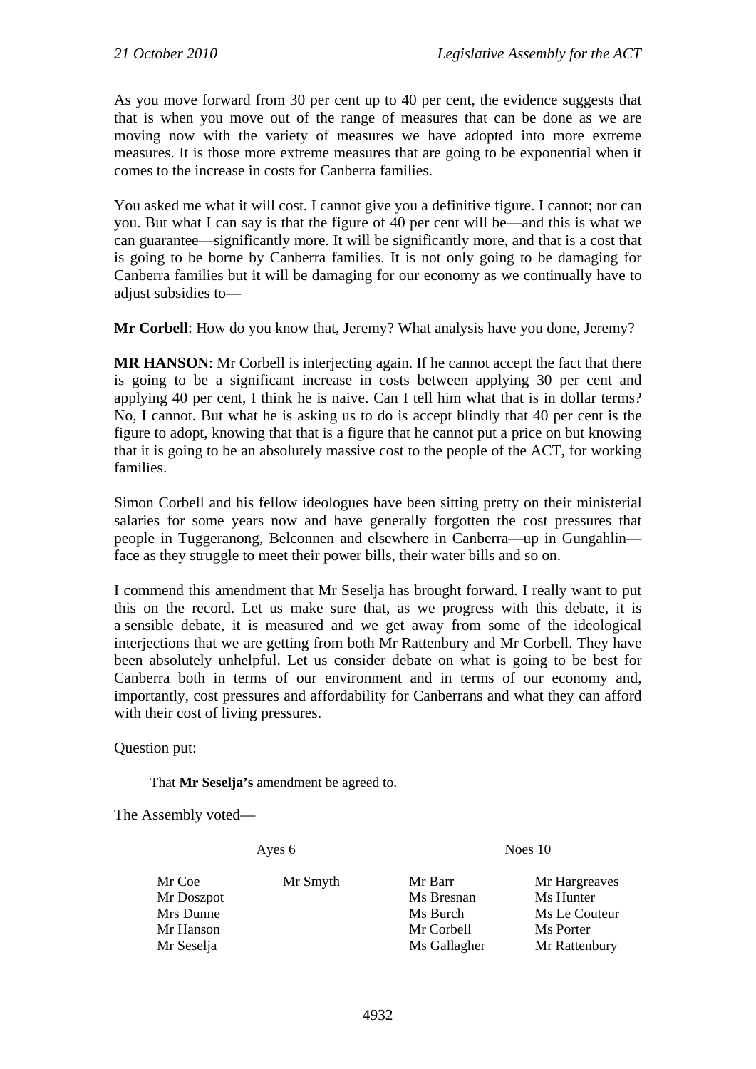As you move forward from 30 per cent up to 40 per cent, the evidence suggests that that is when you move out of the range of measures that can be done as we are moving now with the variety of measures we have adopted into more extreme measures. It is those more extreme measures that are going to be exponential when it comes to the increase in costs for Canberra families.

You asked me what it will cost. I cannot give you a definitive figure. I cannot; nor can you. But what I can say is that the figure of 40 per cent will be—and this is what we can guarantee—significantly more. It will be significantly more, and that is a cost that is going to be borne by Canberra families. It is not only going to be damaging for Canberra families but it will be damaging for our economy as we continually have to adjust subsidies to—

**Mr Corbell**: How do you know that, Jeremy? What analysis have you done, Jeremy?

**MR HANSON**: Mr Corbell is interjecting again. If he cannot accept the fact that there is going to be a significant increase in costs between applying 30 per cent and applying 40 per cent, I think he is naive. Can I tell him what that is in dollar terms? No, I cannot. But what he is asking us to do is accept blindly that 40 per cent is the figure to adopt, knowing that that is a figure that he cannot put a price on but knowing that it is going to be an absolutely massive cost to the people of the ACT, for working families.

Simon Corbell and his fellow ideologues have been sitting pretty on their ministerial salaries for some years now and have generally forgotten the cost pressures that people in Tuggeranong, Belconnen and elsewhere in Canberra—up in Gungahlin—face as they struggle to meet their power bills, their water bills and so on.

I commend this amendment that Mr Seselja has brought forward. I really want to put this on the record. Let us make sure that, as we progress with this debate, it is a sensible debate, it is measured and we get away from some of the ideological interjections that we are getting from both Mr Rattenbury and Mr Corbell. They have been absolutely unhelpful. Let us consider debate on what is going to be best for Canberra both in terms of our environment and in terms of our economy and, importantly, cost pressures and affordability for Canberrans and what they can afford with their cost of living pressures.

Question put:

> That **Mr Seselja's** amendment be agreed to.

The Assembly voted—

| Ayes 6 | | Noes 10 | |
|---|---|---|---|
| Mr Coe | Mr Smyth | Mr Barr | Mr Hargreaves |
| Mr Doszpot | | Ms Bresnan | Ms Hunter |
| Mrs Dunne | | Ms Burch | Ms Le Couteur |
| Mr Hanson | | Mr Corbell | Ms Porter |
| Mr Seselja | | Ms Gallagher | Mr Rattenbury |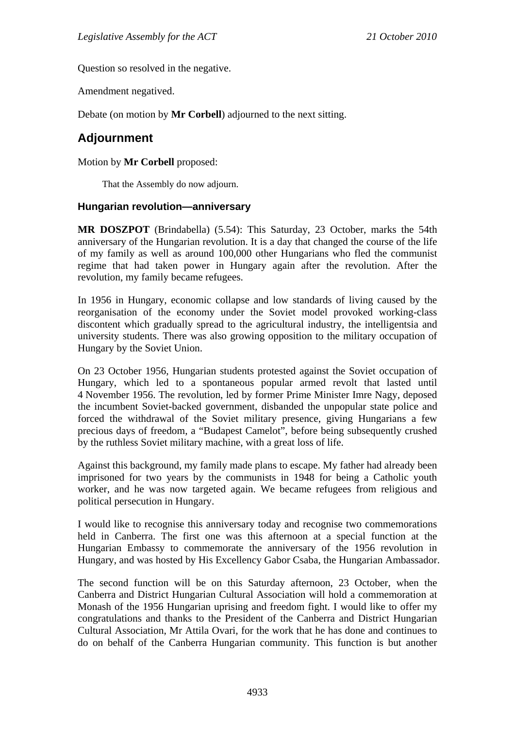Question so resolved in the negative.

Amendment negatived.

Debate (on motion by **Mr Corbell**) adjourned to the next sitting.

## Adjournment

Motion by **Mr Corbell** proposed:

> That the Assembly do now adjourn.

### Hungarian revolution—anniversary

**MR DOSZPOT** (Brindabella) (5.54): This Saturday, 23 October, marks the 54th anniversary of the Hungarian revolution. It is a day that changed the course of the life of my family as well as around 100,000 other Hungarians who fled the communist regime that had taken power in Hungary again after the revolution. After the revolution, my family became refugees.

In 1956 in Hungary, economic collapse and low standards of living caused by the reorganisation of the economy under the Soviet model provoked working-class discontent which gradually spread to the agricultural industry, the intelligentsia and university students. There was also growing opposition to the military occupation of Hungary by the Soviet Union.

On 23 October 1956, Hungarian students protested against the Soviet occupation of Hungary, which led to a spontaneous popular armed revolt that lasted until 4 November 1956. The revolution, led by former Prime Minister Imre Nagy, deposed the incumbent Soviet-backed government, disbanded the unpopular state police and forced the withdrawal of the Soviet military presence, giving Hungarians a few precious days of freedom, a "Budapest Camelot", before being subsequently crushed by the ruthless Soviet military machine, with a great loss of life.

Against this background, my family made plans to escape. My father had already been imprisoned for two years by the communists in 1948 for being a Catholic youth worker, and he was now targeted again. We became refugees from religious and political persecution in Hungary.

I would like to recognise this anniversary today and recognise two commemorations held in Canberra. The first one was this afternoon at a special function at the Hungarian Embassy to commemorate the anniversary of the 1956 revolution in Hungary, and was hosted by His Excellency Gabor Csaba, the Hungarian Ambassador.

The second function will be on this Saturday afternoon, 23 October, when the Canberra and District Hungarian Cultural Association will hold a commemoration at Monash of the 1956 Hungarian uprising and freedom fight. I would like to offer my congratulations and thanks to the President of the Canberra and District Hungarian Cultural Association, Mr Attila Ovari, for the work that he has done and continues to do on behalf of the Canberra Hungarian community. This function is but another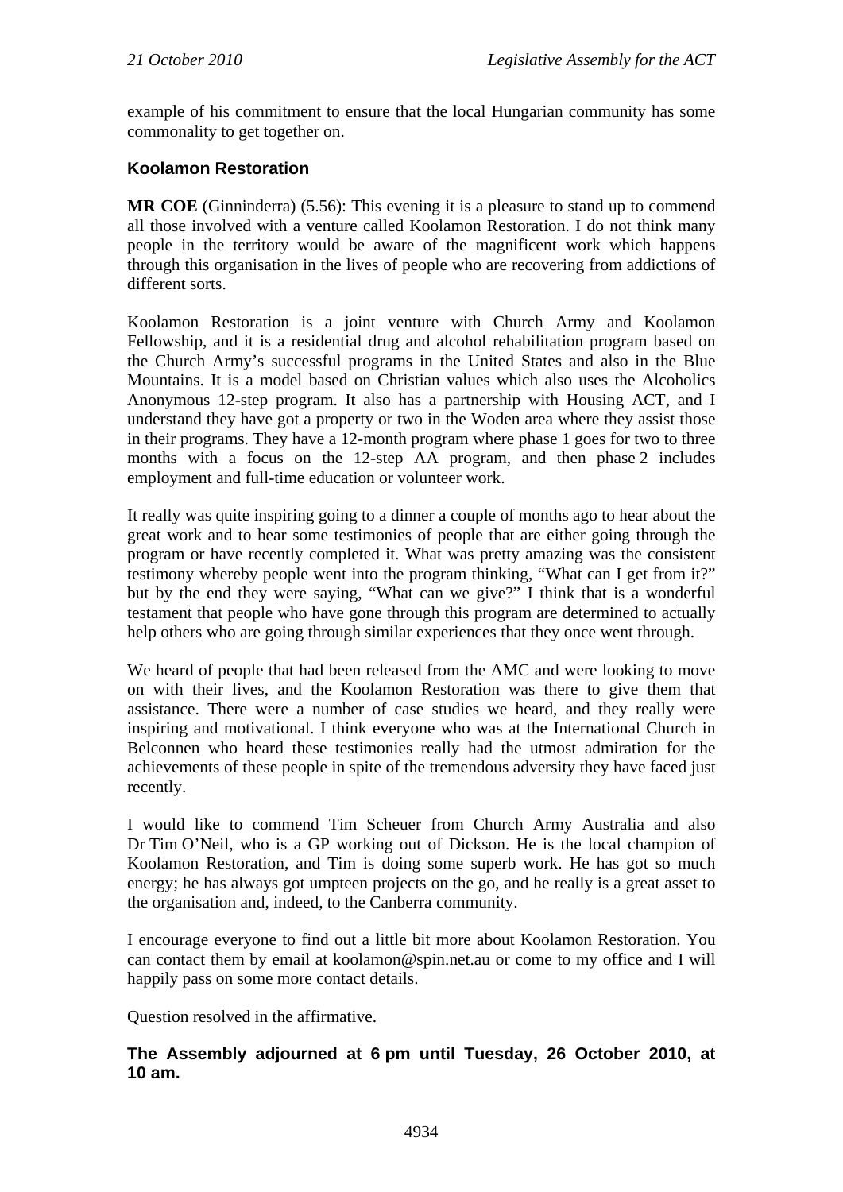example of his commitment to ensure that the local Hungarian community has some commonality to get together on.

### Koolamon Restoration

**MR COE** (Ginninderra) (5.56): This evening it is a pleasure to stand up to commend all those involved with a venture called Koolamon Restoration. I do not think many people in the territory would be aware of the magnificent work which happens through this organisation in the lives of people who are recovering from addictions of different sorts.

Koolamon Restoration is a joint venture with Church Army and Koolamon Fellowship, and it is a residential drug and alcohol rehabilitation program based on the Church Army's successful programs in the United States and also in the Blue Mountains. It is a model based on Christian values which also uses the Alcoholics Anonymous 12-step program. It also has a partnership with Housing ACT, and I understand they have got a property or two in the Woden area where they assist those in their programs. They have a 12-month program where phase 1 goes for two to three months with a focus on the 12-step AA program, and then phase 2 includes employment and full-time education or volunteer work.

It really was quite inspiring going to a dinner a couple of months ago to hear about the great work and to hear some testimonies of people that are either going through the program or have recently completed it. What was pretty amazing was the consistent testimony whereby people went into the program thinking, "What can I get from it?" but by the end they were saying, "What can we give?" I think that is a wonderful testament that people who have gone through this program are determined to actually help others who are going through similar experiences that they once went through.

We heard of people that had been released from the AMC and were looking to move on with their lives, and the Koolamon Restoration was there to give them that assistance. There were a number of case studies we heard, and they really were inspiring and motivational. I think everyone who was at the International Church in Belconnen who heard these testimonies really had the utmost admiration for the achievements of these people in spite of the tremendous adversity they have faced just recently.

I would like to commend Tim Scheuer from Church Army Australia and also Dr Tim O'Neil, who is a GP working out of Dickson. He is the local champion of Koolamon Restoration, and Tim is doing some superb work. He has got so much energy; he has always got umpteen projects on the go, and he really is a great asset to the organisation and, indeed, to the Canberra community.

I encourage everyone to find out a little bit more about Koolamon Restoration. You can contact them by email at koolamon@spin.net.au or come to my office and I will happily pass on some more contact details.

Question resolved in the affirmative.

**The Assembly adjourned at 6 pm until Tuesday, 26 October 2010, at 10 am.**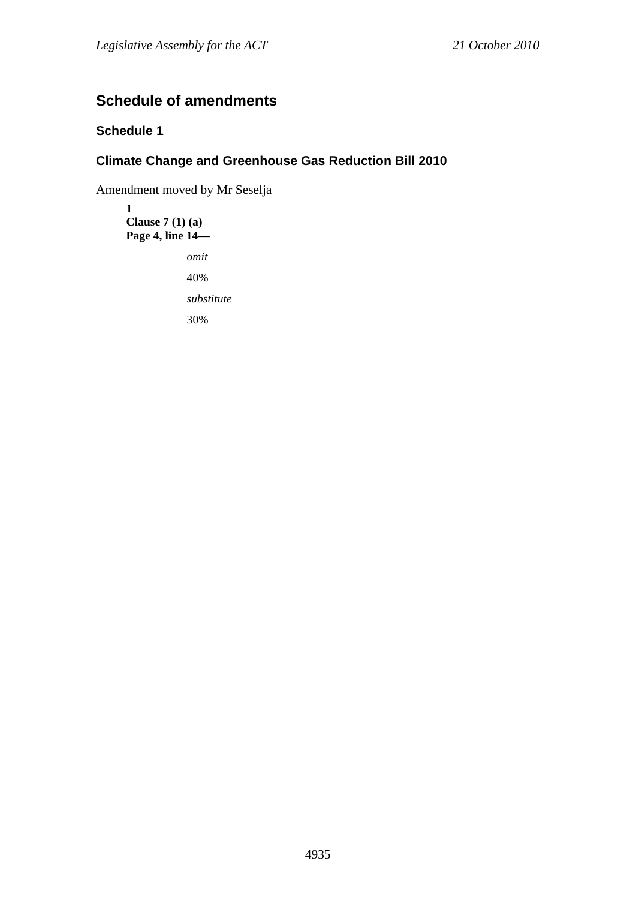## Schedule of amendments

### Schedule 1

### Climate Change and Greenhouse Gas Reduction Bill 2010

Amendment moved by Mr Seselja

**1**
**Clause 7 (1) (a)**
**Page 4, line 14—**

*omit*

40%

*substitute*

30%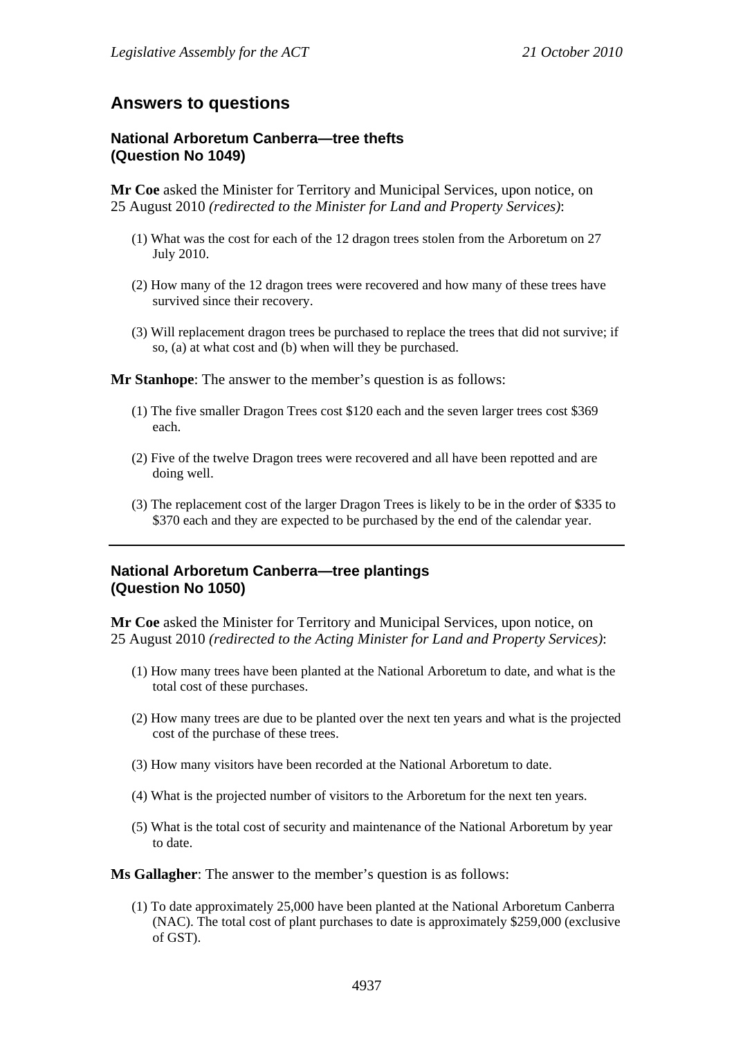## Answers to questions

### National Arboretum Canberra—tree thefts (Question No 1049)

**Mr Coe** asked the Minister for Territory and Municipal Services, upon notice, on 25 August 2010 *(redirected to the Minister for Land and Property Services)*:

(1) What was the cost for each of the 12 dragon trees stolen from the Arboretum on 27 July 2010.

(2) How many of the 12 dragon trees were recovered and how many of these trees have survived since their recovery.

(3) Will replacement dragon trees be purchased to replace the trees that did not survive; if so, (a) at what cost and (b) when will they be purchased.

**Mr Stanhope**: The answer to the member's question is as follows:

(1) The five smaller Dragon Trees cost $120 each and the seven larger trees cost $369 each.

(2) Five of the twelve Dragon trees were recovered and all have been repotted and are doing well.

(3) The replacement cost of the larger Dragon Trees is likely to be in the order of $335 to $370 each and they are expected to be purchased by the end of the calendar year.

---

### National Arboretum Canberra—tree plantings (Question No 1050)

**Mr Coe** asked the Minister for Territory and Municipal Services, upon notice, on 25 August 2010 *(redirected to the Acting Minister for Land and Property Services)*:

(1) How many trees have been planted at the National Arboretum to date, and what is the total cost of these purchases.

(2) How many trees are due to be planted over the next ten years and what is the projected cost of the purchase of these trees.

(3) How many visitors have been recorded at the National Arboretum to date.

(4) What is the projected number of visitors to the Arboretum for the next ten years.

(5) What is the total cost of security and maintenance of the National Arboretum by year to date.

**Ms Gallagher**: The answer to the member's question is as follows:

(1) To date approximately 25,000 have been planted at the National Arboretum Canberra (NAC). The total cost of plant purchases to date is approximately $259,000 (exclusive of GST).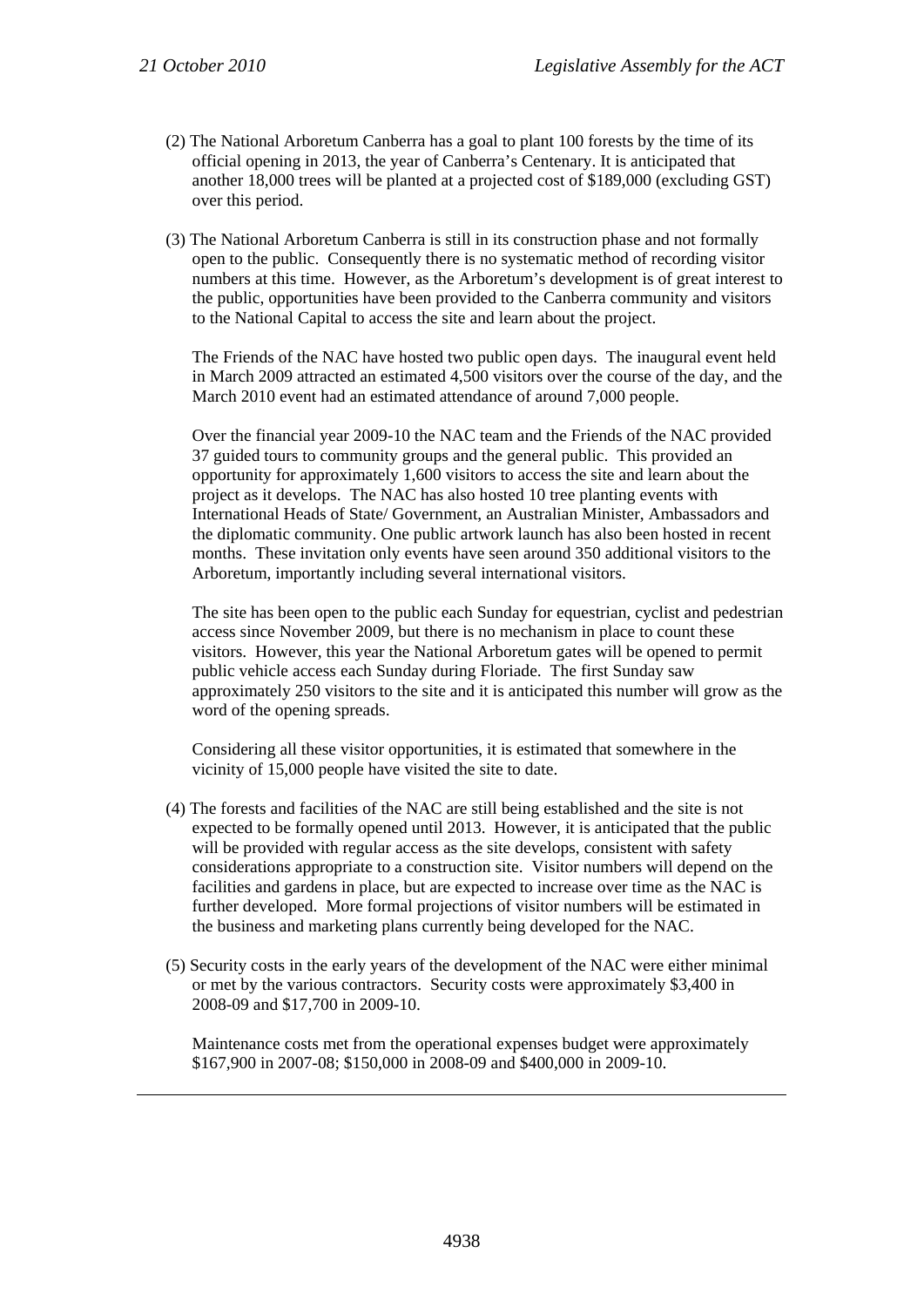(2) The National Arboretum Canberra has a goal to plant 100 forests by the time of its official opening in 2013, the year of Canberra's Centenary. It is anticipated that another 18,000 trees will be planted at a projected cost of $189,000 (excluding GST) over this period.

(3) The National Arboretum Canberra is still in its construction phase and not formally open to the public. Consequently there is no systematic method of recording visitor numbers at this time. However, as the Arboretum's development is of great interest to the public, opportunities have been provided to the Canberra community and visitors to the National Capital to access the site and learn about the project.

The Friends of the NAC have hosted two public open days. The inaugural event held in March 2009 attracted an estimated 4,500 visitors over the course of the day, and the March 2010 event had an estimated attendance of around 7,000 people.

Over the financial year 2009-10 the NAC team and the Friends of the NAC provided 37 guided tours to community groups and the general public. This provided an opportunity for approximately 1,600 visitors to access the site and learn about the project as it develops. The NAC has also hosted 10 tree planting events with International Heads of State/ Government, an Australian Minister, Ambassadors and the diplomatic community. One public artwork launch has also been hosted in recent months. These invitation only events have seen around 350 additional visitors to the Arboretum, importantly including several international visitors.

The site has been open to the public each Sunday for equestrian, cyclist and pedestrian access since November 2009, but there is no mechanism in place to count these visitors. However, this year the National Arboretum gates will be opened to permit public vehicle access each Sunday during Floriade. The first Sunday saw approximately 250 visitors to the site and it is anticipated this number will grow as the word of the opening spreads.

Considering all these visitor opportunities, it is estimated that somewhere in the vicinity of 15,000 people have visited the site to date.

(4) The forests and facilities of the NAC are still being established and the site is not expected to be formally opened until 2013. However, it is anticipated that the public will be provided with regular access as the site develops, consistent with safety considerations appropriate to a construction site. Visitor numbers will depend on the facilities and gardens in place, but are expected to increase over time as the NAC is further developed. More formal projections of visitor numbers will be estimated in the business and marketing plans currently being developed for the NAC.

(5) Security costs in the early years of the development of the NAC were either minimal or met by the various contractors. Security costs were approximately $3,400 in 2008-09 and $17,700 in 2009-10.

Maintenance costs met from the operational expenses budget were approximately $167,900 in 2007-08; $150,000 in 2008-09 and $400,000 in 2009-10.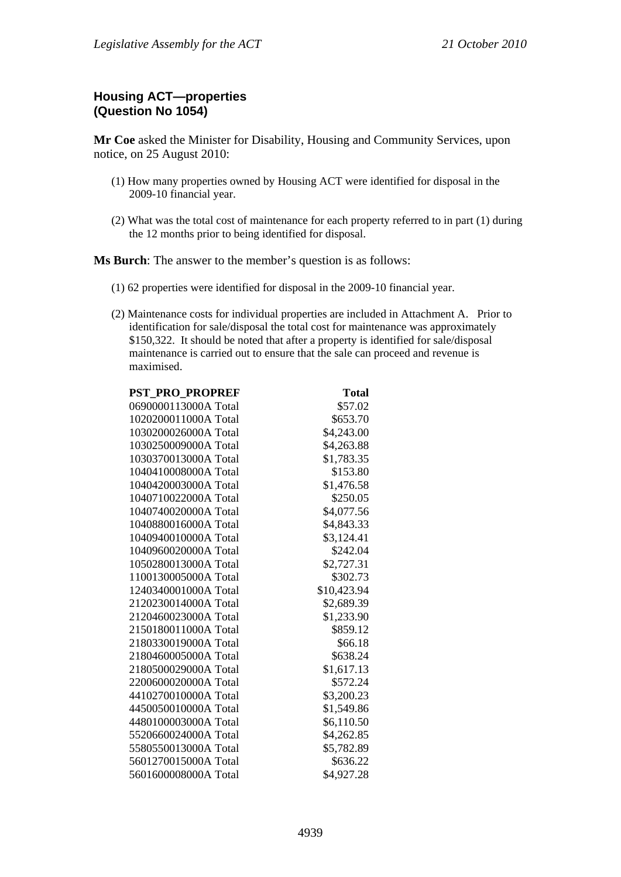## Housing ACT—properties (Question No 1054)

**Mr Coe** asked the Minister for Disability, Housing and Community Services, upon notice, on 25 August 2010:

(1) How many properties owned by Housing ACT were identified for disposal in the 2009-10 financial year.

(2) What was the total cost of maintenance for each property referred to in part (1) during the 12 months prior to being identified for disposal.

**Ms Burch**: The answer to the member's question is as follows:

(1) 62 properties were identified for disposal in the 2009-10 financial year.

(2) Maintenance costs for individual properties are included in Attachment A. Prior to identification for sale/disposal the total cost for maintenance was approximately $150,322. It should be noted that after a property is identified for sale/disposal maintenance is carried out to ensure that the sale can proceed and revenue is maximised.

| PST_PRO_PROPREF | Total |
|---|---:|
| 0690000113000A Total | $57.02 |
| 1020200011000A Total | $653.70 |
| 1030200026000A Total | $4,243.00 |
| 1030250009000A Total | $4,263.88 |
| 1030370013000A Total | $1,783.35 |
| 1040410008000A Total | $153.80 |
| 1040420003000A Total | $1,476.58 |
| 1040710022000A Total | $250.05 |
| 1040740020000A Total | $4,077.56 |
| 1040880016000A Total | $4,843.33 |
| 1040940010000A Total | $3,124.41 |
| 1040960020000A Total | $242.04 |
| 1050280013000A Total | $2,727.31 |
| 1100130005000A Total | $302.73 |
| 1240340001000A Total | $10,423.94 |
| 2120230014000A Total | $2,689.39 |
| 2120460023000A Total | $1,233.90 |
| 2150180011000A Total | $859.12 |
| 2180330019000A Total | $66.18 |
| 2180460005000A Total | $638.24 |
| 2180500029000A Total | $1,617.13 |
| 2200600020000A Total | $572.24 |
| 4410270010000A Total | $3,200.23 |
| 4450050010000A Total | $1,549.86 |
| 4480100003000A Total | $6,110.50 |
| 5520660024000A Total | $4,262.85 |
| 5580550013000A Total | $5,782.89 |
| 5601270015000A Total | $636.22 |
| 5601600008000A Total | $4,927.28 |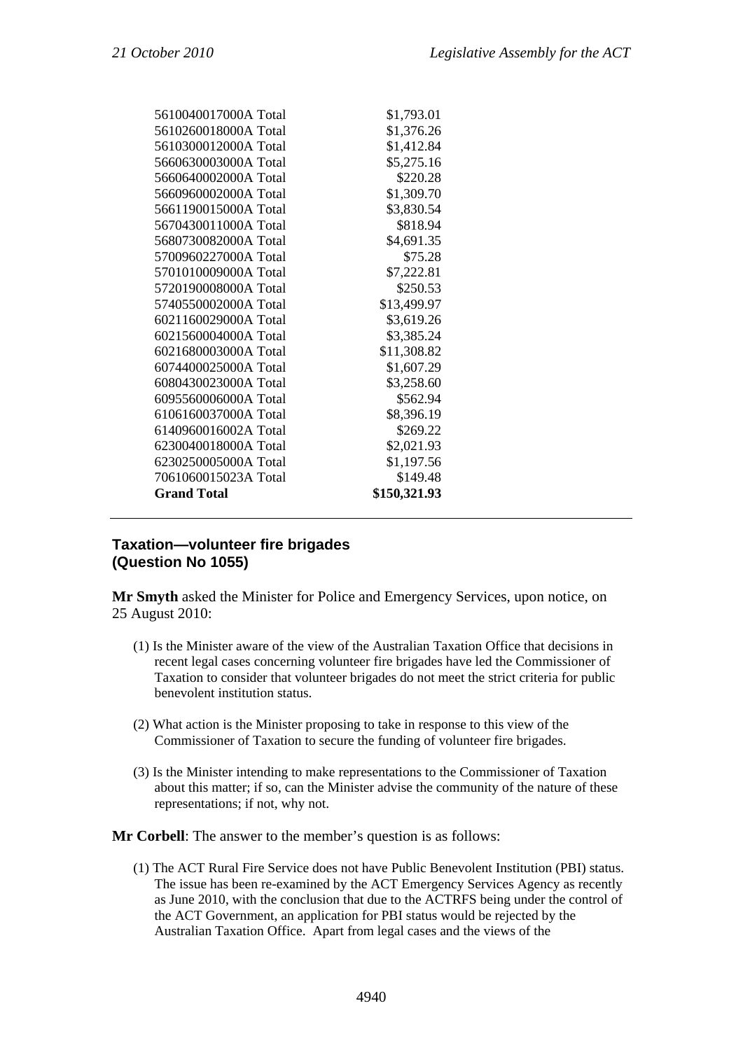| | |
|---|---|
| 5610040017000A Total | $1,793.01 |
| 5610260018000A Total | $1,376.26 |
| 5610300012000A Total | $1,412.84 |
| 5660630003000A Total | $5,275.16 |
| 5660640002000A Total | $220.28 |
| 5660960002000A Total | $1,309.70 |
| 5661190015000A Total | $3,830.54 |
| 5670430011000A Total | $818.94 |
| 5680730082000A Total | $4,691.35 |
| 5700960227000A Total | $75.28 |
| 5701010009000A Total | $7,222.81 |
| 5720190008000A Total | $250.53 |
| 5740550002000A Total | $13,499.97 |
| 6021160029000A Total | $3,619.26 |
| 6021560004000A Total | $3,385.24 |
| 6021680003000A Total | $11,308.82 |
| 6074400025000A Total | $1,607.29 |
| 6080430023000A Total | $3,258.60 |
| 6095560006000A Total | $562.94 |
| 6106160037000A Total | $8,396.19 |
| 6140960016002A Total | $269.22 |
| 6230040018000A Total | $2,021.93 |
| 6230250005000A Total | $1,197.56 |
| 7061060015023A Total | $149.48 |
| **Grand Total** | **$150,321.93** |

## Taxation—volunteer fire brigades (Question No 1055)

**Mr Smyth** asked the Minister for Police and Emergency Services, upon notice, on 25 August 2010:

(1) Is the Minister aware of the view of the Australian Taxation Office that decisions in recent legal cases concerning volunteer fire brigades have led the Commissioner of Taxation to consider that volunteer brigades do not meet the strict criteria for public benevolent institution status.

(2) What action is the Minister proposing to take in response to this view of the Commissioner of Taxation to secure the funding of volunteer fire brigades.

(3) Is the Minister intending to make representations to the Commissioner of Taxation about this matter; if so, can the Minister advise the community of the nature of these representations; if not, why not.

**Mr Corbell**: The answer to the member's question is as follows:

(1) The ACT Rural Fire Service does not have Public Benevolent Institution (PBI) status. The issue has been re-examined by the ACT Emergency Services Agency as recently as June 2010, with the conclusion that due to the ACTRFS being under the control of the ACT Government, an application for PBI status would be rejected by the Australian Taxation Office. Apart from legal cases and the views of the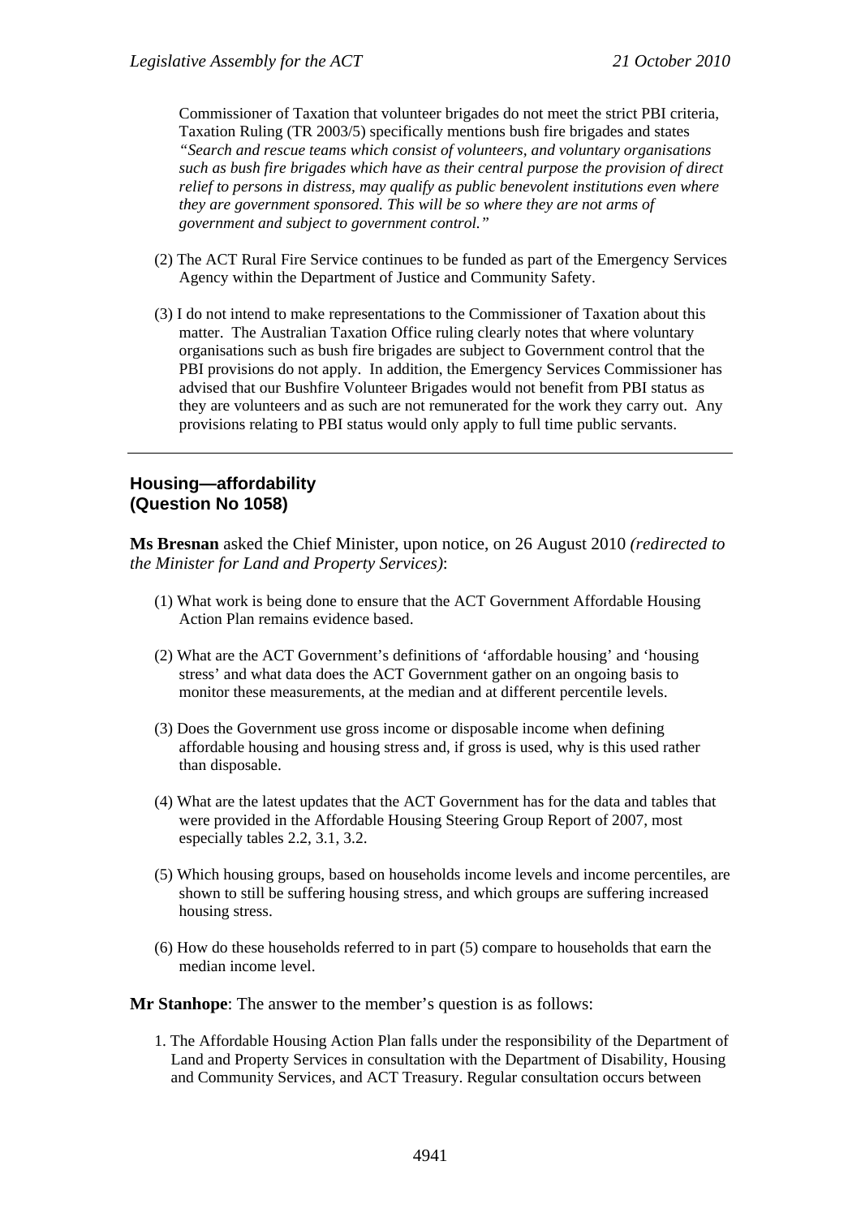Commissioner of Taxation that volunteer brigades do not meet the strict PBI criteria, Taxation Ruling (TR 2003/5) specifically mentions bush fire brigades and states *"Search and rescue teams which consist of volunteers, and voluntary organisations such as bush fire brigades which have as their central purpose the provision of direct relief to persons in distress, may qualify as public benevolent institutions even where they are government sponsored. This will be so where they are not arms of government and subject to government control."*

(2) The ACT Rural Fire Service continues to be funded as part of the Emergency Services Agency within the Department of Justice and Community Safety.

(3) I do not intend to make representations to the Commissioner of Taxation about this matter. The Australian Taxation Office ruling clearly notes that where voluntary organisations such as bush fire brigades are subject to Government control that the PBI provisions do not apply. In addition, the Emergency Services Commissioner has advised that our Bushfire Volunteer Brigades would not benefit from PBI status as they are volunteers and as such are not remunerated for the work they carry out. Any provisions relating to PBI status would only apply to full time public servants.

---

## Housing—affordability (Question No 1058)

**Ms Bresnan** asked the Chief Minister, upon notice, on 26 August 2010 *(redirected to the Minister for Land and Property Services)*:

(1) What work is being done to ensure that the ACT Government Affordable Housing Action Plan remains evidence based.

(2) What are the ACT Government's definitions of 'affordable housing' and 'housing stress' and what data does the ACT Government gather on an ongoing basis to monitor these measurements, at the median and at different percentile levels.

(3) Does the Government use gross income or disposable income when defining affordable housing and housing stress and, if gross is used, why is this used rather than disposable.

(4) What are the latest updates that the ACT Government has for the data and tables that were provided in the Affordable Housing Steering Group Report of 2007, most especially tables 2.2, 3.1, 3.2.

(5) Which housing groups, based on households income levels and income percentiles, are shown to still be suffering housing stress, and which groups are suffering increased housing stress.

(6) How do these households referred to in part (5) compare to households that earn the median income level.

**Mr Stanhope**: The answer to the member's question is as follows:

1. The Affordable Housing Action Plan falls under the responsibility of the Department of Land and Property Services in consultation with the Department of Disability, Housing and Community Services, and ACT Treasury. Regular consultation occurs between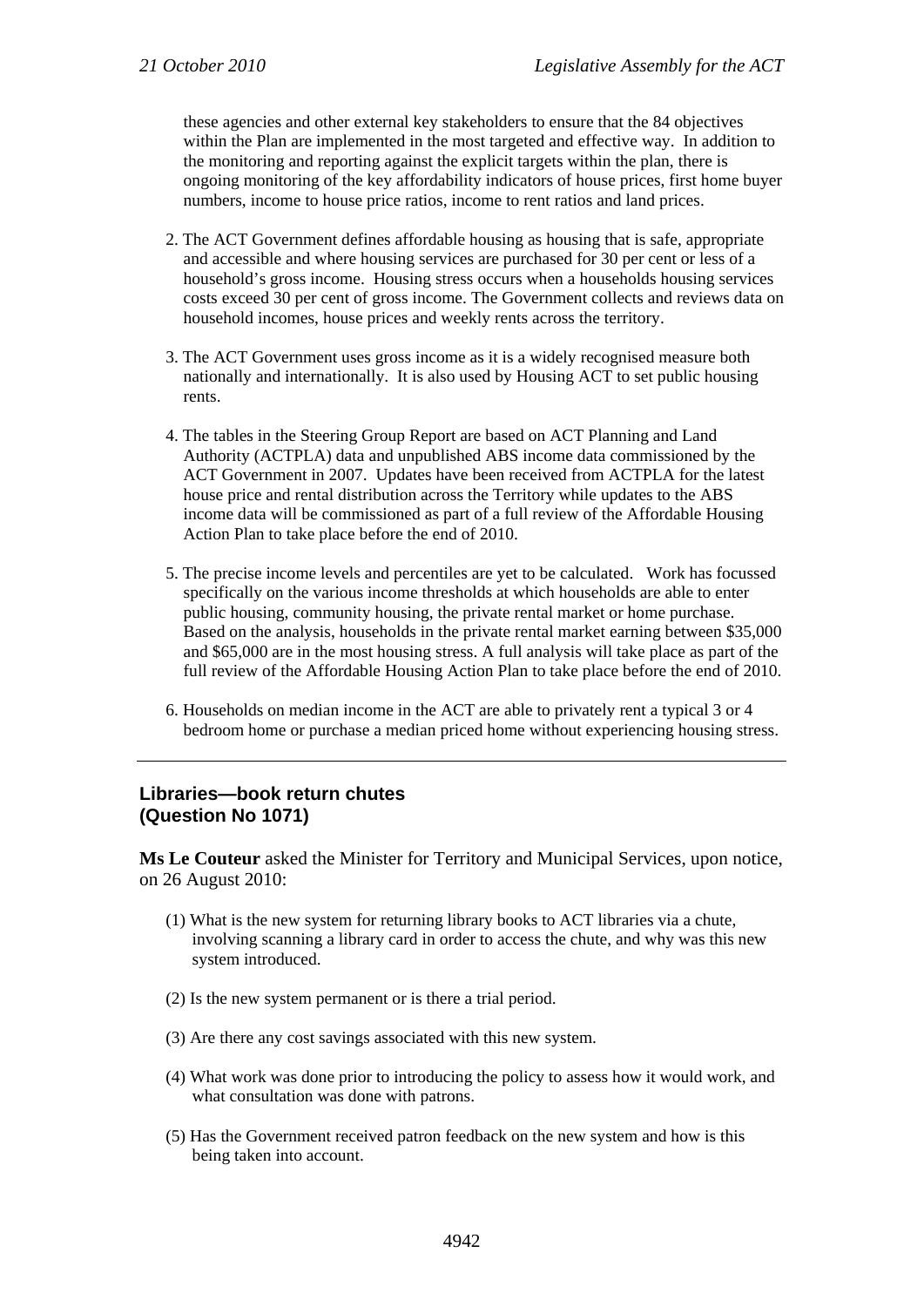these agencies and other external key stakeholders to ensure that the 84 objectives within the Plan are implemented in the most targeted and effective way. In addition to the monitoring and reporting against the explicit targets within the plan, there is ongoing monitoring of the key affordability indicators of house prices, first home buyer numbers, income to house price ratios, income to rent ratios and land prices.

2. The ACT Government defines affordable housing as housing that is safe, appropriate and accessible and where housing services are purchased for 30 per cent or less of a household's gross income. Housing stress occurs when a households housing services costs exceed 30 per cent of gross income. The Government collects and reviews data on household incomes, house prices and weekly rents across the territory.

3. The ACT Government uses gross income as it is a widely recognised measure both nationally and internationally. It is also used by Housing ACT to set public housing rents.

4. The tables in the Steering Group Report are based on ACT Planning and Land Authority (ACTPLA) data and unpublished ABS income data commissioned by the ACT Government in 2007. Updates have been received from ACTPLA for the latest house price and rental distribution across the Territory while updates to the ABS income data will be commissioned as part of a full review of the Affordable Housing Action Plan to take place before the end of 2010.

5. The precise income levels and percentiles are yet to be calculated. Work has focussed specifically on the various income thresholds at which households are able to enter public housing, community housing, the private rental market or home purchase. Based on the analysis, households in the private rental market earning between $35,000 and $65,000 are in the most housing stress. A full analysis will take place as part of the full review of the Affordable Housing Action Plan to take place before the end of 2010.

6. Households on median income in the ACT are able to privately rent a typical 3 or 4 bedroom home or purchase a median priced home without experiencing housing stress.

---

## Libraries—book return chutes (Question No 1071)

**Ms Le Couteur** asked the Minister for Territory and Municipal Services, upon notice, on 26 August 2010:

(1) What is the new system for returning library books to ACT libraries via a chute, involving scanning a library card in order to access the chute, and why was this new system introduced.

(2) Is the new system permanent or is there a trial period.

(3) Are there any cost savings associated with this new system.

(4) What work was done prior to introducing the policy to assess how it would work, and what consultation was done with patrons.

(5) Has the Government received patron feedback on the new system and how is this being taken into account.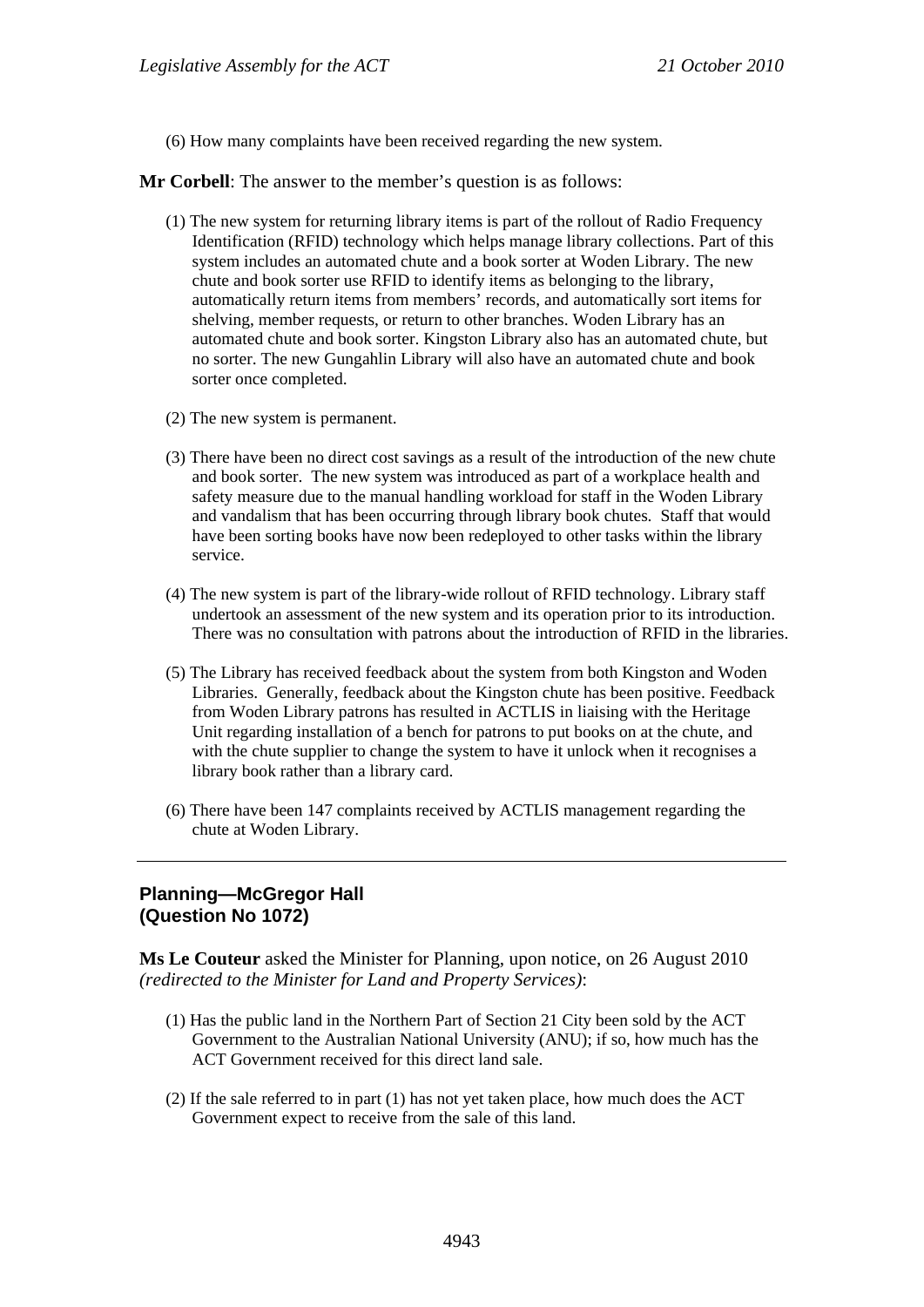(6) How many complaints have been received regarding the new system.

**Mr Corbell**: The answer to the member's question is as follows:

(1) The new system for returning library items is part of the rollout of Radio Frequency Identification (RFID) technology which helps manage library collections. Part of this system includes an automated chute and a book sorter at Woden Library. The new chute and book sorter use RFID to identify items as belonging to the library, automatically return items from members' records, and automatically sort items for shelving, member requests, or return to other branches. Woden Library has an automated chute and book sorter. Kingston Library also has an automated chute, but no sorter. The new Gungahlin Library will also have an automated chute and book sorter once completed.

(2) The new system is permanent.

(3) There have been no direct cost savings as a result of the introduction of the new chute and book sorter. The new system was introduced as part of a workplace health and safety measure due to the manual handling workload for staff in the Woden Library and vandalism that has been occurring through library book chutes. Staff that would have been sorting books have now been redeployed to other tasks within the library service.

(4) The new system is part of the library-wide rollout of RFID technology. Library staff undertook an assessment of the new system and its operation prior to its introduction. There was no consultation with patrons about the introduction of RFID in the libraries.

(5) The Library has received feedback about the system from both Kingston and Woden Libraries. Generally, feedback about the Kingston chute has been positive. Feedback from Woden Library patrons has resulted in ACTLIS in liaising with the Heritage Unit regarding installation of a bench for patrons to put books on at the chute, and with the chute supplier to change the system to have it unlock when it recognises a library book rather than a library card.

(6) There have been 147 complaints received by ACTLIS management regarding the chute at Woden Library.

---

## Planning—McGregor Hall (Question No 1072)

**Ms Le Couteur** asked the Minister for Planning, upon notice, on 26 August 2010 *(redirected to the Minister for Land and Property Services)*:

(1) Has the public land in the Northern Part of Section 21 City been sold by the ACT Government to the Australian National University (ANU); if so, how much has the ACT Government received for this direct land sale.

(2) If the sale referred to in part (1) has not yet taken place, how much does the ACT Government expect to receive from the sale of this land.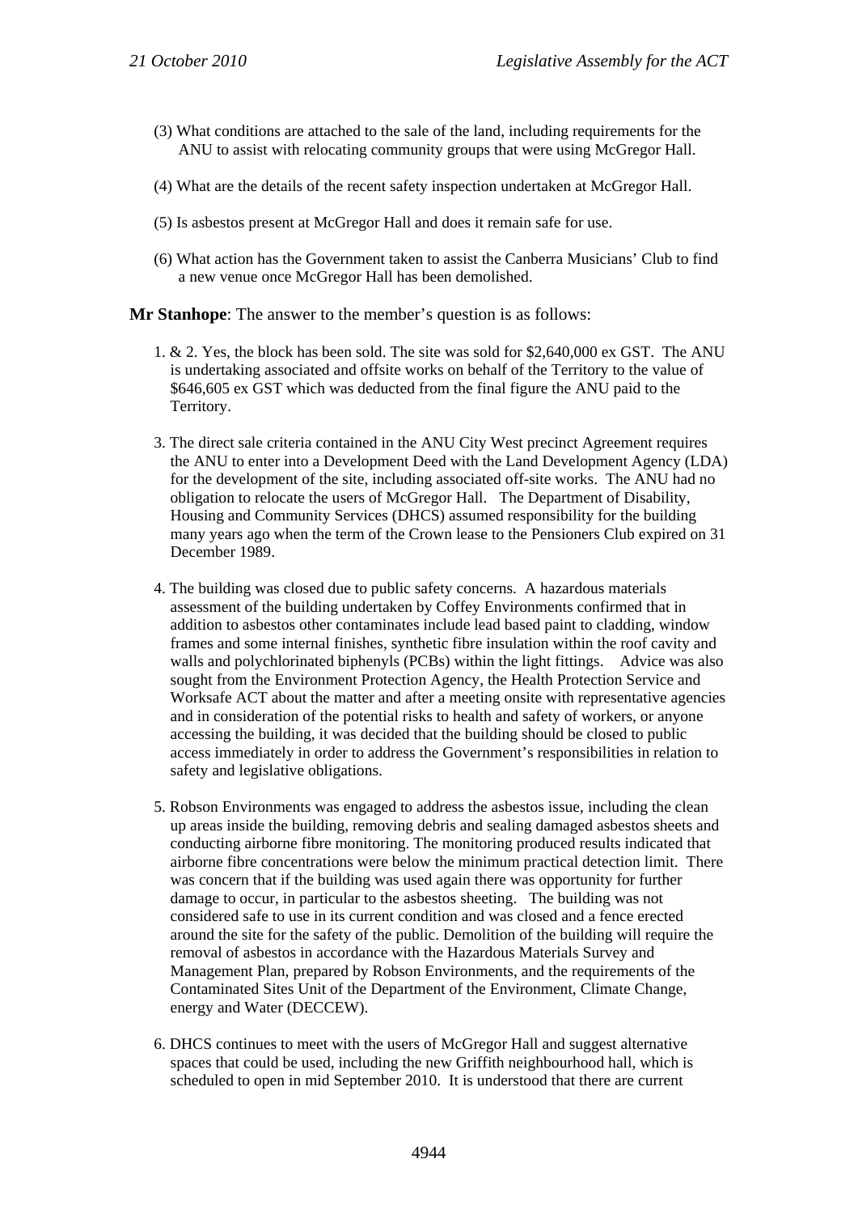(3) What conditions are attached to the sale of the land, including requirements for the ANU to assist with relocating community groups that were using McGregor Hall.

(4) What are the details of the recent safety inspection undertaken at McGregor Hall.

(5) Is asbestos present at McGregor Hall and does it remain safe for use.

(6) What action has the Government taken to assist the Canberra Musicians' Club to find a new venue once McGregor Hall has been demolished.

**Mr Stanhope**: The answer to the member's question is as follows:

1. & 2. Yes, the block has been sold. The site was sold for $2,640,000 ex GST. The ANU is undertaking associated and offsite works on behalf of the Territory to the value of $646,605 ex GST which was deducted from the final figure the ANU paid to the Territory.

3. The direct sale criteria contained in the ANU City West precinct Agreement requires the ANU to enter into a Development Deed with the Land Development Agency (LDA) for the development of the site, including associated off-site works. The ANU had no obligation to relocate the users of McGregor Hall. The Department of Disability, Housing and Community Services (DHCS) assumed responsibility for the building many years ago when the term of the Crown lease to the Pensioners Club expired on 31 December 1989.

4. The building was closed due to public safety concerns. A hazardous materials assessment of the building undertaken by Coffey Environments confirmed that in addition to asbestos other contaminates include lead based paint to cladding, window frames and some internal finishes, synthetic fibre insulation within the roof cavity and walls and polychlorinated biphenyls (PCBs) within the light fittings. Advice was also sought from the Environment Protection Agency, the Health Protection Service and Worksafe ACT about the matter and after a meeting onsite with representative agencies and in consideration of the potential risks to health and safety of workers, or anyone accessing the building, it was decided that the building should be closed to public access immediately in order to address the Government's responsibilities in relation to safety and legislative obligations.

5. Robson Environments was engaged to address the asbestos issue, including the clean up areas inside the building, removing debris and sealing damaged asbestos sheets and conducting airborne fibre monitoring. The monitoring produced results indicated that airborne fibre concentrations were below the minimum practical detection limit. There was concern that if the building was used again there was opportunity for further damage to occur, in particular to the asbestos sheeting. The building was not considered safe to use in its current condition and was closed and a fence erected around the site for the safety of the public. Demolition of the building will require the removal of asbestos in accordance with the Hazardous Materials Survey and Management Plan, prepared by Robson Environments, and the requirements of the Contaminated Sites Unit of the Department of the Environment, Climate Change, energy and Water (DECCEW).

6. DHCS continues to meet with the users of McGregor Hall and suggest alternative spaces that could be used, including the new Griffith neighbourhood hall, which is scheduled to open in mid September 2010. It is understood that there are current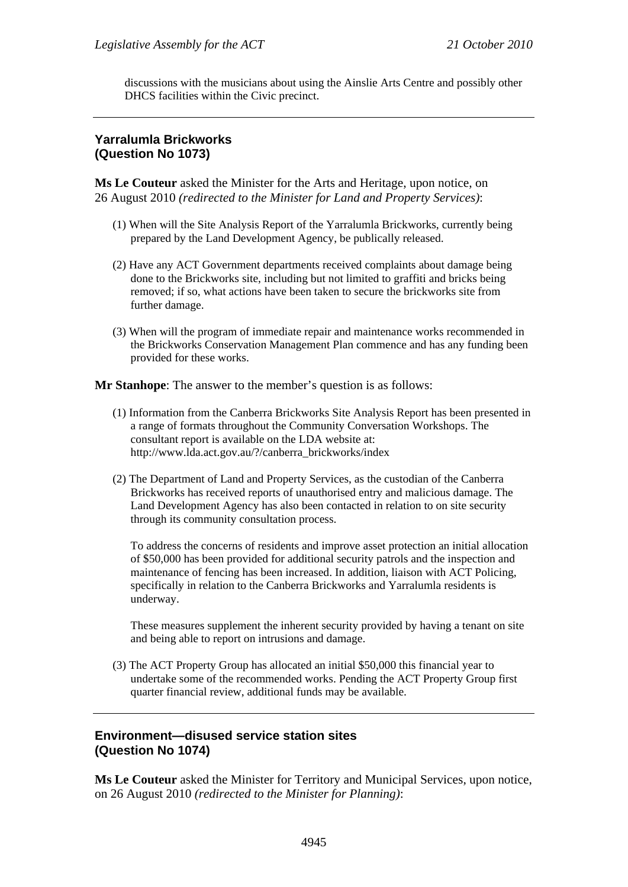discussions with the musicians about using the Ainslie Arts Centre and possibly other DHCS facilities within the Civic precinct.

---

### Yarralumla Brickworks (Question No 1073)

**Ms Le Couteur** asked the Minister for the Arts and Heritage, upon notice, on 26 August 2010 *(redirected to the Minister for Land and Property Services)*:

(1) When will the Site Analysis Report of the Yarralumla Brickworks, currently being prepared by the Land Development Agency, be publically released.

(2) Have any ACT Government departments received complaints about damage being done to the Brickworks site, including but not limited to graffiti and bricks being removed; if so, what actions have been taken to secure the brickworks site from further damage.

(3) When will the program of immediate repair and maintenance works recommended in the Brickworks Conservation Management Plan commence and has any funding been provided for these works.

**Mr Stanhope**: The answer to the member's question is as follows:

(1) Information from the Canberra Brickworks Site Analysis Report has been presented in a range of formats throughout the Community Conversation Workshops. The consultant report is available on the LDA website at: http://www.lda.act.gov.au/?/canberra_brickworks/index

(2) The Department of Land and Property Services, as the custodian of the Canberra Brickworks has received reports of unauthorised entry and malicious damage. The Land Development Agency has also been contacted in relation to on site security through its community consultation process.

To address the concerns of residents and improve asset protection an initial allocation of $50,000 has been provided for additional security patrols and the inspection and maintenance of fencing has been increased. In addition, liaison with ACT Policing, specifically in relation to the Canberra Brickworks and Yarralumla residents is underway.

These measures supplement the inherent security provided by having a tenant on site and being able to report on intrusions and damage.

(3) The ACT Property Group has allocated an initial $50,000 this financial year to undertake some of the recommended works. Pending the ACT Property Group first quarter financial review, additional funds may be available.

---

### Environment—disused service station sites (Question No 1074)

**Ms Le Couteur** asked the Minister for Territory and Municipal Services, upon notice, on 26 August 2010 *(redirected to the Minister for Planning)*: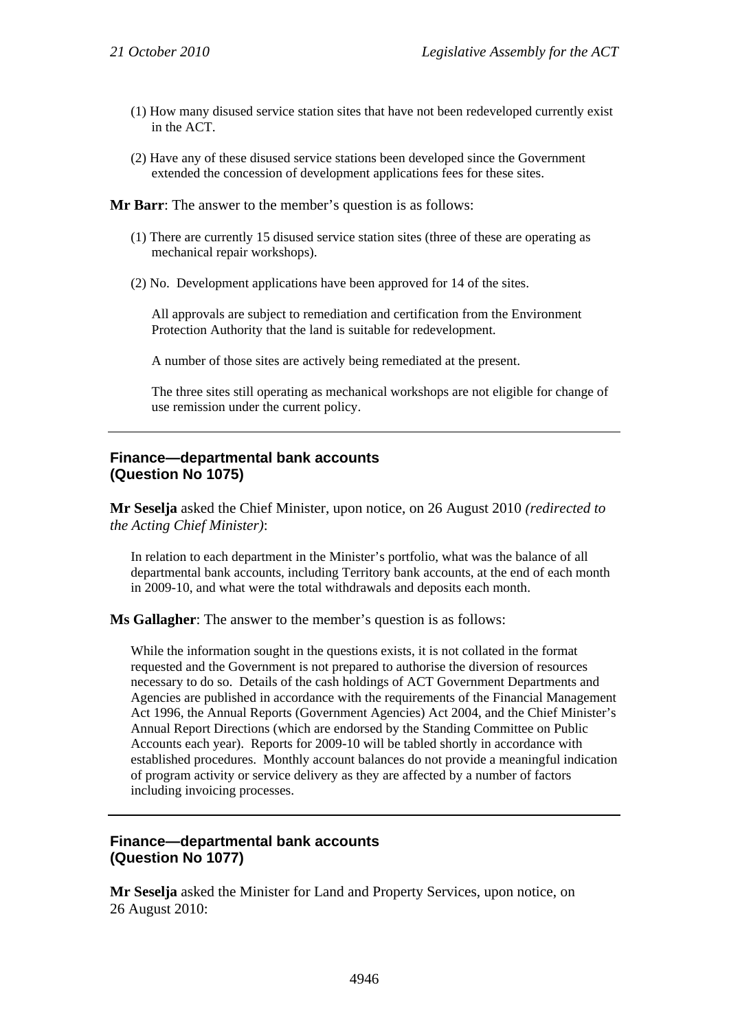(1) How many disused service station sites that have not been redeveloped currently exist in the ACT.

(2) Have any of these disused service stations been developed since the Government extended the concession of development applications fees for these sites.

**Mr Barr**: The answer to the member's question is as follows:

(1) There are currently 15 disused service station sites (three of these are operating as mechanical repair workshops).

(2) No. Development applications have been approved for 14 of the sites.

All approvals are subject to remediation and certification from the Environment Protection Authority that the land is suitable for redevelopment.

A number of those sites are actively being remediated at the present.

The three sites still operating as mechanical workshops are not eligible for change of use remission under the current policy.

---

### Finance—departmental bank accounts (Question No 1075)

**Mr Seselja** asked the Chief Minister, upon notice, on 26 August 2010 *(redirected to the Acting Chief Minister)*:

In relation to each department in the Minister's portfolio, what was the balance of all departmental bank accounts, including Territory bank accounts, at the end of each month in 2009-10, and what were the total withdrawals and deposits each month.

**Ms Gallagher**: The answer to the member's question is as follows:

While the information sought in the questions exists, it is not collated in the format requested and the Government is not prepared to authorise the diversion of resources necessary to do so. Details of the cash holdings of ACT Government Departments and Agencies are published in accordance with the requirements of the Financial Management Act 1996, the Annual Reports (Government Agencies) Act 2004, and the Chief Minister's Annual Report Directions (which are endorsed by the Standing Committee on Public Accounts each year). Reports for 2009-10 will be tabled shortly in accordance with established procedures. Monthly account balances do not provide a meaningful indication of program activity or service delivery as they are affected by a number of factors including invoicing processes.

---

### Finance—departmental bank accounts (Question No 1077)

**Mr Seselja** asked the Minister for Land and Property Services, upon notice, on 26 August 2010: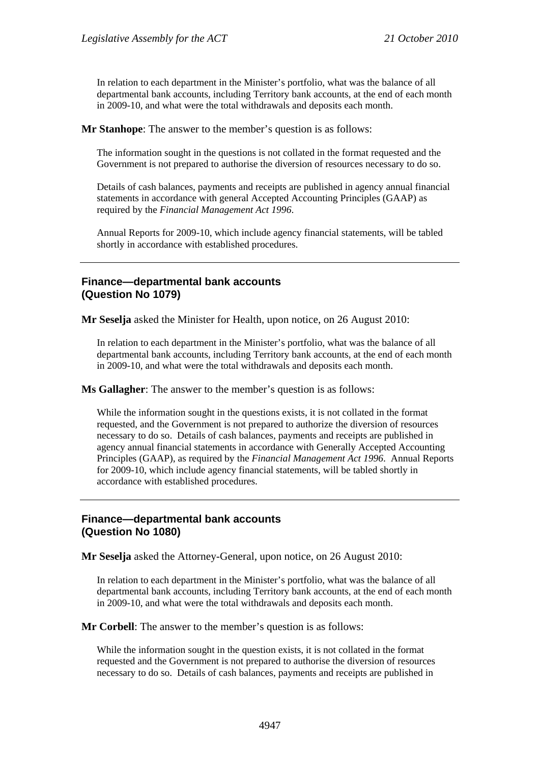In relation to each department in the Minister's portfolio, what was the balance of all departmental bank accounts, including Territory bank accounts, at the end of each month in 2009-10, and what were the total withdrawals and deposits each month.

**Mr Stanhope**: The answer to the member's question is as follows:

The information sought in the questions is not collated in the format requested and the Government is not prepared to authorise the diversion of resources necessary to do so.

Details of cash balances, payments and receipts are published in agency annual financial statements in accordance with general Accepted Accounting Principles (GAAP) as required by the *Financial Management Act 1996*.

Annual Reports for 2009-10, which include agency financial statements, will be tabled shortly in accordance with established procedures.

---

### Finance—departmental bank accounts (Question No 1079)

**Mr Seselja** asked the Minister for Health, upon notice, on 26 August 2010:

In relation to each department in the Minister's portfolio, what was the balance of all departmental bank accounts, including Territory bank accounts, at the end of each month in 2009-10, and what were the total withdrawals and deposits each month.

**Ms Gallagher**: The answer to the member's question is as follows:

While the information sought in the questions exists, it is not collated in the format requested, and the Government is not prepared to authorize the diversion of resources necessary to do so. Details of cash balances, payments and receipts are published in agency annual financial statements in accordance with Generally Accepted Accounting Principles (GAAP), as required by the *Financial Management Act 1996*. Annual Reports for 2009-10, which include agency financial statements, will be tabled shortly in accordance with established procedures.

---

### Finance—departmental bank accounts (Question No 1080)

**Mr Seselja** asked the Attorney-General, upon notice, on 26 August 2010:

In relation to each department in the Minister's portfolio, what was the balance of all departmental bank accounts, including Territory bank accounts, at the end of each month in 2009-10, and what were the total withdrawals and deposits each month.

**Mr Corbell**: The answer to the member's question is as follows:

While the information sought in the question exists, it is not collated in the format requested and the Government is not prepared to authorise the diversion of resources necessary to do so. Details of cash balances, payments and receipts are published in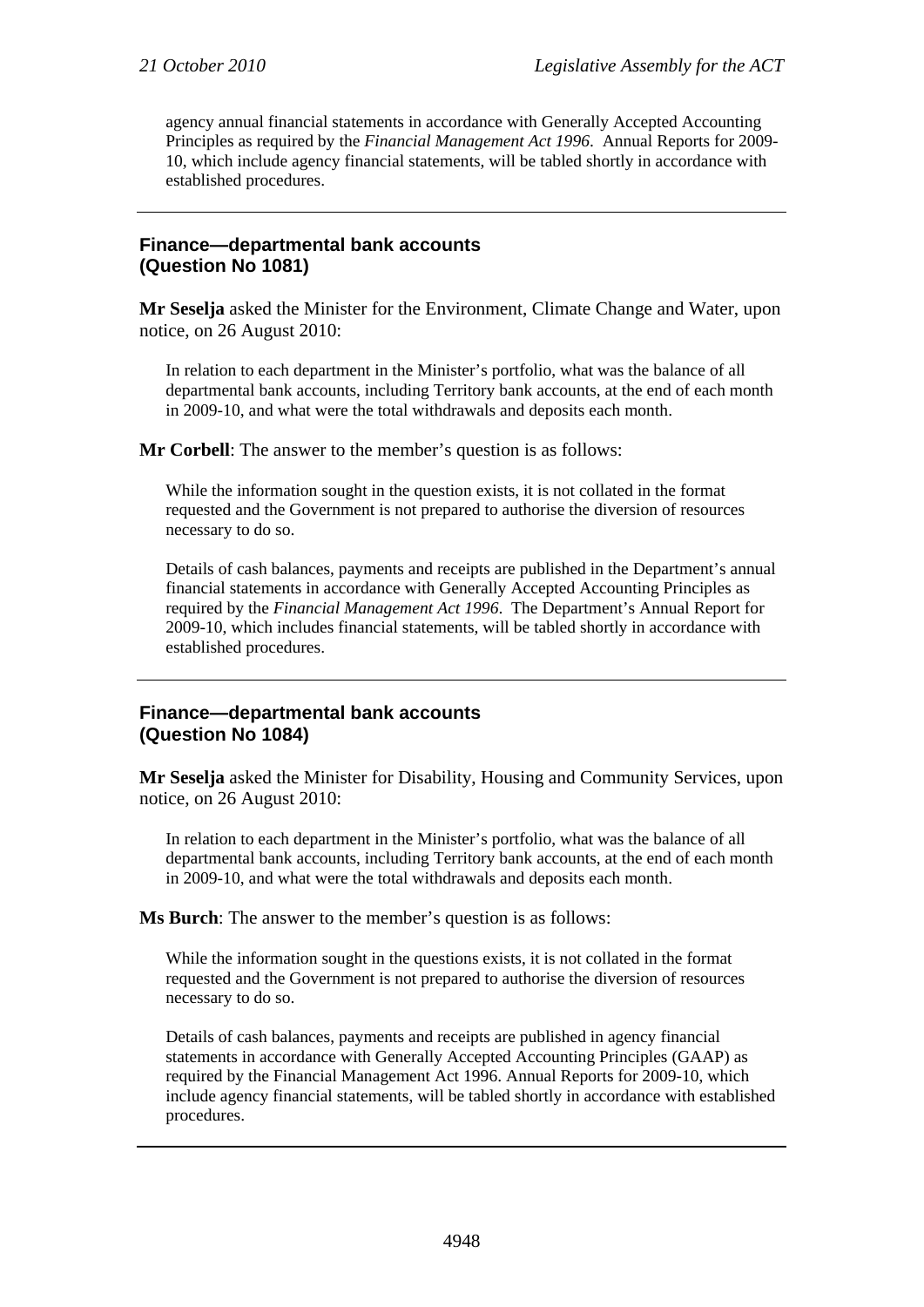agency annual financial statements in accordance with Generally Accepted Accounting Principles as required by the *Financial Management Act 1996*. Annual Reports for 2009-10, which include agency financial statements, will be tabled shortly in accordance with established procedures.

---

## Finance—departmental bank accounts (Question No 1081)

**Mr Seselja** asked the Minister for the Environment, Climate Change and Water, upon notice, on 26 August 2010:

> In relation to each department in the Minister's portfolio, what was the balance of all departmental bank accounts, including Territory bank accounts, at the end of each month in 2009-10, and what were the total withdrawals and deposits each month.

**Mr Corbell**: The answer to the member's question is as follows:

> While the information sought in the question exists, it is not collated in the format requested and the Government is not prepared to authorise the diversion of resources necessary to do so.
>
> Details of cash balances, payments and receipts are published in the Department's annual financial statements in accordance with Generally Accepted Accounting Principles as required by the *Financial Management Act 1996*. The Department's Annual Report for 2009-10, which includes financial statements, will be tabled shortly in accordance with established procedures.

---

## Finance—departmental bank accounts (Question No 1084)

**Mr Seselja** asked the Minister for Disability, Housing and Community Services, upon notice, on 26 August 2010:

> In relation to each department in the Minister's portfolio, what was the balance of all departmental bank accounts, including Territory bank accounts, at the end of each month in 2009-10, and what were the total withdrawals and deposits each month.

**Ms Burch**: The answer to the member's question is as follows:

> While the information sought in the questions exists, it is not collated in the format requested and the Government is not prepared to authorise the diversion of resources necessary to do so.
>
> Details of cash balances, payments and receipts are published in agency financial statements in accordance with Generally Accepted Accounting Principles (GAAP) as required by the Financial Management Act 1996. Annual Reports for 2009-10, which include agency financial statements, will be tabled shortly in accordance with established procedures.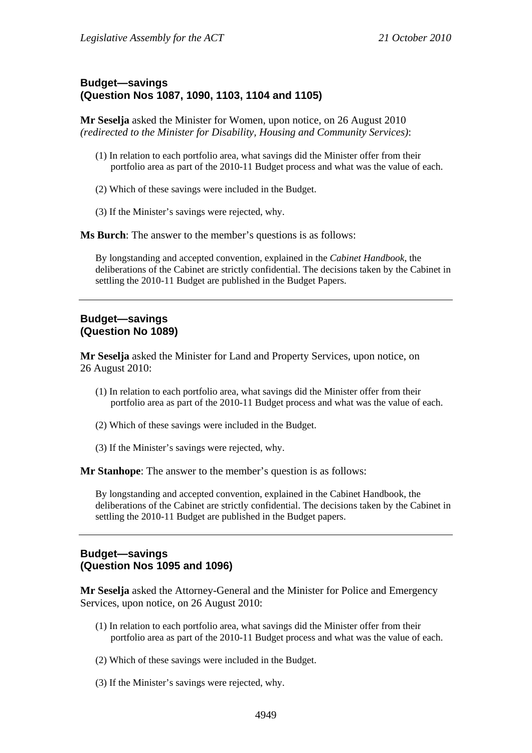### Budget—savings
### (Question Nos 1087, 1090, 1103, 1104 and 1105)

**Mr Seselja** asked the Minister for Women, upon notice, on 26 August 2010 *(redirected to the Minister for Disability, Housing and Community Services)*:

(1) In relation to each portfolio area, what savings did the Minister offer from their portfolio area as part of the 2010-11 Budget process and what was the value of each.

(2) Which of these savings were included in the Budget.

(3) If the Minister's savings were rejected, why.

**Ms Burch**: The answer to the member's questions is as follows:

By longstanding and accepted convention, explained in the *Cabinet Handbook*, the deliberations of the Cabinet are strictly confidential. The decisions taken by the Cabinet in settling the 2010-11 Budget are published in the Budget Papers.

---

### Budget—savings
### (Question No 1089)

**Mr Seselja** asked the Minister for Land and Property Services, upon notice, on 26 August 2010:

(1) In relation to each portfolio area, what savings did the Minister offer from their portfolio area as part of the 2010-11 Budget process and what was the value of each.

(2) Which of these savings were included in the Budget.

(3) If the Minister's savings were rejected, why.

**Mr Stanhope**: The answer to the member's question is as follows:

By longstanding and accepted convention, explained in the Cabinet Handbook, the deliberations of the Cabinet are strictly confidential. The decisions taken by the Cabinet in settling the 2010-11 Budget are published in the Budget papers.

---

### Budget—savings
### (Question Nos 1095 and 1096)

**Mr Seselja** asked the Attorney-General and the Minister for Police and Emergency Services, upon notice, on 26 August 2010:

(1) In relation to each portfolio area, what savings did the Minister offer from their portfolio area as part of the 2010-11 Budget process and what was the value of each.

(2) Which of these savings were included in the Budget.

(3) If the Minister's savings were rejected, why.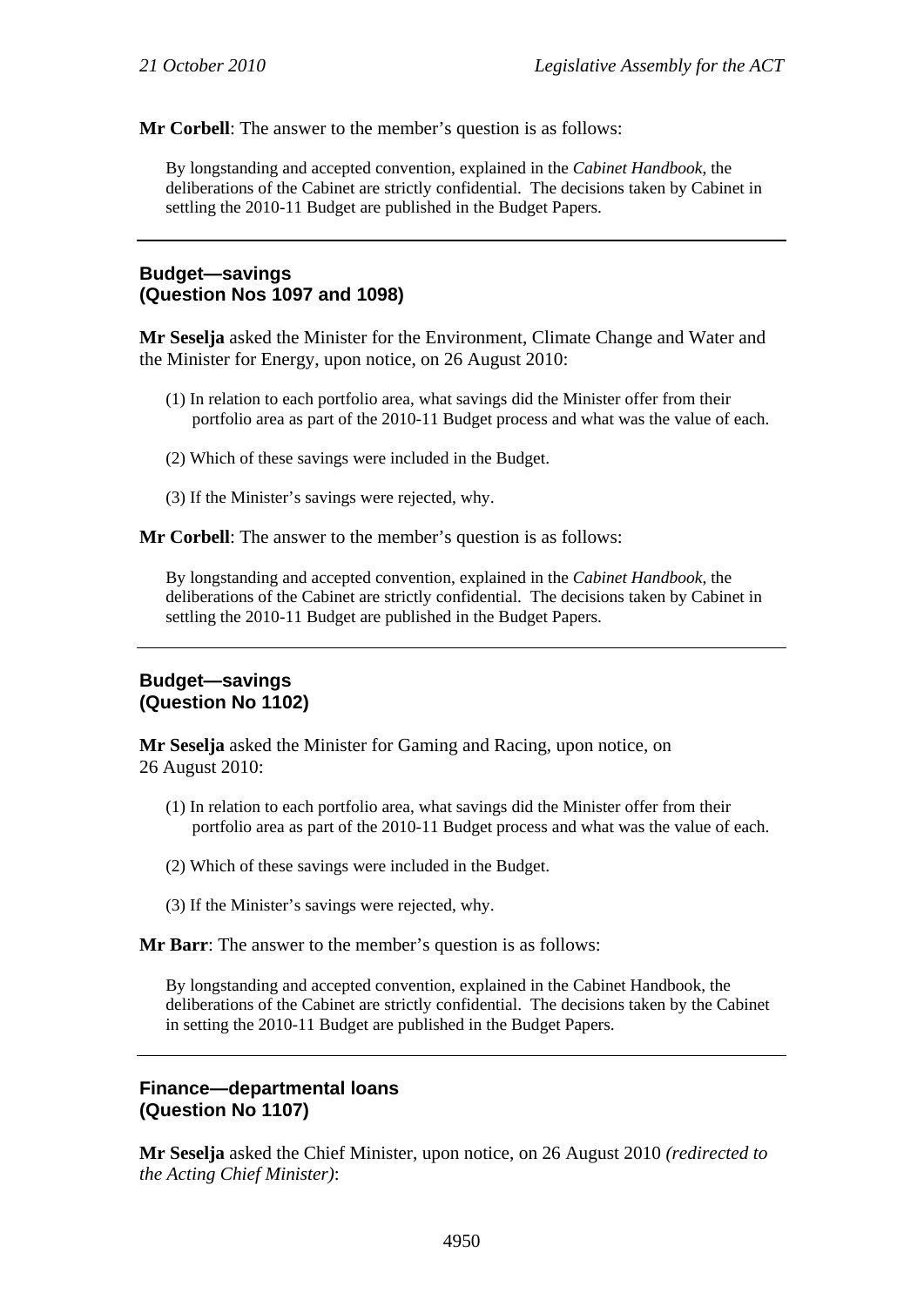**Mr Corbell**: The answer to the member's question is as follows:

> By longstanding and accepted convention, explained in the *Cabinet Handbook*, the deliberations of the Cabinet are strictly confidential. The decisions taken by Cabinet in settling the 2010-11 Budget are published in the Budget Papers.

---

### Budget—savings
### (Question Nos 1097 and 1098)

**Mr Seselja** asked the Minister for the Environment, Climate Change and Water and the Minister for Energy, upon notice, on 26 August 2010:

(1) In relation to each portfolio area, what savings did the Minister offer from their portfolio area as part of the 2010-11 Budget process and what was the value of each.

(2) Which of these savings were included in the Budget.

(3) If the Minister's savings were rejected, why.

**Mr Corbell**: The answer to the member's question is as follows:

> By longstanding and accepted convention, explained in the *Cabinet Handbook*, the deliberations of the Cabinet are strictly confidential. The decisions taken by Cabinet in settling the 2010-11 Budget are published in the Budget Papers.

---

### Budget—savings
### (Question No 1102)

**Mr Seselja** asked the Minister for Gaming and Racing, upon notice, on 26 August 2010:

(1) In relation to each portfolio area, what savings did the Minister offer from their portfolio area as part of the 2010-11 Budget process and what was the value of each.

(2) Which of these savings were included in the Budget.

(3) If the Minister's savings were rejected, why.

**Mr Barr**: The answer to the member's question is as follows:

> By longstanding and accepted convention, explained in the Cabinet Handbook, the deliberations of the Cabinet are strictly confidential. The decisions taken by the Cabinet in setting the 2010-11 Budget are published in the Budget Papers.

---

### Finance—departmental loans
### (Question No 1107)

**Mr Seselja** asked the Chief Minister, upon notice, on 26 August 2010 *(redirected to the Acting Chief Minister)*: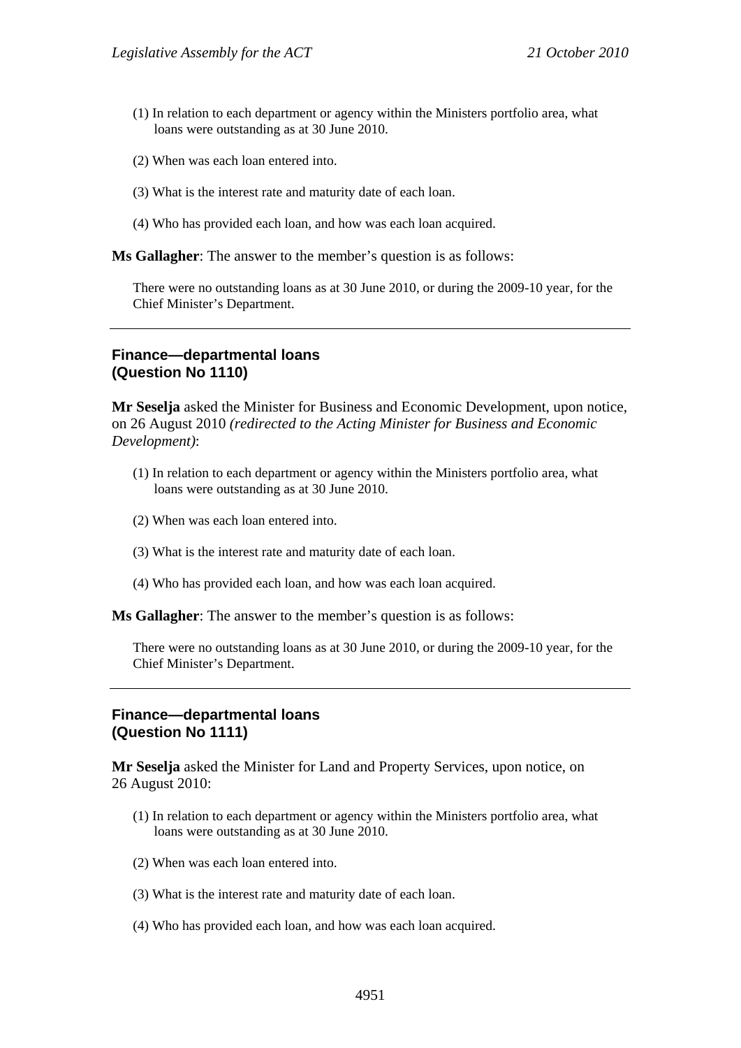(1) In relation to each department or agency within the Ministers portfolio area, what loans were outstanding as at 30 June 2010.

(2) When was each loan entered into.

(3) What is the interest rate and maturity date of each loan.

(4) Who has provided each loan, and how was each loan acquired.

**Ms Gallagher**: The answer to the member's question is as follows:

There were no outstanding loans as at 30 June 2010, or during the 2009-10 year, for the Chief Minister's Department.

---

### Finance—departmental loans (Question No 1110)

**Mr Seselja** asked the Minister for Business and Economic Development, upon notice, on 26 August 2010 *(redirected to the Acting Minister for Business and Economic Development)*:

(1) In relation to each department or agency within the Ministers portfolio area, what loans were outstanding as at 30 June 2010.

(2) When was each loan entered into.

(3) What is the interest rate and maturity date of each loan.

(4) Who has provided each loan, and how was each loan acquired.

**Ms Gallagher**: The answer to the member's question is as follows:

There were no outstanding loans as at 30 June 2010, or during the 2009-10 year, for the Chief Minister's Department.

---

### Finance—departmental loans (Question No 1111)

**Mr Seselja** asked the Minister for Land and Property Services, upon notice, on 26 August 2010:

(1) In relation to each department or agency within the Ministers portfolio area, what loans were outstanding as at 30 June 2010.

(2) When was each loan entered into.

(3) What is the interest rate and maturity date of each loan.

(4) Who has provided each loan, and how was each loan acquired.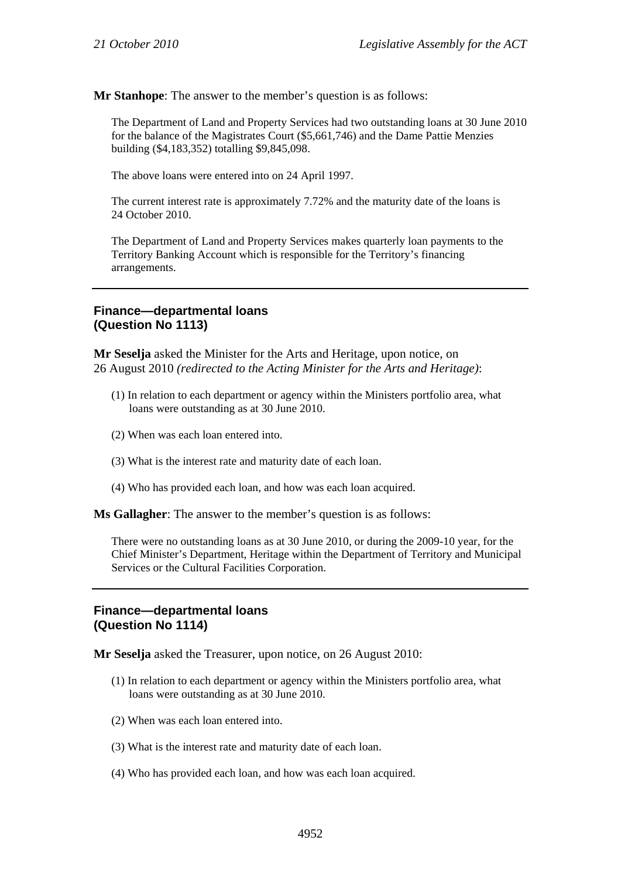**Mr Stanhope**: The answer to the member's question is as follows:

The Department of Land and Property Services had two outstanding loans at 30 June 2010 for the balance of the Magistrates Court ($5,661,746) and the Dame Pattie Menzies building ($4,183,352) totalling $9,845,098.

The above loans were entered into on 24 April 1997.

The current interest rate is approximately 7.72% and the maturity date of the loans is 24 October 2010.

The Department of Land and Property Services makes quarterly loan payments to the Territory Banking Account which is responsible for the Territory's financing arrangements.

---

## Finance—departmental loans (Question No 1113)

**Mr Seselja** asked the Minister for the Arts and Heritage, upon notice, on 26 August 2010 *(redirected to the Acting Minister for the Arts and Heritage)*:

(1) In relation to each department or agency within the Ministers portfolio area, what loans were outstanding as at 30 June 2010.

(2) When was each loan entered into.

(3) What is the interest rate and maturity date of each loan.

(4) Who has provided each loan, and how was each loan acquired.

**Ms Gallagher**: The answer to the member's question is as follows:

There were no outstanding loans as at 30 June 2010, or during the 2009-10 year, for the Chief Minister's Department, Heritage within the Department of Territory and Municipal Services or the Cultural Facilities Corporation.

---

## Finance—departmental loans (Question No 1114)

**Mr Seselja** asked the Treasurer, upon notice, on 26 August 2010:

(1) In relation to each department or agency within the Ministers portfolio area, what loans were outstanding as at 30 June 2010.

(2) When was each loan entered into.

(3) What is the interest rate and maturity date of each loan.

(4) Who has provided each loan, and how was each loan acquired.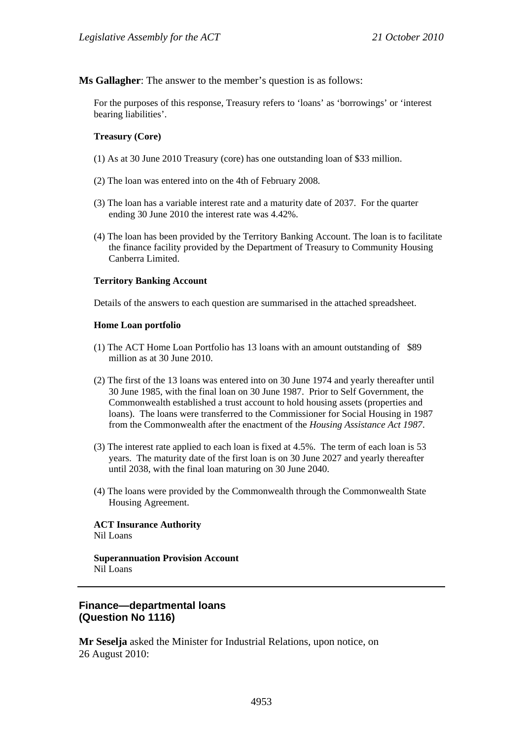**Ms Gallagher**: The answer to the member's question is as follows:

For the purposes of this response, Treasury refers to 'loans' as 'borrowings' or 'interest bearing liabilities'.

**Treasury (Core)**

(1) As at 30 June 2010 Treasury (core) has one outstanding loan of $33 million.

(2) The loan was entered into on the 4th of February 2008.

(3) The loan has a variable interest rate and a maturity date of 2037. For the quarter ending 30 June 2010 the interest rate was 4.42%.

(4) The loan has been provided by the Territory Banking Account. The loan is to facilitate the finance facility provided by the Department of Treasury to Community Housing Canberra Limited.

**Territory Banking Account**

Details of the answers to each question are summarised in the attached spreadsheet.

**Home Loan portfolio**

(1) The ACT Home Loan Portfolio has 13 loans with an amount outstanding of $89 million as at 30 June 2010.

(2) The first of the 13 loans was entered into on 30 June 1974 and yearly thereafter until 30 June 1985, with the final loan on 30 June 1987. Prior to Self Government, the Commonwealth established a trust account to hold housing assets (properties and loans). The loans were transferred to the Commissioner for Social Housing in 1987 from the Commonwealth after the enactment of the *Housing Assistance Act 1987*.

(3) The interest rate applied to each loan is fixed at 4.5%. The term of each loan is 53 years. The maturity date of the first loan is on 30 June 2027 and yearly thereafter until 2038, with the final loan maturing on 30 June 2040.

(4) The loans were provided by the Commonwealth through the Commonwealth State Housing Agreement.

**ACT Insurance Authority**
Nil Loans

**Superannuation Provision Account**
Nil Loans

---

## Finance—departmental loans
## (Question No 1116)

**Mr Seselja** asked the Minister for Industrial Relations, upon notice, on 26 August 2010: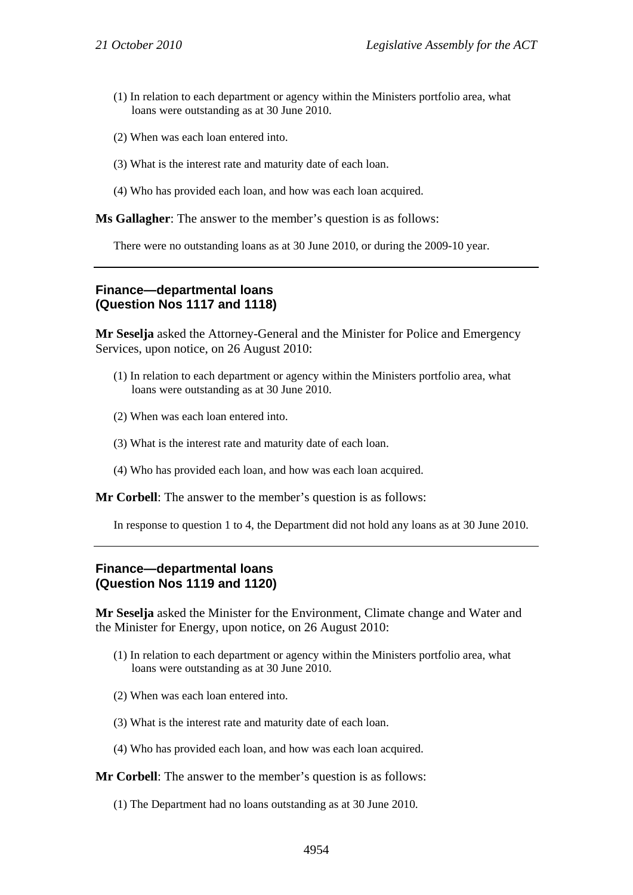(1) In relation to each department or agency within the Ministers portfolio area, what loans were outstanding as at 30 June 2010.

(2) When was each loan entered into.

(3) What is the interest rate and maturity date of each loan.

(4) Who has provided each loan, and how was each loan acquired.

**Ms Gallagher**: The answer to the member's question is as follows:

There were no outstanding loans as at 30 June 2010, or during the 2009-10 year.

---

### Finance—departmental loans (Question Nos 1117 and 1118)

**Mr Seselja** asked the Attorney-General and the Minister for Police and Emergency Services, upon notice, on 26 August 2010:

(1) In relation to each department or agency within the Ministers portfolio area, what loans were outstanding as at 30 June 2010.

(2) When was each loan entered into.

(3) What is the interest rate and maturity date of each loan.

(4) Who has provided each loan, and how was each loan acquired.

**Mr Corbell**: The answer to the member's question is as follows:

In response to question 1 to 4, the Department did not hold any loans as at 30 June 2010.

---

### Finance—departmental loans (Question Nos 1119 and 1120)

**Mr Seselja** asked the Minister for the Environment, Climate change and Water and the Minister for Energy, upon notice, on 26 August 2010:

(1) In relation to each department or agency within the Ministers portfolio area, what loans were outstanding as at 30 June 2010.

(2) When was each loan entered into.

(3) What is the interest rate and maturity date of each loan.

(4) Who has provided each loan, and how was each loan acquired.

**Mr Corbell**: The answer to the member's question is as follows:

(1) The Department had no loans outstanding as at 30 June 2010.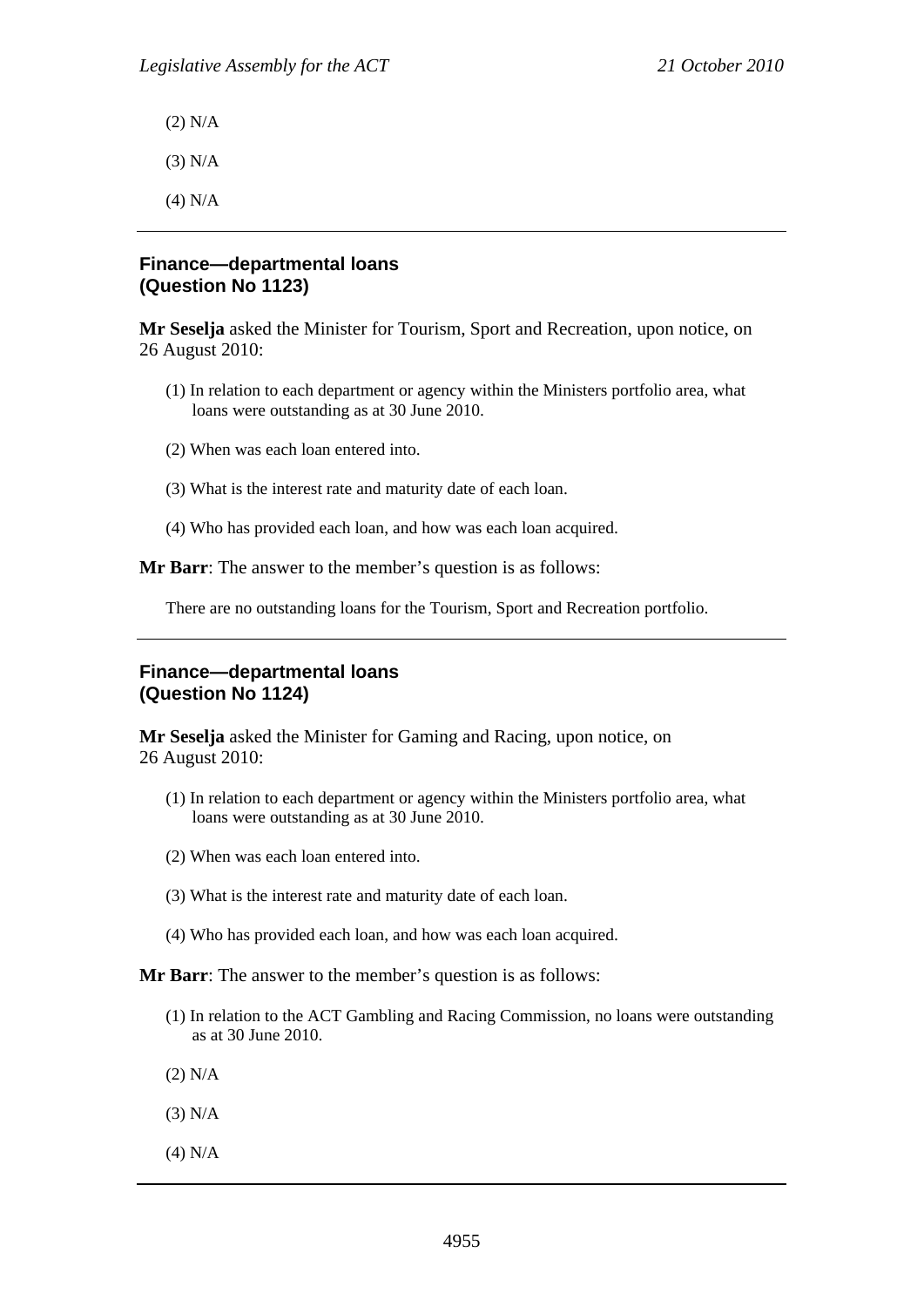(2) N/A

(3) N/A

(4) N/A

---

**Finance—departmental loans**
**(Question No 1123)**

**Mr Seselja** asked the Minister for Tourism, Sport and Recreation, upon notice, on 26 August 2010:

(1) In relation to each department or agency within the Ministers portfolio area, what loans were outstanding as at 30 June 2010.

(2) When was each loan entered into.

(3) What is the interest rate and maturity date of each loan.

(4) Who has provided each loan, and how was each loan acquired.

**Mr Barr**: The answer to the member's question is as follows:

There are no outstanding loans for the Tourism, Sport and Recreation portfolio.

---

**Finance—departmental loans**
**(Question No 1124)**

**Mr Seselja** asked the Minister for Gaming and Racing, upon notice, on 26 August 2010:

(1) In relation to each department or agency within the Ministers portfolio area, what loans were outstanding as at 30 June 2010.

(2) When was each loan entered into.

(3) What is the interest rate and maturity date of each loan.

(4) Who has provided each loan, and how was each loan acquired.

**Mr Barr**: The answer to the member's question is as follows:

(1) In relation to the ACT Gambling and Racing Commission, no loans were outstanding as at 30 June 2010.

(2) N/A

(3) N/A

(4) N/A

---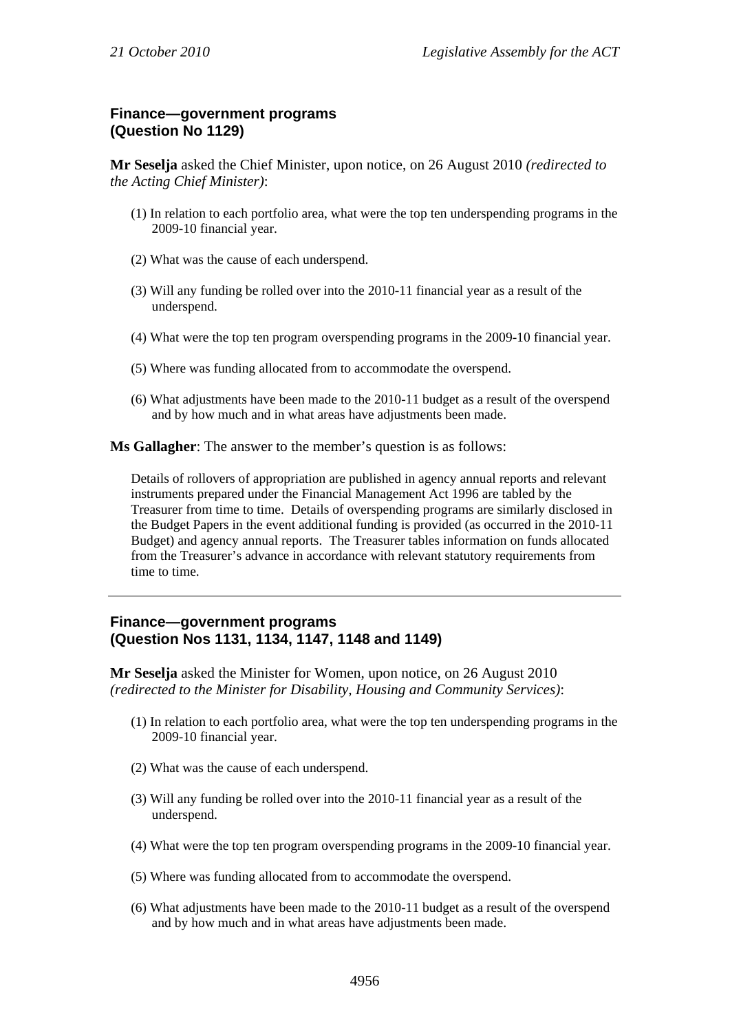### Finance—government programs
### (Question No 1129)

**Mr Seselja** asked the Chief Minister, upon notice, on 26 August 2010 *(redirected to the Acting Chief Minister)*:

(1) In relation to each portfolio area, what were the top ten underspending programs in the 2009-10 financial year.

(2) What was the cause of each underspend.

(3) Will any funding be rolled over into the 2010-11 financial year as a result of the underspend.

(4) What were the top ten program overspending programs in the 2009-10 financial year.

(5) Where was funding allocated from to accommodate the overspend.

(6) What adjustments have been made to the 2010-11 budget as a result of the overspend and by how much and in what areas have adjustments been made.

**Ms Gallagher**: The answer to the member's question is as follows:

Details of rollovers of appropriation are published in agency annual reports and relevant instruments prepared under the Financial Management Act 1996 are tabled by the Treasurer from time to time. Details of overspending programs are similarly disclosed in the Budget Papers in the event additional funding is provided (as occurred in the 2010-11 Budget) and agency annual reports. The Treasurer tables information on funds allocated from the Treasurer's advance in accordance with relevant statutory requirements from time to time.

---

### Finance—government programs
### (Question Nos 1131, 1134, 1147, 1148 and 1149)

**Mr Seselja** asked the Minister for Women, upon notice, on 26 August 2010 *(redirected to the Minister for Disability, Housing and Community Services)*:

(1) In relation to each portfolio area, what were the top ten underspending programs in the 2009-10 financial year.

(2) What was the cause of each underspend.

(3) Will any funding be rolled over into the 2010-11 financial year as a result of the underspend.

(4) What were the top ten program overspending programs in the 2009-10 financial year.

(5) Where was funding allocated from to accommodate the overspend.

(6) What adjustments have been made to the 2010-11 budget as a result of the overspend and by how much and in what areas have adjustments been made.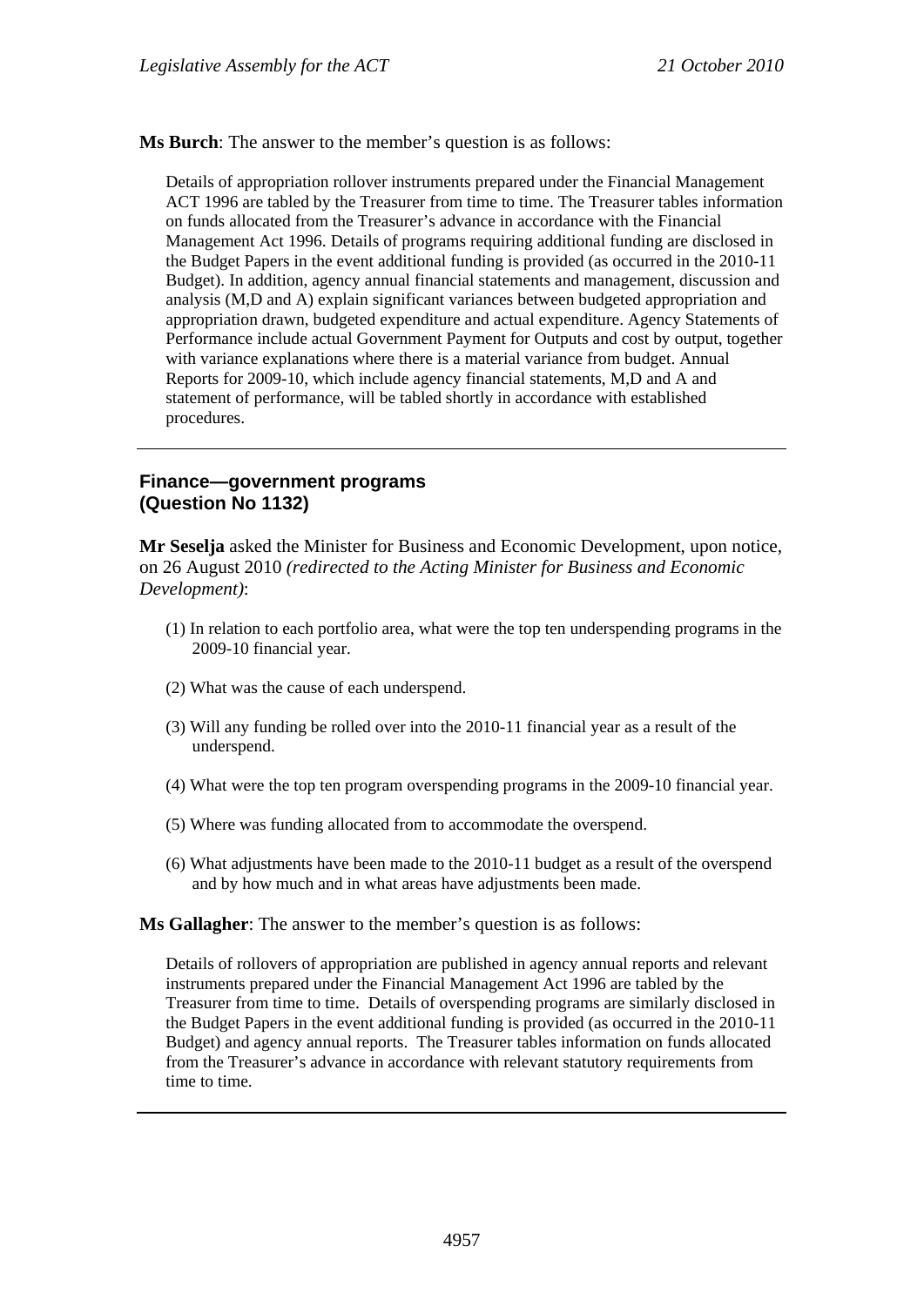**Ms Burch**: The answer to the member's question is as follows:

Details of appropriation rollover instruments prepared under the Financial Management ACT 1996 are tabled by the Treasurer from time to time. The Treasurer tables information on funds allocated from the Treasurer's advance in accordance with the Financial Management Act 1996. Details of programs requiring additional funding are disclosed in the Budget Papers in the event additional funding is provided (as occurred in the 2010-11 Budget). In addition, agency annual financial statements and management, discussion and analysis (M,D and A) explain significant variances between budgeted appropriation and appropriation drawn, budgeted expenditure and actual expenditure. Agency Statements of Performance include actual Government Payment for Outputs and cost by output, together with variance explanations where there is a material variance from budget. Annual Reports for 2009-10, which include agency financial statements, M,D and A and statement of performance, will be tabled shortly in accordance with established procedures.

---

## Finance—government programs (Question No 1132)

**Mr Seselja** asked the Minister for Business and Economic Development, upon notice, on 26 August 2010 *(redirected to the Acting Minister for Business and Economic Development)*:

(1) In relation to each portfolio area, what were the top ten underspending programs in the 2009-10 financial year.

(2) What was the cause of each underspend.

(3) Will any funding be rolled over into the 2010-11 financial year as a result of the underspend.

(4) What were the top ten program overspending programs in the 2009-10 financial year.

(5) Where was funding allocated from to accommodate the overspend.

(6) What adjustments have been made to the 2010-11 budget as a result of the overspend and by how much and in what areas have adjustments been made.

**Ms Gallagher**: The answer to the member's question is as follows:

Details of rollovers of appropriation are published in agency annual reports and relevant instruments prepared under the Financial Management Act 1996 are tabled by the Treasurer from time to time. Details of overspending programs are similarly disclosed in the Budget Papers in the event additional funding is provided (as occurred in the 2010-11 Budget) and agency annual reports. The Treasurer tables information on funds allocated from the Treasurer's advance in accordance with relevant statutory requirements from time to time.

---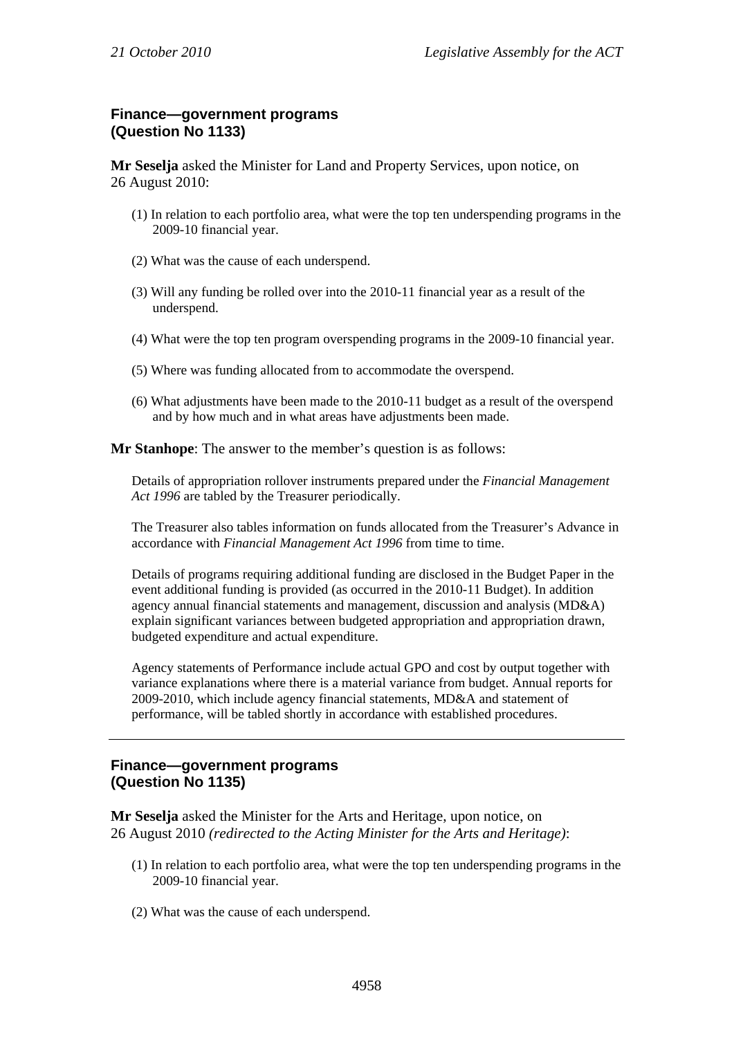## Finance—government programs (Question No 1133)

**Mr Seselja** asked the Minister for Land and Property Services, upon notice, on 26 August 2010:

(1) In relation to each portfolio area, what were the top ten underspending programs in the 2009-10 financial year.

(2) What was the cause of each underspend.

(3) Will any funding be rolled over into the 2010-11 financial year as a result of the underspend.

(4) What were the top ten program overspending programs in the 2009-10 financial year.

(5) Where was funding allocated from to accommodate the overspend.

(6) What adjustments have been made to the 2010-11 budget as a result of the overspend and by how much and in what areas have adjustments been made.

**Mr Stanhope**: The answer to the member's question is as follows:

Details of appropriation rollover instruments prepared under the *Financial Management Act 1996* are tabled by the Treasurer periodically.

The Treasurer also tables information on funds allocated from the Treasurer's Advance in accordance with *Financial Management Act 1996* from time to time.

Details of programs requiring additional funding are disclosed in the Budget Paper in the event additional funding is provided (as occurred in the 2010-11 Budget). In addition agency annual financial statements and management, discussion and analysis (MD&A) explain significant variances between budgeted appropriation and appropriation drawn, budgeted expenditure and actual expenditure.

Agency statements of Performance include actual GPO and cost by output together with variance explanations where there is a material variance from budget. Annual reports for 2009-2010, which include agency financial statements, MD&A and statement of performance, will be tabled shortly in accordance with established procedures.

---

## Finance—government programs (Question No 1135)

**Mr Seselja** asked the Minister for the Arts and Heritage, upon notice, on 26 August 2010 *(redirected to the Acting Minister for the Arts and Heritage)*:

(1) In relation to each portfolio area, what were the top ten underspending programs in the 2009-10 financial year.

(2) What was the cause of each underspend.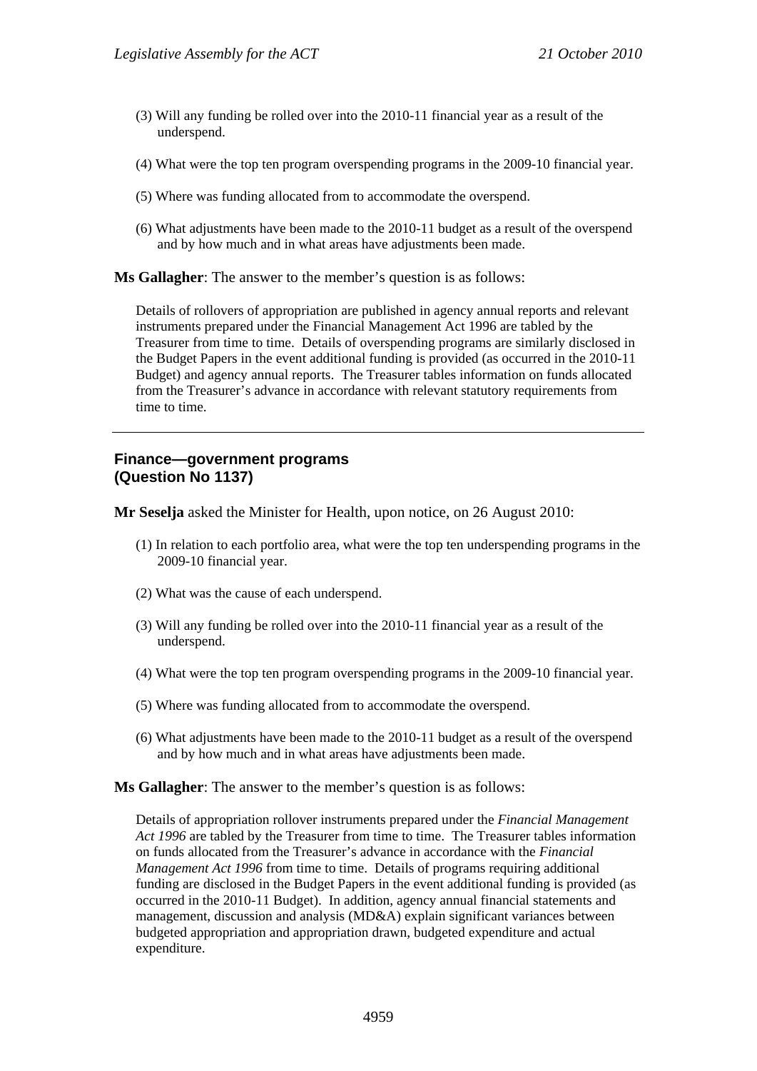(3) Will any funding be rolled over into the 2010-11 financial year as a result of the underspend.

(4) What were the top ten program overspending programs in the 2009-10 financial year.

(5) Where was funding allocated from to accommodate the overspend.

(6) What adjustments have been made to the 2010-11 budget as a result of the overspend and by how much and in what areas have adjustments been made.

**Ms Gallagher**: The answer to the member's question is as follows:

Details of rollovers of appropriation are published in agency annual reports and relevant instruments prepared under the Financial Management Act 1996 are tabled by the Treasurer from time to time. Details of overspending programs are similarly disclosed in the Budget Papers in the event additional funding is provided (as occurred in the 2010-11 Budget) and agency annual reports. The Treasurer tables information on funds allocated from the Treasurer's advance in accordance with relevant statutory requirements from time to time.

---

### Finance—government programs (Question No 1137)

**Mr Seselja** asked the Minister for Health, upon notice, on 26 August 2010:

(1) In relation to each portfolio area, what were the top ten underspending programs in the 2009-10 financial year.

(2) What was the cause of each underspend.

(3) Will any funding be rolled over into the 2010-11 financial year as a result of the underspend.

(4) What were the top ten program overspending programs in the 2009-10 financial year.

(5) Where was funding allocated from to accommodate the overspend.

(6) What adjustments have been made to the 2010-11 budget as a result of the overspend and by how much and in what areas have adjustments been made.

**Ms Gallagher**: The answer to the member's question is as follows:

Details of appropriation rollover instruments prepared under the *Financial Management Act 1996* are tabled by the Treasurer from time to time. The Treasurer tables information on funds allocated from the Treasurer's advance in accordance with the *Financial Management Act 1996* from time to time. Details of programs requiring additional funding are disclosed in the Budget Papers in the event additional funding is provided (as occurred in the 2010-11 Budget). In addition, agency annual financial statements and management, discussion and analysis (MD&A) explain significant variances between budgeted appropriation and appropriation drawn, budgeted expenditure and actual expenditure.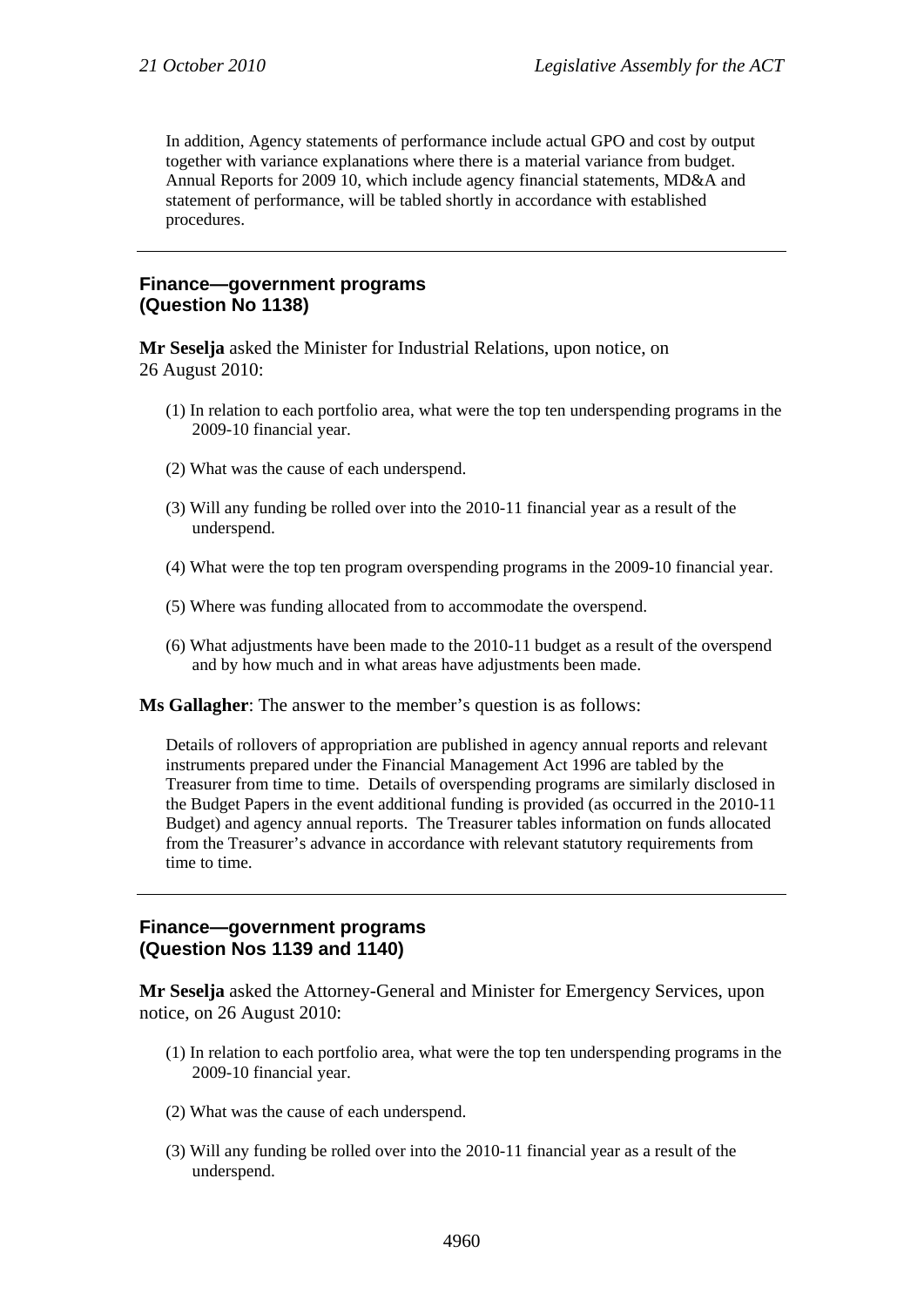In addition, Agency statements of performance include actual GPO and cost by output together with variance explanations where there is a material variance from budget. Annual Reports for 2009 10, which include agency financial statements, MD&A and statement of performance, will be tabled shortly in accordance with established procedures.

---

### Finance—government programs (Question No 1138)

**Mr Seselja** asked the Minister for Industrial Relations, upon notice, on 26 August 2010:

(1) In relation to each portfolio area, what were the top ten underspending programs in the 2009-10 financial year.

(2) What was the cause of each underspend.

(3) Will any funding be rolled over into the 2010-11 financial year as a result of the underspend.

(4) What were the top ten program overspending programs in the 2009-10 financial year.

(5) Where was funding allocated from to accommodate the overspend.

(6) What adjustments have been made to the 2010-11 budget as a result of the overspend and by how much and in what areas have adjustments been made.

**Ms Gallagher**: The answer to the member's question is as follows:

Details of rollovers of appropriation are published in agency annual reports and relevant instruments prepared under the Financial Management Act 1996 are tabled by the Treasurer from time to time. Details of overspending programs are similarly disclosed in the Budget Papers in the event additional funding is provided (as occurred in the 2010-11 Budget) and agency annual reports. The Treasurer tables information on funds allocated from the Treasurer's advance in accordance with relevant statutory requirements from time to time.

---

### Finance—government programs (Question Nos 1139 and 1140)

**Mr Seselja** asked the Attorney-General and Minister for Emergency Services, upon notice, on 26 August 2010:

(1) In relation to each portfolio area, what were the top ten underspending programs in the 2009-10 financial year.

(2) What was the cause of each underspend.

(3) Will any funding be rolled over into the 2010-11 financial year as a result of the underspend.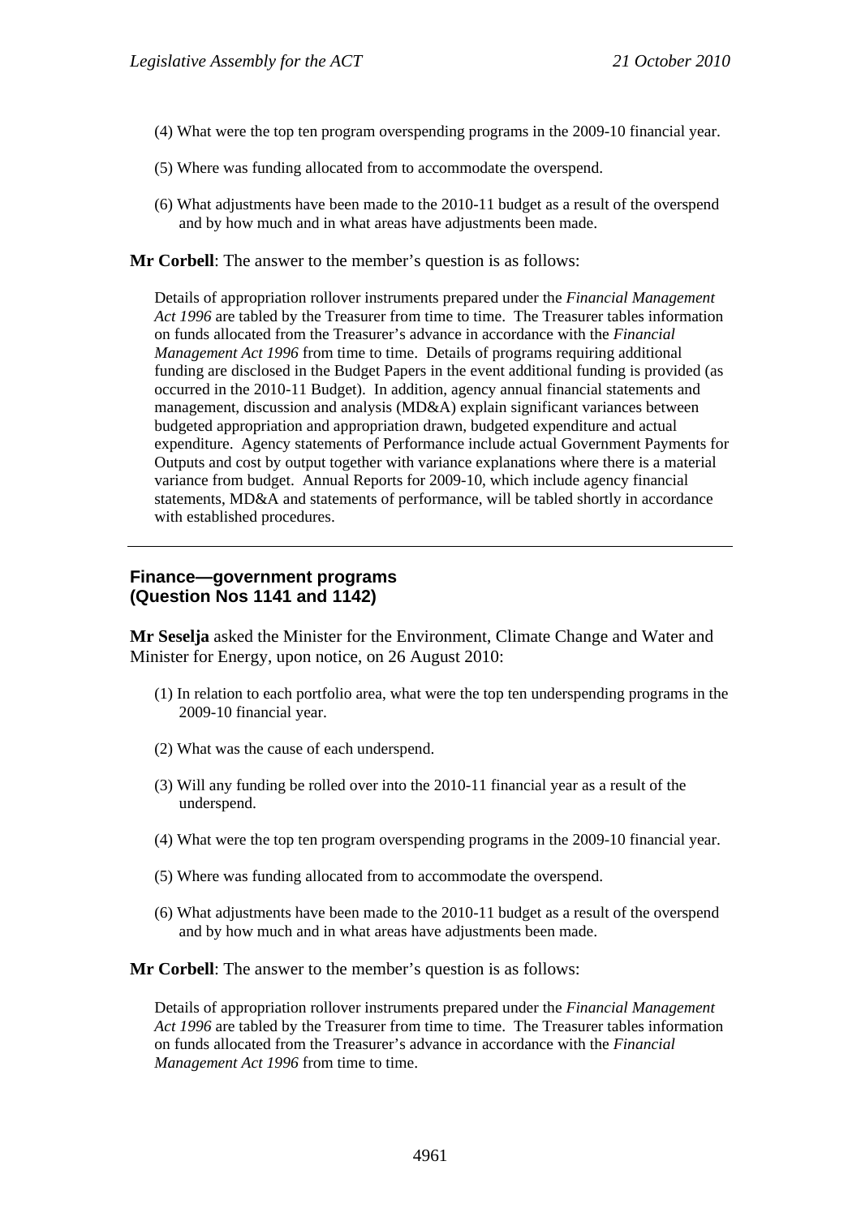(4) What were the top ten program overspending programs in the 2009-10 financial year.

(5) Where was funding allocated from to accommodate the overspend.

(6) What adjustments have been made to the 2010-11 budget as a result of the overspend and by how much and in what areas have adjustments been made.

**Mr Corbell**: The answer to the member's question is as follows:

Details of appropriation rollover instruments prepared under the *Financial Management Act 1996* are tabled by the Treasurer from time to time. The Treasurer tables information on funds allocated from the Treasurer's advance in accordance with the *Financial Management Act 1996* from time to time. Details of programs requiring additional funding are disclosed in the Budget Papers in the event additional funding is provided (as occurred in the 2010-11 Budget). In addition, agency annual financial statements and management, discussion and analysis (MD&A) explain significant variances between budgeted appropriation and appropriation drawn, budgeted expenditure and actual expenditure. Agency statements of Performance include actual Government Payments for Outputs and cost by output together with variance explanations where there is a material variance from budget. Annual Reports for 2009-10, which include agency financial statements, MD&A and statements of performance, will be tabled shortly in accordance with established procedures.

---

### Finance—government programs (Question Nos 1141 and 1142)

**Mr Seselja** asked the Minister for the Environment, Climate Change and Water and Minister for Energy, upon notice, on 26 August 2010:

(1) In relation to each portfolio area, what were the top ten underspending programs in the 2009-10 financial year.

(2) What was the cause of each underspend.

(3) Will any funding be rolled over into the 2010-11 financial year as a result of the underspend.

(4) What were the top ten program overspending programs in the 2009-10 financial year.

(5) Where was funding allocated from to accommodate the overspend.

(6) What adjustments have been made to the 2010-11 budget as a result of the overspend and by how much and in what areas have adjustments been made.

**Mr Corbell**: The answer to the member's question is as follows:

Details of appropriation rollover instruments prepared under the *Financial Management Act 1996* are tabled by the Treasurer from time to time. The Treasurer tables information on funds allocated from the Treasurer's advance in accordance with the *Financial Management Act 1996* from time to time.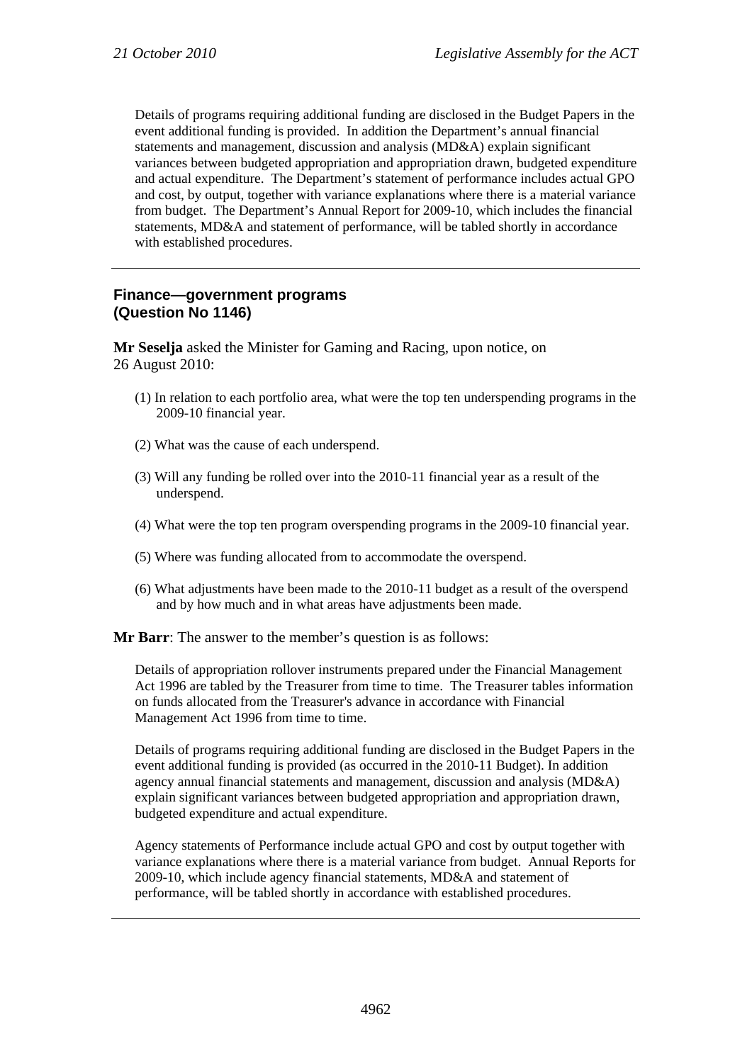Details of programs requiring additional funding are disclosed in the Budget Papers in the event additional funding is provided. In addition the Department's annual financial statements and management, discussion and analysis (MD&A) explain significant variances between budgeted appropriation and appropriation drawn, budgeted expenditure and actual expenditure. The Department's statement of performance includes actual GPO and cost, by output, together with variance explanations where there is a material variance from budget. The Department's Annual Report for 2009-10, which includes the financial statements, MD&A and statement of performance, will be tabled shortly in accordance with established procedures.

---

## Finance—government programs (Question No 1146)

**Mr Seselja** asked the Minister for Gaming and Racing, upon notice, on 26 August 2010:

(1) In relation to each portfolio area, what were the top ten underspending programs in the 2009-10 financial year.

(2) What was the cause of each underspend.

(3) Will any funding be rolled over into the 2010-11 financial year as a result of the underspend.

(4) What were the top ten program overspending programs in the 2009-10 financial year.

(5) Where was funding allocated from to accommodate the overspend.

(6) What adjustments have been made to the 2010-11 budget as a result of the overspend and by how much and in what areas have adjustments been made.

**Mr Barr**: The answer to the member's question is as follows:

Details of appropriation rollover instruments prepared under the Financial Management Act 1996 are tabled by the Treasurer from time to time. The Treasurer tables information on funds allocated from the Treasurer's advance in accordance with Financial Management Act 1996 from time to time.

Details of programs requiring additional funding are disclosed in the Budget Papers in the event additional funding is provided (as occurred in the 2010-11 Budget). In addition agency annual financial statements and management, discussion and analysis (MD&A) explain significant variances between budgeted appropriation and appropriation drawn, budgeted expenditure and actual expenditure.

Agency statements of Performance include actual GPO and cost by output together with variance explanations where there is a material variance from budget. Annual Reports for 2009-10, which include agency financial statements, MD&A and statement of performance, will be tabled shortly in accordance with established procedures.

---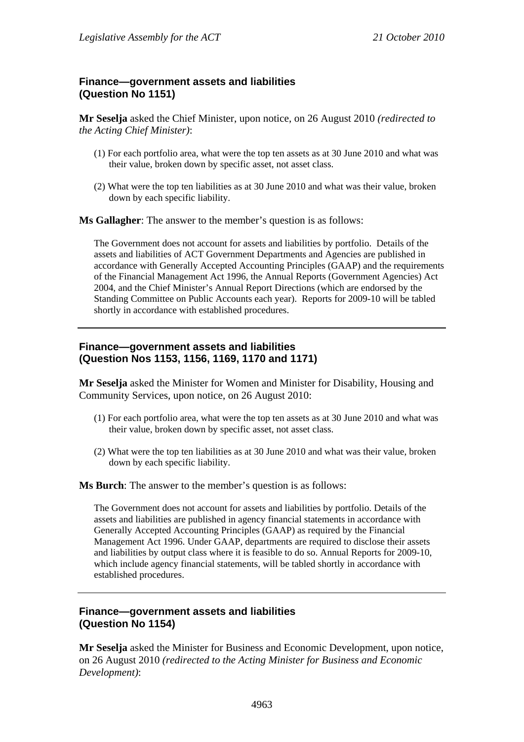### Finance—government assets and liabilities (Question No 1151)

**Mr Seselja** asked the Chief Minister, upon notice, on 26 August 2010 *(redirected to the Acting Chief Minister)*:

(1) For each portfolio area, what were the top ten assets as at 30 June 2010 and what was their value, broken down by specific asset, not asset class.

(2) What were the top ten liabilities as at 30 June 2010 and what was their value, broken down by each specific liability.

**Ms Gallagher**: The answer to the member's question is as follows:

The Government does not account for assets and liabilities by portfolio. Details of the assets and liabilities of ACT Government Departments and Agencies are published in accordance with Generally Accepted Accounting Principles (GAAP) and the requirements of the Financial Management Act 1996, the Annual Reports (Government Agencies) Act 2004, and the Chief Minister's Annual Report Directions (which are endorsed by the Standing Committee on Public Accounts each year). Reports for 2009-10 will be tabled shortly in accordance with established procedures.

---

### Finance—government assets and liabilities (Question Nos 1153, 1156, 1169, 1170 and 1171)

**Mr Seselja** asked the Minister for Women and Minister for Disability, Housing and Community Services, upon notice, on 26 August 2010:

(1) For each portfolio area, what were the top ten assets as at 30 June 2010 and what was their value, broken down by specific asset, not asset class.

(2) What were the top ten liabilities as at 30 June 2010 and what was their value, broken down by each specific liability.

**Ms Burch**: The answer to the member's question is as follows:

The Government does not account for assets and liabilities by portfolio. Details of the assets and liabilities are published in agency financial statements in accordance with Generally Accepted Accounting Principles (GAAP) as required by the Financial Management Act 1996. Under GAAP, departments are required to disclose their assets and liabilities by output class where it is feasible to do so. Annual Reports for 2009-10, which include agency financial statements, will be tabled shortly in accordance with established procedures.

---

### Finance—government assets and liabilities (Question No 1154)

**Mr Seselja** asked the Minister for Business and Economic Development, upon notice, on 26 August 2010 *(redirected to the Acting Minister for Business and Economic Development)*: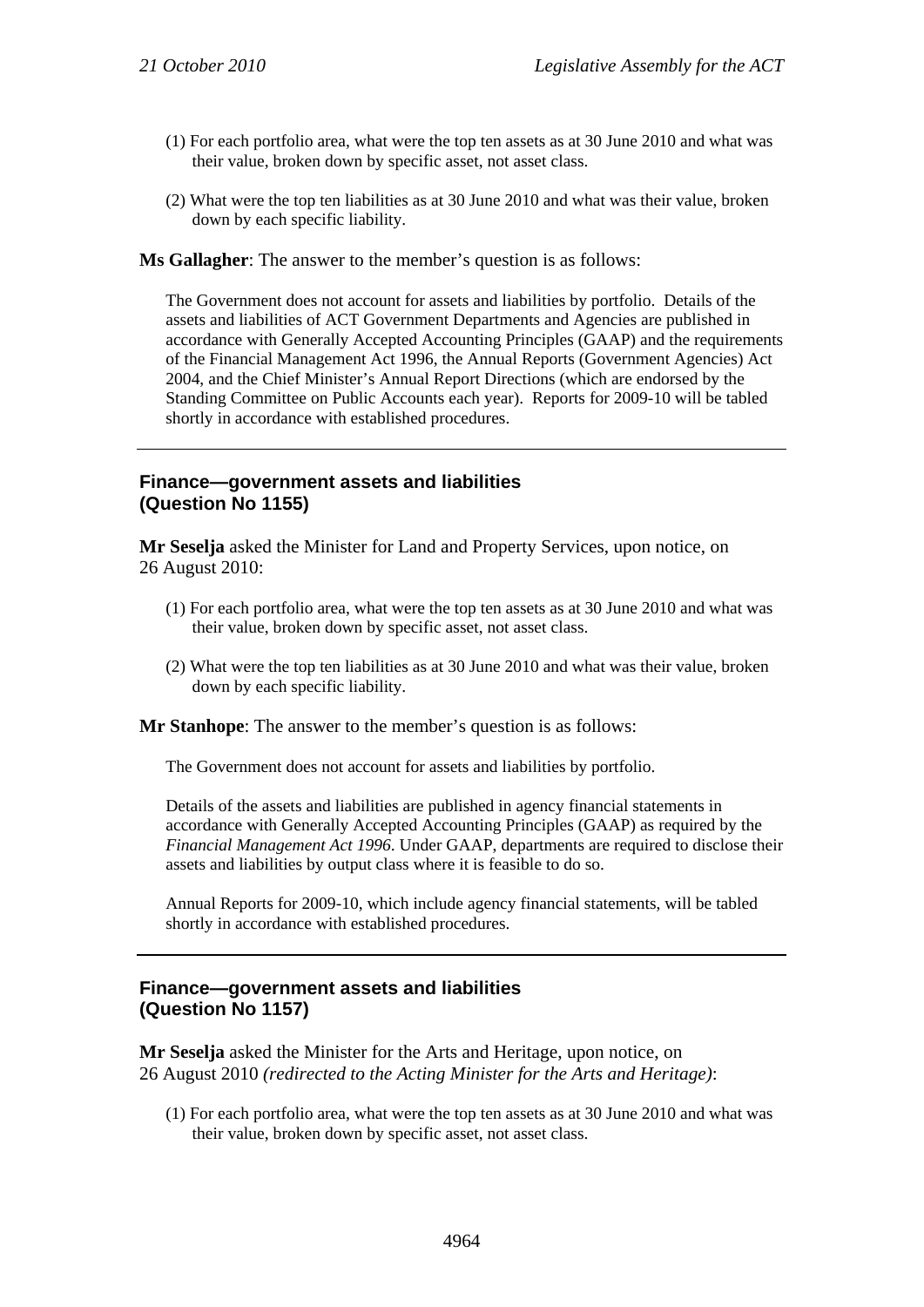(1) For each portfolio area, what were the top ten assets as at 30 June 2010 and what was their value, broken down by specific asset, not asset class.

(2) What were the top ten liabilities as at 30 June 2010 and what was their value, broken down by each specific liability.

**Ms Gallagher**: The answer to the member's question is as follows:

The Government does not account for assets and liabilities by portfolio. Details of the assets and liabilities of ACT Government Departments and Agencies are published in accordance with Generally Accepted Accounting Principles (GAAP) and the requirements of the Financial Management Act 1996, the Annual Reports (Government Agencies) Act 2004, and the Chief Minister's Annual Report Directions (which are endorsed by the Standing Committee on Public Accounts each year). Reports for 2009-10 will be tabled shortly in accordance with established procedures.

---

## Finance—government assets and liabilities (Question No 1155)

**Mr Seselja** asked the Minister for Land and Property Services, upon notice, on 26 August 2010:

(1) For each portfolio area, what were the top ten assets as at 30 June 2010 and what was their value, broken down by specific asset, not asset class.

(2) What were the top ten liabilities as at 30 June 2010 and what was their value, broken down by each specific liability.

**Mr Stanhope**: The answer to the member's question is as follows:

The Government does not account for assets and liabilities by portfolio.

Details of the assets and liabilities are published in agency financial statements in accordance with Generally Accepted Accounting Principles (GAAP) as required by the *Financial Management Act 1996*. Under GAAP, departments are required to disclose their assets and liabilities by output class where it is feasible to do so.

Annual Reports for 2009-10, which include agency financial statements, will be tabled shortly in accordance with established procedures.

---

## Finance—government assets and liabilities (Question No 1157)

**Mr Seselja** asked the Minister for the Arts and Heritage, upon notice, on 26 August 2010 *(redirected to the Acting Minister for the Arts and Heritage)*:

(1) For each portfolio area, what were the top ten assets as at 30 June 2010 and what was their value, broken down by specific asset, not asset class.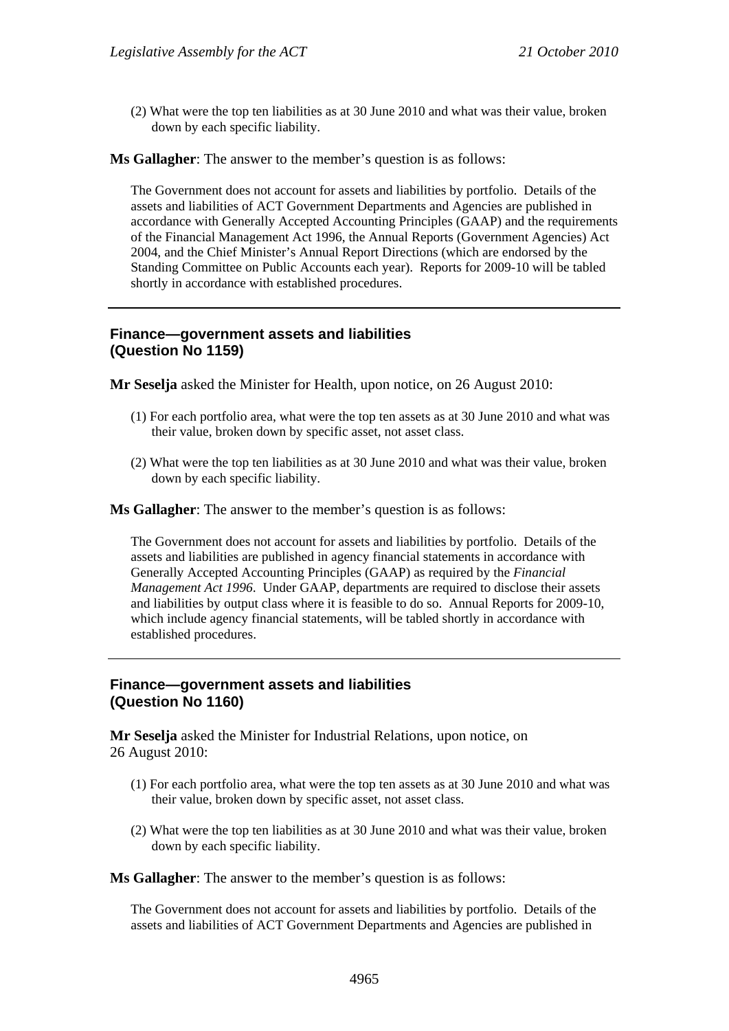(2) What were the top ten liabilities as at 30 June 2010 and what was their value, broken down by each specific liability.

**Ms Gallagher**: The answer to the member's question is as follows:

The Government does not account for assets and liabilities by portfolio. Details of the assets and liabilities of ACT Government Departments and Agencies are published in accordance with Generally Accepted Accounting Principles (GAAP) and the requirements of the Financial Management Act 1996, the Annual Reports (Government Agencies) Act 2004, and the Chief Minister's Annual Report Directions (which are endorsed by the Standing Committee on Public Accounts each year). Reports for 2009-10 will be tabled shortly in accordance with established procedures.

---

## Finance—government assets and liabilities (Question No 1159)

**Mr Seselja** asked the Minister for Health, upon notice, on 26 August 2010:

(1) For each portfolio area, what were the top ten assets as at 30 June 2010 and what was their value, broken down by specific asset, not asset class.

(2) What were the top ten liabilities as at 30 June 2010 and what was their value, broken down by each specific liability.

**Ms Gallagher**: The answer to the member's question is as follows:

The Government does not account for assets and liabilities by portfolio. Details of the assets and liabilities are published in agency financial statements in accordance with Generally Accepted Accounting Principles (GAAP) as required by the *Financial Management Act 1996*. Under GAAP, departments are required to disclose their assets and liabilities by output class where it is feasible to do so. Annual Reports for 2009-10, which include agency financial statements, will be tabled shortly in accordance with established procedures.

---

## Finance—government assets and liabilities (Question No 1160)

**Mr Seselja** asked the Minister for Industrial Relations, upon notice, on 26 August 2010:

(1) For each portfolio area, what were the top ten assets as at 30 June 2010 and what was their value, broken down by specific asset, not asset class.

(2) What were the top ten liabilities as at 30 June 2010 and what was their value, broken down by each specific liability.

**Ms Gallagher**: The answer to the member's question is as follows:

The Government does not account for assets and liabilities by portfolio. Details of the assets and liabilities of ACT Government Departments and Agencies are published in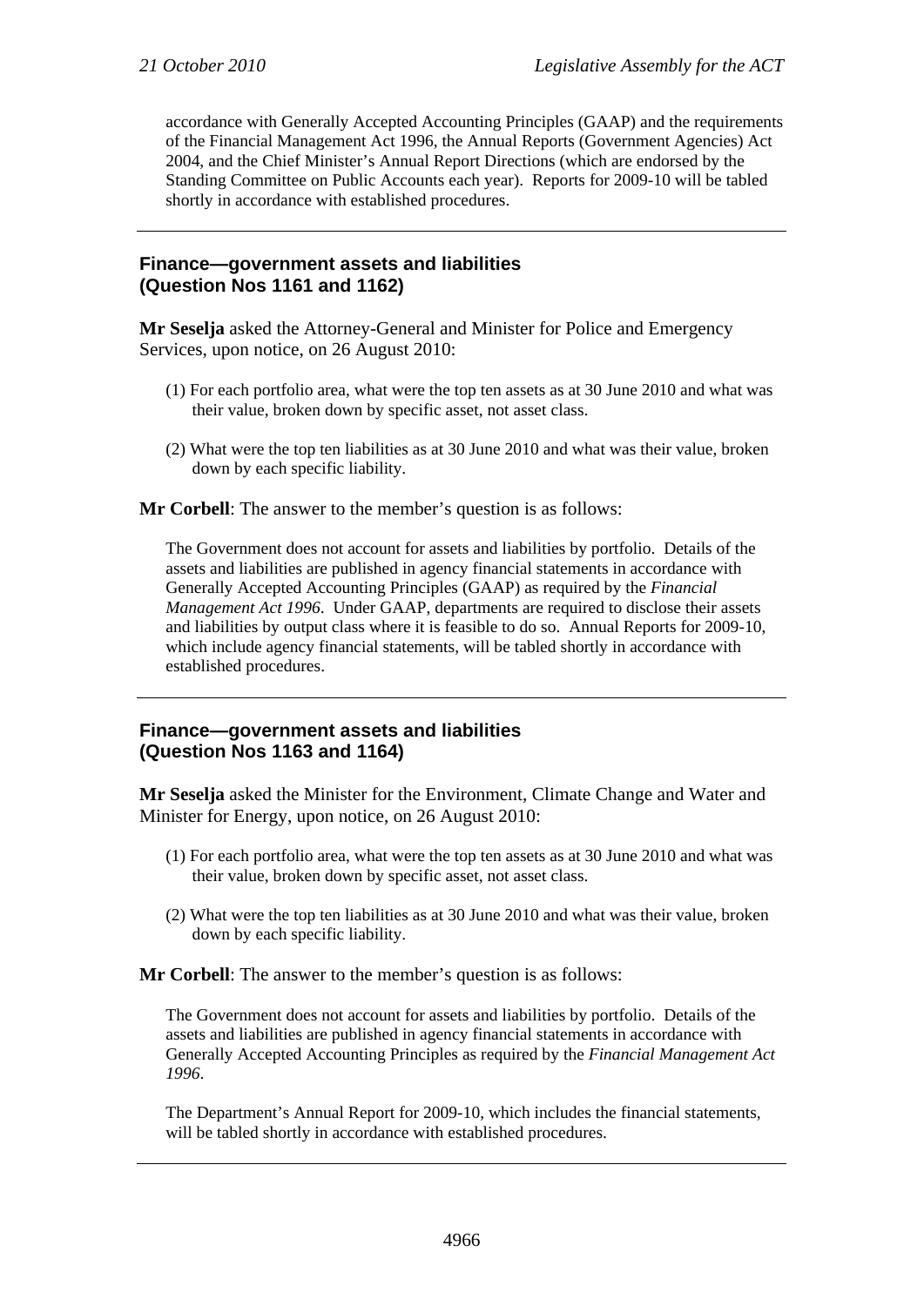accordance with Generally Accepted Accounting Principles (GAAP) and the requirements of the Financial Management Act 1996, the Annual Reports (Government Agencies) Act 2004, and the Chief Minister's Annual Report Directions (which are endorsed by the Standing Committee on Public Accounts each year). Reports for 2009-10 will be tabled shortly in accordance with established procedures.

---

### Finance—government assets and liabilities (Question Nos 1161 and 1162)

**Mr Seselja** asked the Attorney-General and Minister for Police and Emergency Services, upon notice, on 26 August 2010:

(1) For each portfolio area, what were the top ten assets as at 30 June 2010 and what was their value, broken down by specific asset, not asset class.

(2) What were the top ten liabilities as at 30 June 2010 and what was their value, broken down by each specific liability.

**Mr Corbell**: The answer to the member's question is as follows:

The Government does not account for assets and liabilities by portfolio. Details of the assets and liabilities are published in agency financial statements in accordance with Generally Accepted Accounting Principles (GAAP) as required by the *Financial Management Act 1996*. Under GAAP, departments are required to disclose their assets and liabilities by output class where it is feasible to do so. Annual Reports for 2009-10, which include agency financial statements, will be tabled shortly in accordance with established procedures.

---

### Finance—government assets and liabilities (Question Nos 1163 and 1164)

**Mr Seselja** asked the Minister for the Environment, Climate Change and Water and Minister for Energy, upon notice, on 26 August 2010:

(1) For each portfolio area, what were the top ten assets as at 30 June 2010 and what was their value, broken down by specific asset, not asset class.

(2) What were the top ten liabilities as at 30 June 2010 and what was their value, broken down by each specific liability.

**Mr Corbell**: The answer to the member's question is as follows:

The Government does not account for assets and liabilities by portfolio. Details of the assets and liabilities are published in agency financial statements in accordance with Generally Accepted Accounting Principles as required by the *Financial Management Act 1996*.

The Department's Annual Report for 2009-10, which includes the financial statements, will be tabled shortly in accordance with established procedures.

---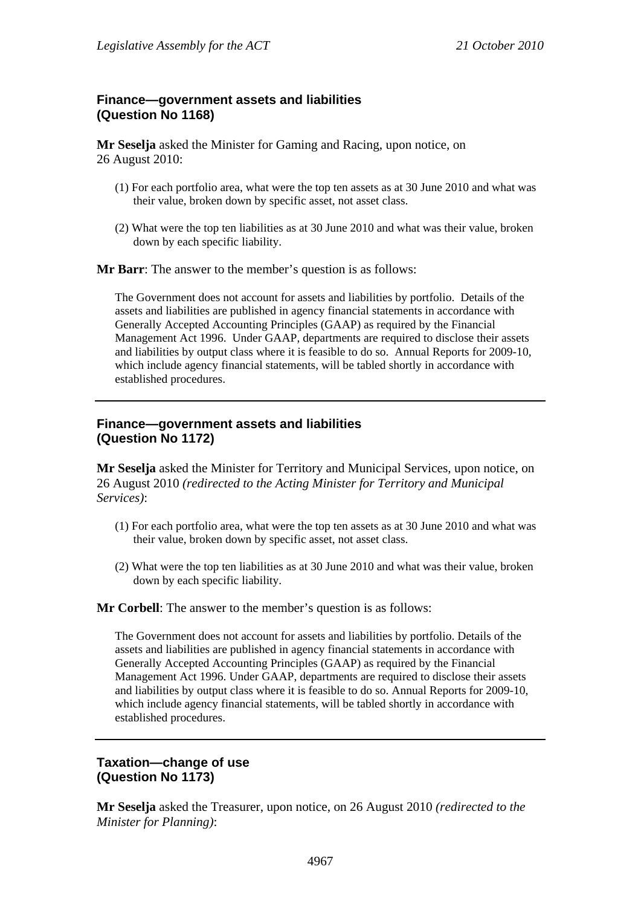### Finance—government assets and liabilities
### (Question No 1168)

**Mr Seselja** asked the Minister for Gaming and Racing, upon notice, on 26 August 2010:

(1) For each portfolio area, what were the top ten assets as at 30 June 2010 and what was their value, broken down by specific asset, not asset class.

(2) What were the top ten liabilities as at 30 June 2010 and what was their value, broken down by each specific liability.

**Mr Barr**: The answer to the member's question is as follows:

The Government does not account for assets and liabilities by portfolio. Details of the assets and liabilities are published in agency financial statements in accordance with Generally Accepted Accounting Principles (GAAP) as required by the Financial Management Act 1996. Under GAAP, departments are required to disclose their assets and liabilities by output class where it is feasible to do so. Annual Reports for 2009-10, which include agency financial statements, will be tabled shortly in accordance with established procedures.

---

### Finance—government assets and liabilities
### (Question No 1172)

**Mr Seselja** asked the Minister for Territory and Municipal Services, upon notice, on 26 August 2010 *(redirected to the Acting Minister for Territory and Municipal Services)*:

(1) For each portfolio area, what were the top ten assets as at 30 June 2010 and what was their value, broken down by specific asset, not asset class.

(2) What were the top ten liabilities as at 30 June 2010 and what was their value, broken down by each specific liability.

**Mr Corbell**: The answer to the member's question is as follows:

The Government does not account for assets and liabilities by portfolio. Details of the assets and liabilities are published in agency financial statements in accordance with Generally Accepted Accounting Principles (GAAP) as required by the Financial Management Act 1996. Under GAAP, departments are required to disclose their assets and liabilities by output class where it is feasible to do so. Annual Reports for 2009-10, which include agency financial statements, will be tabled shortly in accordance with established procedures.

---

### Taxation—change of use
### (Question No 1173)

**Mr Seselja** asked the Treasurer, upon notice, on 26 August 2010 *(redirected to the Minister for Planning)*: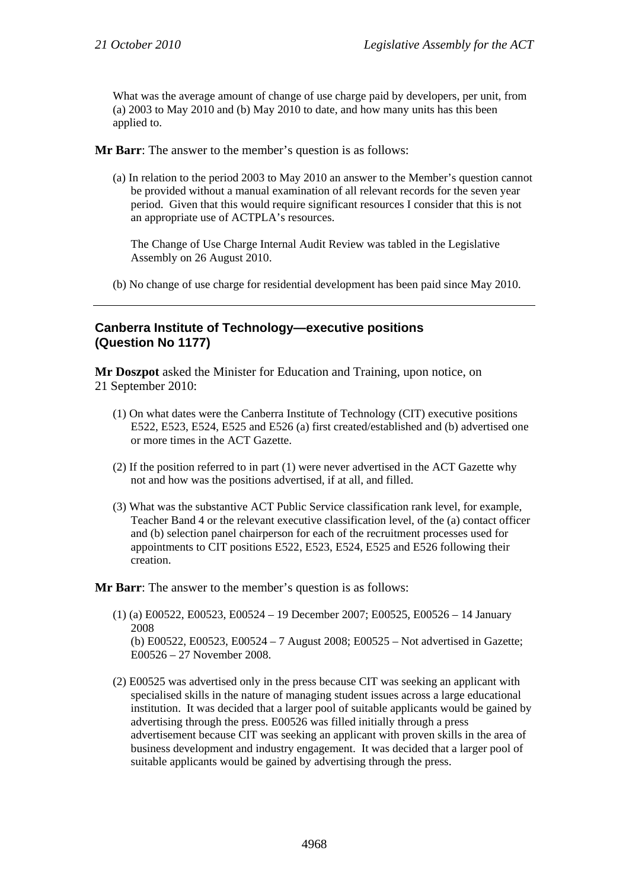What was the average amount of change of use charge paid by developers, per unit, from (a) 2003 to May 2010 and (b) May 2010 to date, and how many units has this been applied to.

**Mr Barr**: The answer to the member's question is as follows:

(a) In relation to the period 2003 to May 2010 an answer to the Member's question cannot be provided without a manual examination of all relevant records for the seven year period. Given that this would require significant resources I consider that this is not an appropriate use of ACTPLA's resources.

The Change of Use Charge Internal Audit Review was tabled in the Legislative Assembly on 26 August 2010.

(b) No change of use charge for residential development has been paid since May 2010.

---

## Canberra Institute of Technology—executive positions (Question No 1177)

**Mr Doszpot** asked the Minister for Education and Training, upon notice, on 21 September 2010:

(1) On what dates were the Canberra Institute of Technology (CIT) executive positions E522, E523, E524, E525 and E526 (a) first created/established and (b) advertised one or more times in the ACT Gazette.

(2) If the position referred to in part (1) were never advertised in the ACT Gazette why not and how was the positions advertised, if at all, and filled.

(3) What was the substantive ACT Public Service classification rank level, for example, Teacher Band 4 or the relevant executive classification level, of the (a) contact officer and (b) selection panel chairperson for each of the recruitment processes used for appointments to CIT positions E522, E523, E524, E525 and E526 following their creation.

**Mr Barr**: The answer to the member's question is as follows:

(1) (a) E00522, E00523, E00524 – 19 December 2007; E00525, E00526 – 14 January 2008
(b) E00522, E00523, E00524 – 7 August 2008; E00525 – Not advertised in Gazette; E00526 – 27 November 2008.

(2) E00525 was advertised only in the press because CIT was seeking an applicant with specialised skills in the nature of managing student issues across a large educational institution. It was decided that a larger pool of suitable applicants would be gained by advertising through the press. E00526 was filled initially through a press advertisement because CIT was seeking an applicant with proven skills in the area of business development and industry engagement. It was decided that a larger pool of suitable applicants would be gained by advertising through the press.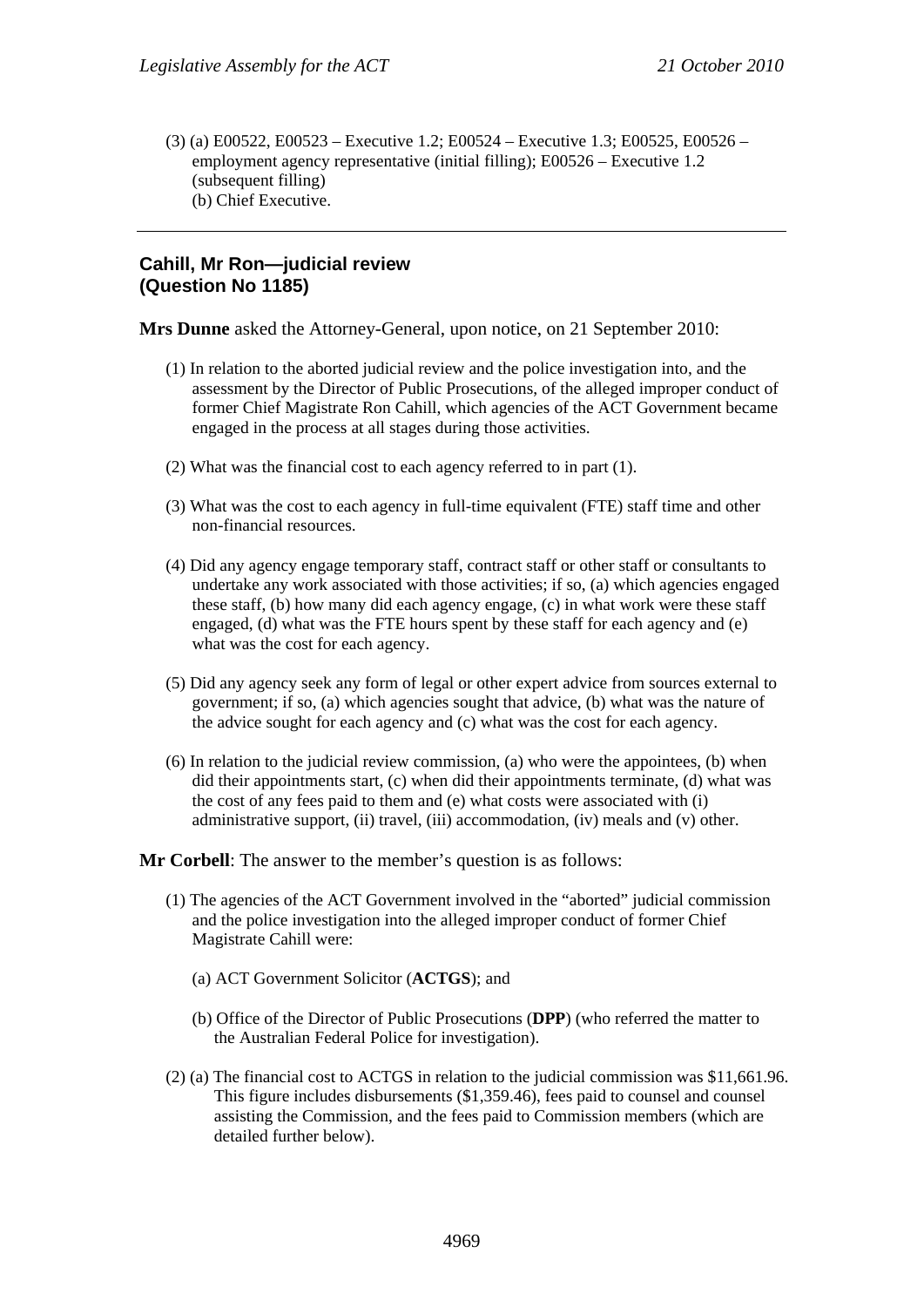(3) (a) E00522, E00523 – Executive 1.2; E00524 – Executive 1.3; E00525, E00526 – employment agency representative (initial filling); E00526 – Executive 1.2 (subsequent filling)
(b) Chief Executive.

---

### Cahill, Mr Ron—judicial review
### (Question No 1185)

**Mrs Dunne** asked the Attorney-General, upon notice, on 21 September 2010:

(1) In relation to the aborted judicial review and the police investigation into, and the assessment by the Director of Public Prosecutions, of the alleged improper conduct of former Chief Magistrate Ron Cahill, which agencies of the ACT Government became engaged in the process at all stages during those activities.

(2) What was the financial cost to each agency referred to in part (1).

(3) What was the cost to each agency in full-time equivalent (FTE) staff time and other non-financial resources.

(4) Did any agency engage temporary staff, contract staff or other staff or consultants to undertake any work associated with those activities; if so, (a) which agencies engaged these staff, (b) how many did each agency engage, (c) in what work were these staff engaged, (d) what was the FTE hours spent by these staff for each agency and (e) what was the cost for each agency.

(5) Did any agency seek any form of legal or other expert advice from sources external to government; if so, (a) which agencies sought that advice, (b) what was the nature of the advice sought for each agency and (c) what was the cost for each agency.

(6) In relation to the judicial review commission, (a) who were the appointees, (b) when did their appointments start, (c) when did their appointments terminate, (d) what was the cost of any fees paid to them and (e) what costs were associated with (i) administrative support, (ii) travel, (iii) accommodation, (iv) meals and (v) other.

**Mr Corbell**: The answer to the member's question is as follows:

(1) The agencies of the ACT Government involved in the "aborted" judicial commission and the police investigation into the alleged improper conduct of former Chief Magistrate Cahill were:

(a) ACT Government Solicitor (**ACTGS**); and

(b) Office of the Director of Public Prosecutions (**DPP**) (who referred the matter to the Australian Federal Police for investigation).

(2) (a) The financial cost to ACTGS in relation to the judicial commission was $11,661.96. This figure includes disbursements ($1,359.46), fees paid to counsel and counsel assisting the Commission, and the fees paid to Commission members (which are detailed further below).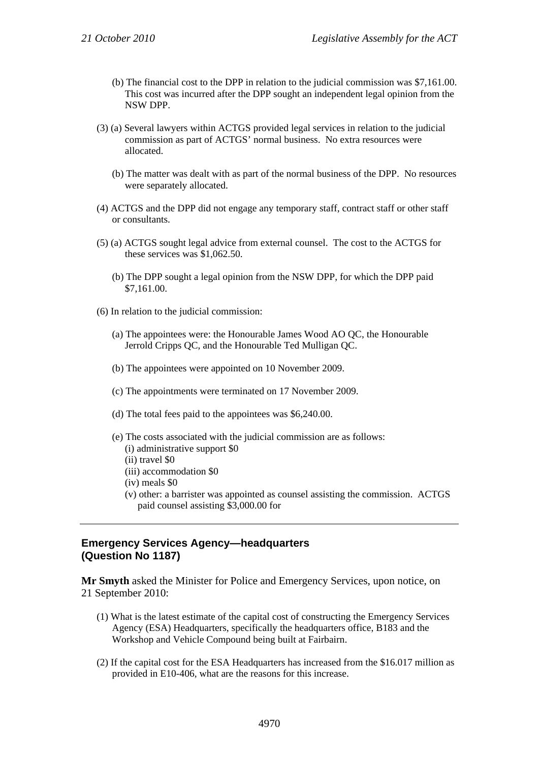(b) The financial cost to the DPP in relation to the judicial commission was $7,161.00. This cost was incurred after the DPP sought an independent legal opinion from the NSW DPP.

(3) (a) Several lawyers within ACTGS provided legal services in relation to the judicial commission as part of ACTGS' normal business. No extra resources were allocated.

(b) The matter was dealt with as part of the normal business of the DPP. No resources were separately allocated.

(4) ACTGS and the DPP did not engage any temporary staff, contract staff or other staff or consultants.

(5) (a) ACTGS sought legal advice from external counsel. The cost to the ACTGS for these services was $1,062.50.

(b) The DPP sought a legal opinion from the NSW DPP, for which the DPP paid $7,161.00.

(6) In relation to the judicial commission:

(a) The appointees were: the Honourable James Wood AO QC, the Honourable Jerrold Cripps QC, and the Honourable Ted Mulligan QC.

(b) The appointees were appointed on 10 November 2009.

(c) The appointments were terminated on 17 November 2009.

(d) The total fees paid to the appointees was $6,240.00.

(e) The costs associated with the judicial commission are as follows:
- (i) administrative support $0
- (ii) travel $0
- (iii) accommodation $0
- (iv) meals $0
- (v) other: a barrister was appointed as counsel assisting the commission. ACTGS paid counsel assisting $3,000.00 for

---

## Emergency Services Agency—headquarters (Question No 1187)

**Mr Smyth** asked the Minister for Police and Emergency Services, upon notice, on 21 September 2010:

(1) What is the latest estimate of the capital cost of constructing the Emergency Services Agency (ESA) Headquarters, specifically the headquarters office, B183 and the Workshop and Vehicle Compound being built at Fairbairn.

(2) If the capital cost for the ESA Headquarters has increased from the $16.017 million as provided in E10-406, what are the reasons for this increase.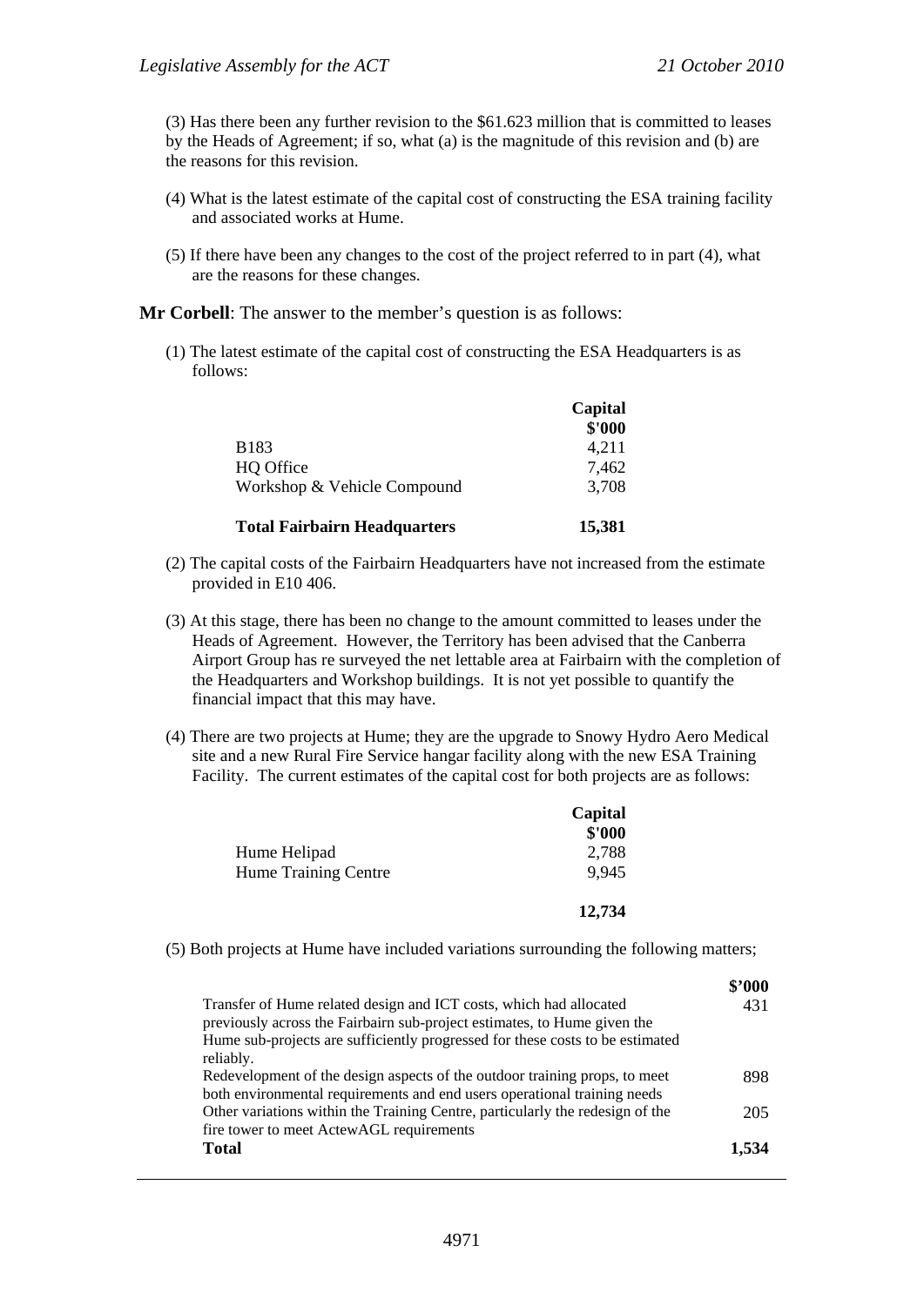(3) Has there been any further revision to the \$61.623 million that is committed to leases by the Heads of Agreement; if so, what (a) is the magnitude of this revision and (b) are the reasons for this revision.

(4) What is the latest estimate of the capital cost of constructing the ESA training facility and associated works at Hume.

(5) If there have been any changes to the cost of the project referred to in part (4), what are the reasons for these changes.

**Mr Corbell**: The answer to the member's question is as follows:

(1) The latest estimate of the capital cost of constructing the ESA Headquarters is as follows:

| | Capital \$'000 |
|---|---|
| B183 | 4,211 |
| HQ Office | 7,462 |
| Workshop & Vehicle Compound | 3,708 |
| **Total Fairbairn Headquarters** | **15,381** |

(2) The capital costs of the Fairbairn Headquarters have not increased from the estimate provided in E10 406.

(3) At this stage, there has been no change to the amount committed to leases under the Heads of Agreement. However, the Territory has been advised that the Canberra Airport Group has re surveyed the net lettable area at Fairbairn with the completion of the Headquarters and Workshop buildings. It is not yet possible to quantify the financial impact that this may have.

(4) There are two projects at Hume; they are the upgrade to Snowy Hydro Aero Medical site and a new Rural Fire Service hangar facility along with the new ESA Training Facility. The current estimates of the capital cost for both projects are as follows:

| | Capital \$'000 |
|---|---|
| Hume Helipad | 2,788 |
| Hume Training Centre | 9,945 |
| | **12,734** |

(5) Both projects at Hume have included variations surrounding the following matters;

| | \$'000 |
|---|---|
| Transfer of Hume related design and ICT costs, which had allocated previously across the Fairbairn sub-project estimates, to Hume given the Hume sub-projects are sufficiently progressed for these costs to be estimated reliably. | 431 |
| Redevelopment of the design aspects of the outdoor training props, to meet both environmental requirements and end users operational training needs | 898 |
| Other variations within the Training Centre, particularly the redesign of the fire tower to meet ActewAGL requirements | 205 |
| **Total** | **1,534** |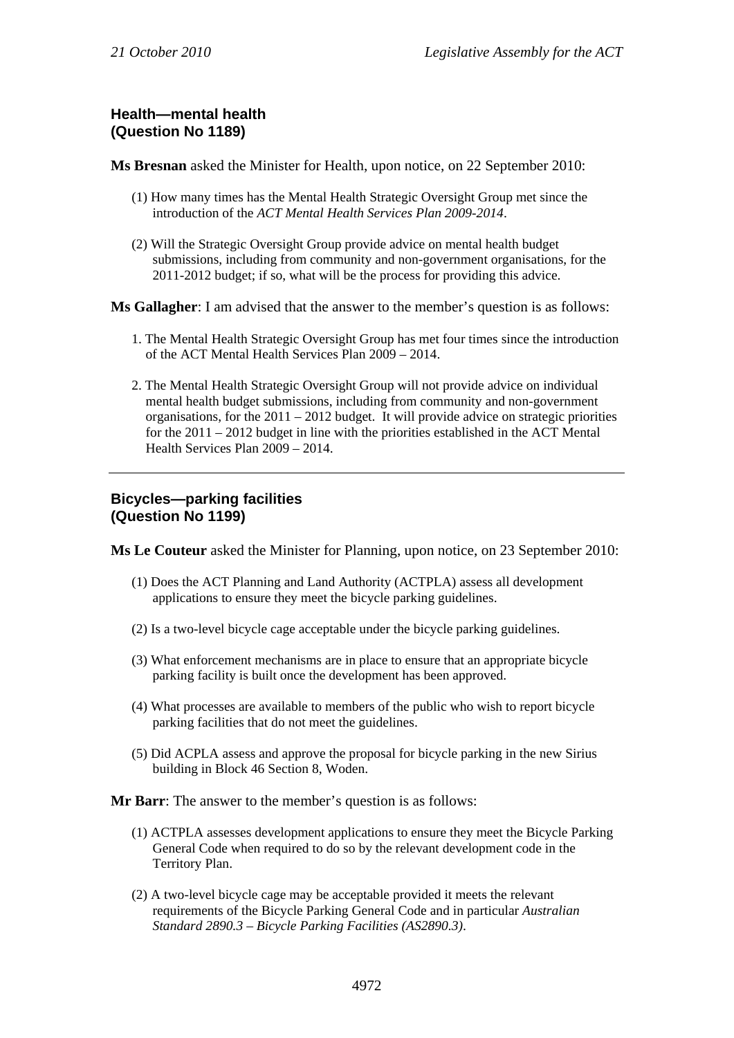### Health—mental health (Question No 1189)

**Ms Bresnan** asked the Minister for Health, upon notice, on 22 September 2010:

(1) How many times has the Mental Health Strategic Oversight Group met since the introduction of the *ACT Mental Health Services Plan 2009-2014*.

(2) Will the Strategic Oversight Group provide advice on mental health budget submissions, including from community and non-government organisations, for the 2011-2012 budget; if so, what will be the process for providing this advice.

**Ms Gallagher**: I am advised that the answer to the member's question is as follows:

1. The Mental Health Strategic Oversight Group has met four times since the introduction of the ACT Mental Health Services Plan 2009 – 2014.

2. The Mental Health Strategic Oversight Group will not provide advice on individual mental health budget submissions, including from community and non-government organisations, for the 2011 – 2012 budget. It will provide advice on strategic priorities for the 2011 – 2012 budget in line with the priorities established in the ACT Mental Health Services Plan 2009 – 2014.

---

### Bicycles—parking facilities (Question No 1199)

**Ms Le Couteur** asked the Minister for Planning, upon notice, on 23 September 2010:

(1) Does the ACT Planning and Land Authority (ACTPLA) assess all development applications to ensure they meet the bicycle parking guidelines.

(2) Is a two-level bicycle cage acceptable under the bicycle parking guidelines.

(3) What enforcement mechanisms are in place to ensure that an appropriate bicycle parking facility is built once the development has been approved.

(4) What processes are available to members of the public who wish to report bicycle parking facilities that do not meet the guidelines.

(5) Did ACPLA assess and approve the proposal for bicycle parking in the new Sirius building in Block 46 Section 8, Woden.

**Mr Barr**: The answer to the member's question is as follows:

(1) ACTPLA assesses development applications to ensure they meet the Bicycle Parking General Code when required to do so by the relevant development code in the Territory Plan.

(2) A two-level bicycle cage may be acceptable provided it meets the relevant requirements of the Bicycle Parking General Code and in particular *Australian Standard 2890.3 – Bicycle Parking Facilities (AS2890.3)*.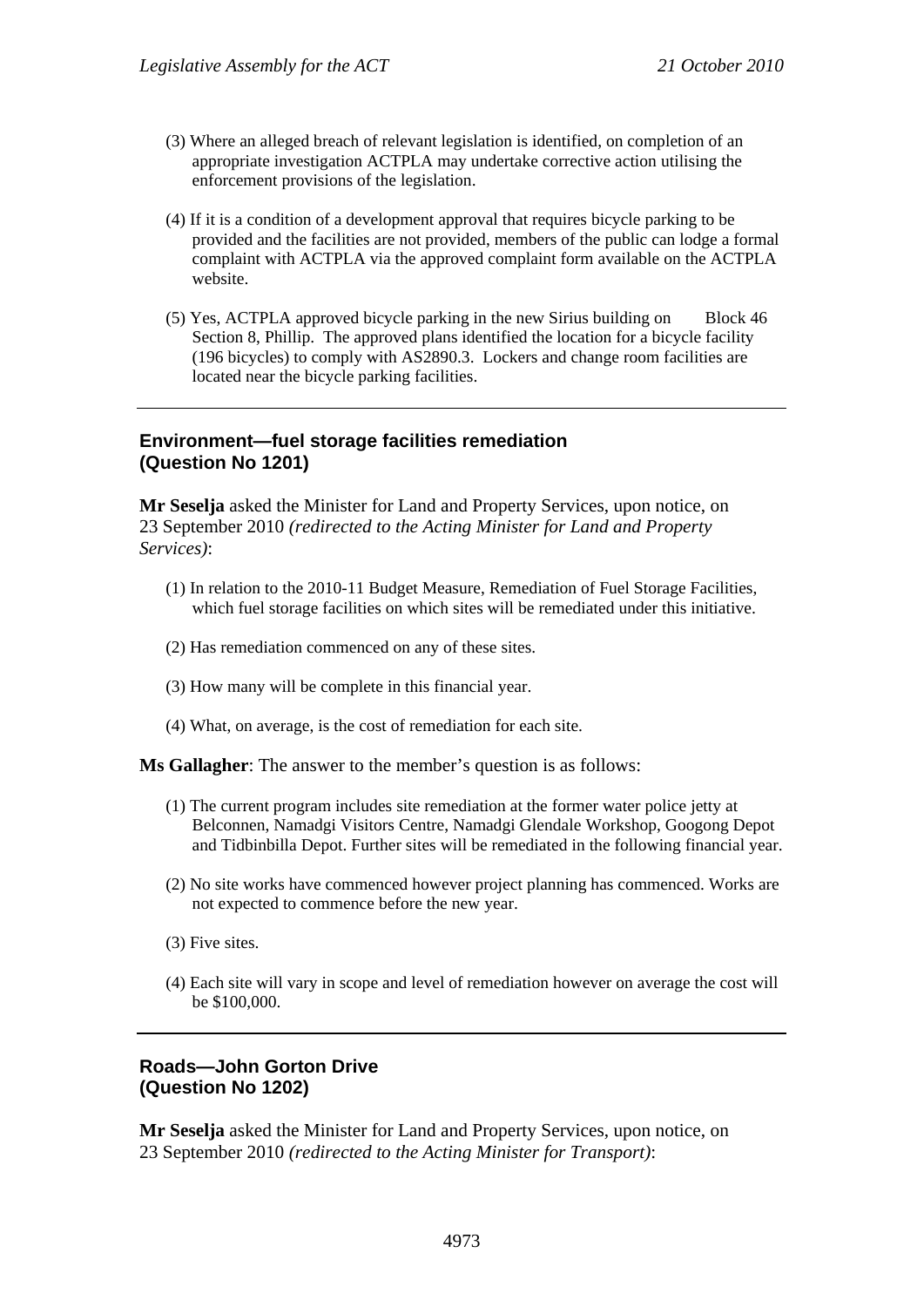(3) Where an alleged breach of relevant legislation is identified, on completion of an appropriate investigation ACTPLA may undertake corrective action utilising the enforcement provisions of the legislation.

(4) If it is a condition of a development approval that requires bicycle parking to be provided and the facilities are not provided, members of the public can lodge a formal complaint with ACTPLA via the approved complaint form available on the ACTPLA website.

(5) Yes, ACTPLA approved bicycle parking in the new Sirius building on Block 46 Section 8, Phillip. The approved plans identified the location for a bicycle facility (196 bicycles) to comply with AS2890.3. Lockers and change room facilities are located near the bicycle parking facilities.

---

## Environment—fuel storage facilities remediation (Question No 1201)

**Mr Seselja** asked the Minister for Land and Property Services, upon notice, on 23 September 2010 *(redirected to the Acting Minister for Land and Property Services)*:

(1) In relation to the 2010-11 Budget Measure, Remediation of Fuel Storage Facilities, which fuel storage facilities on which sites will be remediated under this initiative.

(2) Has remediation commenced on any of these sites.

(3) How many will be complete in this financial year.

(4) What, on average, is the cost of remediation for each site.

**Ms Gallagher**: The answer to the member's question is as follows:

(1) The current program includes site remediation at the former water police jetty at Belconnen, Namadgi Visitors Centre, Namadgi Glendale Workshop, Googong Depot and Tidbinbilla Depot. Further sites will be remediated in the following financial year.

(2) No site works have commenced however project planning has commenced. Works are not expected to commence before the new year.

(3) Five sites.

(4) Each site will vary in scope and level of remediation however on average the cost will be $100,000.

---

## Roads—John Gorton Drive (Question No 1202)

**Mr Seselja** asked the Minister for Land and Property Services, upon notice, on 23 September 2010 *(redirected to the Acting Minister for Transport)*: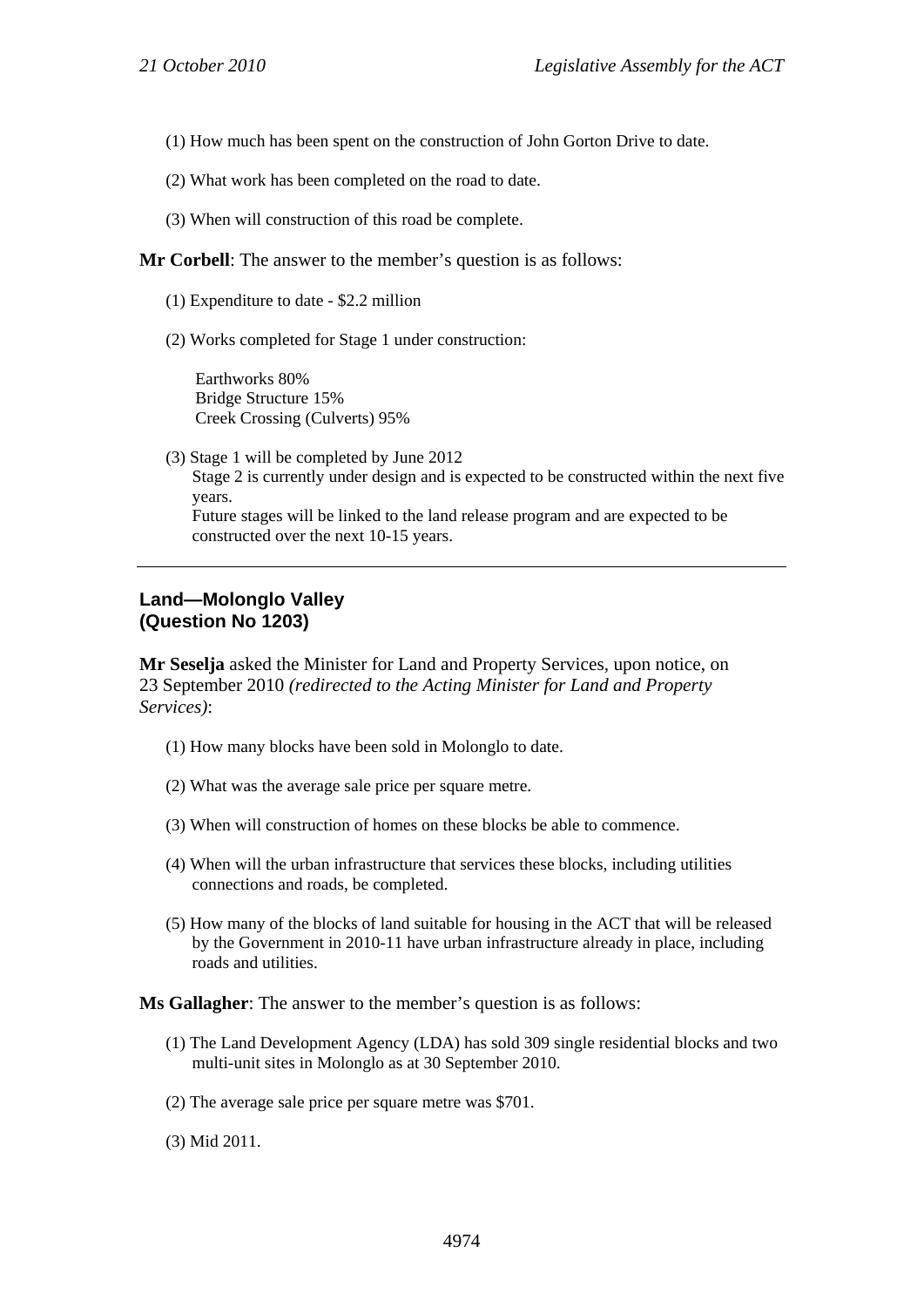(1) How much has been spent on the construction of John Gorton Drive to date.

(2) What work has been completed on the road to date.

(3) When will construction of this road be complete.

**Mr Corbell**: The answer to the member's question is as follows:

(1) Expenditure to date - $2.2 million

(2) Works completed for Stage 1 under construction:

Earthworks 80%
Bridge Structure 15%
Creek Crossing (Culverts) 95%

(3) Stage 1 will be completed by June 2012
Stage 2 is currently under design and is expected to be constructed within the next five years.
Future stages will be linked to the land release program and are expected to be constructed over the next 10-15 years.

---

## Land—Molonglo Valley (Question No 1203)

**Mr Seselja** asked the Minister for Land and Property Services, upon notice, on 23 September 2010 *(redirected to the Acting Minister for Land and Property Services)*:

(1) How many blocks have been sold in Molonglo to date.

(2) What was the average sale price per square metre.

(3) When will construction of homes on these blocks be able to commence.

(4) When will the urban infrastructure that services these blocks, including utilities connections and roads, be completed.

(5) How many of the blocks of land suitable for housing in the ACT that will be released by the Government in 2010-11 have urban infrastructure already in place, including roads and utilities.

**Ms Gallagher**: The answer to the member's question is as follows:

(1) The Land Development Agency (LDA) has sold 309 single residential blocks and two multi-unit sites in Molonglo as at 30 September 2010.

(2) The average sale price per square metre was $701.

(3) Mid 2011.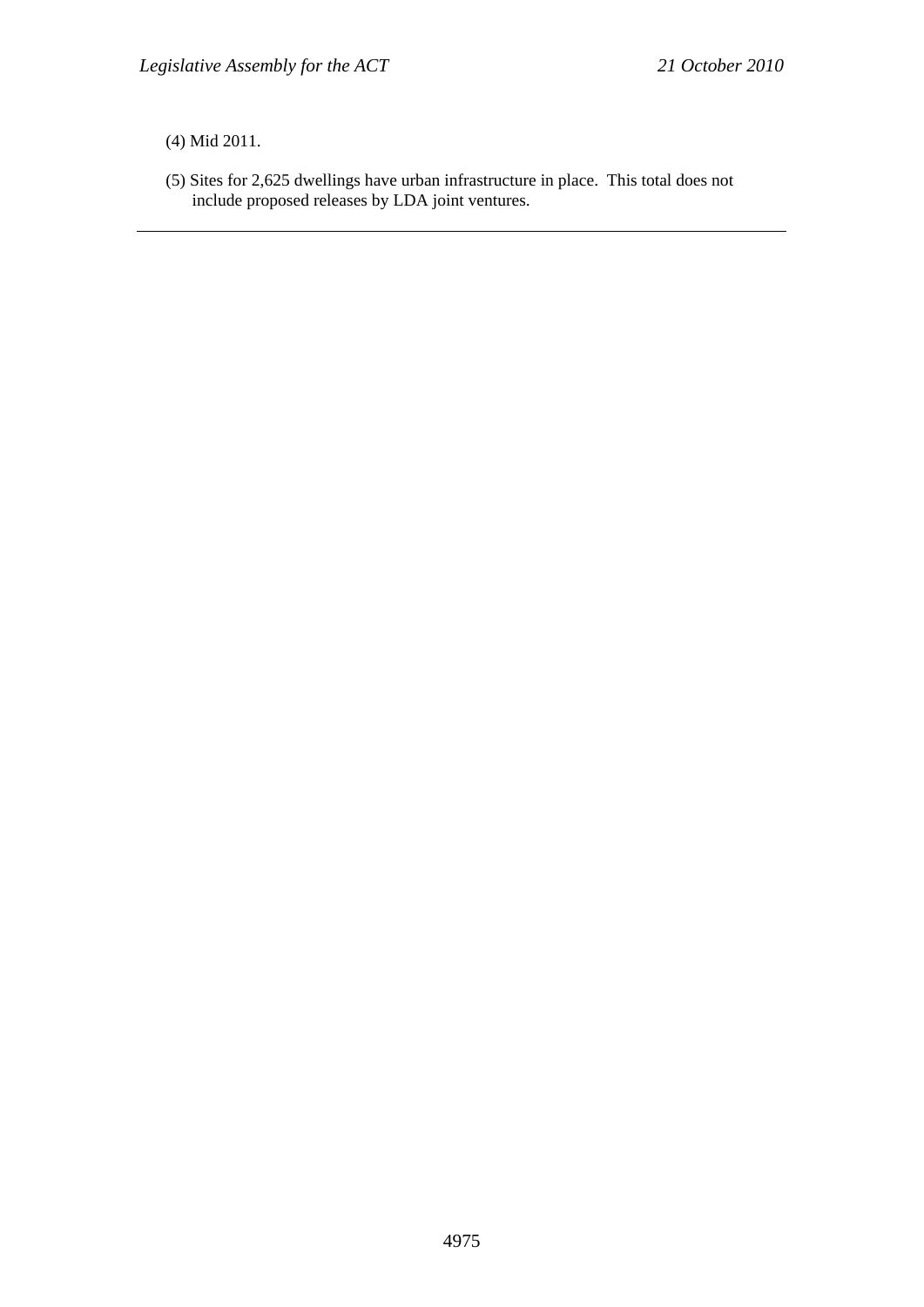(4) Mid 2011.

(5) Sites for 2,625 dwellings have urban infrastructure in place. This total does not include proposed releases by LDA joint ventures.

---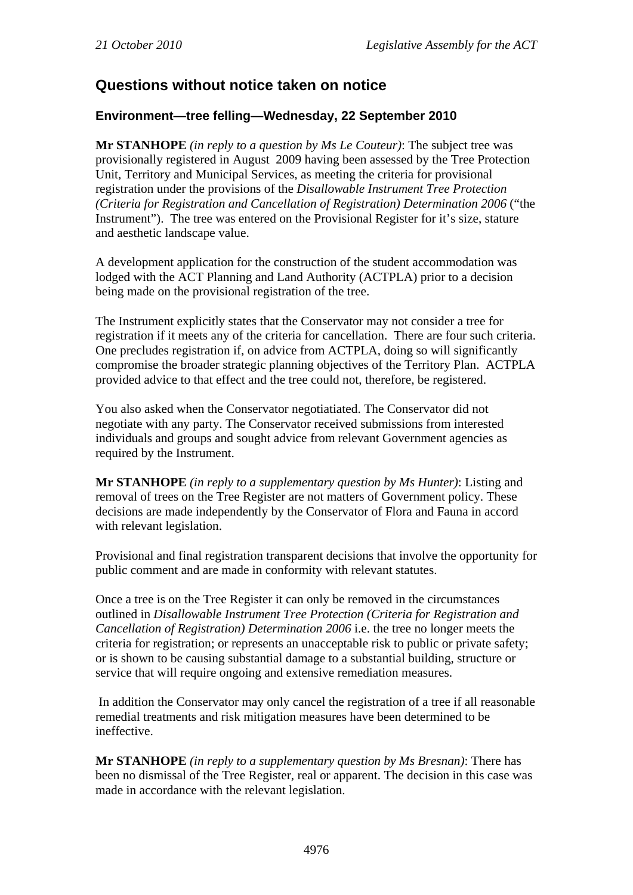## Questions without notice taken on notice

### Environment—tree felling—Wednesday, 22 September 2010

**Mr STANHOPE** *(in reply to a question by Ms Le Couteur)*: The subject tree was provisionally registered in August 2009 having been assessed by the Tree Protection Unit, Territory and Municipal Services, as meeting the criteria for provisional registration under the provisions of the *Disallowable Instrument Tree Protection (Criteria for Registration and Cancellation of Registration) Determination 2006* ("the Instrument"). The tree was entered on the Provisional Register for it's size, stature and aesthetic landscape value.

A development application for the construction of the student accommodation was lodged with the ACT Planning and Land Authority (ACTPLA) prior to a decision being made on the provisional registration of the tree.

The Instrument explicitly states that the Conservator may not consider a tree for registration if it meets any of the criteria for cancellation. There are four such criteria. One precludes registration if, on advice from ACTPLA, doing so will significantly compromise the broader strategic planning objectives of the Territory Plan. ACTPLA provided advice to that effect and the tree could not, therefore, be registered.

You also asked when the Conservator negotiatiated. The Conservator did not negotiate with any party. The Conservator received submissions from interested individuals and groups and sought advice from relevant Government agencies as required by the Instrument.

**Mr STANHOPE** *(in reply to a supplementary question by Ms Hunter)*: Listing and removal of trees on the Tree Register are not matters of Government policy. These decisions are made independently by the Conservator of Flora and Fauna in accord with relevant legislation.

Provisional and final registration transparent decisions that involve the opportunity for public comment and are made in conformity with relevant statutes.

Once a tree is on the Tree Register it can only be removed in the circumstances outlined in *Disallowable Instrument Tree Protection (Criteria for Registration and Cancellation of Registration) Determination 2006* i.e. the tree no longer meets the criteria for registration; or represents an unacceptable risk to public or private safety; or is shown to be causing substantial damage to a substantial building, structure or service that will require ongoing and extensive remediation measures.

In addition the Conservator may only cancel the registration of a tree if all reasonable remedial treatments and risk mitigation measures have been determined to be ineffective.

**Mr STANHOPE** *(in reply to a supplementary question by Ms Bresnan)*: There has been no dismissal of the Tree Register, real or apparent. The decision in this case was made in accordance with the relevant legislation.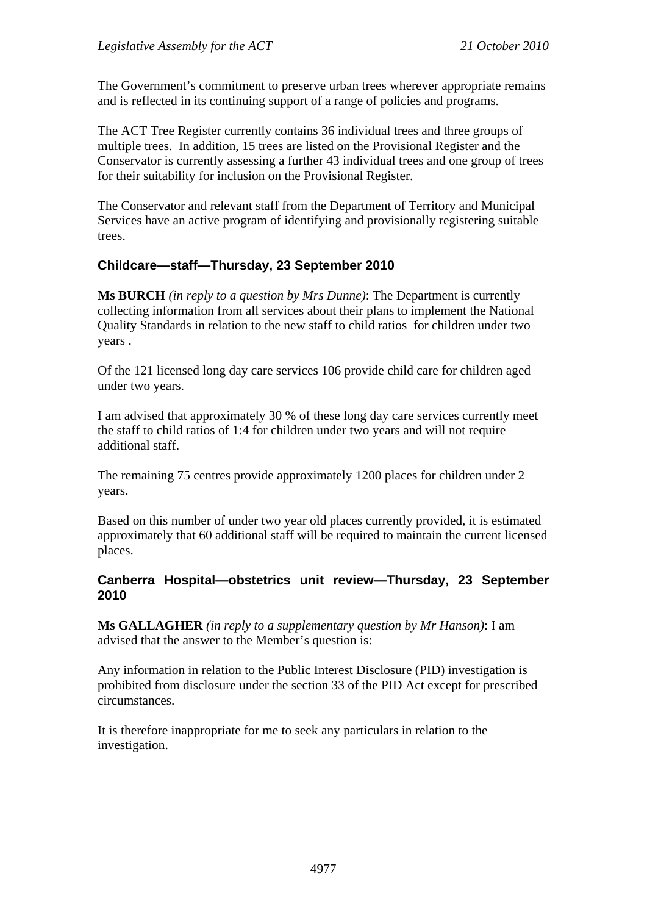The Government's commitment to preserve urban trees wherever appropriate remains and is reflected in its continuing support of a range of policies and programs.

The ACT Tree Register currently contains 36 individual trees and three groups of multiple trees. In addition, 15 trees are listed on the Provisional Register and the Conservator is currently assessing a further 43 individual trees and one group of trees for their suitability for inclusion on the Provisional Register.

The Conservator and relevant staff from the Department of Territory and Municipal Services have an active program of identifying and provisionally registering suitable trees.

### Childcare—staff—Thursday, 23 September 2010

**Ms BURCH** *(in reply to a question by Mrs Dunne)*: The Department is currently collecting information from all services about their plans to implement the National Quality Standards in relation to the new staff to child ratios for children under two years .

Of the 121 licensed long day care services 106 provide child care for children aged under two years.

I am advised that approximately 30 % of these long day care services currently meet the staff to child ratios of 1:4 for children under two years and will not require additional staff.

The remaining 75 centres provide approximately 1200 places for children under 2 years.

Based on this number of under two year old places currently provided, it is estimated approximately that 60 additional staff will be required to maintain the current licensed places.

### Canberra Hospital—obstetrics unit review—Thursday, 23 September 2010

**Ms GALLAGHER** *(in reply to a supplementary question by Mr Hanson)*: I am advised that the answer to the Member's question is:

Any information in relation to the Public Interest Disclosure (PID) investigation is prohibited from disclosure under the section 33 of the PID Act except for prescribed circumstances.

It is therefore inappropriate for me to seek any particulars in relation to the investigation.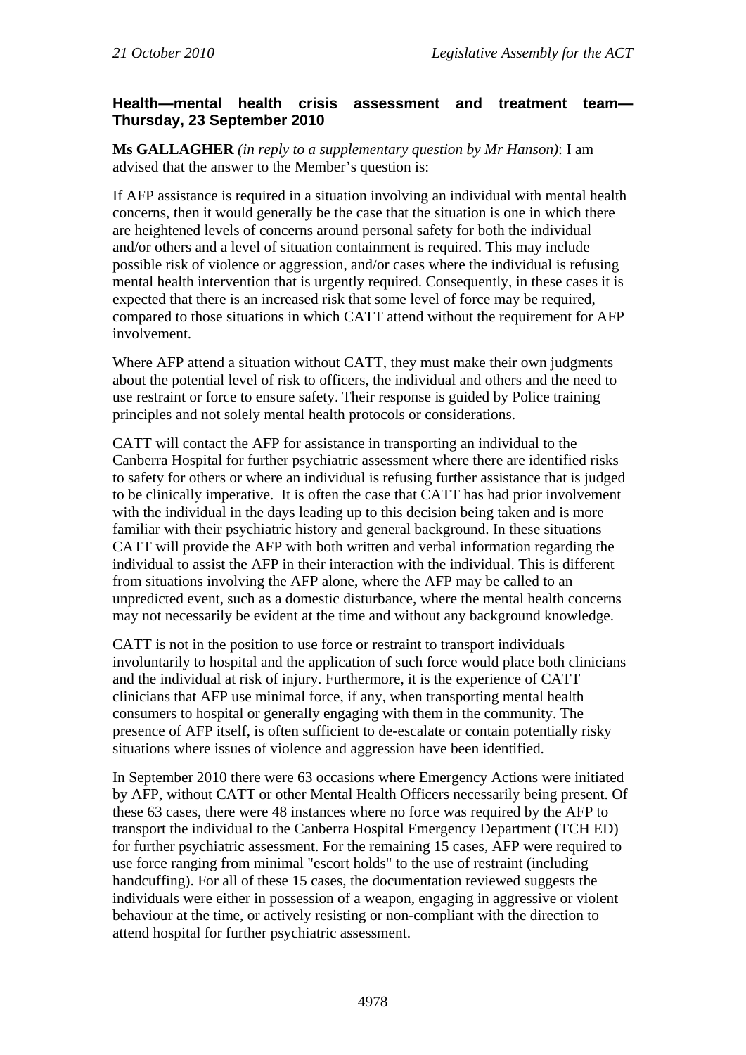**Health—mental health crisis assessment and treatment team—Thursday, 23 September 2010**

**Ms GALLAGHER** *(in reply to a supplementary question by Mr Hanson)*: I am advised that the answer to the Member's question is:

If AFP assistance is required in a situation involving an individual with mental health concerns, then it would generally be the case that the situation is one in which there are heightened levels of concerns around personal safety for both the individual and/or others and a level of situation containment is required. This may include possible risk of violence or aggression, and/or cases where the individual is refusing mental health intervention that is urgently required. Consequently, in these cases it is expected that there is an increased risk that some level of force may be required, compared to those situations in which CATT attend without the requirement for AFP involvement.

Where AFP attend a situation without CATT, they must make their own judgments about the potential level of risk to officers, the individual and others and the need to use restraint or force to ensure safety. Their response is guided by Police training principles and not solely mental health protocols or considerations.

CATT will contact the AFP for assistance in transporting an individual to the Canberra Hospital for further psychiatric assessment where there are identified risks to safety for others or where an individual is refusing further assistance that is judged to be clinically imperative. It is often the case that CATT has had prior involvement with the individual in the days leading up to this decision being taken and is more familiar with their psychiatric history and general background. In these situations CATT will provide the AFP with both written and verbal information regarding the individual to assist the AFP in their interaction with the individual. This is different from situations involving the AFP alone, where the AFP may be called to an unpredicted event, such as a domestic disturbance, where the mental health concerns may not necessarily be evident at the time and without any background knowledge.

CATT is not in the position to use force or restraint to transport individuals involuntarily to hospital and the application of such force would place both clinicians and the individual at risk of injury. Furthermore, it is the experience of CATT clinicians that AFP use minimal force, if any, when transporting mental health consumers to hospital or generally engaging with them in the community. The presence of AFP itself, is often sufficient to de-escalate or contain potentially risky situations where issues of violence and aggression have been identified.

In September 2010 there were 63 occasions where Emergency Actions were initiated by AFP, without CATT or other Mental Health Officers necessarily being present. Of these 63 cases, there were 48 instances where no force was required by the AFP to transport the individual to the Canberra Hospital Emergency Department (TCH ED) for further psychiatric assessment. For the remaining 15 cases, AFP were required to use force ranging from minimal "escort holds" to the use of restraint (including handcuffing). For all of these 15 cases, the documentation reviewed suggests the individuals were either in possession of a weapon, engaging in aggressive or violent behaviour at the time, or actively resisting or non-compliant with the direction to attend hospital for further psychiatric assessment.